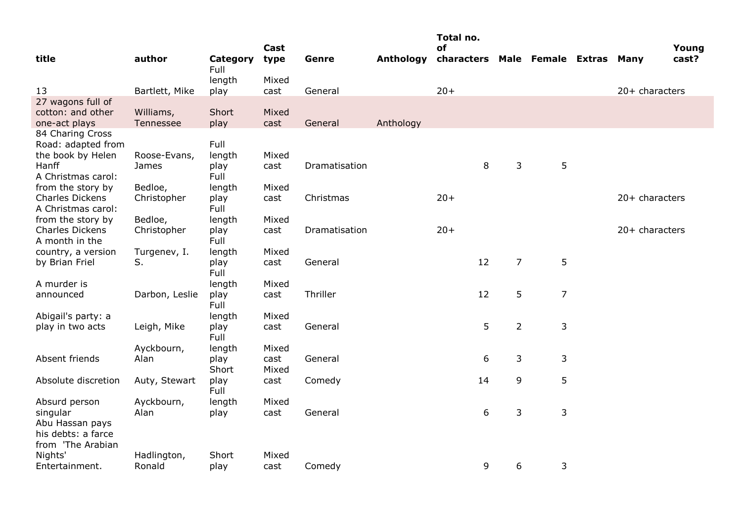| title | author | Category | Cast type | Genre | Anthology | Total no. of characters | Male | Female | Extras | Many | Young cast? |
|---|---|---|---|---|---|---|---|---|---|---|---|
| 13 | Bartlett, Mike | Full length play | Mixed cast | General | | 20+ | | | | 20+ characters | |
| 27 wagons full of cotton: and other one-act plays | Williams, Tennessee | Short play | Mixed cast | General | Anthology | | | | | | |
| 84 Charing Cross Road: adapted from the book by Helen Hanff | Roose-Evans, James | Full length play | Mixed cast | Dramatisation | | 8 | 3 | 5 | | | |
| A Christmas carol: from the story by Charles Dickens | Bedloe, Christopher | Full length play | Mixed cast | Christmas | | 20+ | | | | 20+ characters | |
| A Christmas carol: from the story by Charles Dickens | Bedloe, Christopher | Full length play | Mixed cast | Dramatisation | | 20+ | | | | 20+ characters | |
| A month in the country, a version by Brian Friel | Turgenev, I. S. | Full length play | Mixed cast | General | | 12 | 7 | 5 | | | |
| A murder is announced | Darbon, Leslie | Full length play | Mixed cast | Thriller | | 12 | 5 | 7 | | | |
| Abigail's party: a play in two acts | Leigh, Mike | Full length play | Mixed cast | General | | 5 | 2 | 3 | | | |
| Absent friends | Ayckbourn, Alan | Full length play | Mixed cast | General | | 6 | 3 | 3 | | | |
| Absolute discretion | Auty, Stewart | Short play | Mixed cast | Comedy | | 14 | 9 | 5 | | | |
| Absurd person singular | Ayckbourn, Alan | Full length play | Mixed cast | General | | 6 | 3 | 3 | | | |
| Abu Hassan pays his debts: a farce from 'The Arabian Nights' Entertainment. | Hadlington, Ronald | Short play | Mixed cast | Comedy | | 9 | 6 | 3 | | | |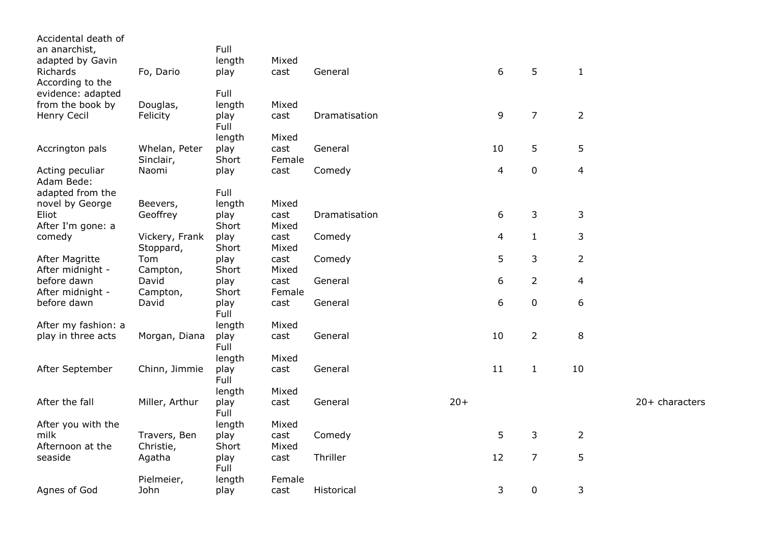| | | | | | | | | | |
|---|---|---|---|---|---|---|---|---|---|
| Accidental death of an anarchist, adapted by Gavin Richards | Fo, Dario | Full length play | Mixed cast | General | | 6 | 5 | 1 | |
| According to the evidence: adapted from the book by Henry Cecil | Douglas, Felicity | Full length play | Mixed cast | Dramatisation | | 9 | 7 | 2 | |
| Accrington pals | Whelan, Peter | Full length play | Mixed cast | General | | 10 | 5 | 5 | |
| Acting peculiar | Sinclair, Naomi | Short play | Female cast | Comedy | | 4 | 0 | 4 | |
| Adam Bede: adapted from the novel by George Eliot | Beevers, Geoffrey | Full length play | Mixed cast | Dramatisation | | 6 | 3 | 3 | |
| After I'm gone: a comedy | Vickery, Frank | Short play | Mixed cast | Comedy | | 4 | 1 | 3 | |
| After Magritte | Stoppard, Tom | Short play | Mixed cast | Comedy | | 5 | 3 | 2 | |
| After midnight - before dawn | Campton, David | Short play | Mixed cast | General | | 6 | 2 | 4 | |
| After midnight - before dawn | Campton, David | Short play | Female cast | General | | 6 | 0 | 6 | |
| After my fashion: a play in three acts | Morgan, Diana | Full length play | Mixed cast | General | | 10 | 2 | 8 | |
| After September | Chinn, Jimmie | Full length play | Mixed cast | General | | 11 | 1 | 10 | |
| After the fall | Miller, Arthur | Full length play | Mixed cast | General | 20+ | | | | 20+ characters |
| After you with the milk | Travers, Ben | Full length play | Mixed cast | Comedy | | 5 | 3 | 2 | |
| Afternoon at the seaside | Christie, Agatha | Short play | Mixed cast | Thriller | | 12 | 7 | 5 | |
| Agnes of God | Pielmeier, John | Full length play | Female cast | Historical | | 3 | 0 | 3 | |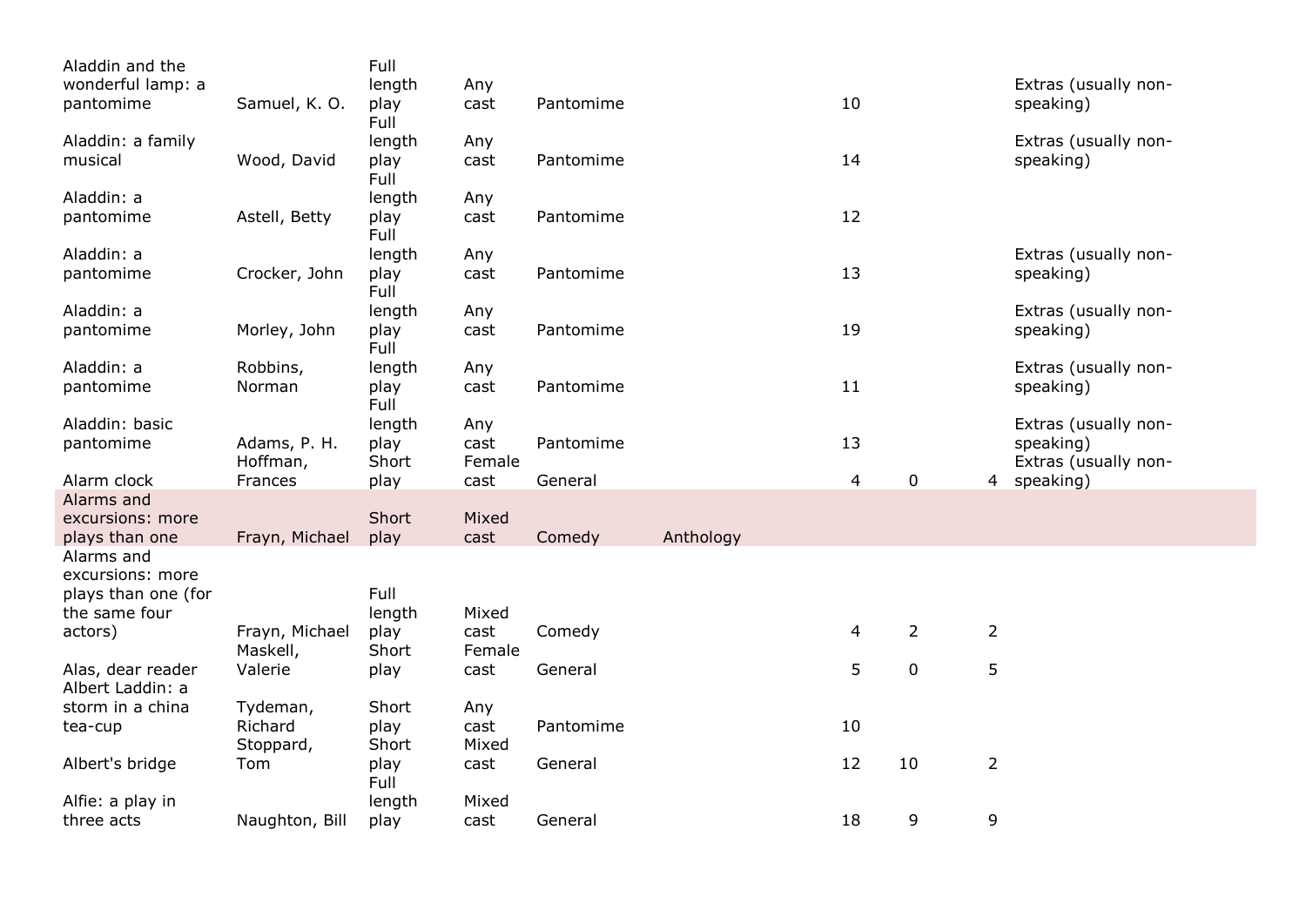| | | | | | | | | | |
|---|---|---|---|---|---|---|---|---|---|
| Aladdin and the wonderful lamp: a pantomime | Samuel, K. O. | Full length play | Any cast | Pantomime | | 10 | | | Extras (usually non-speaking) |
| Aladdin: a family musical | Wood, David | Full length play | Any cast | Pantomime | | 14 | | | Extras (usually non-speaking) |
| Aladdin: a pantomime | Astell, Betty | Full length play | Any cast | Pantomime | | 12 | | | |
| Aladdin: a pantomime | Crocker, John | Full length play | Any cast | Pantomime | | 13 | | | Extras (usually non-speaking) |
| Aladdin: a pantomime | Morley, John | Full length play | Any cast | Pantomime | | 19 | | | Extras (usually non-speaking) |
| Aladdin: a pantomime | Robbins, Norman | Full length play | Any cast | Pantomime | | 11 | | | Extras (usually non-speaking) |
| Aladdin: basic pantomime | Adams, P. H. | Full length play | Any cast | Pantomime | | 13 | | | Extras (usually non-speaking) |
| Alarm clock | Hoffman, Frances | Short play | Female cast | General | | 4 | 0 | 4 | Extras (usually non-speaking) |
| Alarms and excursions: more plays than one | Frayn, Michael | Short play | Mixed cast | Comedy | Anthology | | | | |
| Alarms and excursions: more plays than one (for the same four actors) | Frayn, Michael | Full length play | Mixed cast | Comedy | | 4 | 2 | 2 | |
| Alas, dear reader | Maskell, Valerie | Short play | Female cast | General | | 5 | 0 | 5 | |
| Albert Laddin: a storm in a china tea-cup | Tydeman, Richard | Short play | Any cast | Pantomime | | 10 | | | |
| Albert's bridge | Stoppard, Tom | Short play | Mixed cast | General | | 12 | 10 | 2 | |
| Alfie: a play in three acts | Naughton, Bill | Full length play | Mixed cast | General | | 18 | 9 | 9 | |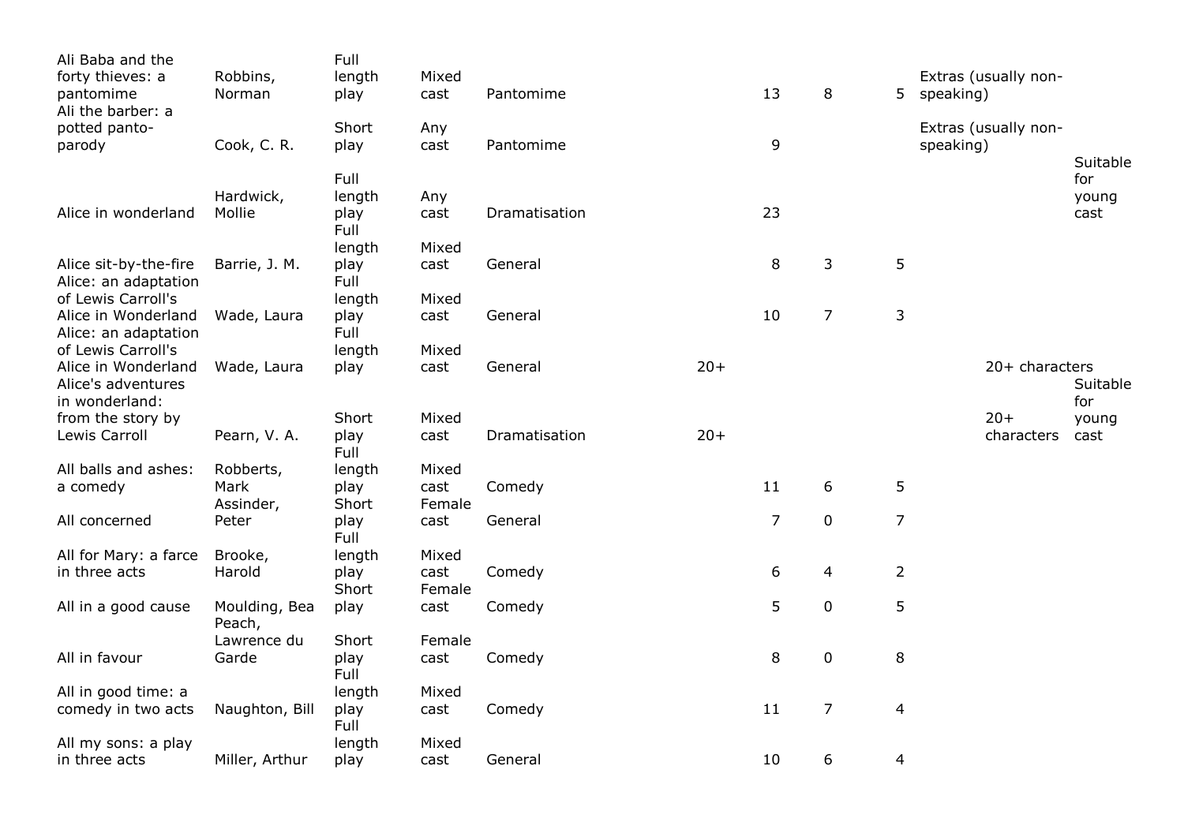| | | | | | | | | | | | |
|---|---|---|---|---|---|---|---|---|---|---|---|
| Ali Baba and the forty thieves: a pantomime | Robbins, Norman | Full length play | Mixed cast | Pantomime | | 13 | 8 | 5 | Extras (usually non-speaking) | | |
| Ali the barber: a potted panto-parody | Cook, C. R. | Short play | Any cast | Pantomime | | 9 | | | Extras (usually non-speaking) | | |
| Alice in wonderland | Hardwick, Mollie | Full length play | Any cast | Dramatisation | | 23 | | | | | Suitable for young cast |
| Alice sit-by-the-fire | Barrie, J. M. | Full length play | Mixed cast | General | | 8 | 3 | 5 | | | |
| Alice: an adaptation of Lewis Carroll's Alice in Wonderland | Wade, Laura | Full length play | Mixed cast | General | | 10 | 7 | 3 | | | |
| Alice: an adaptation of Lewis Carroll's Alice in Wonderland | Wade, Laura | Full length play | Mixed cast | General | 20+ | | | | | 20+ characters | |
| Alice's adventures in wonderland: from the story by Lewis Carroll | Pearn, V. A. | Short play | Mixed cast | Dramatisation | 20+ | | | | | 20+ characters | Suitable for young cast |
| All balls and ashes: a comedy | Robberts, Mark | Full length play | Mixed cast | Comedy | | 11 | 6 | 5 | | | |
| All concerned | Assinder, Peter | Short play | Female cast | General | | 7 | 0 | 7 | | | |
| All for Mary: a farce in three acts | Brooke, Harold | Full length play | Mixed cast | Comedy | | 6 | 4 | 2 | | | |
| All in a good cause | Moulding, Bea | Short play | Female cast | Comedy | | 5 | 0 | 5 | | | |
| All in favour | Peach, Lawrence du Garde | Short play | Female cast | Comedy | | 8 | 0 | 8 | | | |
| All in good time: a comedy in two acts | Naughton, Bill | Full length play | Mixed cast | Comedy | | 11 | 7 | 4 | | | |
| All my sons: a play in three acts | Miller, Arthur | Full length play | Mixed cast | General | | 10 | 6 | 4 | | | |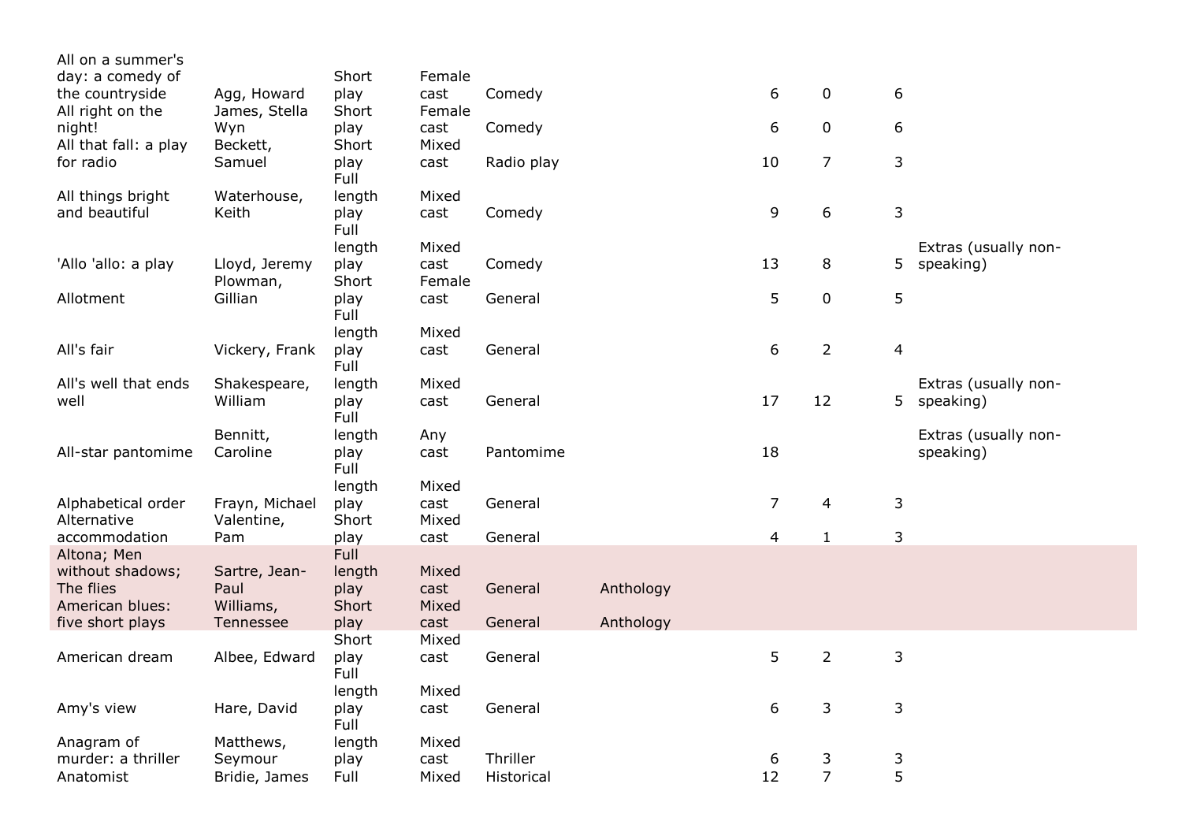| | | | | | | | | | |
|---|---|---|---|---|---|---|---|---|---|
| All on a summer's day: a comedy of the countryside | Agg, Howard | Short play | Female cast | Comedy | | 6 | 0 | 6 | |
| All right on the night! | James, Stella Wyn | Short play | Female cast | Comedy | | 6 | 0 | 6 | |
| All that fall: a play for radio | Beckett, Samuel | Short play | Mixed cast | Radio play | | 10 | 7 | 3 | |
| All things bright and beautiful | Waterhouse, Keith | Full length play | Mixed cast | Comedy | | 9 | 6 | 3 | |
| 'Allo 'allo: a play | Lloyd, Jeremy | Full length play | Mixed cast | Comedy | | 13 | 8 | 5 | Extras (usually non-speaking) |
| Allotment | Plowman, Gillian | Short play | Female cast | General | | 5 | 0 | 5 | |
| All's fair | Vickery, Frank | Full length play | Mixed cast | General | | 6 | 2 | 4 | |
| All's well that ends well | Shakespeare, William | Full length play | Mixed cast | General | | 17 | 12 | 5 | Extras (usually non-speaking) |
| All-star pantomime | Bennitt, Caroline | Full length play | Any cast | Pantomime | | 18 | | | Extras (usually non-speaking) |
| Alphabetical order | Frayn, Michael | Full length play | Mixed cast | General | | 7 | 4 | 3 | |
| Alternative accommodation | Valentine, Pam | Short play | Mixed cast | General | | 4 | 1 | 3 | |
| Altona; Men without shadows; The flies | Sartre, Jean-Paul | Full length play | Mixed cast | General | Anthology | | | | |
| American blues: five short plays | Williams, Tennessee | Short play | Mixed cast | General | Anthology | | | | |
| American dream | Albee, Edward | Short play | Mixed cast | General | | 5 | 2 | 3 | |
| Amy's view | Hare, David | Full length play | Mixed cast | General | | 6 | 3 | 3 | |
| Anagram of murder: a thriller | Matthews, Seymour | Full length play | Mixed cast | Thriller | | 6 | 3 | 3 | |
| Anatomist | Bridie, James | Full | Mixed | Historical | | 12 | 7 | 5 | |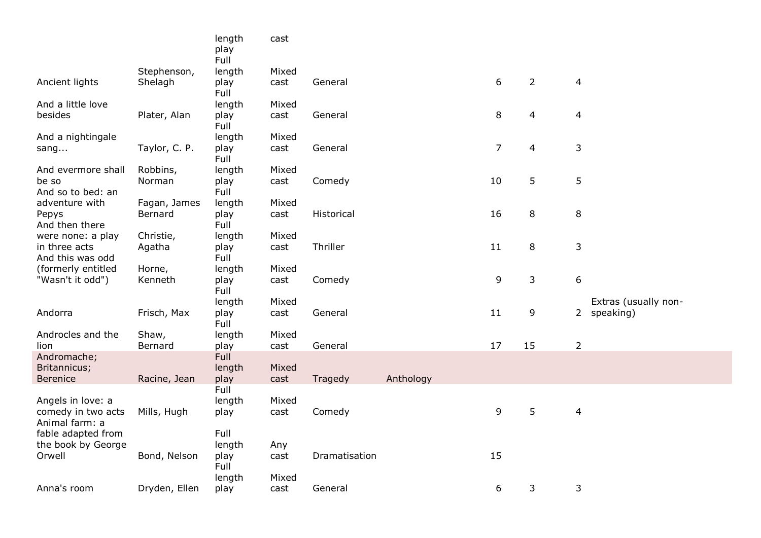| | | length play | cast | | | | | | |
|---|---|---|---|---|---|---|---|---|---|
| Ancient lights | Stephenson, Shelagh | Full length play | Mixed cast | General | | 6 | 2 | 4 | |
| And a little love besides | Plater, Alan | Full length play | Mixed cast | General | | 8 | 4 | 4 | |
| And a nightingale sang... | Taylor, C. P. | Full length play | Mixed cast | General | | 7 | 4 | 3 | |
| And evermore shall be so | Robbins, Norman | Full length play | Mixed cast | Comedy | | 10 | 5 | 5 | |
| And so to bed: an adventure with Pepys | Fagan, James Bernard | Full length play | Mixed cast | Historical | | 16 | 8 | 8 | |
| And then there were none: a play in three acts | Christie, Agatha | Full length play | Mixed cast | Thriller | | 11 | 8 | 3 | |
| And this was odd (formerly entitled "Wasn't it odd") | Horne, Kenneth | Full length play | Mixed cast | Comedy | | 9 | 3 | 6 | |
| Andorra | Frisch, Max | Full length play | Mixed cast | General | | 11 | 9 | 2 | Extras (usually non-speaking) |
| Androcles and the lion | Shaw, Bernard | Full length play | Mixed cast | General | | 17 | 15 | 2 | |
| Andromache; Britannicus; Berenice | Racine, Jean | Full length play | Mixed cast | Tragedy | Anthology | | | | |
| Angels in love: a comedy in two acts | Mills, Hugh | Full length play | Mixed cast | Comedy | | 9 | 5 | 4 | |
| Animal farm: a fable adapted from the book by George Orwell | Bond, Nelson | Full length play | Any cast | Dramatisation | | 15 | | | |
| Anna's room | Dryden, Ellen | Full length play | Mixed cast | General | | 6 | 3 | 3 | |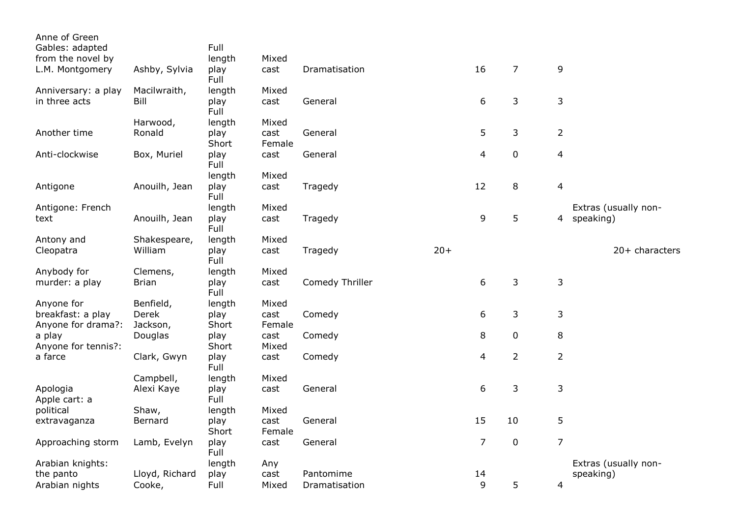| | | | | | | | | | |
|---|---|---|---|---|---|---|---|---|---|
| Anne of Green Gables: adapted from the novel by L.M. Montgomery | Ashby, Sylvia | Full length play | Mixed cast | Dramatisation | | 16 | 7 | 9 | |
| Anniversary: a play in three acts | Macilwraith, Bill | Full length play | Mixed cast | General | | 6 | 3 | 3 | |
| Another time | Harwood, Ronald | Full length play | Mixed cast | General | | 5 | 3 | 2 | |
| Anti-clockwise | Box, Muriel | Short play | Female cast | General | | 4 | 0 | 4 | |
| Antigone | Anouilh, Jean | Full length play | Mixed cast | Tragedy | | 12 | 8 | 4 | |
| Antigone: French text | Anouilh, Jean | Full length play | Mixed cast | Tragedy | | 9 | 5 | 4 | Extras (usually non-speaking) |
| Antony and Cleopatra | Shakespeare, William | Full length play | Mixed cast | Tragedy | 20+ | | | | 20+ characters |
| Anybody for murder: a play | Clemens, Brian | Full length play | Mixed cast | Comedy Thriller | | 6 | 3 | 3 | |
| Anyone for breakfast: a play | Benfield, Derek | Full length play | Mixed cast | Comedy | | 6 | 3 | 3 | |
| Anyone for drama?: a play | Jackson, Douglas | Short play | Female cast | Comedy | | 8 | 0 | 8 | |
| Anyone for tennis?: a farce | Clark, Gwyn | Short play | Mixed cast | Comedy | | 4 | 2 | 2 | |
| Apologia | Campbell, Alexi Kaye | Full length play | Mixed cast | General | | 6 | 3 | 3 | |
| Apple cart: a political extravaganza | Shaw, Bernard | Full length play | Mixed cast | General | | 15 | 10 | 5 | |
| Approaching storm | Lamb, Evelyn | Short play | Female cast | General | | 7 | 0 | 7 | |
| Arabian knights: the panto | Lloyd, Richard | Full length play | Any cast | Pantomime | | 14 | | | Extras (usually non-speaking) |
| Arabian nights | Cooke, | Full | Mixed | Dramatisation | | 9 | 5 | 4 | |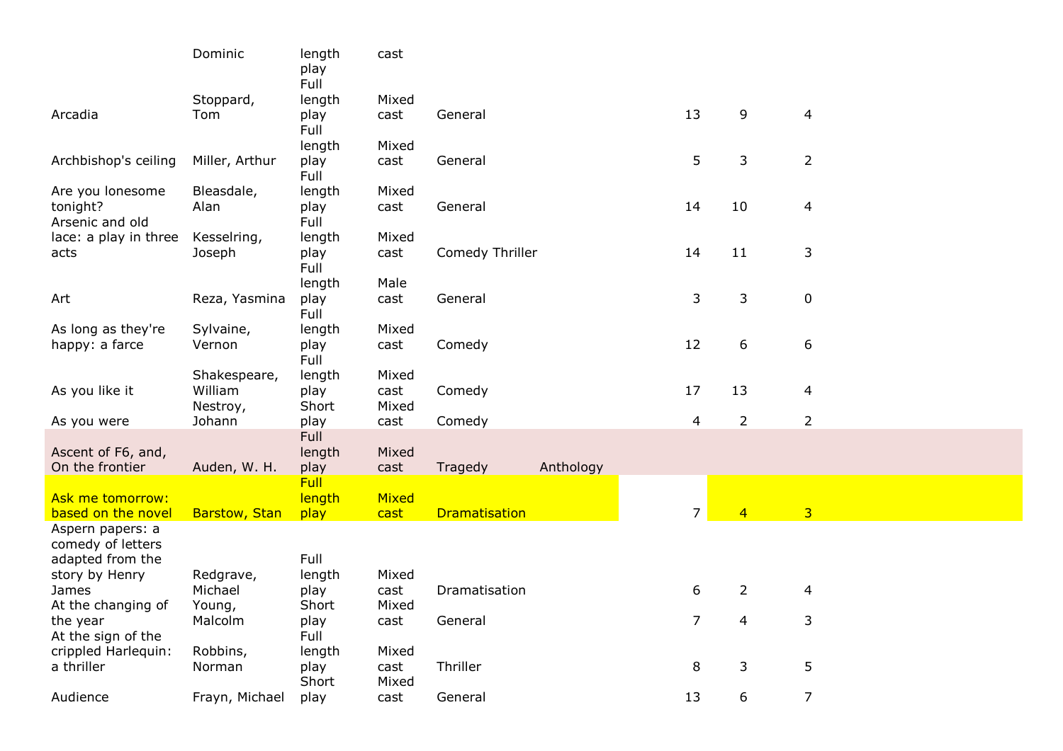| | | | | | | | | |
|---|---|---|---|---|---|---|---|---|
| | Dominic | length play | cast | | | | | |
| Arcadia | Stoppard, Tom | Full length play | Mixed cast | General | | 13 | 9 | 4 |
| Archbishop's ceiling | Miller, Arthur | Full length play | Mixed cast | General | | 5 | 3 | 2 |
| Are you lonesome tonight? | Bleasdale, Alan | Full length play | Mixed cast | General | | 14 | 10 | 4 |
| Arsenic and old lace: a play in three acts | Kesselring, Joseph | Full length play | Mixed cast | Comedy Thriller | | 14 | 11 | 3 |
| Art | Reza, Yasmina | Full length play | Male cast | General | | 3 | 3 | 0 |
| As long as they're happy: a farce | Sylvaine, Vernon | Full length play | Mixed cast | Comedy | | 12 | 6 | 6 |
| As you like it | Shakespeare, William | Full length play | Mixed cast | Comedy | | 17 | 13 | 4 |
| As you were | Nestroy, Johann | Short play | Mixed cast | Comedy | | 4 | 2 | 2 |
| Ascent of F6, and, On the frontier | Auden, W. H. | Full length play | Mixed cast | Tragedy | Anthology | | | |
| Ask me tomorrow: based on the novel | Barstow, Stan | Full length play | Mixed cast | Dramatisation | | 7 | 4 | 3 |
| Aspern papers: a comedy of letters adapted from the story by Henry James | Redgrave, Michael | Full length play | Mixed cast | Dramatisation | | 6 | 2 | 4 |
| At the changing of the year | Young, Malcolm | Short play | Mixed cast | General | | 7 | 4 | 3 |
| At the sign of the crippled Harlequin: a thriller | Robbins, Norman | Full length play | Mixed cast | Thriller | | 8 | 3 | 5 |
| Audience | Frayn, Michael | Short play | Mixed cast | General | | 13 | 6 | 7 |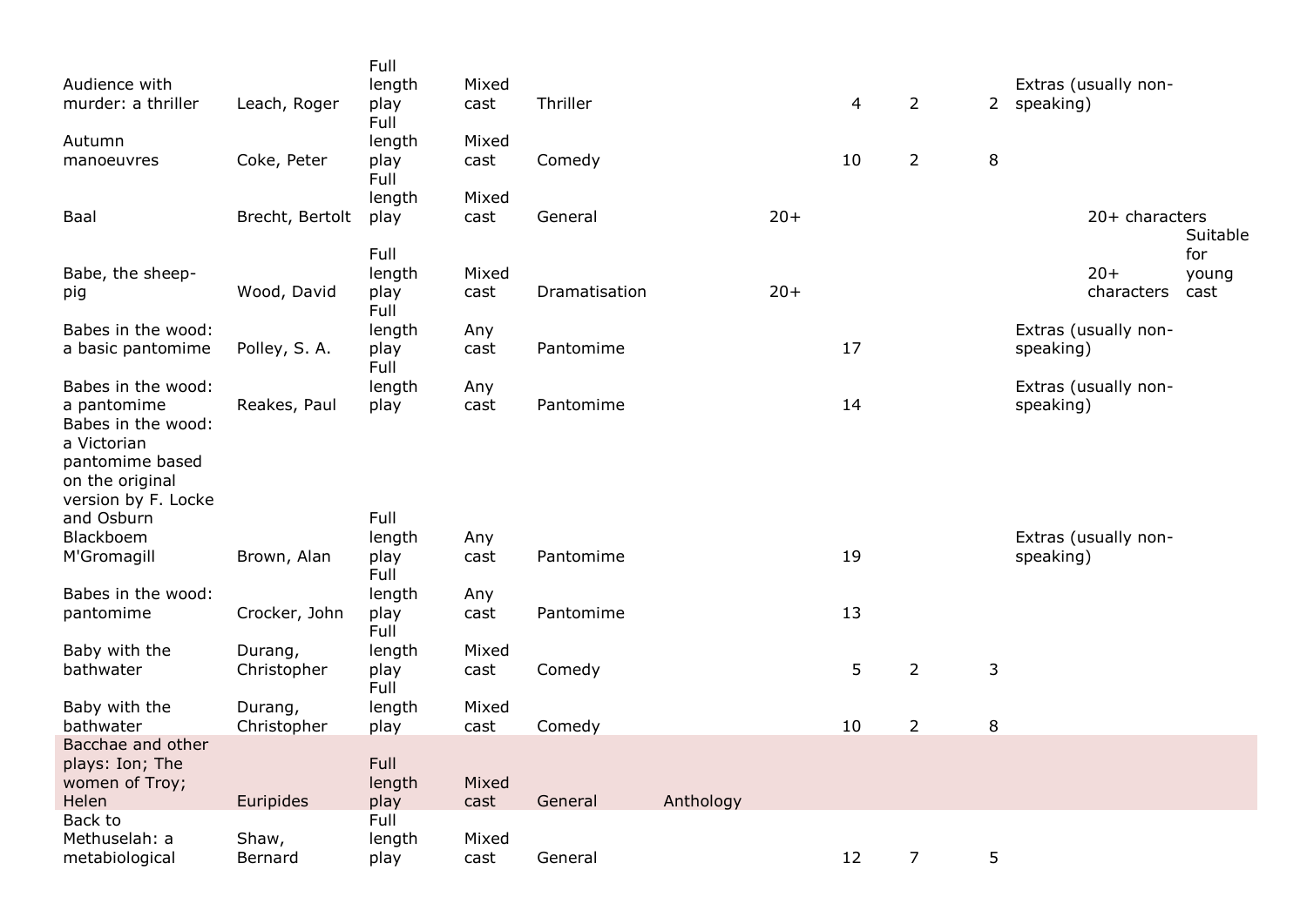| | | | | | | | | | | | | |
|---|---|---|---|---|---|---|---|---|---|---|---|---|
| Audience with murder: a thriller | Leach, Roger | Full length play | Mixed cast | Thriller | | | 4 | 2 | 2 | Extras (usually non-speaking) | | |
| Autumn manoeuvres | Coke, Peter | Full length play | Mixed cast | Comedy | | | 10 | 2 | 8 | | | |
| Baal | Brecht, Bertolt | Full length play | Mixed cast | General | | 20+ | | | | | 20+ characters | |
| Babe, the sheep-pig | Wood, David | Full length play | Mixed cast | Dramatisation | | 20+ | | | | | 20+ characters | Suitable for young cast |
| Babes in the wood: a basic pantomime | Polley, S. A. | Full length play | Any cast | Pantomime | | | 17 | | | Extras (usually non-speaking) | | |
| Babes in the wood: a pantomime | Reakes, Paul | Full length play | Any cast | Pantomime | | | 14 | | | Extras (usually non-speaking) | | |
| Babes in the wood: a Victorian pantomime based on the original version by F. Locke and Osburn Blackboem M'Gromagill | Brown, Alan | Full length play | Any cast | Pantomime | | | 19 | | | Extras (usually non-speaking) | | |
| Babes in the wood: pantomime | Crocker, John | Full length play | Any cast | Pantomime | | | 13 | | | | | |
| Baby with the bathwater | Durang, Christopher | Full length play | Mixed cast | Comedy | | | 5 | 2 | 3 | | | |
| Baby with the bathwater | Durang, Christopher | Full length play | Mixed cast | Comedy | | | 10 | 2 | 8 | | | |
| Bacchae and other plays: Ion; The women of Troy; Helen | Euripides | Full length play | Mixed cast | General | Anthology | | | | | | | |
| Back to Methuselah: a metabiological | Shaw, Bernard | Full length play | Mixed cast | General | | | 12 | 7 | 5 | | | |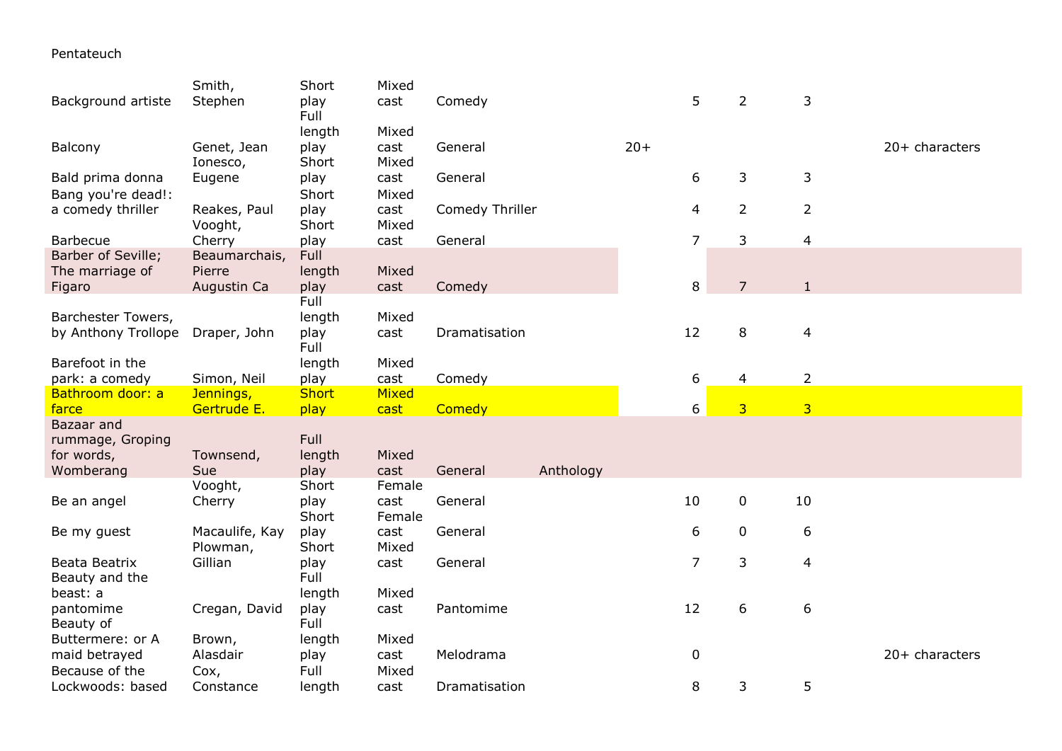Pentateuch

| | | | | | | | | | | |
|---|---|---|---|---|---|---|---|---|---|---|
| Background artiste | Smith, Stephen | Short play | Mixed cast | Comedy | | | 5 | 2 | 3 | |
| Balcony | Genet, Jean | Full length play | Mixed cast | General | | 20+ | | | | 20+ characters |
| Bald prima donna | Ionesco, Eugene | Short play | Mixed cast | General | | | 6 | 3 | 3 | |
| Bang you're dead!: a comedy thriller | Reakes, Paul | Short play | Mixed cast | Comedy Thriller | | | 4 | 2 | 2 | |
| Barbecue | Vooght, Cherry | Short play | Mixed cast | General | | | 7 | 3 | 4 | |
| Barber of Seville; The marriage of Figaro | Beaumarchais, Pierre Augustin Ca | Full length play | Mixed cast | Comedy | | | 8 | 7 | 1 | |
| Barchester Towers, by Anthony Trollope | Draper, John | Full length play | Mixed cast | Dramatisation | | | 12 | 8 | 4 | |
| Barefoot in the park: a comedy | Simon, Neil | Full length play | Mixed cast | Comedy | | | 6 | 4 | 2 | |
| Bathroom door: a farce | Jennings, Gertrude E. | Short play | Mixed cast | Comedy | | | 6 | 3 | 3 | |
| Bazaar and rummage, Groping for words, Womberang | Townsend, Sue | Full length play | Mixed cast | General | Anthology | | | | | |
| Be an angel | Vooght, Cherry | Short play | Female cast | General | | | 10 | 0 | 10 | |
| Be my guest | Macaulife, Kay | Short play | Female cast | General | | | 6 | 0 | 6 | |
| Beata Beatrix | Plowman, Gillian | Short play | Mixed cast | General | | | 7 | 3 | 4 | |
| Beauty and the beast: a pantomime | Cregan, David | Full length play | Mixed cast | Pantomime | | | 12 | 6 | 6 | |
| Beauty of Buttermere: or A maid betrayed | Brown, Alasdair | Full length play | Mixed cast | Melodrama | | | 0 | | | 20+ characters |
| Because of the Lockwoods: based | Cox, Constance | Full length | Mixed cast | Dramatisation | | | 8 | 3 | 5 | |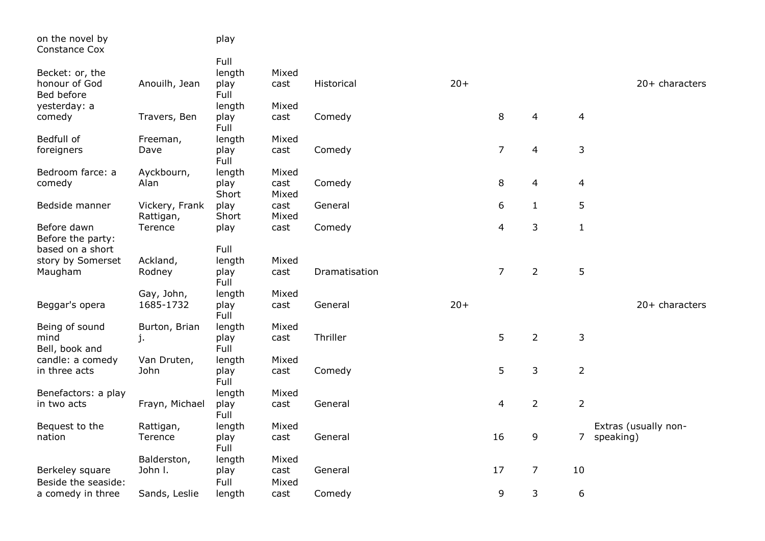| | | | | | | | | | |
|---|---|---|---|---|---|---|---|---|---|
| on the novel by Constance Cox | | play | | | | | | | |
| Becket: or, the honour of God | Anouilh, Jean | Full length play | Mixed cast | Historical | 20+ | | | | 20+ characters |
| Bed before yesterday: a comedy | Travers, Ben | Full length play | Mixed cast | Comedy | | 8 | 4 | 4 | |
| Bedfull of foreigners | Freeman, Dave | Full length play | Mixed cast | Comedy | | 7 | 4 | 3 | |
| Bedroom farce: a comedy | Ayckbourn, Alan | Full length play | Mixed cast | Comedy | | 8 | 4 | 4 | |
| Bedside manner | Vickery, Frank | Short play | Mixed cast | General | | 6 | 1 | 5 | |
| Before dawn | Rattigan, Terence | Short play | Mixed cast | Comedy | | 4 | 3 | 1 | |
| Before the party: based on a short story by Somerset Maugham | Ackland, Rodney | Full length play | Mixed cast | Dramatisation | | 7 | 2 | 5 | |
| Beggar's opera | Gay, John, 1685-1732 | Full length play | Mixed cast | General | 20+ | | | | 20+ characters |
| Being of sound mind | Burton, Brian j. | Full length play | Mixed cast | Thriller | | 5 | 2 | 3 | |
| Bell, book and candle: a comedy in three acts | Van Druten, John | Full length play | Mixed cast | Comedy | | 5 | 3 | 2 | |
| Benefactors: a play in two acts | Frayn, Michael | Full length play | Mixed cast | General | | 4 | 2 | 2 | |
| Bequest to the nation | Rattigan, Terence | Full length play | Mixed cast | General | | 16 | 9 | 7 | Extras (usually non-speaking) |
| Berkeley square | Balderston, John l. | Full length play | Mixed cast | General | | 17 | 7 | 10 | |
| Beside the seaside: a comedy in three | Sands, Leslie | Full length | Mixed cast | Comedy | | 9 | 3 | 6 | |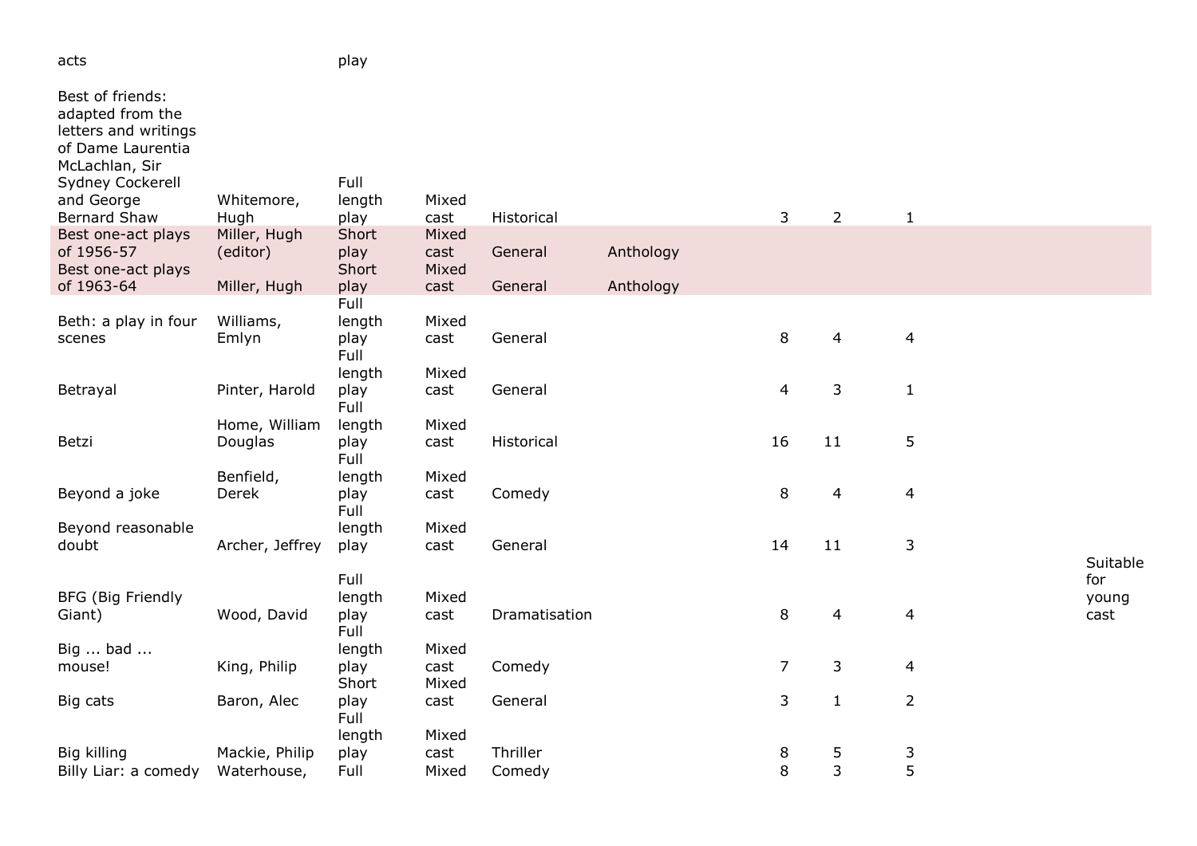| | | | | | | | | | | |
|---|---|---|---|---|---|---|---|---|---|---|
| acts | | play | | | | | | | | |
| Best of friends: adapted from the letters and writings of Dame Laurentia McLachlan, Sir Sydney Cockerell and George Bernard Shaw | Whitemore, Hugh | Full length play | Mixed cast | Historical | | 3 | 2 | 1 | | |
| Best one-act plays of 1956-57 | Miller, Hugh (editor) | Short play | Mixed cast | General | Anthology | | | | | |
| Best one-act plays of 1963-64 | Miller, Hugh | Short play | Mixed cast | General | Anthology | | | | | |
| Beth: a play in four scenes | Williams, Emlyn | Full length play | Mixed cast | General | | 8 | 4 | 4 | | |
| Betrayal | Pinter, Harold | Full length play | Mixed cast | General | | 4 | 3 | 1 | | |
| Betzi | Home, William Douglas | Full length play | Mixed cast | Historical | | 16 | 11 | 5 | | |
| Beyond a joke | Benfield, Derek | Full length play | Mixed cast | Comedy | | 8 | 4 | 4 | | |
| Beyond reasonable doubt | Archer, Jeffrey | Full length play | Mixed cast | General | | 14 | 11 | 3 | | |
| BFG (Big Friendly Giant) | Wood, David | Full length play | Mixed cast | Dramatisation | | 8 | 4 | 4 | | Suitable for young cast |
| Big ... bad ... mouse! | King, Philip | Full length play | Mixed cast | Comedy | | 7 | 3 | 4 | | |
| Big cats | Baron, Alec | Short play | Mixed cast | General | | 3 | 1 | 2 | | |
| Big killing | Mackie, Philip | Full length play | Mixed cast | Thriller | | 8 | 5 | 3 | | |
| Billy Liar: a comedy | Waterhouse, | Full | Mixed | Comedy | | 8 | 3 | 5 | | |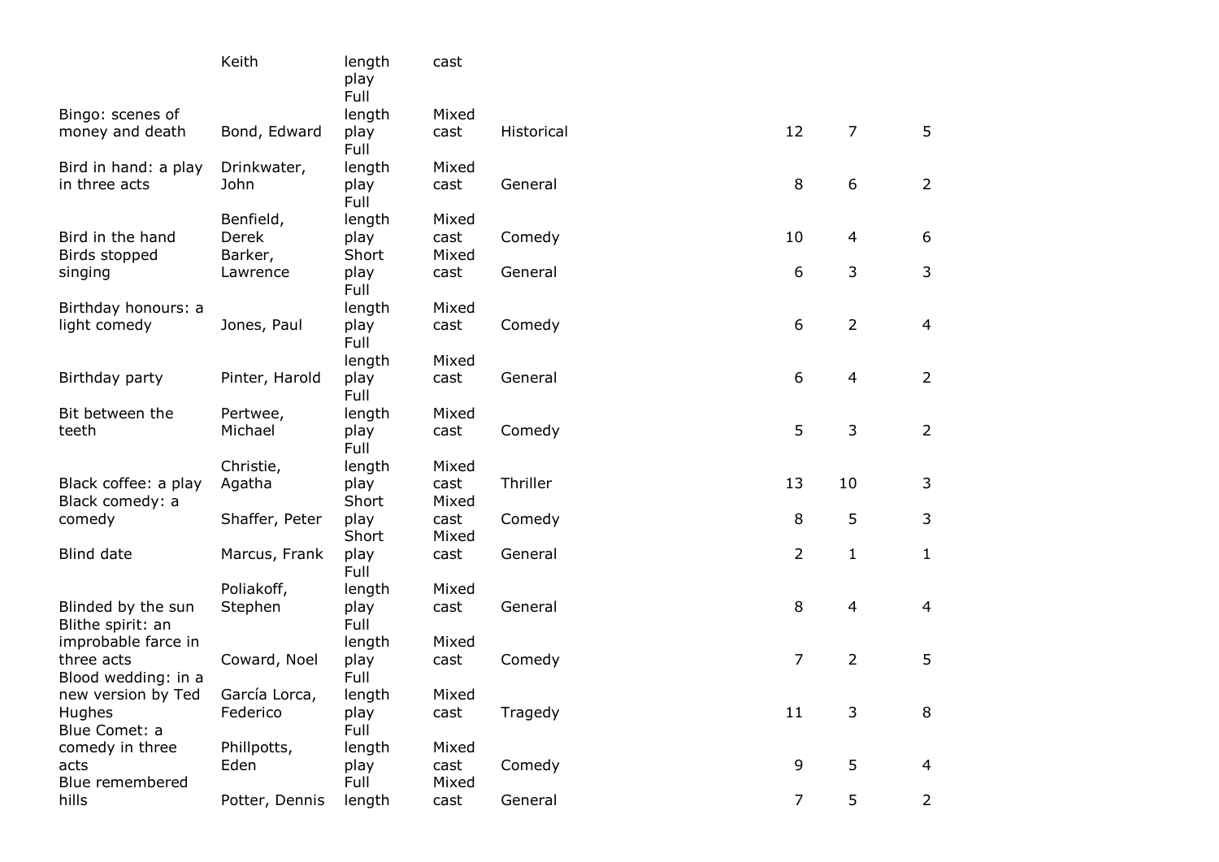| | | | | | | | |
|---|---|---|---|---|---|---|---|
| | Keith | length play | cast | | | | |
| Bingo: scenes of money and death | Bond, Edward | Full length play | Mixed cast | Historical | 12 | 7 | 5 |
| Bird in hand: a play in three acts | Drinkwater, John | Full length play | Mixed cast | General | 8 | 6 | 2 |
| Bird in the hand | Benfield, Derek | Full length play | Mixed cast | Comedy | 10 | 4 | 6 |
| Birds stopped singing | Barker, Lawrence | Short play | Mixed cast | General | 6 | 3 | 3 |
| Birthday honours: a light comedy | Jones, Paul | Full length play | Mixed cast | Comedy | 6 | 2 | 4 |
| Birthday party | Pinter, Harold | Full length play | Mixed cast | General | 6 | 4 | 2 |
| Bit between the teeth | Pertwee, Michael | Full length play | Mixed cast | Comedy | 5 | 3 | 2 |
| Black coffee: a play | Christie, Agatha | Full length play | Mixed cast | Thriller | 13 | 10 | 3 |
| Black comedy: a comedy | Shaffer, Peter | Short play | Mixed cast | Comedy | 8 | 5 | 3 |
| Blind date | Marcus, Frank | Short play | Mixed cast | General | 2 | 1 | 1 |
| Blinded by the sun | Poliakoff, Stephen | Full length play | Mixed cast | General | 8 | 4 | 4 |
| Blithe spirit: an improbable farce in three acts | Coward, Noel | Full length play | Mixed cast | Comedy | 7 | 2 | 5 |
| Blood wedding: in a new version by Ted Hughes | García Lorca, Federico | Full length play | Mixed cast | Tragedy | 11 | 3 | 8 |
| Blue Comet: a comedy in three acts | Phillpotts, Eden | Full length play | Mixed cast | Comedy | 9 | 5 | 4 |
| Blue remembered hills | Potter, Dennis | Full length | Mixed cast | General | 7 | 5 | 2 |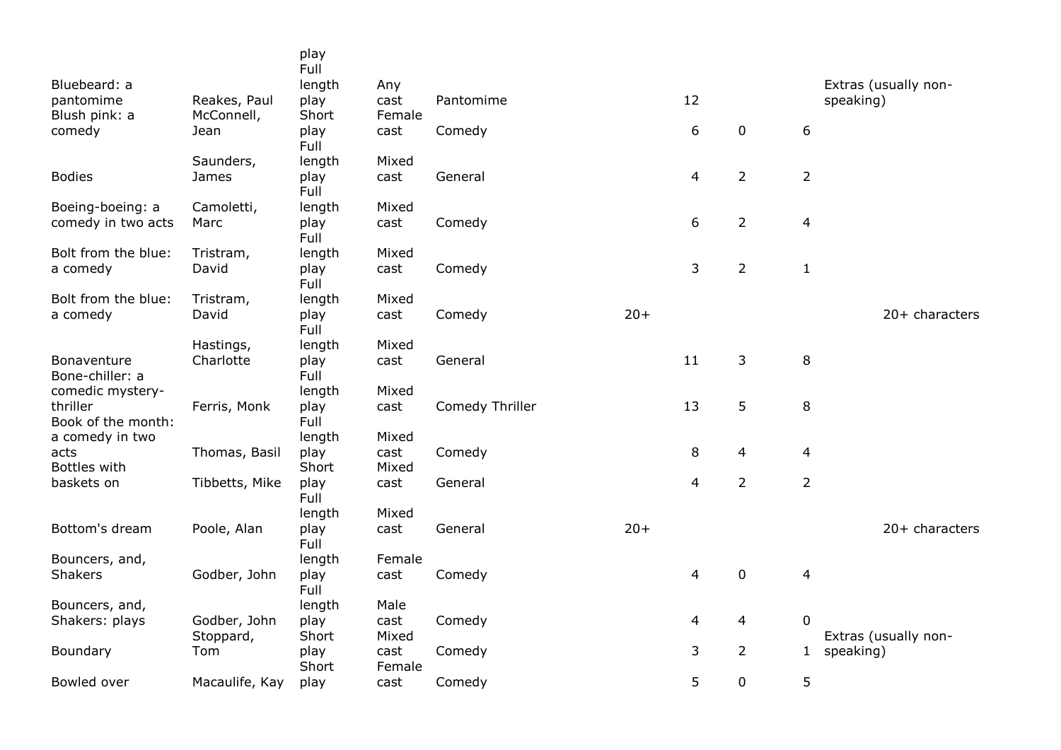| | | play | | | | | | | |
|---|---|---|---|---|---|---|---|---|---|
| Bluebeard: a pantomime | Reakes, Paul | Full length play | Any cast | Pantomime | | 12 | | | Extras (usually non-speaking) |
| Blush pink: a comedy | McConnell, Jean | Short play | Female cast | Comedy | | 6 | 0 | 6 | |
| Bodies | Saunders, James | Full length play | Mixed cast | General | | 4 | 2 | 2 | |
| Boeing-boeing: a comedy in two acts | Camoletti, Marc | Full length play | Mixed cast | Comedy | | 6 | 2 | 4 | |
| Bolt from the blue: a comedy | Tristram, David | Full length play | Mixed cast | Comedy | | 3 | 2 | 1 | |
| Bolt from the blue: a comedy | Tristram, David | Full length play | Mixed cast | Comedy | 20+ | | | | 20+ characters |
| Bonaventure | Hastings, Charlotte | Full length play | Mixed cast | General | | 11 | 3 | 8 | |
| Bone-chiller: a comedic mystery-thriller | Ferris, Monk | Full length play | Mixed cast | Comedy Thriller | | 13 | 5 | 8 | |
| Book of the month: a comedy in two acts | Thomas, Basil | Full length play | Mixed cast | Comedy | | 8 | 4 | 4 | |
| Bottles with baskets on | Tibbetts, Mike | Short play | Mixed cast | General | | 4 | 2 | 2 | |
| Bottom's dream | Poole, Alan | Full length play | Mixed cast | General | 20+ | | | | 20+ characters |
| Bouncers, and, Shakers | Godber, John | Full length play | Female cast | Comedy | | 4 | 0 | 4 | |
| Bouncers, and, Shakers: plays | Godber, John | Full length play | Male cast | Comedy | | 4 | 4 | 0 | |
| Boundary | Stoppard, Tom | Short play | Mixed cast | Comedy | | 3 | 2 | 1 | Extras (usually non-speaking) |
| Bowled over | Macaulife, Kay | Short play | Female cast | Comedy | | 5 | 0 | 5 | |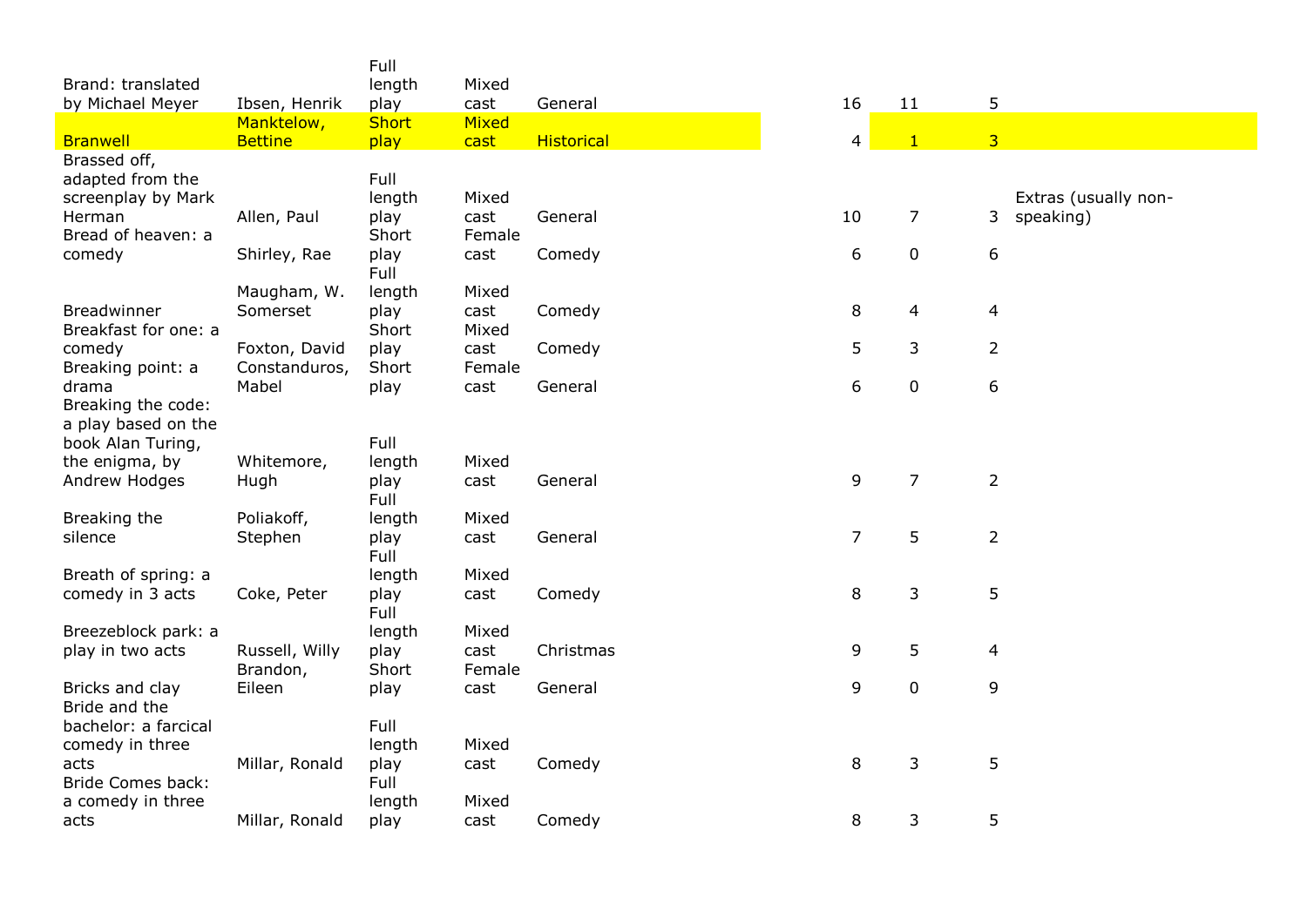| | | | | | | | | |
|---|---|---|---|---|---|---|---|---|
| Brand: translated by Michael Meyer | Ibsen, Henrik | Full length play | Mixed cast | General | 16 | 11 | 5 | |
| Branwell | Manktelow, Bettine | Short play | Mixed cast | Historical | 4 | 1 | 3 | |
| Brassed off, adapted from the screenplay by Mark Herman | Allen, Paul | Full length play | Mixed cast | General | 10 | 7 | 3 | Extras (usually non-speaking) |
| Bread of heaven: a comedy | Shirley, Rae | Short play | Female cast | Comedy | 6 | 0 | 6 | |
| Breadwinner | Maugham, W. Somerset | Full length play | Mixed cast | Comedy | 8 | 4 | 4 | |
| Breakfast for one: a comedy | Foxton, David | Short play | Mixed cast | Comedy | 5 | 3 | 2 | |
| Breaking point: a drama | Constanduros, Mabel | Short play | Female cast | General | 6 | 0 | 6 | |
| Breaking the code: a play based on the book Alan Turing, the enigma, by Andrew Hodges | Whitemore, Hugh | Full length play | Mixed cast | General | 9 | 7 | 2 | |
| Breaking the silence | Poliakoff, Stephen | Full length play | Mixed cast | General | 7 | 5 | 2 | |
| Breath of spring: a comedy in 3 acts | Coke, Peter | Full length play | Mixed cast | Comedy | 8 | 3 | 5 | |
| Breezeblock park: a play in two acts | Russell, Willy | Full length play | Mixed cast | Christmas | 9 | 5 | 4 | |
| Bricks and clay | Brandon, Eileen | Short play | Female cast | General | 9 | 0 | 9 | |
| Bride and the bachelor: a farcical comedy in three acts | Millar, Ronald | Full length play | Mixed cast | Comedy | 8 | 3 | 5 | |
| Bride Comes back: a comedy in three acts | Millar, Ronald | Full length play | Mixed cast | Comedy | 8 | 3 | 5 | |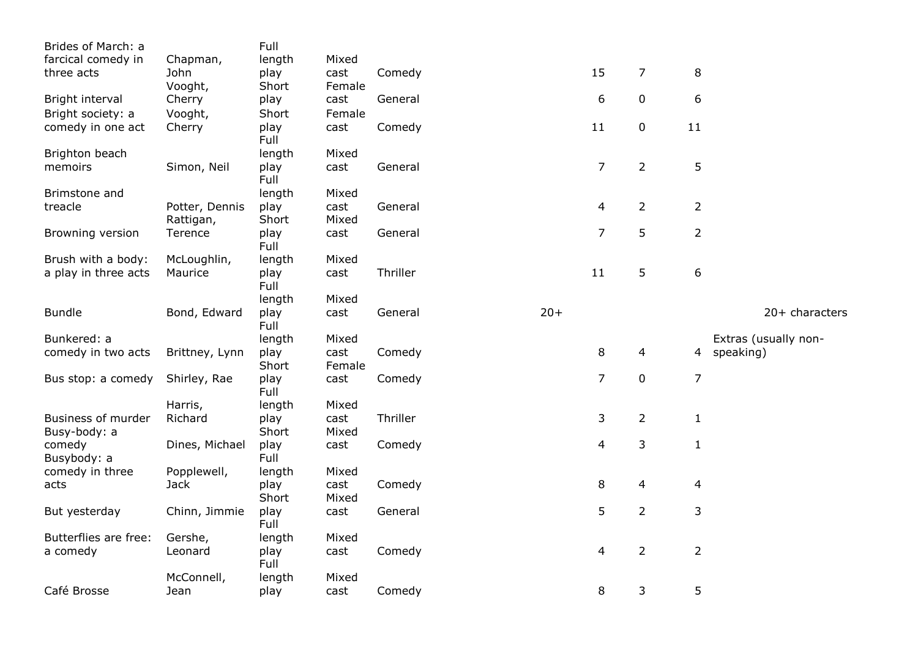| | | | | | | | | | |
|---|---|---|---|---|---|---|---|---|---|
| Brides of March: a farcical comedy in three acts | Chapman, John | Full length play | Mixed cast | Comedy | | 15 | 7 | 8 | |
| Bright interval | Vooght, Cherry | Short play | Female cast | General | | 6 | 0 | 6 | |
| Bright society: a comedy in one act | Vooght, Cherry | Short play | Female cast | Comedy | | 11 | 0 | 11 | |
| Brighton beach memoirs | Simon, Neil | Full length play | Mixed cast | General | | 7 | 2 | 5 | |
| Brimstone and treacle | Potter, Dennis | Full length play | Mixed cast | General | | 4 | 2 | 2 | |
| Browning version | Rattigan, Terence | Short play | Mixed cast | General | | 7 | 5 | 2 | |
| Brush with a body: a play in three acts | McLoughlin, Maurice | Full length play | Mixed cast | Thriller | | 11 | 5 | 6 | |
| Bundle | Bond, Edward | Full length play | Mixed cast | General | 20+ | | | | 20+ characters |
| Bunkered: a comedy in two acts | Brittney, Lynn | Full length play | Mixed cast | Comedy | | 8 | 4 | 4 | Extras (usually non-speaking) |
| Bus stop: a comedy | Shirley, Rae | Short play | Female cast | Comedy | | 7 | 0 | 7 | |
| Business of murder | Harris, Richard | Full length play | Mixed cast | Thriller | | 3 | 2 | 1 | |
| Busy-body: a comedy | Dines, Michael | Short play | Mixed cast | Comedy | | 4 | 3 | 1 | |
| Busybody: a comedy in three acts | Popplewell, Jack | Full length play | Mixed cast | Comedy | | 8 | 4 | 4 | |
| But yesterday | Chinn, Jimmie | Short play | Mixed cast | General | | 5 | 2 | 3 | |
| Butterflies are free: a comedy | Gershe, Leonard | Full length play | Mixed cast | Comedy | | 4 | 2 | 2 | |
| Café Brosse | McConnell, Jean | Full length play | Mixed cast | Comedy | | 8 | 3 | 5 | |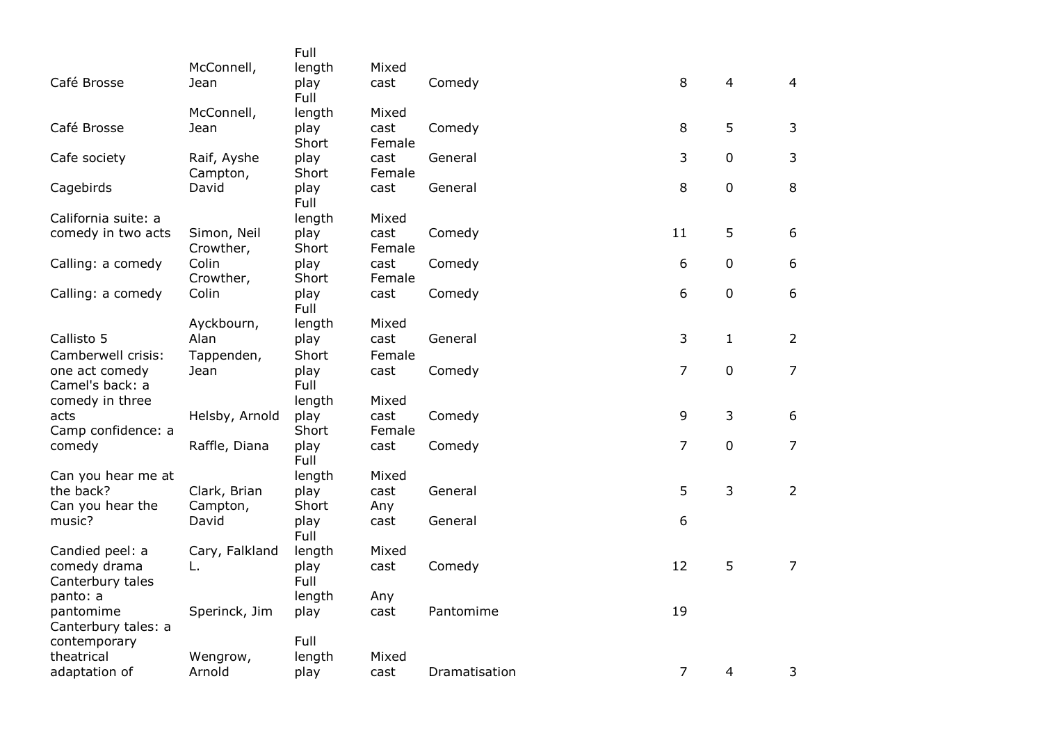| | | | | | | | |
|---|---|---|---|---|---|---|---|
| Café Brosse | McConnell, Jean | Full length play | Mixed cast | Comedy | 8 | 4 | 4 |
| Café Brosse | McConnell, Jean | Full length play | Mixed cast | Comedy | 8 | 5 | 3 |
| Cafe society | Raif, Ayshe | Short play | Female cast | General | 3 | 0 | 3 |
| Cagebirds | Campton, David | Short play | Female cast | General | 8 | 0 | 8 |
| California suite: a comedy in two acts | Simon, Neil | Full length play | Mixed cast | Comedy | 11 | 5 | 6 |
| Calling: a comedy | Crowther, Colin | Short play | Female cast | Comedy | 6 | 0 | 6 |
| Calling: a comedy | Crowther, Colin | Short play | Female cast | Comedy | 6 | 0 | 6 |
| Callisto 5 | Ayckbourn, Alan | Full length play | Mixed cast | General | 3 | 1 | 2 |
| Camberwell crisis: one act comedy | Tappenden, Jean | Short play | Female cast | Comedy | 7 | 0 | 7 |
| Camel's back: a comedy in three acts | Helsby, Arnold | Full length play | Mixed cast | Comedy | 9 | 3 | 6 |
| Camp confidence: a comedy | Raffle, Diana | Short play | Female cast | Comedy | 7 | 0 | 7 |
| Can you hear me at the back? | Clark, Brian | Full length play | Mixed cast | General | 5 | 3 | 2 |
| Can you hear the music? | Campton, David | Short play | Any cast | General | 6 | | |
| Candied peel: a comedy drama | Cary, Falkland L. | Full length play | Mixed cast | Comedy | 12 | 5 | 7 |
| Canterbury tales panto: a pantomime | Sperinck, Jim | Full length play | Any cast | Pantomime | 19 | | |
| Canterbury tales: a contemporary theatrical adaptation of | Wengrow, Arnold | Full length play | Mixed cast | Dramatisation | 7 | 4 | 3 |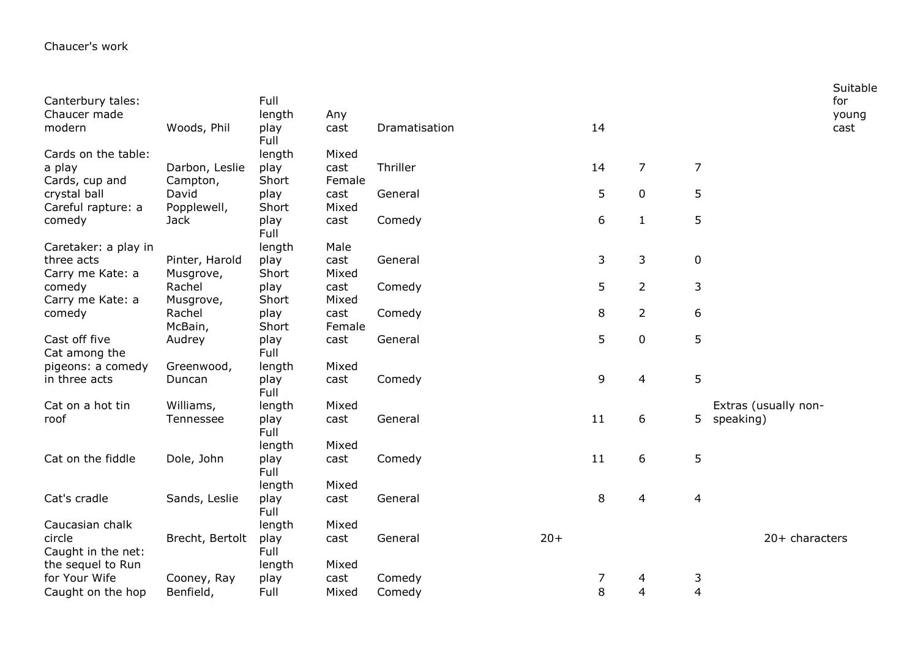Chaucer's work

| Title | Author | Length | Cast | Genre | Total | Male | Female | Notes | |
|---|---|---|---|---|---|---|---|---|---|
| Canterbury tales: Chaucer made modern | Woods, Phil | Full length play | Any cast | Dramatisation | 14 | | | | Suitable for young cast |
| Cards on the table: a play | Darbon, Leslie | Full length play | Mixed cast | Thriller | 14 | 7 | 7 | | |
| Cards, cup and crystal ball | Campton, David | Short play | Female cast | General | 5 | 0 | 5 | | |
| Careful rapture: a comedy | Popplewell, Jack | Short play | Mixed cast | Comedy | 6 | 1 | 5 | | |
| Caretaker: a play in three acts | Pinter, Harold | Full length play | Male cast | General | 3 | 3 | 0 | | |
| Carry me Kate: a comedy | Musgrove, Rachel | Short play | Mixed cast | Comedy | 5 | 2 | 3 | | |
| Carry me Kate: a comedy | Musgrove, Rachel | Short play | Mixed cast | Comedy | 8 | 2 | 6 | | |
| Cast off five | McBain, Audrey | Short play | Female cast | General | 5 | 0 | 5 | | |
| Cat among the pigeons: a comedy in three acts | Greenwood, Duncan | Full length play | Mixed cast | Comedy | 9 | 4 | 5 | | |
| Cat on a hot tin roof | Williams, Tennessee | Full length play | Mixed cast | General | 11 | 6 | 5 | Extras (usually non-speaking) | |
| Cat on the fiddle | Dole, John | Full length play | Mixed cast | Comedy | 11 | 6 | 5 | | |
| Cat's cradle | Sands, Leslie | Full length play | Mixed cast | General | 8 | 4 | 4 | | |
| Caucasian chalk circle | Brecht, Bertolt | Full length play | Mixed cast | General | 20+ | | | 20+ characters | |
| Caught in the net: the sequel to Run for Your Wife | Cooney, Ray | Full length play | Mixed cast | Comedy | 7 | 4 | 3 | | |
| Caught on the hop | Benfield, | Full | Mixed | Comedy | 8 | 4 | 4 | | |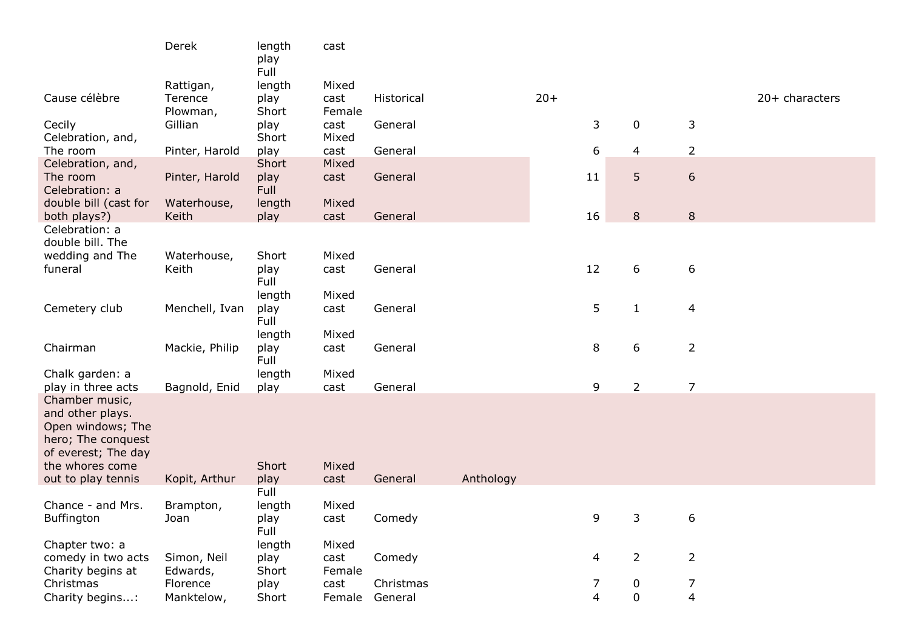| | | | | | | | | | | |
|---|---|---|---|---|---|---|---|---|---|---|
| | Derek | length play | cast | | | | | | | |
| Cause célèbre | Rattigan, Terence | Full length play | Mixed cast | Historical | | 20+ | | | | 20+ characters |
| Cecily | Plowman, Gillian | Short play | Female cast | General | | | 3 | 0 | 3 | |
| Celebration, and, The room | Pinter, Harold | Short play | Mixed cast | General | | | 6 | 4 | 2 | |
| Celebration, and, The room | Pinter, Harold | Short play | Mixed cast | General | | | 11 | 5 | 6 | |
| Celebration: a double bill (cast for both plays?) | Waterhouse, Keith | Full length play | Mixed cast | General | | | 16 | 8 | 8 | |
| Celebration: a double bill. The wedding and The funeral | Waterhouse, Keith | Short play | Mixed cast | General | | | 12 | 6 | 6 | |
| Cemetery club | Menchell, Ivan | Full length play | Mixed cast | General | | | 5 | 1 | 4 | |
| Chairman | Mackie, Philip | Full length play | Mixed cast | General | | | 8 | 6 | 2 | |
| Chalk garden: a play in three acts | Bagnold, Enid | Full length play | Mixed cast | General | | | 9 | 2 | 7 | |
| Chamber music, and other plays. Open windows; The hero; The conquest of everest; The day the whores come out to play tennis | Kopit, Arthur | Short play | Mixed cast | General | Anthology | | | | | |
| Chance - and Mrs. Buffington | Brampton, Joan | Full length play | Mixed cast | Comedy | | | 9 | 3 | 6 | |
| Chapter two: a comedy in two acts | Simon, Neil | Full length play | Mixed cast | Comedy | | | 4 | 2 | 2 | |
| Charity begins at Christmas | Edwards, Florence | Short play | Female cast | Christmas | | | 7 | 0 | 7 | |
| Charity begins...: | Manktelow, | Short | Female | General | | | 4 | 0 | 4 | |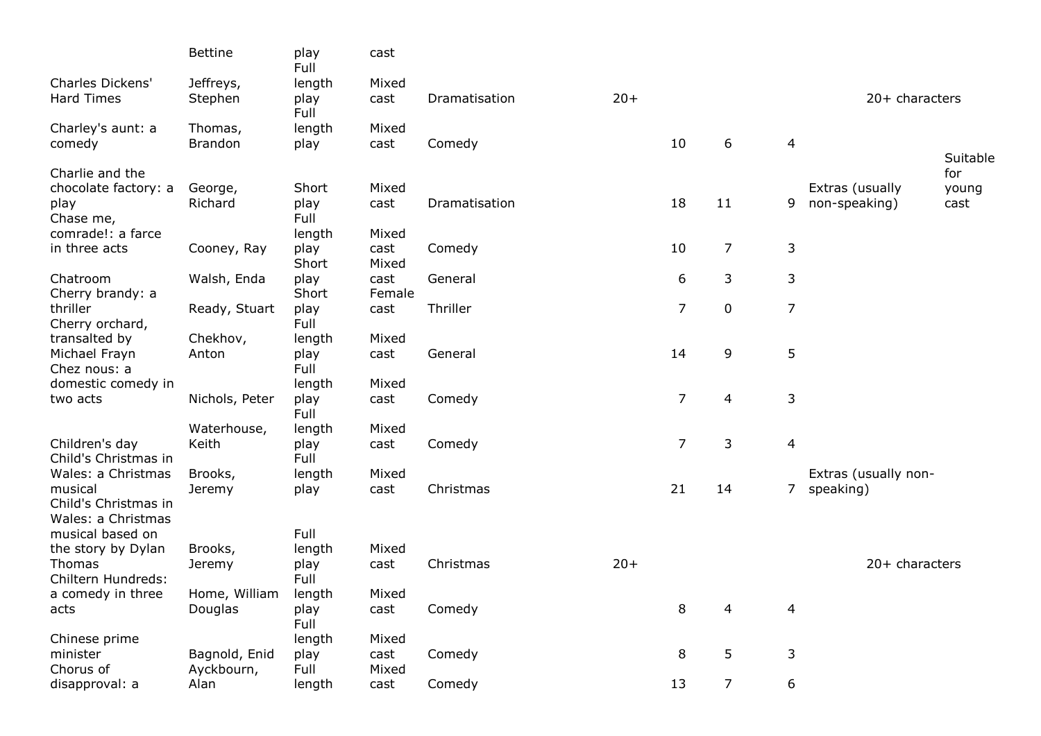|  | Bettine | play | cast |  |  |  |  |  |  |  |
|---|---|---|---|---|---|---|---|---|---|---|
| Charles Dickens' Hard Times | Jeffreys, Stephen | Full length play | Mixed cast | Dramatisation | 20+ |  |  |  | 20+ characters |  |
| Charley's aunt: a comedy | Thomas, Brandon | Full length play | Mixed cast | Comedy |  | 10 | 6 | 4 |  |  |
| Charlie and the chocolate factory: a play | George, Richard | Short play | Mixed cast | Dramatisation |  | 18 | 11 | 9 | Extras (usually non-speaking) | Suitable for young cast |
| Chase me, comrade!: a farce in three acts | Cooney, Ray | Full length play | Mixed cast | Comedy |  | 10 | 7 | 3 |  |  |
| Chatroom | Walsh, Enda | Short play | Mixed cast | General |  | 6 | 3 | 3 |  |  |
| Cherry brandy: a thriller | Ready, Stuart | Short play | Female cast | Thriller |  | 7 | 0 | 7 |  |  |
| Cherry orchard, transalted by Michael Frayn | Chekhov, Anton | Full length play | Mixed cast | General |  | 14 | 9 | 5 |  |  |
| Chez nous: a domestic comedy in two acts | Nichols, Peter | Full length play | Mixed cast | Comedy |  | 7 | 4 | 3 |  |  |
| Children's day | Waterhouse, Keith | Full length play | Mixed cast | Comedy |  | 7 | 3 | 4 |  |  |
| Child's Christmas in Wales: a Christmas musical | Brooks, Jeremy | Full length play | Mixed cast | Christmas |  | 21 | 14 | 7 | Extras (usually non-speaking) |  |
| Child's Christmas in Wales: a Christmas musical based on the story by Dylan Thomas | Brooks, Jeremy | Full length play | Mixed cast | Christmas | 20+ |  |  |  | 20+ characters |  |
| Chiltern Hundreds: a comedy in three acts | Home, William Douglas | Full length play | Mixed cast | Comedy |  | 8 | 4 | 4 |  |  |
| Chinese prime minister | Bagnold, Enid | Full length play | Mixed cast | Comedy |  | 8 | 5 | 3 |  |  |
| Chorus of disapproval: a | Ayckbourn, Alan | Full length | Mixed cast | Comedy |  | 13 | 7 | 6 |  |  |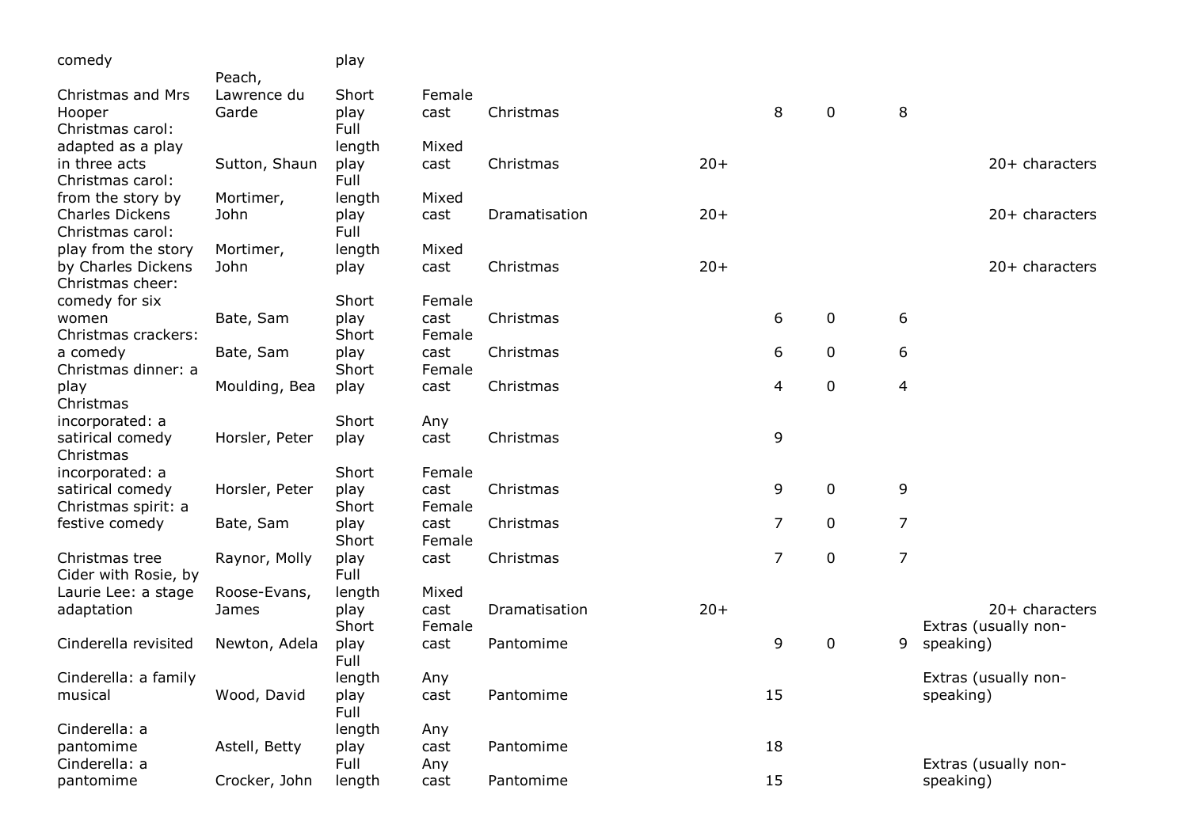| | | | | | | | | | |
|---|---|---|---|---|---|---|---|---|---|
| comedy | | play | | | | | | | |
| Christmas and Mrs Hooper | Peach, Lawrence du Garde | Short play | Female cast | Christmas | | 8 | 0 | 8 | |
| Christmas carol: adapted as a play in three acts | Sutton, Shaun | Full length play | Mixed cast | Christmas | 20+ | | | | 20+ characters |
| Christmas carol: from the story by Charles Dickens | Mortimer, John | Full length play | Mixed cast | Dramatisation | 20+ | | | | 20+ characters |
| Christmas carol: play from the story by Charles Dickens | Mortimer, John | Full length play | Mixed cast | Christmas | 20+ | | | | 20+ characters |
| Christmas cheer: comedy for six women | Bate, Sam | Short play | Female cast | Christmas | | 6 | 0 | 6 | |
| Christmas crackers: a comedy | Bate, Sam | Short play | Female cast | Christmas | | 6 | 0 | 6 | |
| Christmas dinner: a play | Moulding, Bea | Short play | Female cast | Christmas | | 4 | 0 | 4 | |
| Christmas incorporated: a satirical comedy | Horsler, Peter | Short play | Any cast | Christmas | | 9 | | | |
| Christmas incorporated: a satirical comedy | Horsler, Peter | Short play | Female cast | Christmas | | 9 | 0 | 9 | |
| Christmas spirit: a festive comedy | Bate, Sam | Short play | Female cast | Christmas | | 7 | 0 | 7 | |
| Christmas tree | Raynor, Molly | Short play | Female cast | Christmas | | 7 | 0 | 7 | |
| Cider with Rosie, by Laurie Lee: a stage adaptation | Roose-Evans, James | Full length play | Mixed cast | Dramatisation | 20+ | | | | 20+ characters |
| Cinderella revisited | Newton, Adela | Short play | Female cast | Pantomime | | 9 | 0 | 9 | Extras (usually non-speaking) |
| Cinderella: a family musical | Wood, David | Full length play | Any cast | Pantomime | | 15 | | | Extras (usually non-speaking) |
| Cinderella: a pantomime | Astell, Betty | Full length play | Any cast | Pantomime | | 18 | | | |
| Cinderella: a pantomime | Crocker, John | Full length | Any cast | Pantomime | | 15 | | | Extras (usually non-speaking) |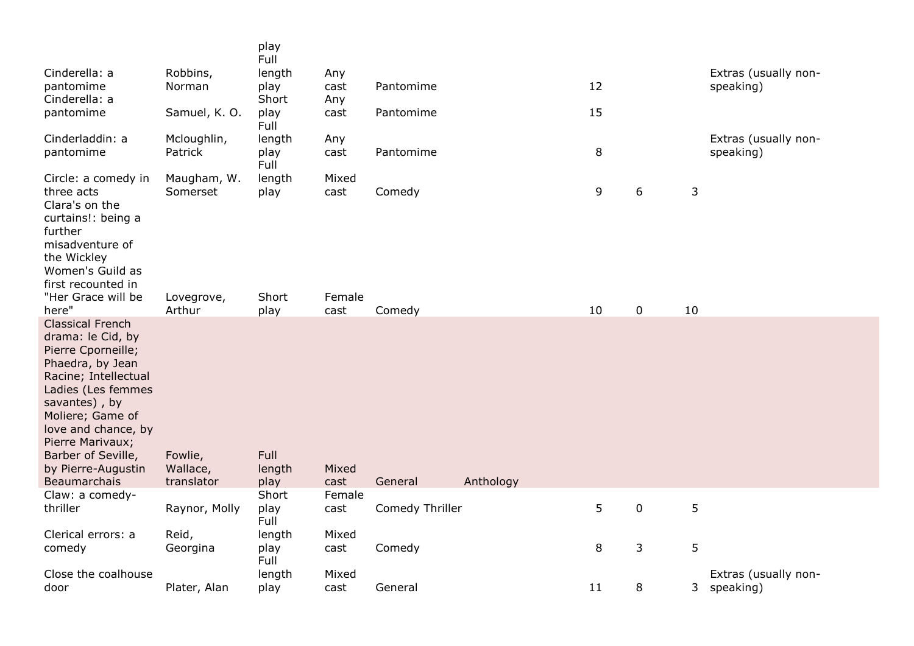| | | play | | | | | | | |
|---|---|---|---|---|---|---|---|---|---|
| Cinderella: a pantomime | Robbins, Norman | Full length play | Any cast | Pantomime | | 12 | | | Extras (usually non-speaking) |
| Cinderella: a pantomime | Samuel, K. O. | Short play | Any cast | Pantomime | | 15 | | | |
| Cinderladdin: a pantomime | Mcloughlin, Patrick | Full length play | Any cast | Pantomime | | 8 | | | Extras (usually non-speaking) |
| Circle: a comedy in three acts | Maugham, W. Somerset | Full length play | Mixed cast | Comedy | | 9 | 6 | 3 | |
| Clara's on the curtains!: being a further misadventure of the Wickley Women's Guild as first recounted in "Her Grace will be here" | Lovegrove, Arthur | Short play | Female cast | Comedy | | 10 | 0 | 10 | |
| Classical French drama: le Cid, by Pierre Cporneille; Phaedra, by Jean Racine; Intellectual Ladies (Les femmes savantes) , by Moliere; Game of love and chance, by Pierre Marivaux; Barber of Seville, by Pierre-Augustin Beaumarchais | Fowlie, Wallace, translator | Full length play | Mixed cast | General | Anthology | | | | |
| Claw: a comedy-thriller | Raynor, Molly | Short play | Female cast | Comedy Thriller | | 5 | 0 | 5 | |
| Clerical errors: a comedy | Reid, Georgina | Full length play | Mixed cast | Comedy | | 8 | 3 | 5 | |
| Close the coalhouse door | Plater, Alan | Full length play | Mixed cast | General | | 11 | 8 | 3 | Extras (usually non-speaking) |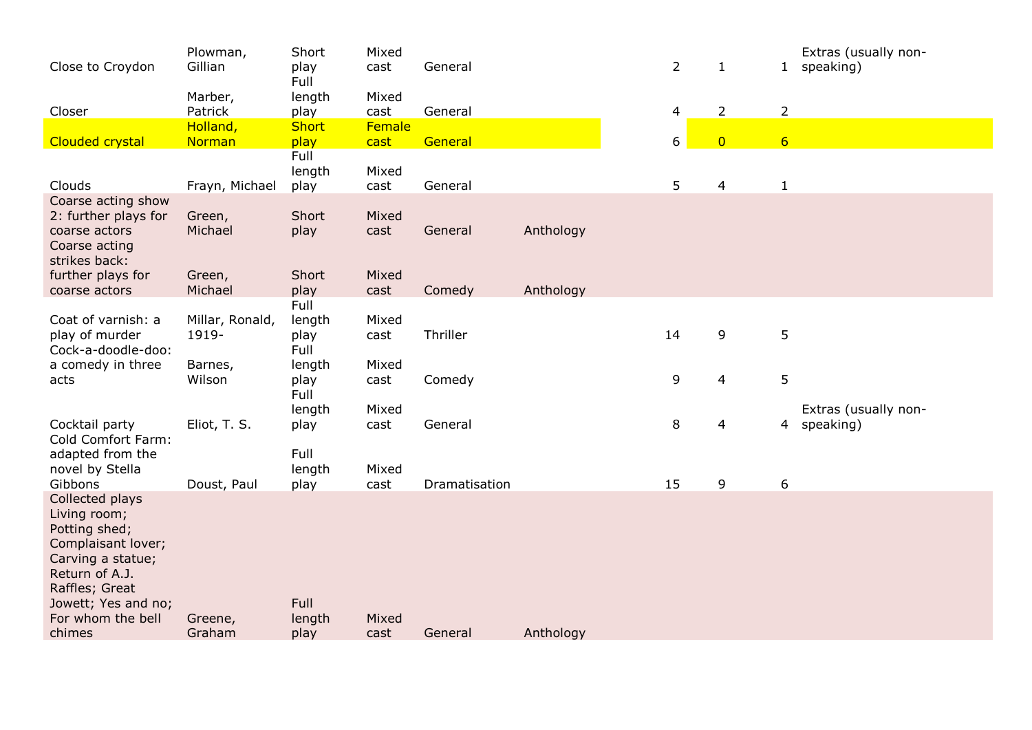| | | | | | | | | | |
|---|---|---|---|---|---|---|---|---|---|
| Close to Croydon | Plowman, Gillian | Short play | Mixed cast | General | | 2 | 1 | 1 | Extras (usually non-speaking) |
| Closer | Marber, Patrick | Full length play | Mixed cast | General | | 4 | 2 | 2 | |
| Clouded crystal | Holland, Norman | Short play | Female cast | General | | 6 | 0 | 6 | |
| Clouds | Frayn, Michael | Full length play | Mixed cast | General | | 5 | 4 | 1 | |
| Coarse acting show 2: further plays for coarse actors | Green, Michael | Short play | Mixed cast | General | Anthology | | | | |
| Coarse acting strikes back: further plays for coarse actors | Green, Michael | Short play | Mixed cast | Comedy | Anthology | | | | |
| Coat of varnish: a play of murder | Millar, Ronald, 1919- | Full length play | Mixed cast | Thriller | | 14 | 9 | 5 | |
| Cock-a-doodle-doo: a comedy in three acts | Barnes, Wilson | Full length play | Mixed cast | Comedy | | 9 | 4 | 5 | |
| Cocktail party | Eliot, T. S. | Full length play | Mixed cast | General | | 8 | 4 | 4 | Extras (usually non-speaking) |
| Cold Comfort Farm: adapted from the novel by Stella Gibbons | Doust, Paul | Full length play | Mixed cast | Dramatisation | | 15 | 9 | 6 | |
| Collected plays Living room; Potting shed; Complaisant lover; Carving a statue; Return of A.J. Raffles; Great Jowett; Yes and no; For whom the bell chimes | Greene, Graham | Full length play | Mixed cast | General | Anthology | | | | |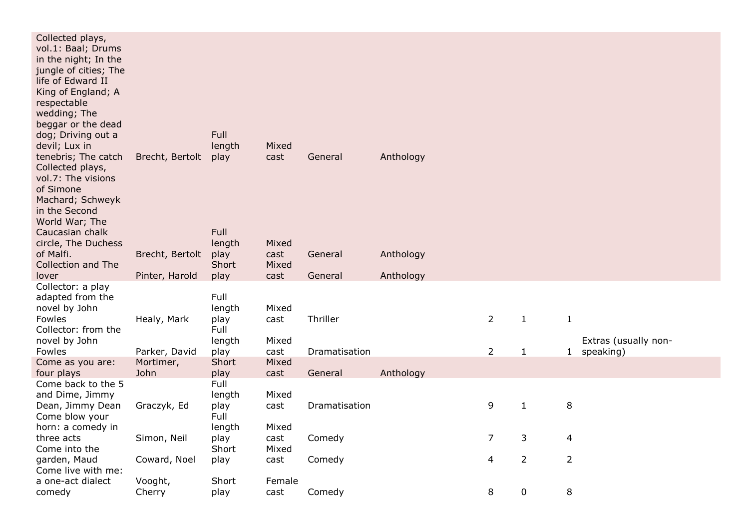| Title | Author | Length | Cast | Genre | Type | Total | Male | Female | Notes |
|---|---|---|---|---|---|---|---|---|---|
| Collected plays, vol.1: Baal; Drums in the night; In the jungle of cities; The life of Edward II King of England; A respectable wedding; The beggar or the dead dog; Driving out a devil; Lux in tenebris; The catch | Brecht, Bertolt | Full length play | Mixed cast | General | Anthology | | | | |
| Collected plays, vol.7: The visions of Simone Machard; Schweyk in the Second World War; The Caucasian chalk circle, The Duchess of Malfi. | Brecht, Bertolt | Full length play | Mixed cast | General | Anthology | | | | |
| Collection and The lover | Pinter, Harold | Short play | Mixed cast | General | Anthology | | | | |
| Collector: a play adapted from the novel by John Fowles | Healy, Mark | Full length play | Mixed cast | Thriller | | 2 | 1 | 1 | |
| Collector: from the novel by John Fowles | Parker, David | Full length play | Mixed cast | Dramatisation | | 2 | 1 | 1 | Extras (usually non-speaking) |
| Come as you are: four plays | Mortimer, John | Short play | Mixed cast | General | Anthology | | | | |
| Come back to the 5 and Dime, Jimmy Dean, Jimmy Dean | Graczyk, Ed | Full length play | Mixed cast | Dramatisation | | 9 | 1 | 8 | |
| Come blow your horn: a comedy in three acts | Simon, Neil | Full length play | Mixed cast | Comedy | | 7 | 3 | 4 | |
| Come into the garden, Maud | Coward, Noel | Short play | Mixed cast | Comedy | | 4 | 2 | 2 | |
| Come live with me: a one-act dialect comedy | Vooght, Cherry | Short play | Female cast | Comedy | | 8 | 0 | 8 | |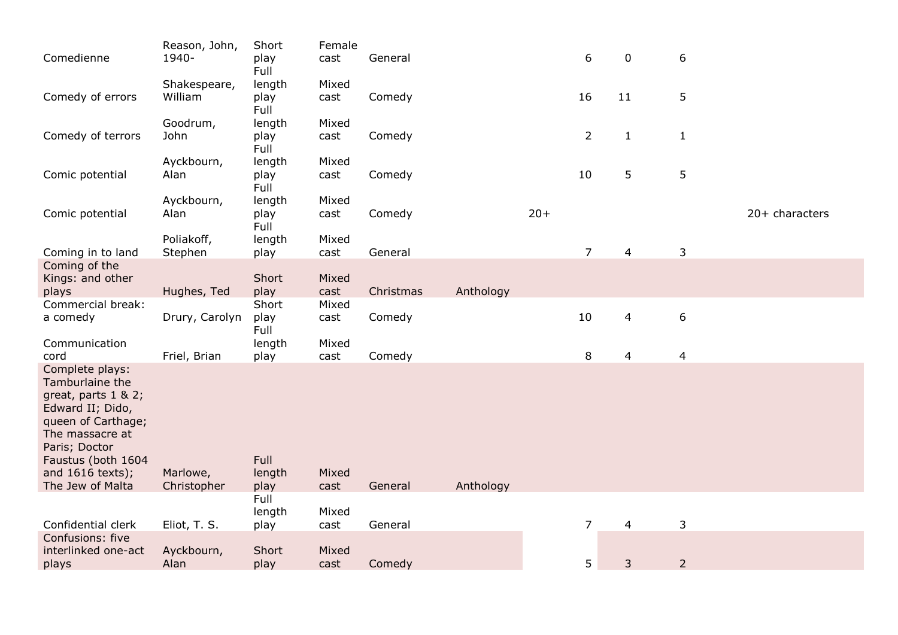| | | | | | | | | | | |
|---|---|---|---|---|---|---|---|---|---|---|
| Comedienne | Reason, John, 1940- | Short play | Female cast | General | | | 6 | 0 | 6 | |
| Comedy of errors | Shakespeare, William | Full length play | Mixed cast | Comedy | | | 16 | 11 | 5 | |
| Comedy of terrors | Goodrum, John | Full length play | Mixed cast | Comedy | | | 2 | 1 | 1 | |
| Comic potential | Ayckbourn, Alan | Full length play | Mixed cast | Comedy | | | 10 | 5 | 5 | |
| Comic potential | Ayckbourn, Alan | Full length play | Mixed cast | Comedy | | 20+ | | | | 20+ characters |
| Coming in to land | Poliakoff, Stephen | Full length play | Mixed cast | General | | | 7 | 4 | 3 | |
| Coming of the Kings: and other plays | Hughes, Ted | Short play | Mixed cast | Christmas | Anthology | | | | | |
| Commercial break: a comedy | Drury, Carolyn | Short play | Mixed cast | Comedy | | | 10 | 4 | 6 | |
| Communication cord | Friel, Brian | Full length play | Mixed cast | Comedy | | | 8 | 4 | 4 | |
| Complete plays: Tamburlaine the great, parts 1 & 2; Edward II; Dido, queen of Carthage; The massacre at Paris; Doctor Faustus (both 1604 and 1616 texts); The Jew of Malta | Marlowe, Christopher | Full length play | Mixed cast | General | Anthology | | | | | |
| Confidential clerk | Eliot, T. S. | Full length play | Mixed cast | General | | | 7 | 4 | 3 | |
| Confusions: five interlinked one-act plays | Ayckbourn, Alan | Short play | Mixed cast | Comedy | | | 5 | 3 | 2 | |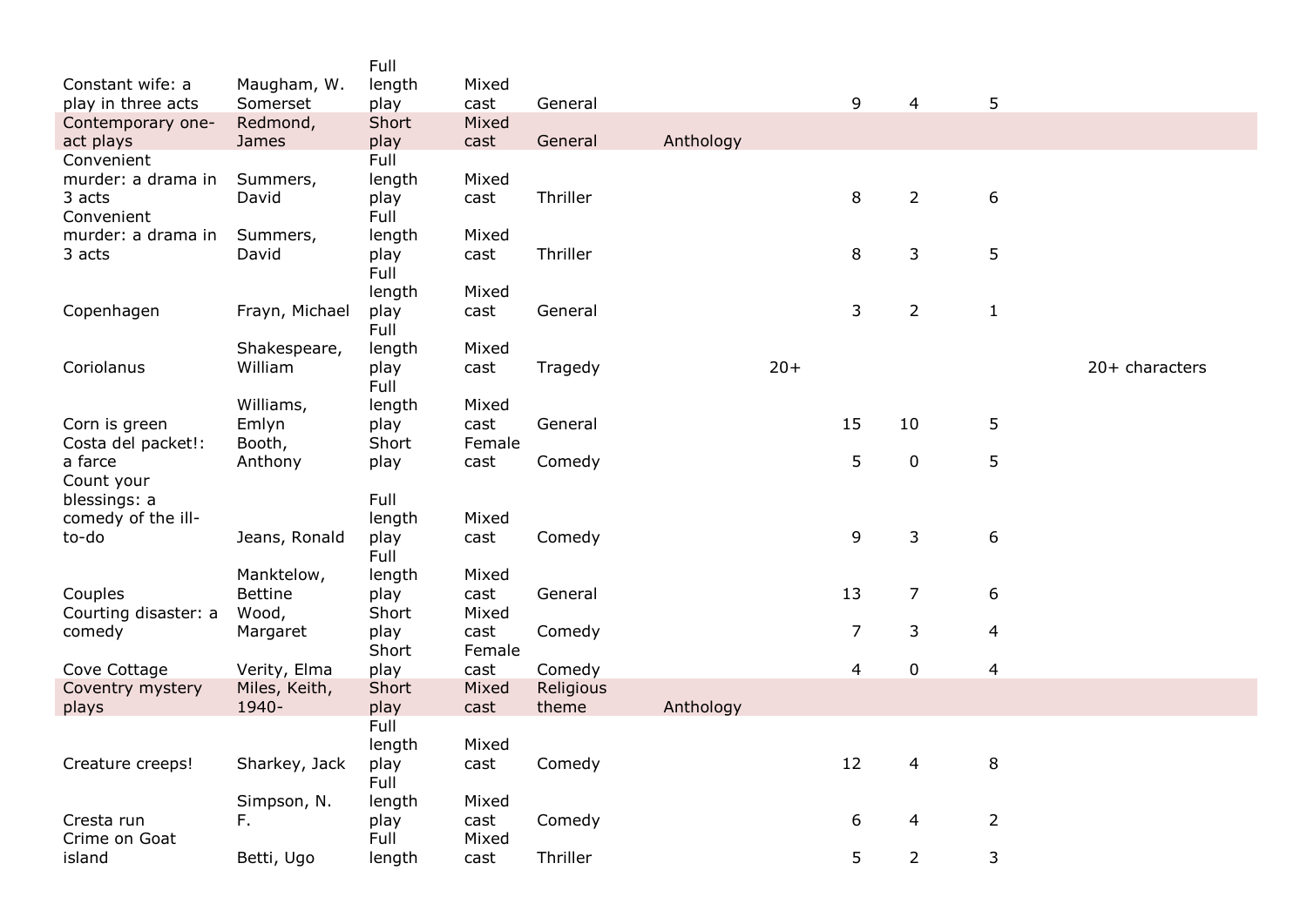| | | | | | | | | | | |
|---|---|---|---|---|---|---|---|---|---|---|
| Constant wife: a play in three acts | Maugham, W. Somerset | Full length play | Mixed cast | General | | | 9 | 4 | 5 | |
| Contemporary one-act plays | Redmond, James | Short play | Mixed cast | General | Anthology | | | | | |
| Convenient murder: a drama in 3 acts | Summers, David | Full length play | Mixed cast | Thriller | | | 8 | 2 | 6 | |
| Convenient murder: a drama in 3 acts | Summers, David | Full length play | Mixed cast | Thriller | | | 8 | 3 | 5 | |
| Copenhagen | Frayn, Michael | Full length play | Mixed cast | General | | | 3 | 2 | 1 | |
| Coriolanus | Shakespeare, William | Full length play | Mixed cast | Tragedy | | 20+ | | | | 20+ characters |
| Corn is green | Williams, Emlyn | Full length play | Mixed cast | General | | | 15 | 10 | 5 | |
| Costa del packet!: a farce | Booth, Anthony | Short play | Female cast | Comedy | | | 5 | 0 | 5 | |
| Count your blessings: a comedy of the ill-to-do | Jeans, Ronald | Full length play | Mixed cast | Comedy | | | 9 | 3 | 6 | |
| Couples | Manktelow, Bettine | Full length play | Mixed cast | General | | | 13 | 7 | 6 | |
| Courting disaster: a comedy | Wood, Margaret | Short play | Mixed cast | Comedy | | | 7 | 3 | 4 | |
| Cove Cottage | Verity, Elma | Short play | Female cast | Comedy | | | 4 | 0 | 4 | |
| Coventry mystery plays | Miles, Keith, 1940- | Short play | Mixed cast | Religious theme | Anthology | | | | | |
| Creature creeps! | Sharkey, Jack | Full length play | Mixed cast | Comedy | | | 12 | 4 | 8 | |
| Cresta run | Simpson, N. F. | Full length play | Mixed cast | Comedy | | | 6 | 4 | 2 | |
| Crime on Goat island | Betti, Ugo | Full length | Mixed cast | Thriller | | | 5 | 2 | 3 | |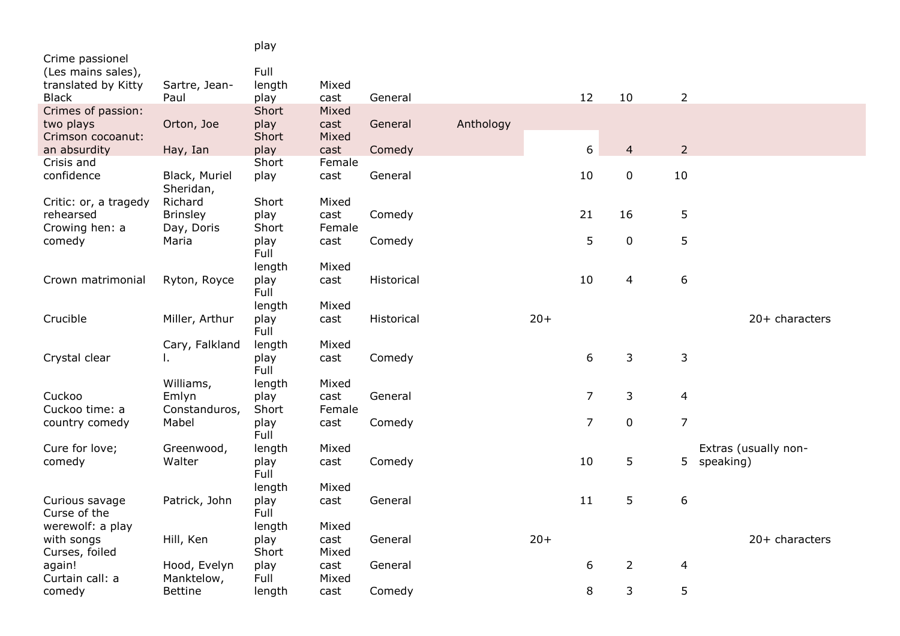| | | | | | | | | | | |
|---|---|---|---|---|---|---|---|---|---|---|
| | | play | | | | | | | | |
| Crime passionel (Les mains sales), translated by Kitty Black | Sartre, Jean-Paul | Full length play | Mixed cast | General | | | 12 | 10 | 2 | |
| Crimes of passion: two plays | Orton, Joe | Short play | Mixed cast | General | Anthology | | | | | |
| Crimson cocoanut: an absurdity | Hay, Ian | Short play | Mixed cast | Comedy | | | 6 | 4 | 2 | |
| Crisis and confidence | Black, Muriel | Short play | Female cast | General | | | 10 | 0 | 10 | |
| Critic: or, a tragedy rehearsed | Sheridan, Richard Brinsley | Short play | Mixed cast | Comedy | | | 21 | 16 | 5 | |
| Crowing hen: a comedy | Day, Doris Maria | Short play | Female cast | Comedy | | | 5 | 0 | 5 | |
| Crown matrimonial | Ryton, Royce | Full length play | Mixed cast | Historical | | | 10 | 4 | 6 | |
| Crucible | Miller, Arthur | Full length play | Mixed cast | Historical | | 20+ | | | | 20+ characters |
| Crystal clear | Cary, Falkland l. | Full length play | Mixed cast | Comedy | | | 6 | 3 | 3 | |
| Cuckoo | Williams, Emlyn | Full length play | Mixed cast | General | | | 7 | 3 | 4 | |
| Cuckoo time: a country comedy | Constanduros, Mabel | Short play | Female cast | Comedy | | | 7 | 0 | 7 | |
| Cure for love; comedy | Greenwood, Walter | Full length play | Mixed cast | Comedy | | | 10 | 5 | 5 | Extras (usually non-speaking) |
| Curious savage | Patrick, John | Full length play | Mixed cast | General | | | 11 | 5 | 6 | |
| Curse of the werewolf: a play with songs | Hill, Ken | Full length play | Mixed cast | General | | 20+ | | | | 20+ characters |
| Curses, foiled again! | Hood, Evelyn | Short play | Mixed cast | General | | | 6 | 2 | 4 | |
| Curtain call: a comedy | Manktelow, Bettine | Full length | Mixed cast | Comedy | | | 8 | 3 | 5 | |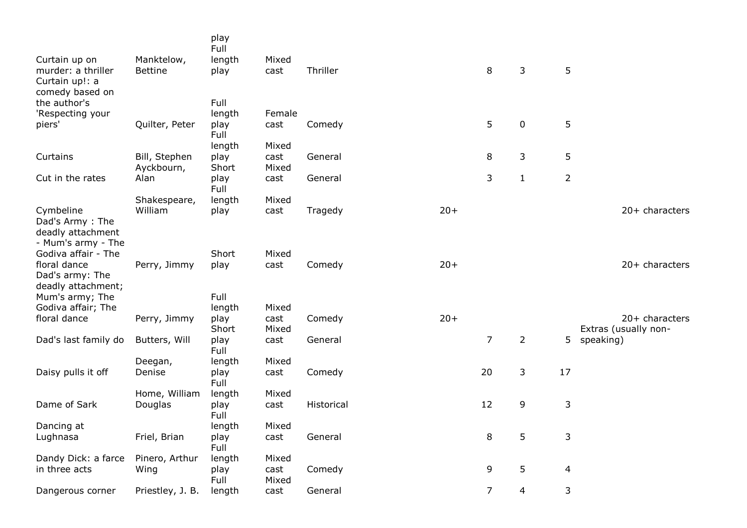| | | | | | | | | | |
|---|---|---|---|---|---|---|---|---|---|
| | | play | | | | | | | |
| Curtain up on murder: a thriller | Manktelow, Bettine | Full length play | Mixed cast | Thriller | | 8 | 3 | 5 | |
| Curtain up!: a comedy based on the author's 'Respecting your piers' | Quilter, Peter | Full length play | Female cast | Comedy | | 5 | 0 | 5 | |
| Curtains | Bill, Stephen | Full length play | Mixed cast | General | | 8 | 3 | 5 | |
| Cut in the rates | Ayckbourn, Alan | Short play | Mixed cast | General | | 3 | 1 | 2 | |
| Cymbeline | Shakespeare, William | Full length play | Mixed cast | Tragedy | 20+ | | | | 20+ characters |
| Dad's Army : The deadly attachment - Mum's army - The Godiva affair - The floral dance | Perry, Jimmy | Short play | Mixed cast | Comedy | 20+ | | | | 20+ characters |
| Dad's army: The deadly attachment; Mum's army; The Godiva affair; The floral dance | Perry, Jimmy | Full length play | Mixed cast | Comedy | 20+ | | | | 20+ characters |
| Dad's last family do | Butters, Will | Short play | Mixed cast | General | | 7 | 2 | 5 | Extras (usually non-speaking) |
| Daisy pulls it off | Deegan, Denise | Full length play | Mixed cast | Comedy | | 20 | 3 | 17 | |
| Dame of Sark | Home, William Douglas | Full length play | Mixed cast | Historical | | 12 | 9 | 3 | |
| Dancing at Lughnasa | Friel, Brian | Full length play | Mixed cast | General | | 8 | 5 | 3 | |
| Dandy Dick: a farce in three acts | Pinero, Arthur Wing | Full length play | Mixed cast | Comedy | | 9 | 5 | 4 | |
| Dangerous corner | Priestley, J. B. | Full length | Mixed cast | General | | 7 | 4 | 3 | |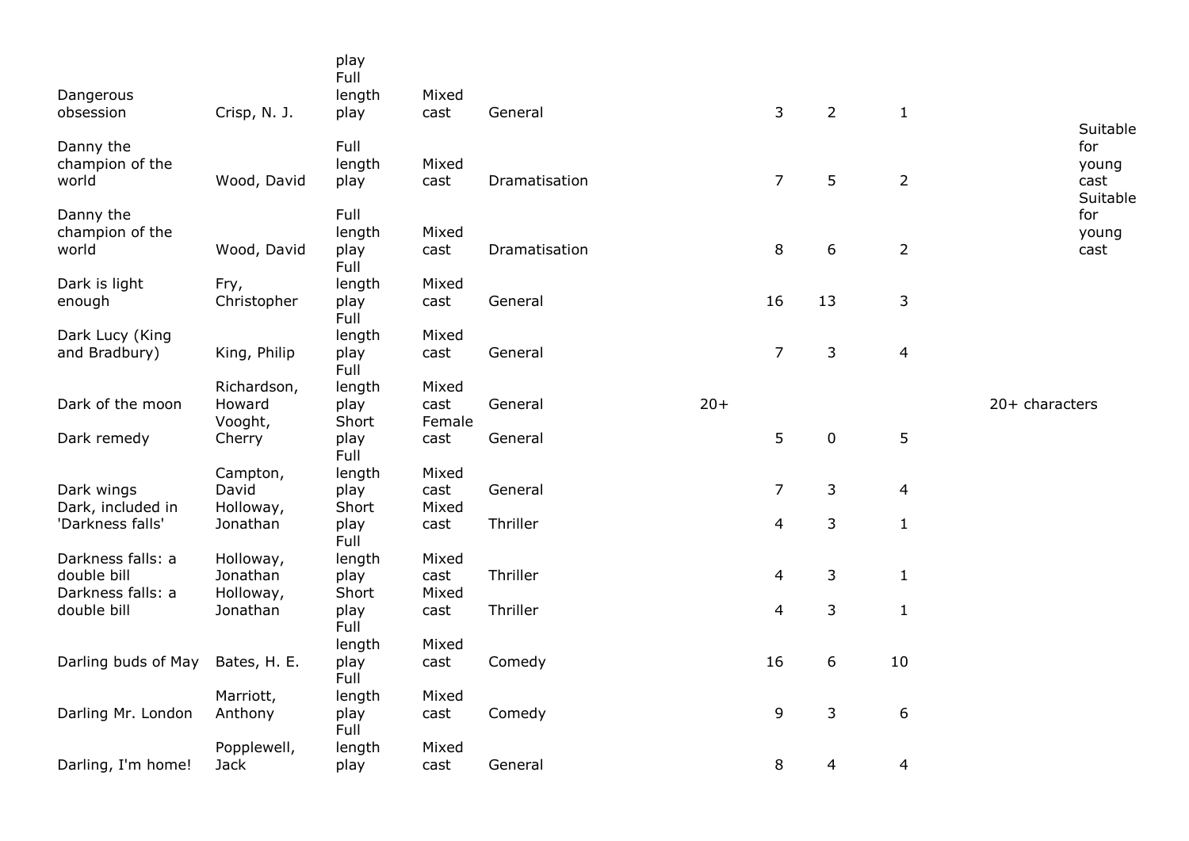| | | play | | | | | | | |
|---|---|---|---|---|---|---|---|---|---|
| Dangerous obsession | Crisp, N. J. | Full length play | Mixed cast | General | | 3 | 2 | 1 | |
| Danny the champion of the world | Wood, David | Full length play | Mixed cast | Dramatisation | | 7 | 5 | 2 | Suitable for young cast |
| Danny the champion of the world | Wood, David | Full length play | Mixed cast | Dramatisation | | 8 | 6 | 2 | Suitable for young cast |
| Dark is light enough | Fry, Christopher | Full length play | Mixed cast | General | | 16 | 13 | 3 | |
| Dark Lucy (King and Bradbury) | King, Philip | Full length play | Mixed cast | General | | 7 | 3 | 4 | |
| Dark of the moon | Richardson, Howard | Full length play | Mixed cast | General | 20+ | | | | 20+ characters |
| Dark remedy | Vooght, Cherry | Short play | Female cast | General | | 5 | 0 | 5 | |
| Dark wings | Campton, David | Full length play | Mixed cast | General | | 7 | 3 | 4 | |
| Dark, included in 'Darkness falls' | Holloway, Jonathan | Short play | Mixed cast | Thriller | | 4 | 3 | 1 | |
| Darkness falls: a double bill | Holloway, Jonathan | Full length play | Mixed cast | Thriller | | 4 | 3 | 1 | |
| Darkness falls: a double bill | Holloway, Jonathan | Short play | Mixed cast | Thriller | | 4 | 3 | 1 | |
| Darling buds of May | Bates, H. E. | Full length play | Mixed cast | Comedy | | 16 | 6 | 10 | |
| Darling Mr. London | Marriott, Anthony | Full length play | Mixed cast | Comedy | | 9 | 3 | 6 | |
| Darling, I'm home! | Popplewell, Jack | Full length play | Mixed cast | General | | 8 | 4 | 4 | |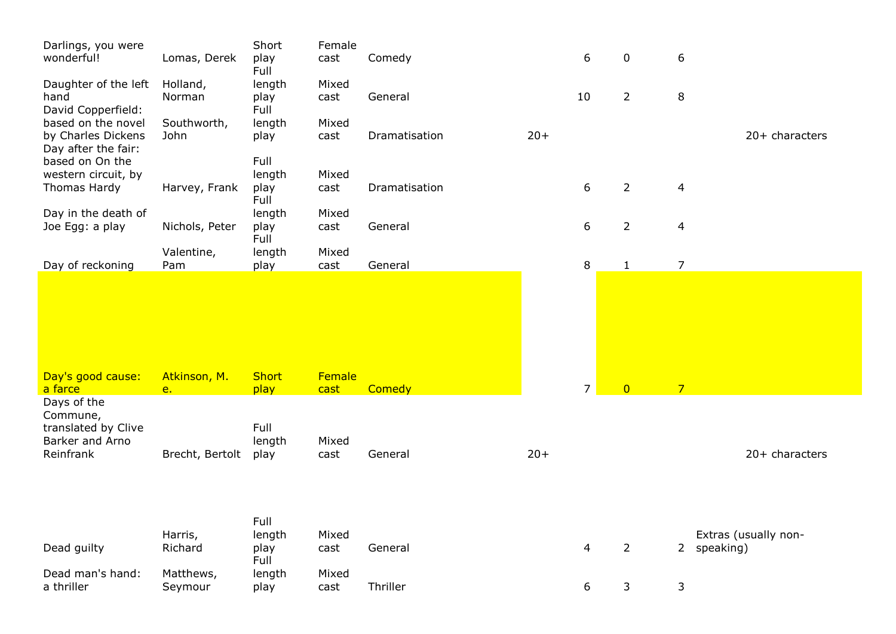| | | | | | | | | | | |
|---|---|---|---|---|---|---|---|---|---|---|
| Darlings, you were wonderful! | Lomas, Derek | Short play | Female cast | Comedy | | 6 | 0 | 6 | | |
| Daughter of the left hand | Holland, Norman | Full length play | Mixed cast | General | | 10 | 2 | 8 | | |
| David Copperfield: based on the novel by Charles Dickens | Southworth, John | Full length play | Mixed cast | Dramatisation | 20+ | | | | | 20+ characters |
| Day after the fair: based on On the western circuit, by Thomas Hardy | Harvey, Frank | Full length play | Mixed cast | Dramatisation | | 6 | 2 | 4 | | |
| Day in the death of Joe Egg: a play | Nichols, Peter | Full length play | Mixed cast | General | | 6 | 2 | 4 | | |
| Day of reckoning | Valentine, Pam | Full length play | Mixed cast | General | | 8 | 1 | 7 | | |
| Day's good cause: a farce | Atkinson, M. e. | Short play | Female cast | Comedy | | 7 | 0 | 7 | | |
| Days of the Commune, translated by Clive Barker and Arno Reinfrank | Brecht, Bertolt | Full length play | Mixed cast | General | 20+ | | | | | 20+ characters |
| Dead guilty | Harris, Richard | Full length play | Mixed cast | General | | 4 | 2 | 2 | Extras (usually non-speaking) | |
| Dead man's hand: a thriller | Matthews, Seymour | Full length play | Mixed cast | Thriller | | 6 | 3 | 3 | | |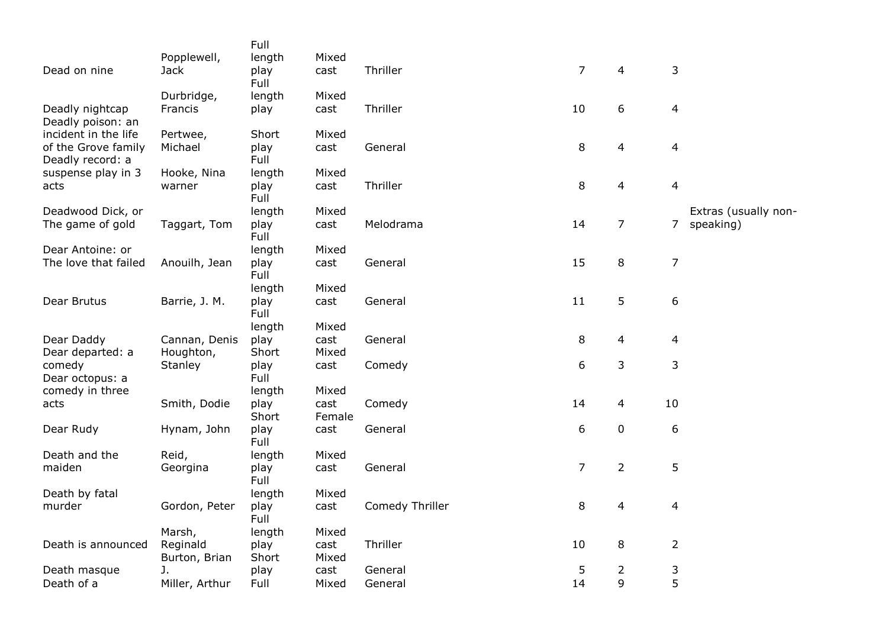| | | | | | | | | |
|---|---|---|---|---|---|---|---|---|
| Dead on nine | Popplewell, Jack | Full length play | Mixed cast | Thriller | 7 | 4 | 3 | |
| Deadly nightcap | Durbridge, Francis | Full length play | Mixed cast | Thriller | 10 | 6 | 4 | |
| Deadly poison: an incident in the life of the Grove family | Pertwee, Michael | Short play | Mixed cast | General | 8 | 4 | 4 | |
| Deadly record: a suspense play in 3 acts | Hooke, Nina warner | Full length play | Mixed cast | Thriller | 8 | 4 | 4 | |
| Deadwood Dick, or The game of gold | Taggart, Tom | Full length play | Mixed cast | Melodrama | 14 | 7 | 7 | Extras (usually non-speaking) |
| Dear Antoine: or The love that failed | Anouilh, Jean | Full length play | Mixed cast | General | 15 | 8 | 7 | |
| Dear Brutus | Barrie, J. M. | Full length play | Mixed cast | General | 11 | 5 | 6 | |
| Dear Daddy | Cannan, Denis | Full length play | Mixed cast | General | 8 | 4 | 4 | |
| Dear departed: a comedy | Houghton, Stanley | Short play | Mixed cast | Comedy | 6 | 3 | 3 | |
| Dear octopus: a comedy in three acts | Smith, Dodie | Full length play | Mixed cast | Comedy | 14 | 4 | 10 | |
| Dear Rudy | Hynam, John | Short play | Female cast | General | 6 | 0 | 6 | |
| Death and the maiden | Reid, Georgina | Full length play | Mixed cast | General | 7 | 2 | 5 | |
| Death by fatal murder | Gordon, Peter | Full length play | Mixed cast | Comedy Thriller | 8 | 4 | 4 | |
| Death is announced | Marsh, Reginald | Full length play | Mixed cast | Thriller | 10 | 8 | 2 | |
| Death masque | Burton, Brian J. | Short play | Mixed cast | General | 5 | 2 | 3 | |
| Death of a | Miller, Arthur | Full | Mixed | General | 14 | 9 | 5 | |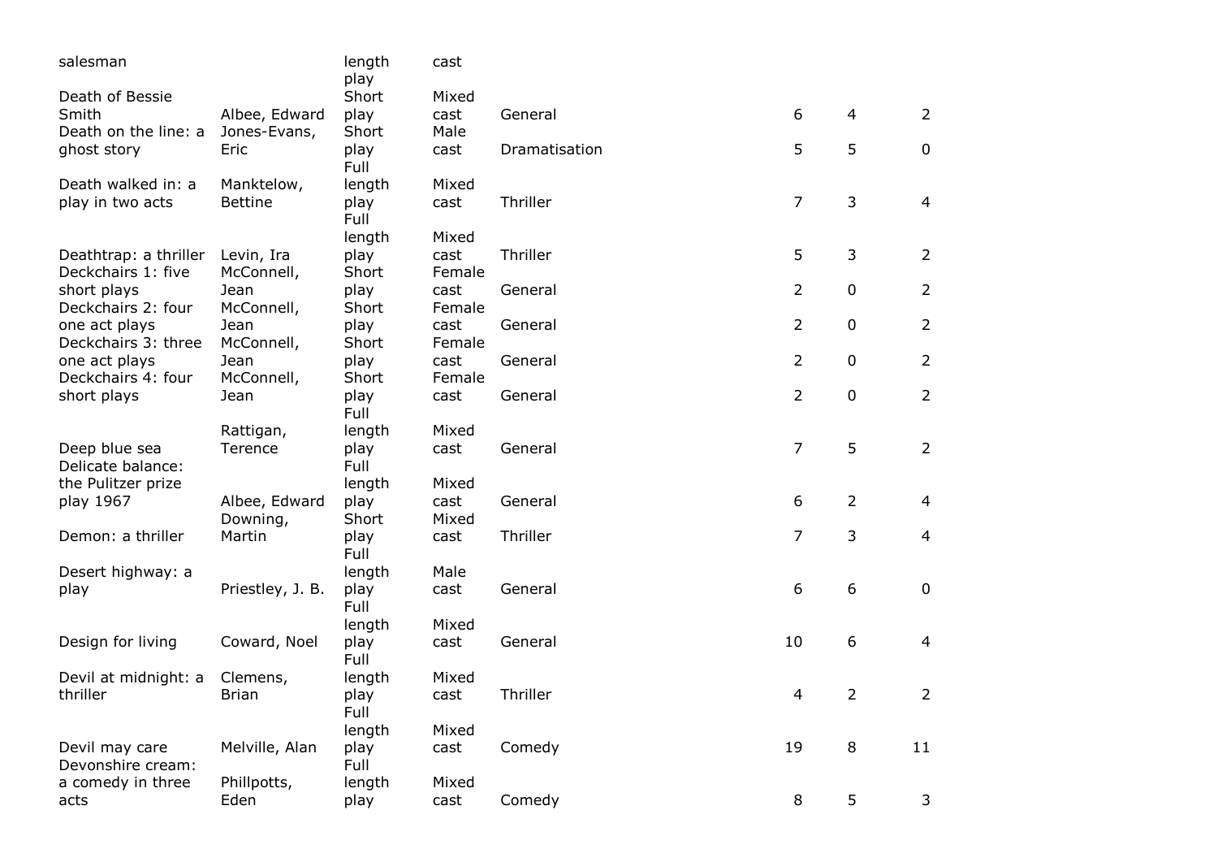| | | | | | | | |
|---|---|---|---|---|---|---|---|
| salesman | | length play | cast | | | | |
| Death of Bessie Smith | Albee, Edward | Short play | Mixed cast | General | 6 | 4 | 2 |
| Death on the line: a ghost story | Jones-Evans, Eric | Short play | Male cast | Dramatisation | 5 | 5 | 0 |
| Death walked in: a play in two acts | Manktelow, Bettine | Full length play | Mixed cast | Thriller | 7 | 3 | 4 |
| Deathtrap: a thriller | Levin, Ira | Full length play | Mixed cast | Thriller | 5 | 3 | 2 |
| Deckchairs 1: five short plays | McConnell, Jean | Short play | Female cast | General | 2 | 0 | 2 |
| Deckchairs 2: four one act plays | McConnell, Jean | Short play | Female cast | General | 2 | 0 | 2 |
| Deckchairs 3: three one act plays | McConnell, Jean | Short play | Female cast | General | 2 | 0 | 2 |
| Deckchairs 4: four short plays | McConnell, Jean | Short play | Female cast | General | 2 | 0 | 2 |
| Deep blue sea | Rattigan, Terence | Full length play | Mixed cast | General | 7 | 5 | 2 |
| Delicate balance: the Pulitzer prize play 1967 | Albee, Edward | Full length play | Mixed cast | General | 6 | 2 | 4 |
| Demon: a thriller | Downing, Martin | Short play | Mixed cast | Thriller | 7 | 3 | 4 |
| Desert highway: a play | Priestley, J. B. | Full length play | Male cast | General | 6 | 6 | 0 |
| Design for living | Coward, Noel | Full length play | Mixed cast | General | 10 | 6 | 4 |
| Devil at midnight: a thriller | Clemens, Brian | Full length play | Mixed cast | Thriller | 4 | 2 | 2 |
| Devil may care | Melville, Alan | Full length play | Mixed cast | Comedy | 19 | 8 | 11 |
| Devonshire cream: a comedy in three acts | Phillpotts, Eden | Full length play | Mixed cast | Comedy | 8 | 5 | 3 |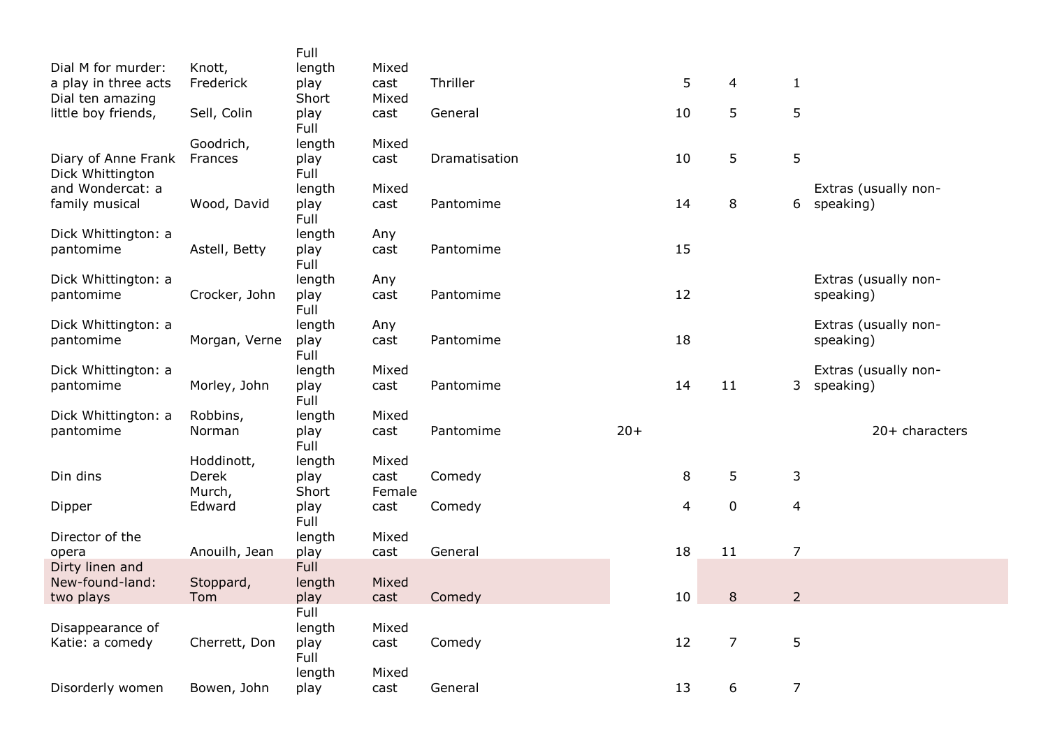| | | | | | | | | | | |
|---|---|---|---|---|---|---|---|---|---|---|
| Dial M for murder: a play in three acts | Knott, Frederick | Full length play | Mixed cast | Thriller | | 5 | 4 | 1 | | |
| Dial ten amazing little boy friends, | Sell, Colin | Short play | Mixed cast | General | | 10 | 5 | 5 | | |
| Diary of Anne Frank | Goodrich, Frances | Full length play | Mixed cast | Dramatisation | | 10 | 5 | 5 | | |
| Dick Whittington and Wondercat: a family musical | Wood, David | Full length play | Mixed cast | Pantomime | | 14 | 8 | 6 | Extras (usually non-speaking) | |
| Dick Whittington: a pantomime | Astell, Betty | Full length play | Any cast | Pantomime | | 15 | | | | |
| Dick Whittington: a pantomime | Crocker, John | Full length play | Any cast | Pantomime | | 12 | | | Extras (usually non-speaking) | |
| Dick Whittington: a pantomime | Morgan, Verne | Full length play | Any cast | Pantomime | | 18 | | | Extras (usually non-speaking) | |
| Dick Whittington: a pantomime | Morley, John | Full length play | Mixed cast | Pantomime | | 14 | 11 | 3 | Extras (usually non-speaking) | |
| Dick Whittington: a pantomime | Robbins, Norman | Full length play | Mixed cast | Pantomime | 20+ | | | | | 20+ characters |
| Din dins | Hoddinott, Derek | Full length play | Mixed cast | Comedy | | 8 | 5 | 3 | | |
| Dipper | Murch, Edward | Short play | Female cast | Comedy | | 4 | 0 | 4 | | |
| Director of the opera | Anouilh, Jean | Full length play | Mixed cast | General | | 18 | 11 | 7 | | |
| Dirty linen and New-found-land: two plays | Stoppard, Tom | Full length play | Mixed cast | Comedy | | 10 | 8 | 2 | | |
| Disappearance of Katie: a comedy | Cherrett, Don | Full length play | Mixed cast | Comedy | | 12 | 7 | 5 | | |
| Disorderly women | Bowen, John | Full length play | Mixed cast | General | | 13 | 6 | 7 | | |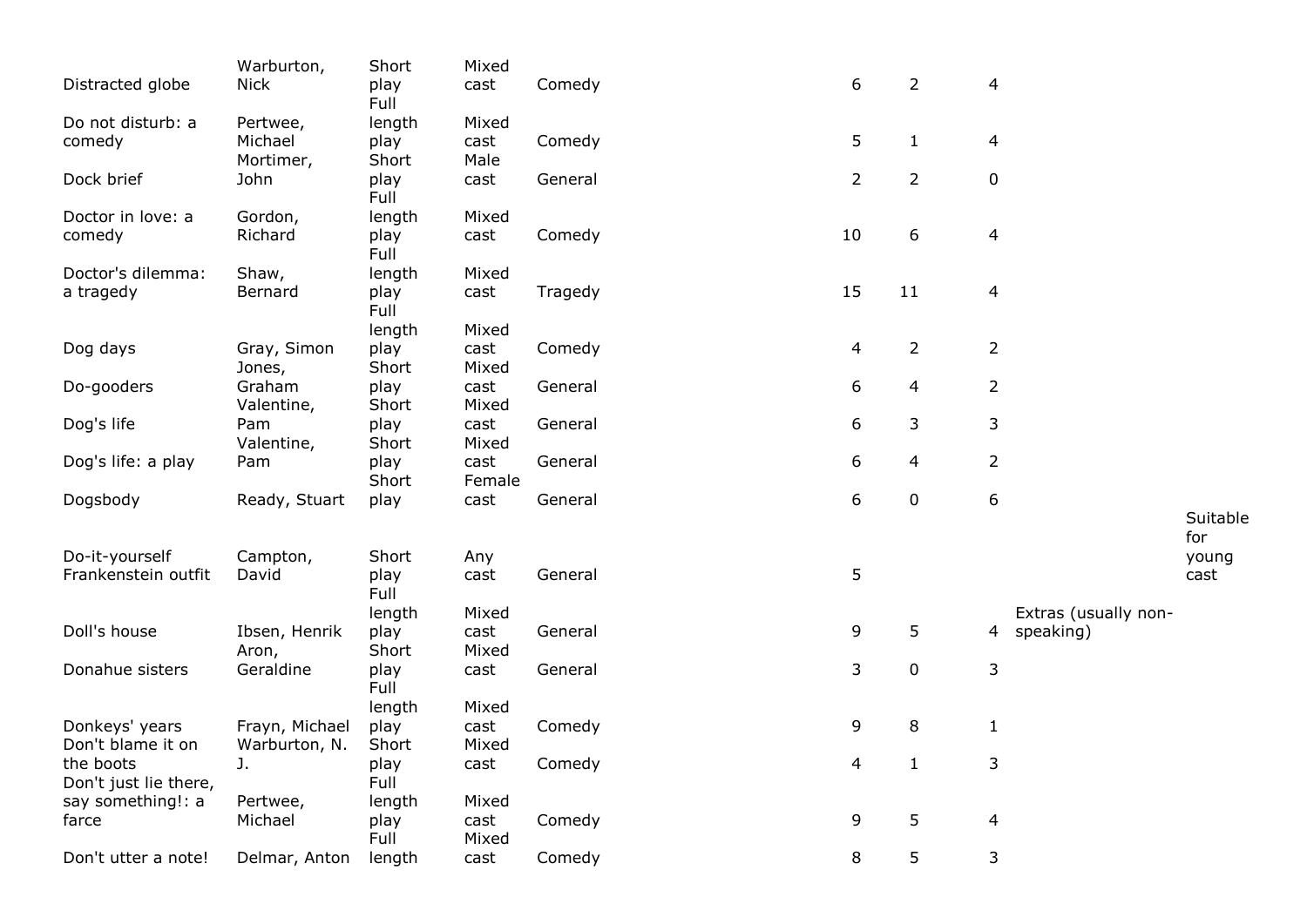| | | | | | | | | | |
|---|---|---|---|---|---|---|---|---|---|
| Distracted globe | Warburton, Nick | Short play | Mixed cast | Comedy | 6 | 2 | 4 | | |
| Do not disturb: a comedy | Pertwee, Michael | Full length play | Mixed cast | Comedy | 5 | 1 | 4 | | |
| Dock brief | Mortimer, John | Short play | Male cast | General | 2 | 2 | 0 | | |
| Doctor in love: a comedy | Gordon, Richard | Full length play | Mixed cast | Comedy | 10 | 6 | 4 | | |
| Doctor's dilemma: a tragedy | Shaw, Bernard | Full length play | Mixed cast | Tragedy | 15 | 11 | 4 | | |
| Dog days | Gray, Simon | Full length play | Mixed cast | Comedy | 4 | 2 | 2 | | |
| Do-gooders | Jones, Graham | Short play | Mixed cast | General | 6 | 4 | 2 | | |
| Dog's life | Valentine, Pam | Short play | Mixed cast | General | 6 | 3 | 3 | | |
| Dog's life: a play | Valentine, Pam | Short play | Mixed cast | General | 6 | 4 | 2 | | |
| Dogsbody | Ready, Stuart | Short play | Female cast | General | 6 | 0 | 6 | | |
| Do-it-yourself Frankenstein outfit | Campton, David | Short play | Any cast | General | 5 | | | | Suitable for young cast |
| Doll's house | Ibsen, Henrik | Full length play | Mixed cast | General | 9 | 5 | 4 | Extras (usually non-speaking) | |
| Donahue sisters | Aron, Geraldine | Short play | Mixed cast | General | 3 | 0 | 3 | | |
| Donkeys' years | Frayn, Michael | Full length play | Mixed cast | Comedy | 9 | 8 | 1 | | |
| Don't blame it on the boots | Warburton, N. J. | Short play | Mixed cast | Comedy | 4 | 1 | 3 | | |
| Don't just lie there, say something!: a farce | Pertwee, Michael | Full length play | Mixed cast | Comedy | 9 | 5 | 4 | | |
| Don't utter a note! | Delmar, Anton | Full length | Mixed cast | Comedy | 8 | 5 | 3 | | |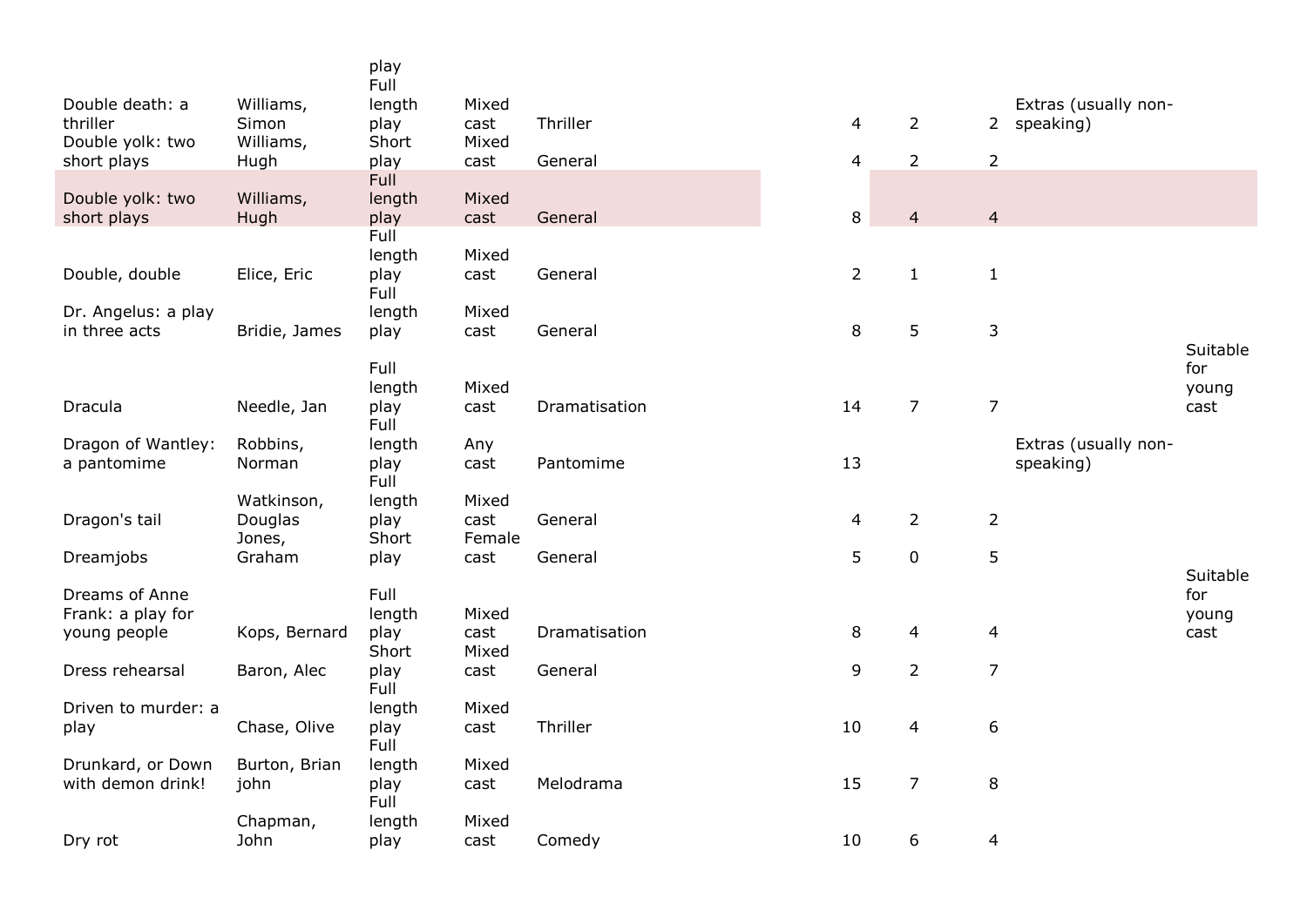| | | | | | | | | | | |
|---|---|---|---|---|---|---|---|---|---|---|
| Double death: a thriller | Williams, Simon | Full length play | Mixed cast | Thriller | | 4 | 2 | 2 | Extras (usually non-speaking) | |
| Double yolk: two short plays | Williams, Hugh | Short play | Mixed cast | General | | 4 | 2 | 2 | | |
| Double yolk: two short plays | Williams, Hugh | Full length play | Mixed cast | General | | 8 | 4 | 4 | | |
| Double, double | Elice, Eric | Full length play | Mixed cast | General | | 2 | 1 | 1 | | |
| Dr. Angelus: a play in three acts | Bridie, James | Full length play | Mixed cast | General | | 8 | 5 | 3 | | |
| Dracula | Needle, Jan | Full length play | Mixed cast | Dramatisation | | 14 | 7 | 7 | | Suitable for young cast |
| Dragon of Wantley: a pantomime | Robbins, Norman | Full length play | Any cast | Pantomime | | 13 | | | Extras (usually non-speaking) | |
| Dragon's tail | Watkinson, Douglas | Full length play | Mixed cast | General | | 4 | 2 | 2 | | |
| Dreamjobs | Jones, Graham | Short play | Female cast | General | | 5 | 0 | 5 | | |
| Dreams of Anne Frank: a play for young people | Kops, Bernard | Full length play | Mixed cast | Dramatisation | | 8 | 4 | 4 | | Suitable for young cast |
| Dress rehearsal | Baron, Alec | Short play | Mixed cast | General | | 9 | 2 | 7 | | |
| Driven to murder: a play | Chase, Olive | Full length play | Mixed cast | Thriller | | 10 | 4 | 6 | | |
| Drunkard, or Down with demon drink! | Burton, Brian john | Full length play | Mixed cast | Melodrama | | 15 | 7 | 8 | | |
| Dry rot | Chapman, John | Full length play | Mixed cast | Comedy | | 10 | 6 | 4 | | |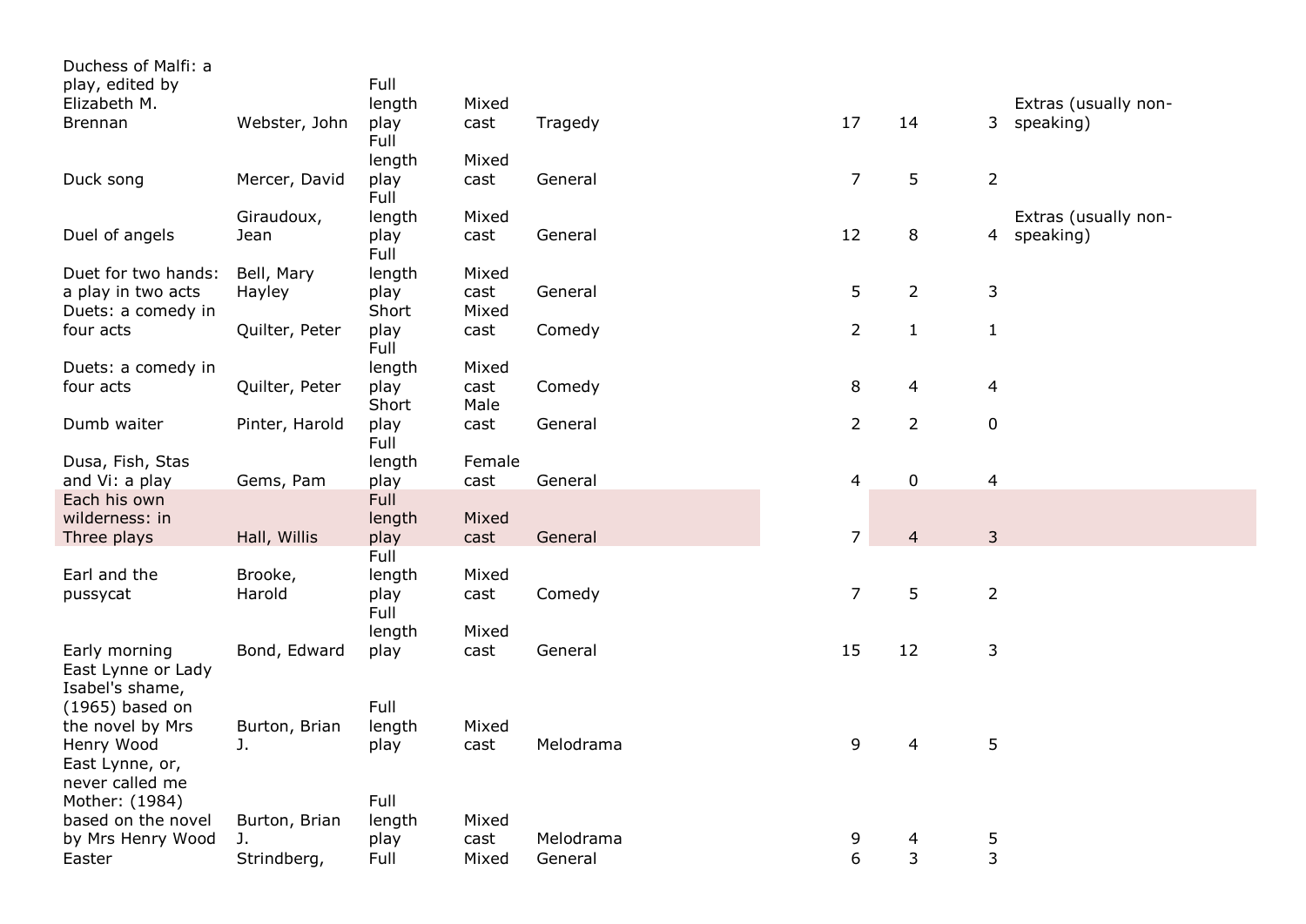| | | | | | | | | | |
|---|---|---|---|---|---|---|---|---|---|
| Duchess of Malfi: a play, edited by Elizabeth M. Brennan | Webster, John | Full length play | Mixed cast | Tragedy | | 17 | 14 | 3 | Extras (usually non-speaking) |
| Duck song | Mercer, David | Full length play | Mixed cast | General | | 7 | 5 | 2 | |
| Duel of angels | Giraudoux, Jean | Full length play | Mixed cast | General | | 12 | 8 | 4 | Extras (usually non-speaking) |
| Duet for two hands: a play in two acts | Bell, Mary Hayley | Full length play | Mixed cast | General | | 5 | 2 | 3 | |
| Duets: a comedy in four acts | Quilter, Peter | Short play | Mixed cast | Comedy | | 2 | 1 | 1 | |
| Duets: a comedy in four acts | Quilter, Peter | Full length play | Mixed cast | Comedy | | 8 | 4 | 4 | |
| Dumb waiter | Pinter, Harold | Short play | Male cast | General | | 2 | 2 | 0 | |
| Dusa, Fish, Stas and Vi: a play | Gems, Pam | Full length play | Female cast | General | | 4 | 0 | 4 | |
| Each his own wilderness: in Three plays | Hall, Willis | Full length play | Mixed cast | General | | 7 | 4 | 3 | |
| Earl and the pussycat | Brooke, Harold | Full length play | Mixed cast | Comedy | | 7 | 5 | 2 | |
| Early morning | Bond, Edward | Full length play | Mixed cast | General | | 15 | 12 | 3 | |
| East Lynne or Lady Isabel's shame, (1965) based on the novel by Mrs Henry Wood | Burton, Brian J. | Full length play | Mixed cast | Melodrama | | 9 | 4 | 5 | |
| East Lynne, or, never called me Mother: (1984) based on the novel by Mrs Henry Wood | Burton, Brian J. | Full length play | Mixed cast | Melodrama | | 9 | 4 | 5 | |
| Easter | Strindberg, | Full | Mixed | General | | 6 | 3 | 3 | |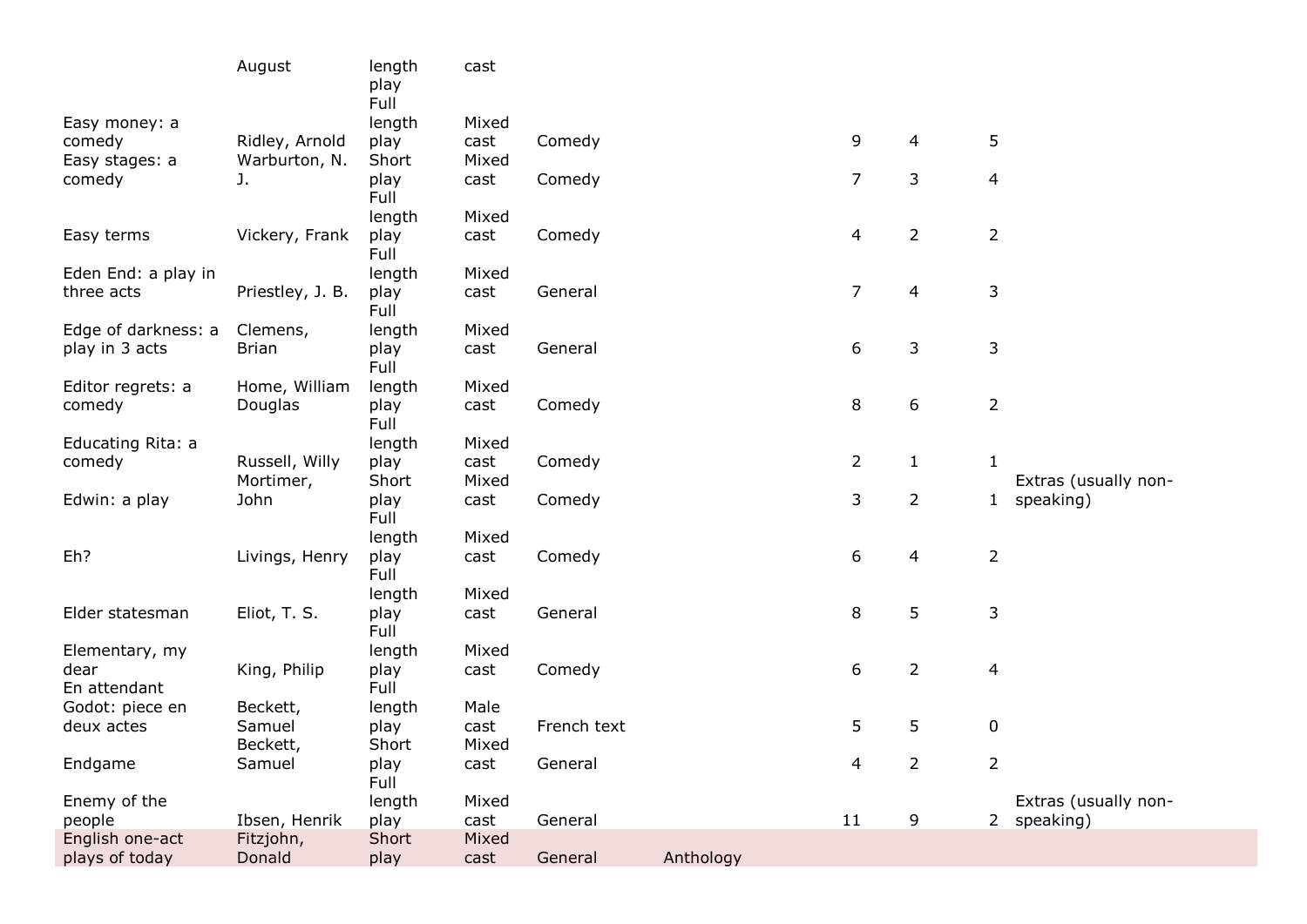| | | | | | | | | | |
|---|---|---|---|---|---|---|---|---|---|
| | August | Full length play | Mixed cast | | | | | | |
| Easy money: a comedy | Ridley, Arnold | Full length play | Mixed cast | Comedy | | 9 | 4 | 5 | |
| Easy stages: a comedy | Warburton, N. J. | Short play | Mixed cast | Comedy | | 7 | 3 | 4 | |
| Easy terms | Vickery, Frank | Full length play | Mixed cast | Comedy | | 4 | 2 | 2 | |
| Eden End: a play in three acts | Priestley, J. B. | Full length play | Mixed cast | General | | 7 | 4 | 3 | |
| Edge of darkness: a play in 3 acts | Clemens, Brian | Full length play | Mixed cast | General | | 6 | 3 | 3 | |
| Editor regrets: a comedy | Home, William Douglas | Full length play | Mixed cast | Comedy | | 8 | 6 | 2 | |
| Educating Rita: a comedy | Russell, Willy | Full length play | Mixed cast | Comedy | | 2 | 1 | 1 | |
| Edwin: a play | Mortimer, John | Short play | Mixed cast | Comedy | | 3 | 2 | 1 | Extras (usually non-speaking) |
| Eh? | Livings, Henry | Full length play | Mixed cast | Comedy | | 6 | 4 | 2 | |
| Elder statesman | Eliot, T. S. | Full length play | Mixed cast | General | | 8 | 5 | 3 | |
| Elementary, my dear | King, Philip | Full length play | Mixed cast | Comedy | | 6 | 2 | 4 | |
| En attendant Godot: piece en deux actes | Beckett, Samuel | Full length play | Male cast | French text | | 5 | 5 | 0 | |
| Endgame | Beckett, Samuel | Short play | Mixed cast | General | | 4 | 2 | 2 | |
| Enemy of the people | Ibsen, Henrik | Full length play | Mixed cast | General | | 11 | 9 | 2 | Extras (usually non-speaking) |
| English one-act plays of today | Fitzjohn, Donald | Short play | Mixed cast | General | Anthology | | | | |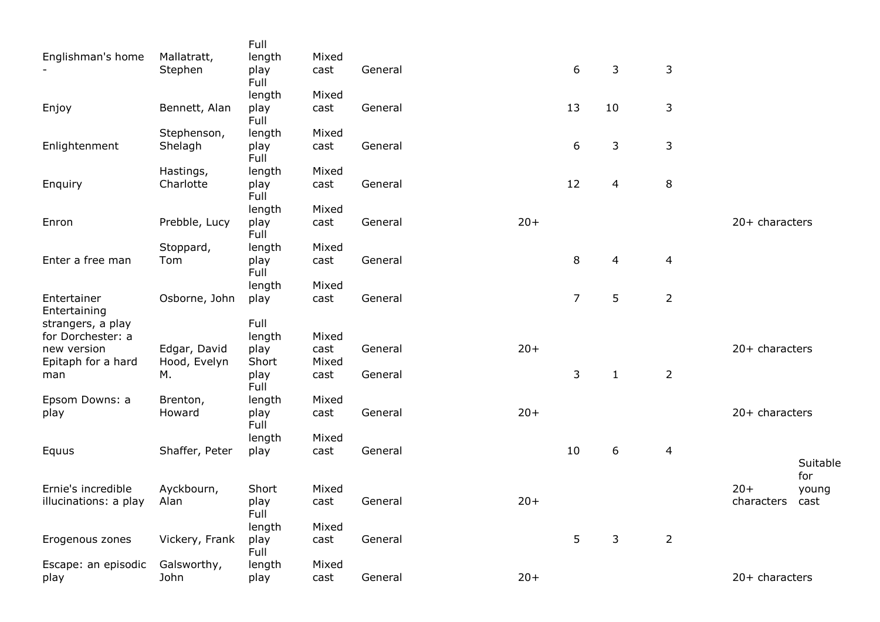| | | | | | | | | | | | |
|---|---|---|---|---|---|---|---|---|---|---|---|
| Englishman's home - | Mallatratt, Stephen | Full length play | Mixed cast | General | | | 6 | 3 | 3 | | |
| Enjoy | Bennett, Alan | Full length play | Mixed cast | General | | | 13 | 10 | 3 | | |
| Enlightenment | Stephenson, Shelagh | Full length play | Mixed cast | General | | | 6 | 3 | 3 | | |
| Enquiry | Hastings, Charlotte | Full length play | Mixed cast | General | | | 12 | 4 | 8 | | |
| Enron | Prebble, Lucy | Full length play | Mixed cast | General | | 20+ | | | | 20+ characters | |
| Enter a free man | Stoppard, Tom | Full length play | Mixed cast | General | | | 8 | 4 | 4 | | |
| Entertainer | Osborne, John | Full length play | Mixed cast | General | | | 7 | 5 | 2 | | |
| Entertaining strangers, a play for Dorchester: a new version | Edgar, David | Full length play | Mixed cast | General | | 20+ | | | | 20+ characters | |
| Epitaph for a hard man | Hood, Evelyn M. | Short play | Mixed cast | General | | | 3 | 1 | 2 | | |
| Epsom Downs: a play | Brenton, Howard | Full length play | Mixed cast | General | | 20+ | | | | 20+ characters | |
| Equus | Shaffer, Peter | Full length play | Mixed cast | General | | | 10 | 6 | 4 | | |
| Ernie's incredible illucinations: a play | Ayckbourn, Alan | Short play | Mixed cast | General | | 20+ | | | | 20+ characters | Suitable for young cast |
| Erogenous zones | Vickery, Frank | Full length play | Mixed cast | General | | | 5 | 3 | 2 | | |
| Escape: an episodic play | Galsworthy, John | Full length play | Mixed cast | General | | 20+ | | | | 20+ characters | |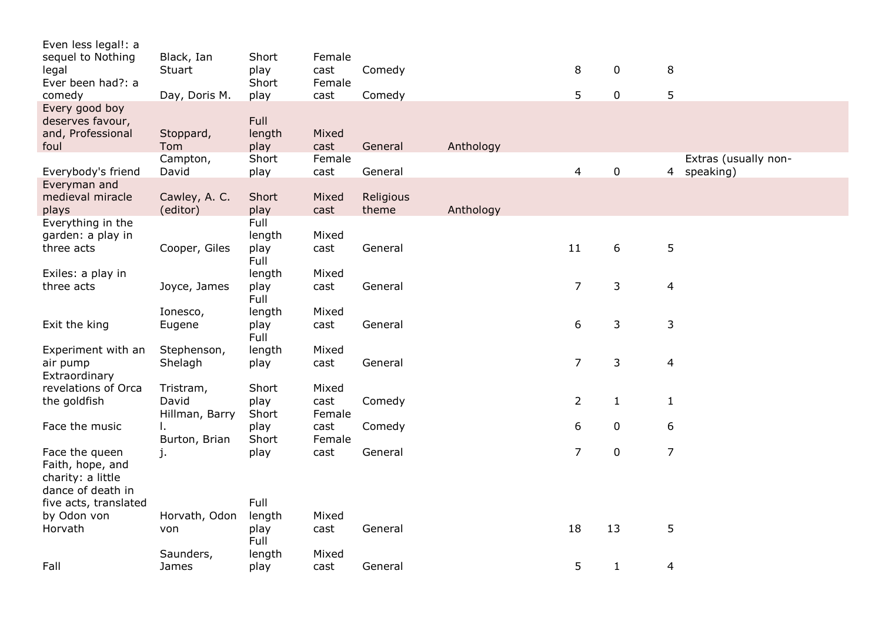| | | | | | | | | | |
|---|---|---|---|---|---|---|---|---|---|
| Even less legal!: a sequel to Nothing legal | Black, Ian Stuart | Short play | Female cast | Comedy | | 8 | 0 | 8 | |
| Ever been had?: a comedy | Day, Doris M. | Short play | Female cast | Comedy | | 5 | 0 | 5 | |
| Every good boy deserves favour, and, Professional foul | Stoppard, Tom | Full length play | Mixed cast | General | Anthology | | | | |
| Everybody's friend | Campton, David | Short play | Female cast | General | | 4 | 0 | 4 | Extras (usually non-speaking) |
| Everyman and medieval miracle plays | Cawley, A. C. (editor) | Short play | Mixed cast | Religious theme | Anthology | | | | |
| Everything in the garden: a play in three acts | Cooper, Giles | Full length play | Mixed cast | General | | 11 | 6 | 5 | |
| Exiles: a play in three acts | Joyce, James | Full length play | Mixed cast | General | | 7 | 3 | 4 | |
| Exit the king | Ionesco, Eugene | Full length play | Mixed cast | General | | 6 | 3 | 3 | |
| Experiment with an air pump | Stephenson, Shelagh | Full length play | Mixed cast | General | | 7 | 3 | 4 | |
| Extraordinary revelations of Orca the goldfish | Tristram, David | Short play | Mixed cast | Comedy | | 2 | 1 | 1 | |
| Face the music | Hillman, Barry l. | Short play | Female cast | Comedy | | 6 | 0 | 6 | |
| Face the queen | Burton, Brian j. | Short play | Female cast | General | | 7 | 0 | 7 | |
| Faith, hope, and charity: a little dance of death in five acts, translated by Odon von Horvath | Horvath, Odon von | Full length play | Mixed cast | General | | 18 | 13 | 5 | |
| Fall | Saunders, James | Full length play | Mixed cast | General | | 5 | 1 | 4 | |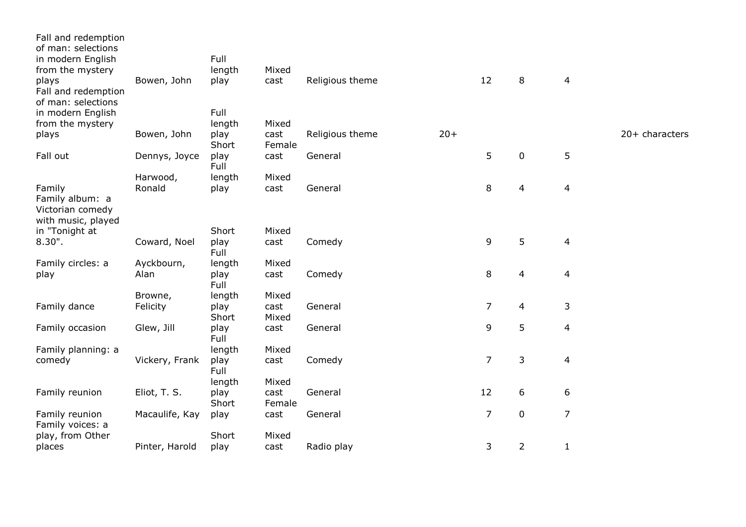| | | | | | | | | | |
|---|---|---|---|---|---|---|---|---|---|
| Fall and redemption of man: selections in modern English from the mystery plays | Bowen, John | Full length play | Mixed cast | Religious theme | | 12 | 8 | 4 | |
| Fall and redemption of man: selections in modern English from the mystery plays | Bowen, John | Full length play | Mixed cast | Religious theme | 20+ | | | | 20+ characters |
| Fall out | Dennys, Joyce | Short play | Female cast | General | | 5 | 0 | 5 | |
| Family | Harwood, Ronald | Full length play | Mixed cast | General | | 8 | 4 | 4 | |
| Family album: a Victorian comedy with music, played in "Tonight at 8.30". | Coward, Noel | Short play | Mixed cast | Comedy | | 9 | 5 | 4 | |
| Family circles: a play | Ayckbourn, Alan | Full length play | Mixed cast | Comedy | | 8 | 4 | 4 | |
| Family dance | Browne, Felicity | Full length play | Mixed cast | General | | 7 | 4 | 3 | |
| Family occasion | Glew, Jill | Short play | Mixed cast | General | | 9 | 5 | 4 | |
| Family planning: a comedy | Vickery, Frank | Full length play | Mixed cast | Comedy | | 7 | 3 | 4 | |
| Family reunion | Eliot, T. S. | Full length play | Mixed cast | General | | 12 | 6 | 6 | |
| Family reunion | Macaulife, Kay | Short play | Female cast | General | | 7 | 0 | 7 | |
| Family voices: a play, from Other places | Pinter, Harold | Short play | Mixed cast | Radio play | | 3 | 2 | 1 | |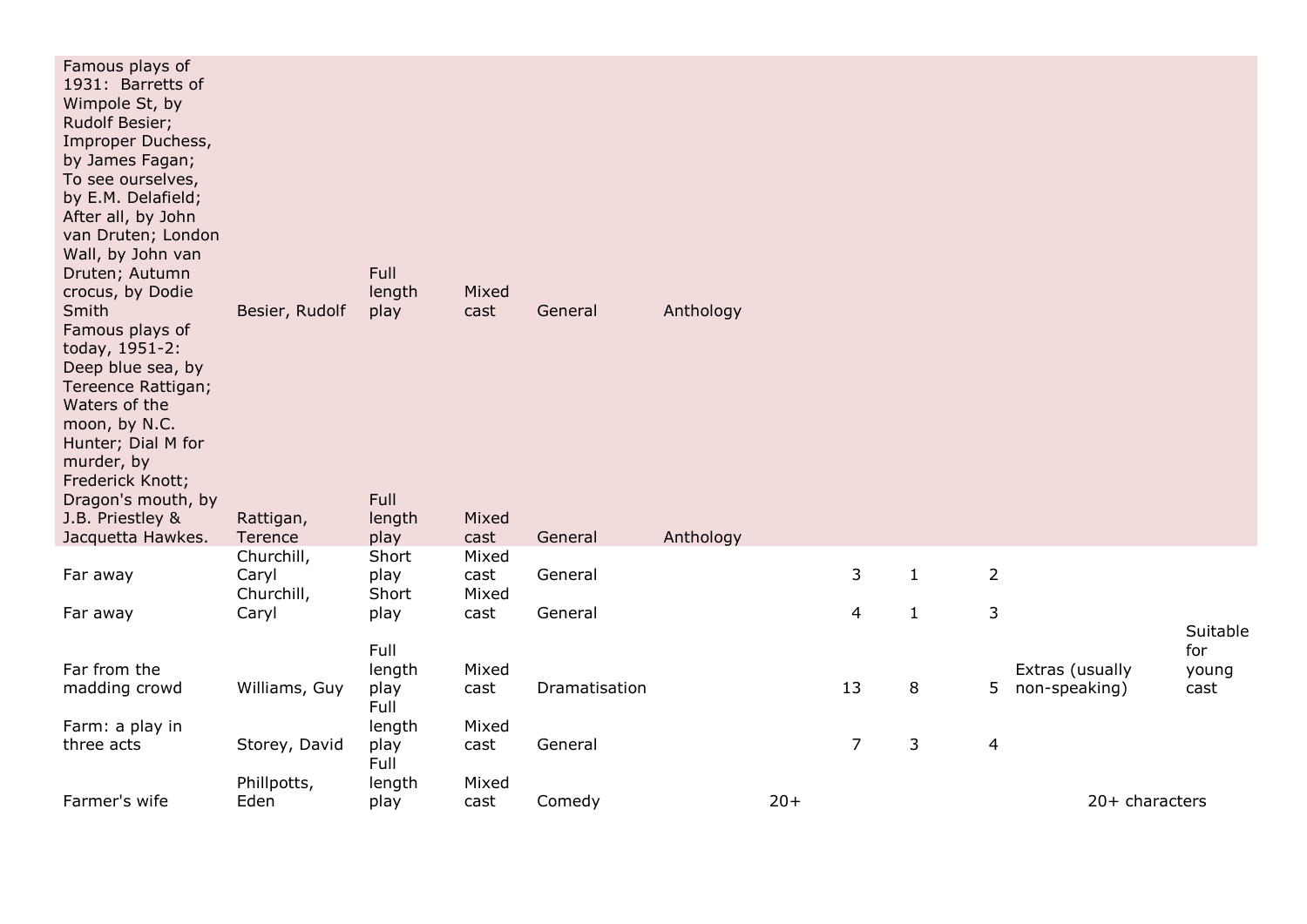| | | | | | | | | | | | |
|---|---|---|---|---|---|---|---|---|---|---|---|
| Famous plays of 1931: Barretts of Wimpole St, by Rudolf Besier; Improper Duchess, by James Fagan; To see ourselves, by E.M. Delafield; After all, by John van Druten; London Wall, by John van Druten; Autumn crocus, by Dodie Smith | Besier, Rudolf | Full length play | Mixed cast | General | Anthology | | | | | | |
| Famous plays of today, 1951-2: Deep blue sea, by Tereence Rattigan; Waters of the moon, by N.C. Hunter; Dial M for murder, by Frederick Knott; Dragon's mouth, by J.B. Priestley & Jacquetta Hawkes. | Rattigan, Terence | Full length play | Mixed cast | General | Anthology | | | | | | |
| Far away | Churchill, Caryl | Short play | Mixed cast | General | | | 3 | 1 | 2 | | |
| Far away | Churchill, Caryl | Short play | Mixed cast | General | | | 4 | 1 | 3 | | |
| Far from the madding crowd | Williams, Guy | Full length play | Mixed cast | Dramatisation | | | 13 | 8 | 5 | Extras (usually non-speaking) | Suitable for young cast |
| Farm: a play in three acts | Storey, David | Full length play | Mixed cast | General | | | 7 | 3 | 4 | | |
| Farmer's wife | Phillpotts, Eden | Full length play | Mixed cast | Comedy | | 20+ | | | | | 20+ characters |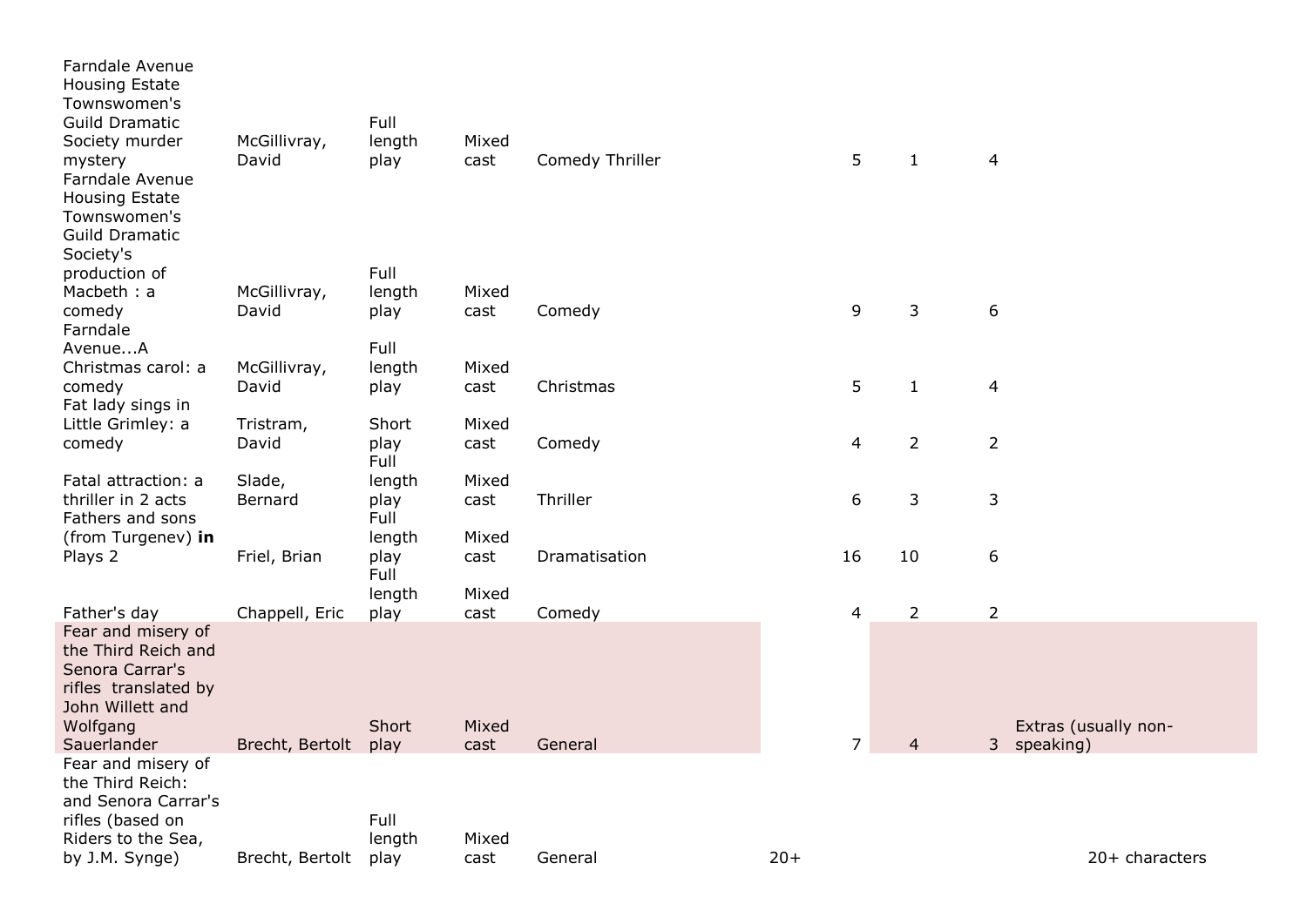| | | | | | | | | |
|---|---|---|---|---|---|---|---|---|
| Farndale Avenue Housing Estate Townswomen's Guild Dramatic Society murder mystery | McGillivray, David | Full length play | Mixed cast | Comedy Thriller | | 5 | 1 | 4 | |
| Farndale Avenue Housing Estate Townswomen's Guild Dramatic Society's production of Macbeth : a comedy | McGillivray, David | Full length play | Mixed cast | Comedy | | 9 | 3 | 6 | |
| Farndale Avenue...A Christmas carol: a comedy | McGillivray, David | Full length play | Mixed cast | Christmas | | 5 | 1 | 4 | |
| Fat lady sings in Little Grimley: a comedy | Tristram, David | Short play | Mixed cast | Comedy | | 4 | 2 | 2 | |
| Fatal attraction: a thriller in 2 acts | Slade, Bernard | Full length play | Mixed cast | Thriller | | 6 | 3 | 3 | |
| Fathers and sons (from Turgenev) **in** Plays 2 | Friel, Brian | Full length play | Mixed cast | Dramatisation | | 16 | 10 | 6 | |
| Father's day | Chappell, Eric | Full length play | Mixed cast | Comedy | | 4 | 2 | 2 | |
| Fear and misery of the Third Reich and Senora Carrar's rifles translated by John Willett and Wolfgang Sauerlander | Brecht, Bertolt | Short play | Mixed cast | General | | 7 | 4 | 3 | Extras (usually non-speaking) |
| Fear and misery of the Third Reich: and Senora Carrar's rifles (based on Riders to the Sea, by J.M. Synge) | Brecht, Bertolt | Full length play | Mixed cast | General | 20+ | | | | 20+ characters |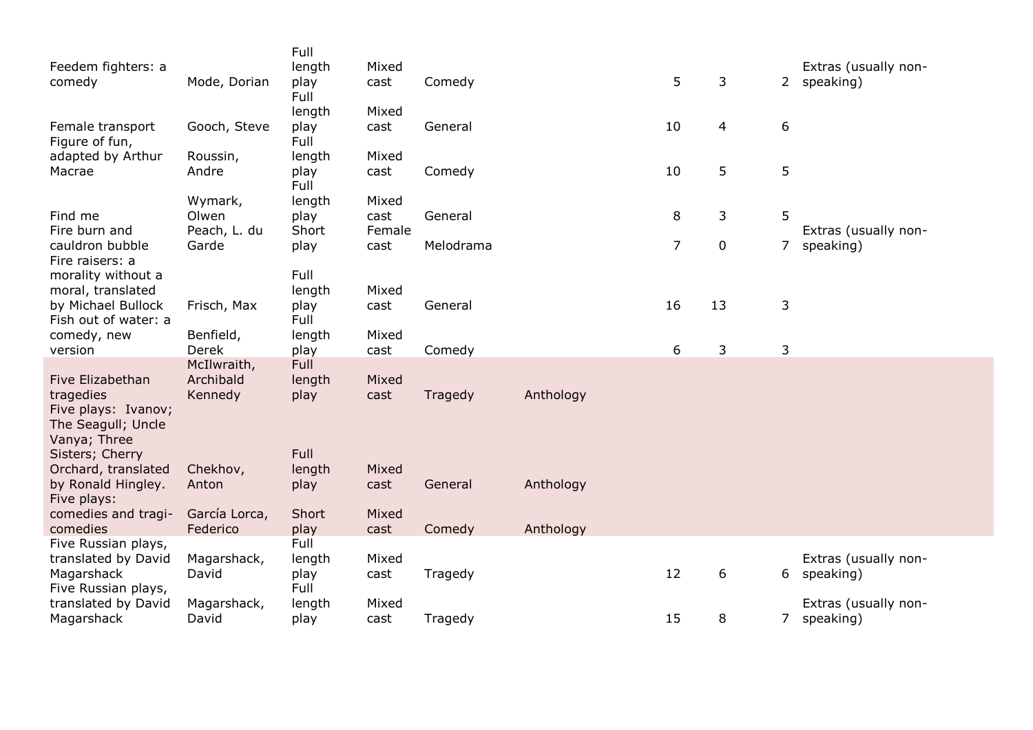| | | | | | | | | | |
|---|---|---|---|---|---|---|---|---|---|
| Feedem fighters: a comedy | Mode, Dorian | Full length play | Mixed cast | Comedy | | 5 | 3 | 2 | Extras (usually non-speaking) |
| Female transport | Gooch, Steve | Full length play | Mixed cast | General | | 10 | 4 | 6 | |
| Figure of fun, adapted by Arthur Macrae | Roussin, Andre | Full length play | Mixed cast | Comedy | | 10 | 5 | 5 | |
| Find me | Wymark, Olwen | Full length play | Mixed cast | General | | 8 | 3 | 5 | |
| Fire burn and cauldron bubble | Peach, L. du Garde | Short play | Female cast | Melodrama | | 7 | 0 | 7 | Extras (usually non-speaking) |
| Fire raisers: a morality without a moral, translated by Michael Bullock | Frisch, Max | Full length play | Mixed cast | General | | 16 | 13 | 3 | |
| Fish out of water: a comedy, new version | Benfield, Derek | Full length play | Mixed cast | Comedy | | 6 | 3 | 3 | |
| Five Elizabethan tragedies | McIlwraith, Archibald Kennedy | Full length play | Mixed cast | Tragedy | Anthology | | | | |
| Five plays: Ivanov; The Seagull; Uncle Vanya; Three Sisters; Cherry Orchard, translated by Ronald Hingley. | Chekhov, Anton | Full length play | Mixed cast | General | Anthology | | | | |
| Five plays: comedies and tragi-comedies | García Lorca, Federico | Short play | Mixed cast | Comedy | Anthology | | | | |
| Five Russian plays, translated by David Magarshack | Magarshack, David | Full length play | Mixed cast | Tragedy | | 12 | 6 | 6 | Extras (usually non-speaking) |
| Five Russian plays, translated by David Magarshack | Magarshack, David | Full length play | Mixed cast | Tragedy | | 15 | 8 | 7 | Extras (usually non-speaking) |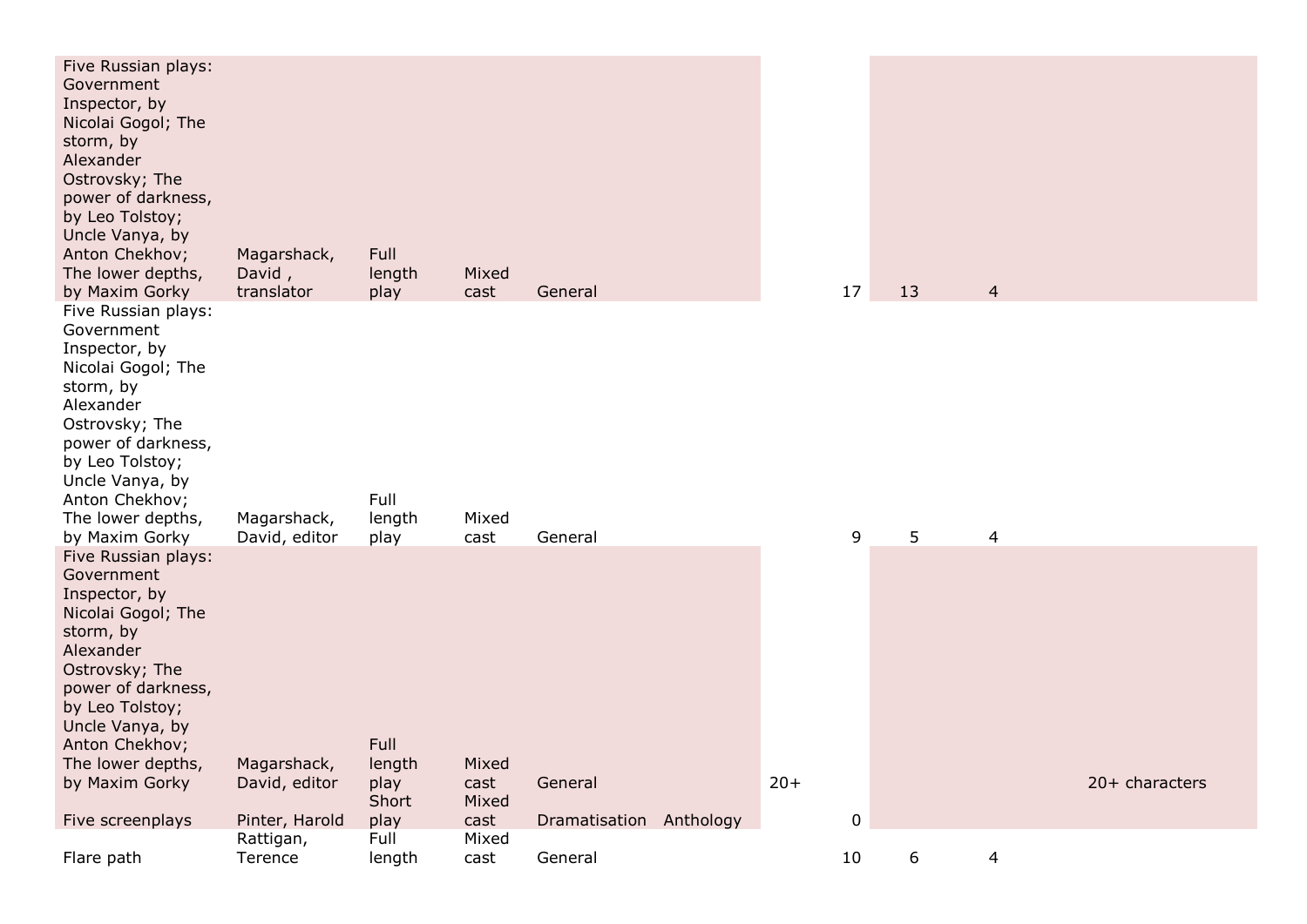| | | | | | | | | | | |
|---|---|---|---|---|---|---|---|---|---|---|
| Five Russian plays: Government Inspector, by Nicolai Gogol; The storm, by Alexander Ostrovsky; The power of darkness, by Leo Tolstoy; Uncle Vanya, by Anton Chekhov; The lower depths, by Maxim Gorky | Magarshack, David , translator | Full length play | Mixed cast | General | | | 17 | 13 | 4 | |
| Five Russian plays: Government Inspector, by Nicolai Gogol; The storm, by Alexander Ostrovsky; The power of darkness, by Leo Tolstoy; Uncle Vanya, by Anton Chekhov; The lower depths, by Maxim Gorky | Magarshack, David, editor | Full length play | Mixed cast | General | | | 9 | 5 | 4 | |
| Five Russian plays: Government Inspector, by Nicolai Gogol; The storm, by Alexander Ostrovsky; The power of darkness, by Leo Tolstoy; Uncle Vanya, by Anton Chekhov; The lower depths, by Maxim Gorky | Magarshack, David, editor | Full length play | Mixed cast | General | | 20+ | | | | 20+ characters |
| Five screenplays | Pinter, Harold | Short play | Mixed cast | Dramatisation | Anthology | | 0 | | | |
| Flare path | Rattigan, Terence | Full length | Mixed cast | General | | | 10 | 6 | 4 | |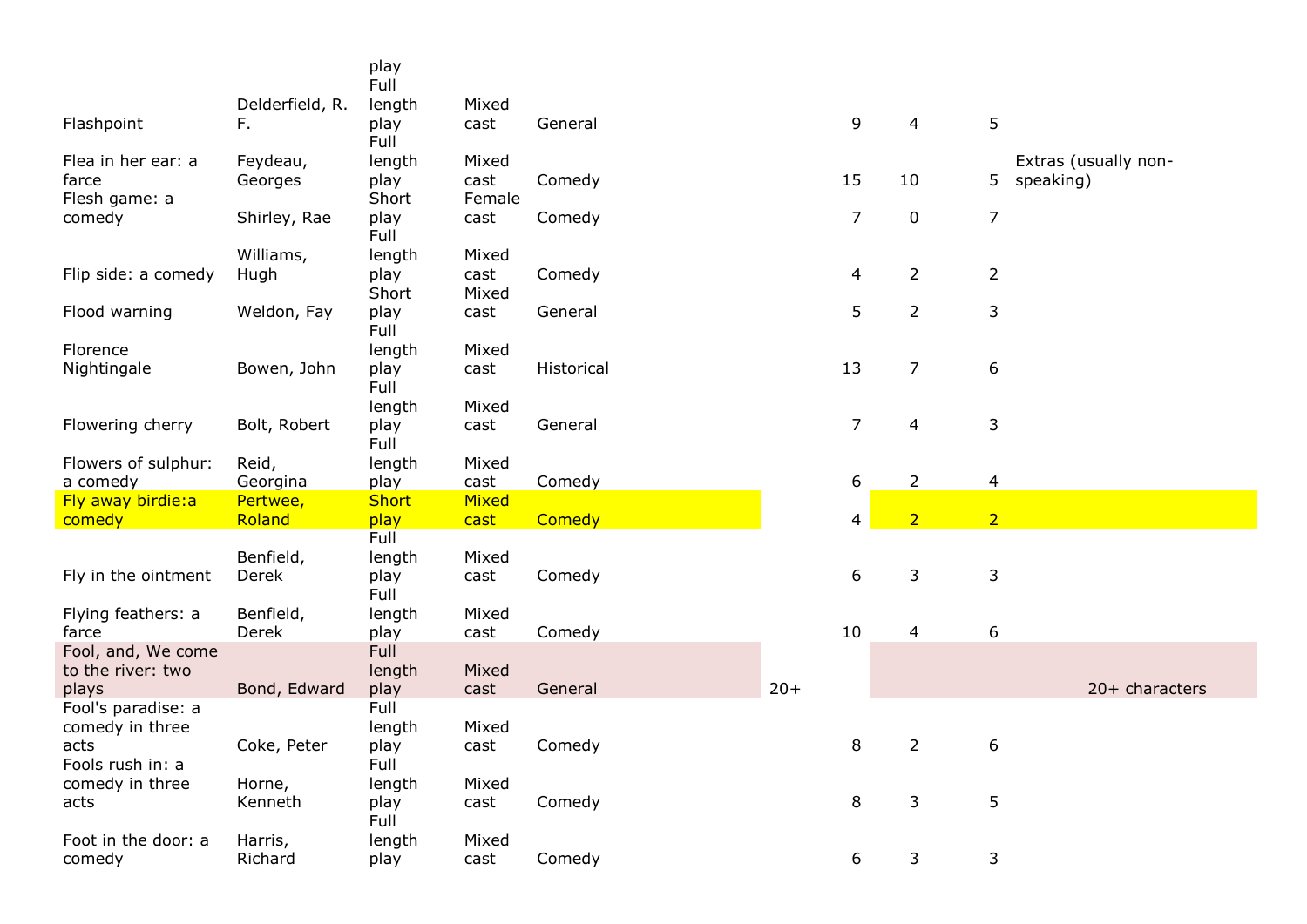| | | | | | | | | | |
|---|---|---|---|---|---|---|---|---|---|
| | | play | | | | | | | |
| Flashpoint | Delderfield, R. F. | Full length play | Mixed cast | General | | 9 | 4 | 5 | |
| Flea in her ear: a farce | Feydeau, Georges | Full length play | Mixed cast | Comedy | | 15 | 10 | 5 | Extras (usually non-speaking) |
| Flesh game: a comedy | Shirley, Rae | Short play | Female cast | Comedy | | 7 | 0 | 7 | |
| Flip side: a comedy | Williams, Hugh | Full length play | Mixed cast | Comedy | | 4 | 2 | 2 | |
| Flood warning | Weldon, Fay | Short play | Mixed cast | General | | 5 | 2 | 3 | |
| Florence Nightingale | Bowen, John | Full length play | Mixed cast | Historical | | 13 | 7 | 6 | |
| Flowering cherry | Bolt, Robert | Full length play | Mixed cast | General | | 7 | 4 | 3 | |
| Flowers of sulphur: a comedy | Reid, Georgina | Full length play | Mixed cast | Comedy | | 6 | 2 | 4 | |
| Fly away birdie:a comedy | Pertwee, Roland | Short play | Mixed cast | Comedy | | 4 | 2 | 2 | |
| Fly in the ointment | Benfield, Derek | Full length play | Mixed cast | Comedy | | 6 | 3 | 3 | |
| Flying feathers: a farce | Benfield, Derek | Full length play | Mixed cast | Comedy | | 10 | 4 | 6 | |
| Fool, and, We come to the river: two plays | Bond, Edward | Full length play | Mixed cast | General | 20+ | | | | 20+ characters |
| Fool's paradise: a comedy in three acts | Coke, Peter | Full length play | Mixed cast | Comedy | | 8 | 2 | 6 | |
| Fools rush in: a comedy in three acts | Horne, Kenneth | Full length play | Mixed cast | Comedy | | 8 | 3 | 5 | |
| Foot in the door: a comedy | Harris, Richard | Full length play | Mixed cast | Comedy | | 6 | 3 | 3 | |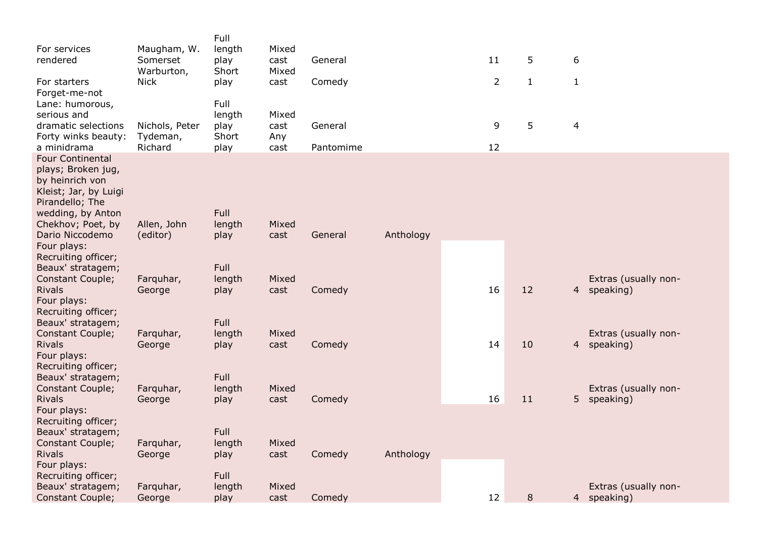| | | | | | | | | | |
|---|---|---|---|---|---|---|---|---|---|
| For services rendered | Maugham, W. Somerset | Full length play | Mixed cast | General | | 11 | 5 | 6 | |
| For starters | Warburton, Nick | Short play | Mixed cast | Comedy | | 2 | 1 | 1 | |
| Forget-me-not Lane: humorous, serious and dramatic selections | Nichols, Peter | Full length play | Mixed cast | General | | 9 | 5 | 4 | |
| Forty winks beauty: a minidrama | Tydeman, Richard | Short play | Any cast | Pantomime | | 12 | | | |
| Four Continental plays; Broken jug, by heinrich von Kleist; Jar, by Luigi Pirandello; The wedding, by Anton Chekhov; Poet, by Dario Niccodemo | Allen, John (editor) | Full length play | Mixed cast | General | Anthology | | | | |
| Four plays: Recruiting officer; Beaux' stratagem; Constant Couple; Rivals | Farquhar, George | Full length play | Mixed cast | Comedy | | 16 | 12 | 4 | Extras (usually non-speaking) |
| Four plays: Recruiting officer; Beaux' stratagem; Constant Couple; Rivals | Farquhar, George | Full length play | Mixed cast | Comedy | | 14 | 10 | 4 | Extras (usually non-speaking) |
| Four plays: Recruiting officer; Beaux' stratagem; Constant Couple; Rivals | Farquhar, George | Full length play | Mixed cast | Comedy | | 16 | 11 | 5 | Extras (usually non-speaking) |
| Four plays: Recruiting officer; Beaux' stratagem; Constant Couple; Rivals | Farquhar, George | Full length play | Mixed cast | Comedy | Anthology | | | | |
| Four plays: Recruiting officer; Beaux' stratagem; Constant Couple; | Farquhar, George | Full length play | Mixed cast | Comedy | | 12 | 8 | 4 | Extras (usually non-speaking) |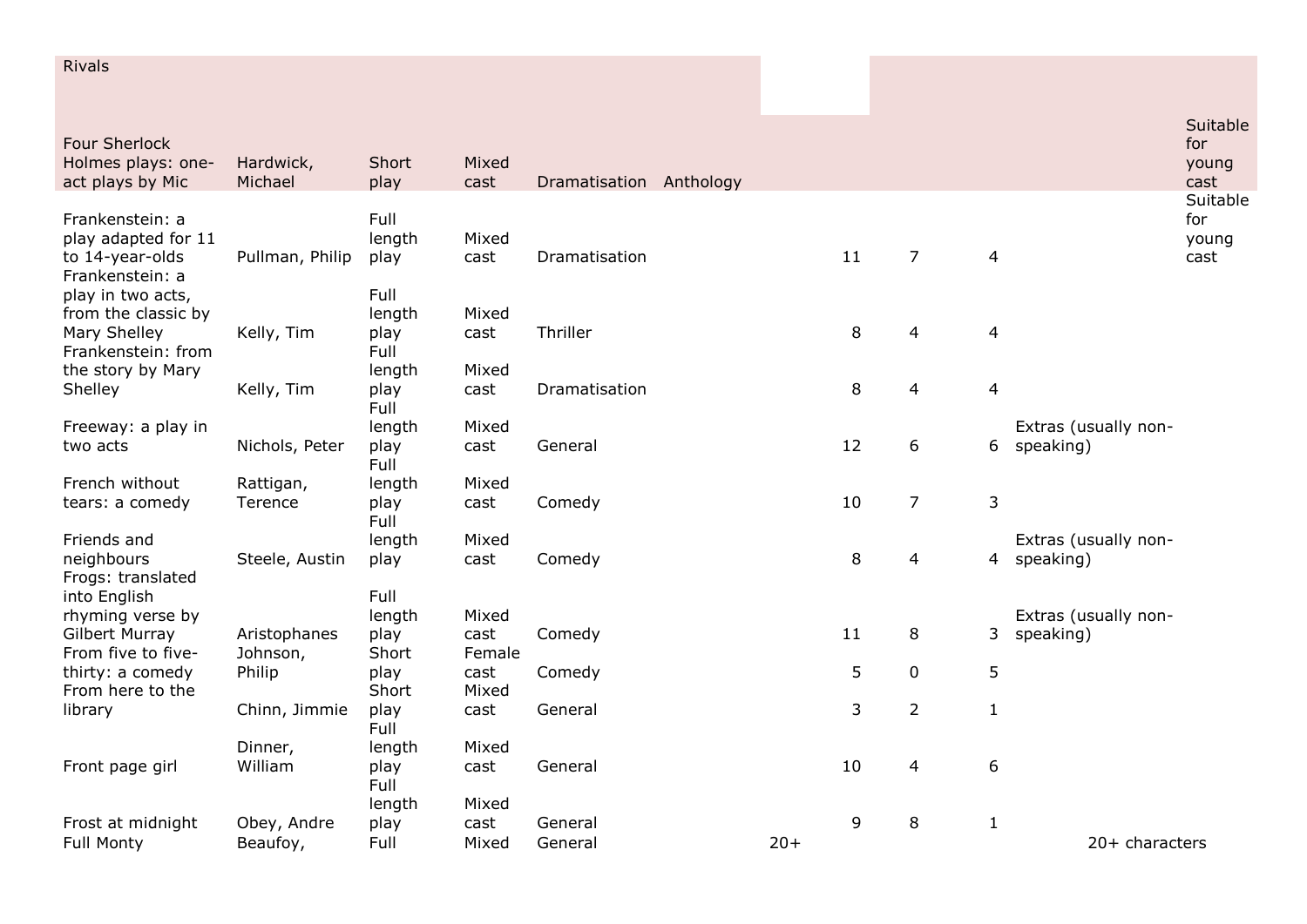| | | | | | | | | | | | |
|---|---|---|---|---|---|---|---|---|---|---|---|
| Rivals | | | | | | | | | | | |
| Four Sherlock Holmes plays: one-act plays by Mic | Hardwick, Michael | Short play | Mixed cast | Dramatisation | Anthology | | | | | | Suitable for young cast |
| Frankenstein: a play adapted for 11 to 14-year-olds | Pullman, Philip | Full length play | Mixed cast | Dramatisation | | | 11 | 7 | 4 | | Suitable for young cast |
| Frankenstein: a play in two acts, from the classic by Mary Shelley | Kelly, Tim | Full length play | Mixed cast | Thriller | | | 8 | 4 | 4 | | |
| Frankenstein: from the story by Mary Shelley | Kelly, Tim | Full length play | Mixed cast | Dramatisation | | | 8 | 4 | 4 | | |
| Freeway: a play in two acts | Nichols, Peter | Full length play | Mixed cast | General | | | 12 | 6 | 6 | Extras (usually non-speaking) | |
| French without tears: a comedy | Rattigan, Terence | Full length play | Mixed cast | Comedy | | | 10 | 7 | 3 | | |
| Friends and neighbours | Steele, Austin | Full length play | Mixed cast | Comedy | | | 8 | 4 | 4 | Extras (usually non-speaking) | |
| Frogs: translated into English rhyming verse by Gilbert Murray | Aristophanes | Full length play | Mixed cast | Comedy | | | 11 | 8 | 3 | Extras (usually non-speaking) | |
| From five to five-thirty: a comedy | Johnson, Philip | Short play | Female cast | Comedy | | | 5 | 0 | 5 | | |
| From here to the library | Chinn, Jimmie | Short play | Mixed cast | General | | | 3 | 2 | 1 | | |
| Front page girl | Dinner, William | Full length play | Mixed cast | General | | | 10 | 4 | 6 | | |
| Frost at midnight | Obey, Andre | Full length play | Mixed cast | General | | | 9 | 8 | 1 | | |
| Full Monty | Beaufoy, | Full | Mixed | General | | 20+ | | | | 20+ characters | |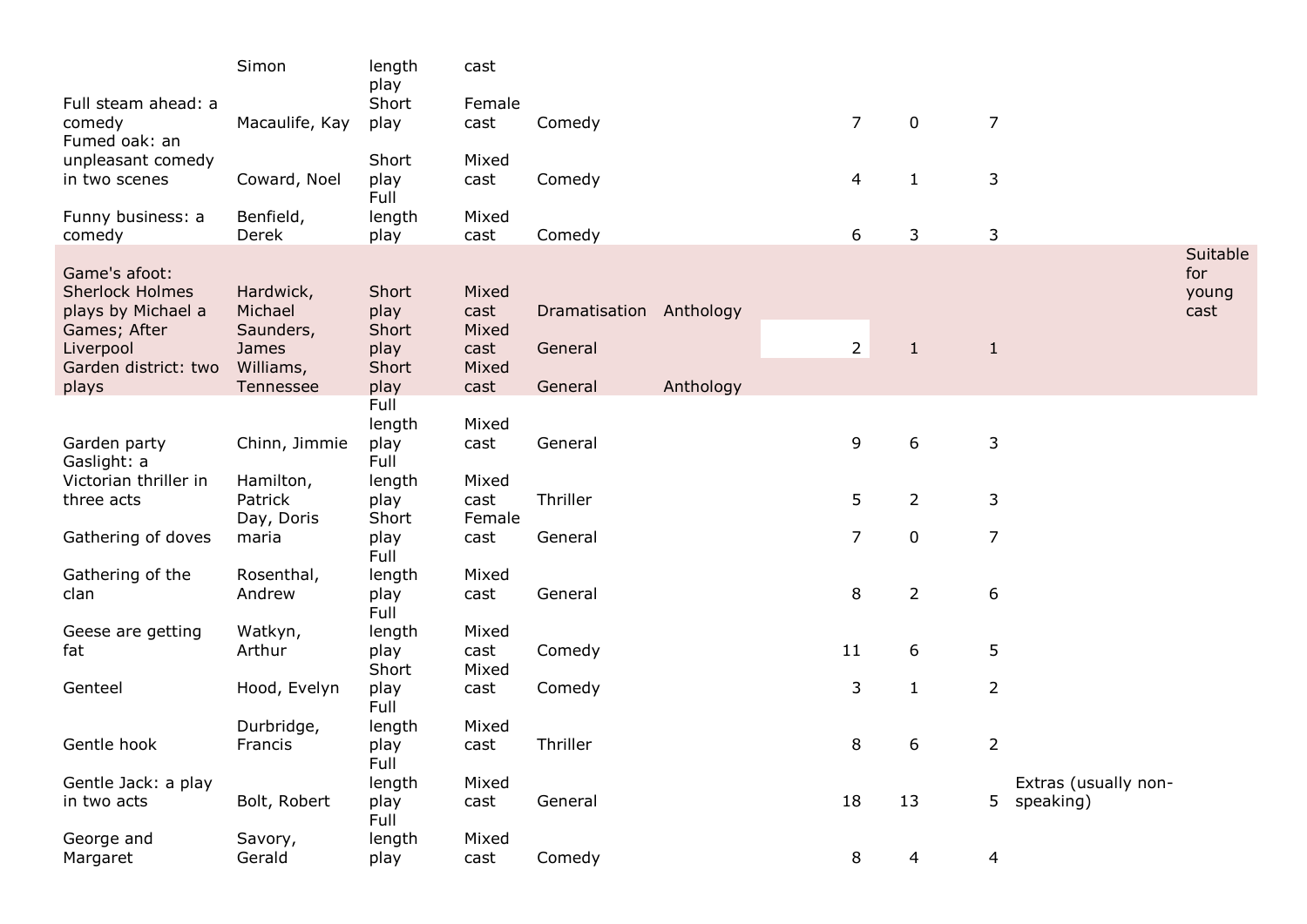| | | | | | | | | | | | |
|---|---|---|---|---|---|---|---|---|---|---|---|
| | Simon | length play | cast | | | | | | | | |
| Full steam ahead: a comedy | Macaulife, Kay | Short play | Female cast | Comedy | | | 7 | 0 | 7 | | |
| Fumed oak: an unpleasant comedy in two scenes | Coward, Noel | Short play | Mixed cast | Comedy | | | 4 | 1 | 3 | | |
| Funny business: a comedy | Benfield, Derek | Full length play | Mixed cast | Comedy | | | 6 | 3 | 3 | | |
| Game's afoot: Sherlock Holmes plays by Michael a | Hardwick, Michael | Short play | Mixed cast | Dramatisation | Anthology | | | | | | Suitable for young cast |
| Games; After Liverpool | Saunders, James | Short play | Mixed cast | General | | | 2 | 1 | 1 | | |
| Garden district: two plays | Williams, Tennessee | Short play | Mixed cast | General | Anthology | | | | | | |
| Garden party | Chinn, Jimmie | Full length play | Mixed cast | General | | | 9 | 6 | 3 | | |
| Gaslight: a Victorian thriller in three acts | Hamilton, Patrick | Full length play | Mixed cast | Thriller | | | 5 | 2 | 3 | | |
| Gathering of doves | Day, Doris maria | Short play | Female cast | General | | | 7 | 0 | 7 | | |
| Gathering of the clan | Rosenthal, Andrew | Full length play | Mixed cast | General | | | 8 | 2 | 6 | | |
| Geese are getting fat | Watkyn, Arthur | Full length play | Mixed cast | Comedy | | | 11 | 6 | 5 | | |
| Genteel | Hood, Evelyn | Short play | Mixed cast | Comedy | | | 3 | 1 | 2 | | |
| Gentle hook | Durbridge, Francis | Full length play | Mixed cast | Thriller | | | 8 | 6 | 2 | | |
| Gentle Jack: a play in two acts | Bolt, Robert | Full length play | Mixed cast | General | | | 18 | 13 | 5 | Extras (usually non-speaking) | |
| George and Margaret | Savory, Gerald | Full length play | Mixed cast | Comedy | | | 8 | 4 | 4 | | |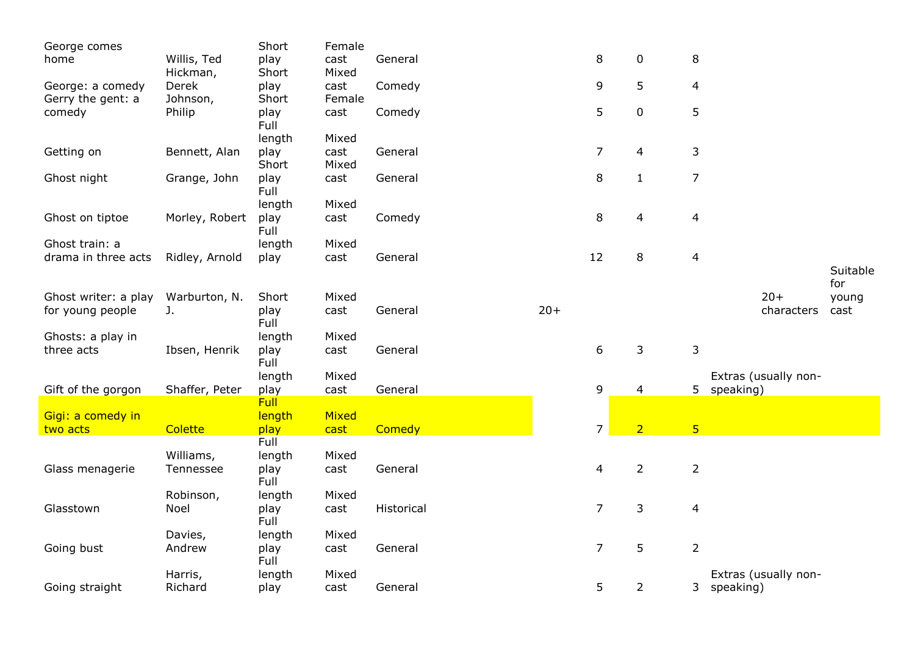| | | | | | | | | | | | |
|---|---|---|---|---|---|---|---|---|---|---|---|
| George comes home | Willis, Ted | Short play | Female cast | General | | 8 | 0 | 8 | | | |
| George: a comedy | Hickman, Derek | Short play | Mixed cast | Comedy | | 9 | 5 | 4 | | | |
| Gerry the gent: a comedy | Johnson, Philip | Short play | Female cast | Comedy | | 5 | 0 | 5 | | | |
| Getting on | Bennett, Alan | Full length play | Mixed cast | General | | 7 | 4 | 3 | | | |
| Ghost night | Grange, John | Short play | Mixed cast | General | | 8 | 1 | 7 | | | |
| Ghost on tiptoe | Morley, Robert | Full length play | Mixed cast | Comedy | | 8 | 4 | 4 | | | |
| Ghost train: a drama in three acts | Ridley, Arnold | Full length play | Mixed cast | General | | 12 | 8 | 4 | | | |
| Ghost writer: a play for young people | Warburton, N. J. | Short play | Mixed cast | General | 20+ | | | | | 20+ characters | Suitable for young cast |
| Ghosts: a play in three acts | Ibsen, Henrik | Full length play | Mixed cast | General | | 6 | 3 | 3 | | | |
| Gift of the gorgon | Shaffer, Peter | Full length play | Mixed cast | General | | 9 | 4 | 5 | Extras (usually non-speaking) | | |
| Gigi: a comedy in two acts | Colette | Full length play | Mixed cast | Comedy | | 7 | 2 | 5 | | | |
| Glass menagerie | Williams, Tennessee | Full length play | Mixed cast | General | | 4 | 2 | 2 | | | |
| Glasstown | Robinson, Noel | Full length play | Mixed cast | Historical | | 7 | 3 | 4 | | | |
| Going bust | Davies, Andrew | Full length play | Mixed cast | General | | 7 | 5 | 2 | | | |
| Going straight | Harris, Richard | Full length play | Mixed cast | General | | 5 | 2 | 3 | Extras (usually non-speaking) | | |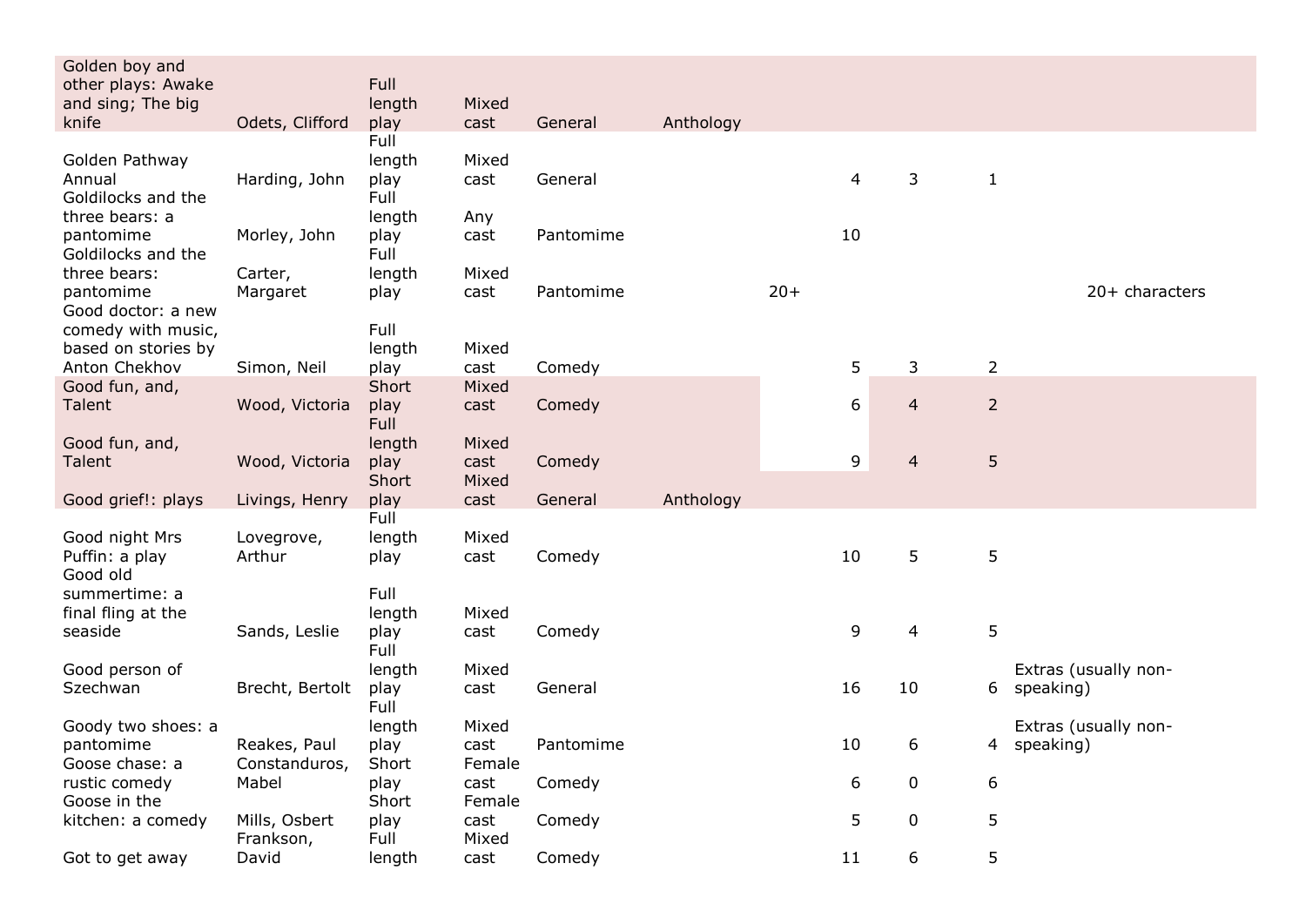| | | | | | | | | | | |
|---|---|---|---|---|---|---|---|---|---|---|
| Golden boy and other plays: Awake and sing; The big knife | Odets, Clifford | Full length play | Mixed cast | General | Anthology | | | | | |
| Golden Pathway Annual | Harding, John | Full length play | Mixed cast | General | | | 4 | 3 | 1 | |
| Goldilocks and the three bears: a pantomime | Morley, John | Full length play | Any cast | Pantomime | | | 10 | | | |
| Goldilocks and the three bears: pantomime | Carter, Margaret | Full length play | Mixed cast | Pantomime | | 20+ | | | | 20+ characters |
| Good doctor: a new comedy with music, based on stories by Anton Chekhov | Simon, Neil | Full length play | Mixed cast | Comedy | | | 5 | 3 | 2 | |
| Good fun, and, Talent | Wood, Victoria | Short play | Mixed cast | Comedy | | | 6 | 4 | 2 | |
| Good fun, and, Talent | Wood, Victoria | Full length play | Mixed cast | Comedy | | | 9 | 4 | 5 | |
| Good grief!: plays | Livings, Henry | Short play | Mixed cast | General | Anthology | | | | | |
| Good night Mrs Puffin: a play | Lovegrove, Arthur | Full length play | Mixed cast | Comedy | | | 10 | 5 | 5 | |
| Good old summertime: a final fling at the seaside | Sands, Leslie | Full length play | Mixed cast | Comedy | | | 9 | 4 | 5 | |
| Good person of Szechwan | Brecht, Bertolt | Full length play | Mixed cast | General | | | 16 | 10 | 6 | Extras (usually non-speaking) |
| Goody two shoes: a pantomime | Reakes, Paul | Full length play | Mixed cast | Pantomime | | | 10 | 6 | 4 | Extras (usually non-speaking) |
| Goose chase: a rustic comedy | Constanduros, Mabel | Short play | Female cast | Comedy | | | 6 | 0 | 6 | |
| Goose in the kitchen: a comedy | Mills, Osbert | Short play | Female cast | Comedy | | | 5 | 0 | 5 | |
| Got to get away | Frankson, David | Full length | Mixed cast | Comedy | | | 11 | 6 | 5 | |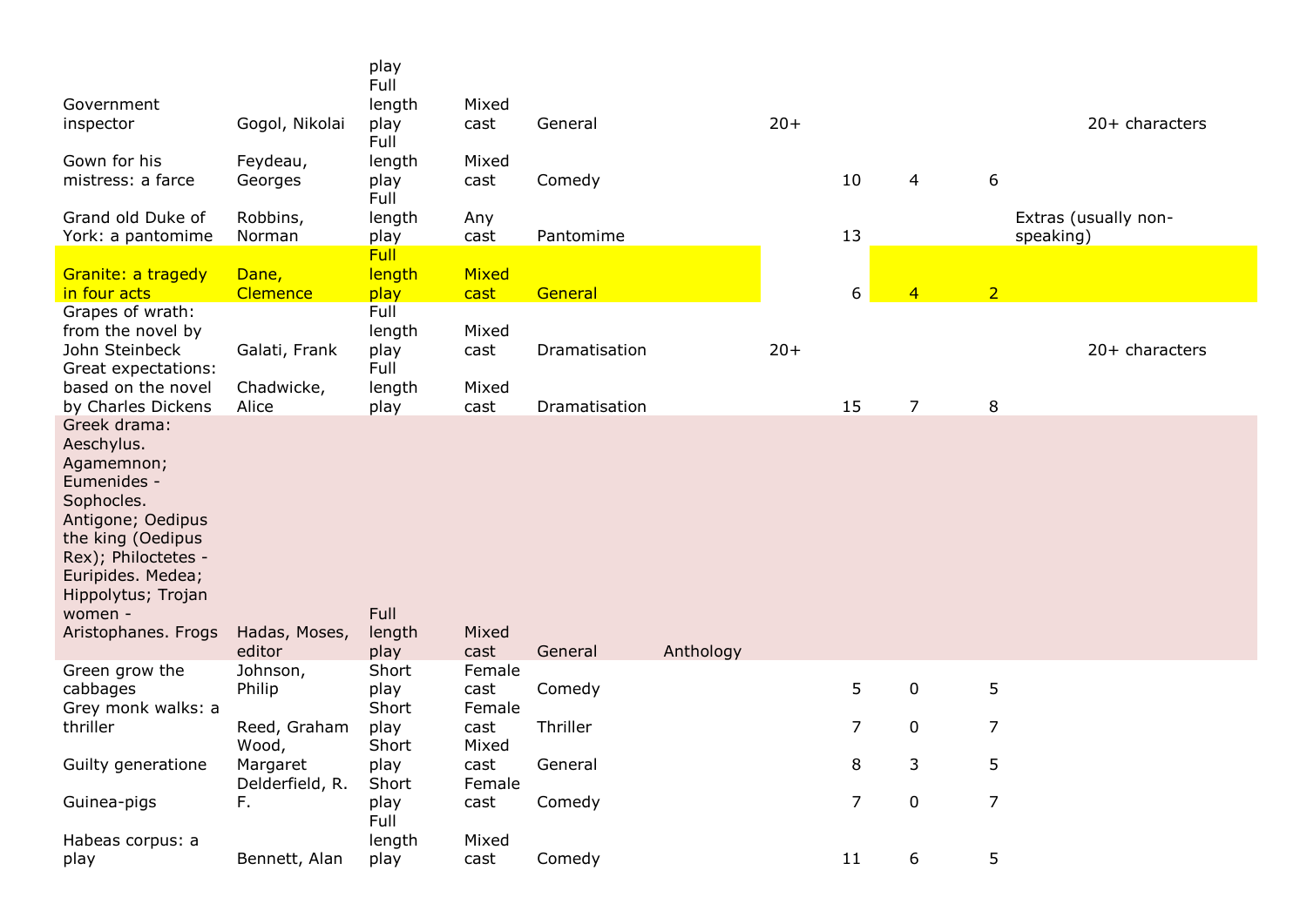| | | | | | | | | | | | |
|---|---|---|---|---|---|---|---|---|---|---|---|
| | | play | | | | | | | | | |
| Government inspector | Gogol, Nikolai | Full length play | Mixed cast | General | | 20+ | | | | | 20+ characters |
| Gown for his mistress: a farce | Feydeau, Georges | Full length play | Mixed cast | Comedy | | | 10 | 4 | 6 | | |
| Grand old Duke of York: a pantomime | Robbins, Norman | Full length play | Any cast | Pantomime | | | 13 | | | Extras (usually non-speaking) | |
| Granite: a tragedy in four acts | Dane, Clemence | Full length play | Mixed cast | General | | | 6 | 4 | 2 | | |
| Grapes of wrath: from the novel by John Steinbeck | Galati, Frank | Full length play | Mixed cast | Dramatisation | | 20+ | | | | | 20+ characters |
| Great expectations: based on the novel by Charles Dickens | Chadwicke, Alice | Full length play | Mixed cast | Dramatisation | | | 15 | 7 | 8 | | |
| Greek drama: Aeschylus. Agamemnon; Eumenides - Sophocles. Antigone; Oedipus the king (Oedipus Rex); Philoctetes - Euripides. Medea; Hippolytus; Trojan women - Aristophanes. Frogs | Hadas, Moses, editor | Full length play | Mixed cast | General | Anthology | | | | | | |
| Green grow the cabbages | Johnson, Philip | Short play | Female cast | Comedy | | | 5 | 0 | 5 | | |
| Grey monk walks: a thriller | Reed, Graham | Short play | Female cast | Thriller | | | 7 | 0 | 7 | | |
| Guilty generatione | Wood, Margaret | Short play | Mixed cast | General | | | 8 | 3 | 5 | | |
| Guinea-pigs | Delderfield, R. F. | Short play | Female cast | Comedy | | | 7 | 0 | 7 | | |
| Habeas corpus: a play | Bennett, Alan | Full length play | Mixed cast | Comedy | | | 11 | 6 | 5 | | |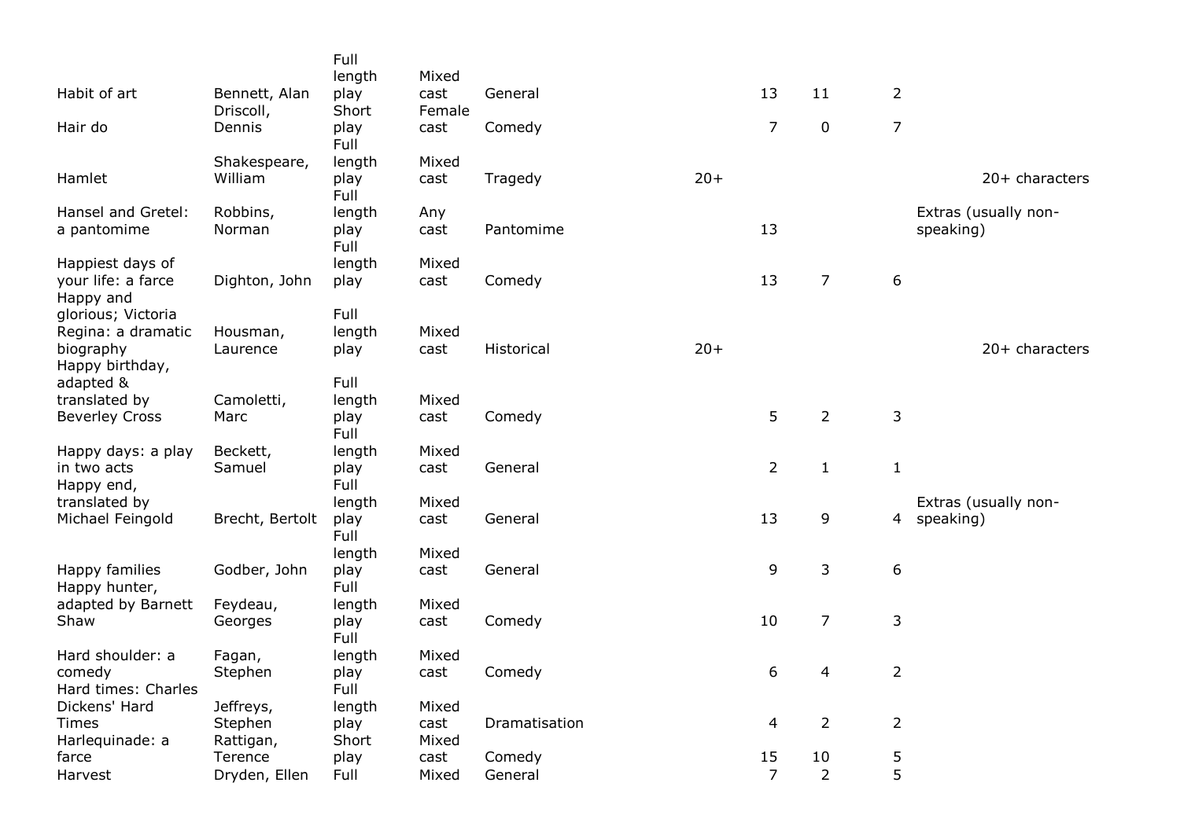| | | | | | | | | | |
|---|---|---|---|---|---|---|---|---|---|
| Habit of art | Bennett, Alan | Full length play | Mixed cast | General | | 13 | 11 | 2 | |
| Hair do | Driscoll, Dennis | Short play | Female cast | Comedy | | 7 | 0 | 7 | |
| Hamlet | Shakespeare, William | Full length play | Mixed cast | Tragedy | 20+ | | | | 20+ characters |
| Hansel and Gretel: a pantomime | Robbins, Norman | Full length play | Any cast | Pantomime | | 13 | | | Extras (usually non-speaking) |
| Happiest days of your life: a farce | Dighton, John | Full length play | Mixed cast | Comedy | | 13 | 7 | 6 | |
| Happy and glorious; Victoria Regina: a dramatic biography | Housman, Laurence | Full length play | Mixed cast | Historical | 20+ | | | | 20+ characters |
| Happy birthday, adapted & translated by Beverley Cross | Camoletti, Marc | Full length play | Mixed cast | Comedy | | 5 | 2 | 3 | |
| Happy days: a play in two acts | Beckett, Samuel | Full length play | Mixed cast | General | | 2 | 1 | 1 | |
| Happy end, translated by Michael Feingold | Brecht, Bertolt | Full length play | Mixed cast | General | | 13 | 9 | 4 | Extras (usually non-speaking) |
| Happy families | Godber, John | Full length play | Mixed cast | General | | 9 | 3 | 6 | |
| Happy hunter, adapted by Barnett Shaw | Feydeau, Georges | Full length play | Mixed cast | Comedy | | 10 | 7 | 3 | |
| Hard shoulder: a comedy | Fagan, Stephen | Full length play | Mixed cast | Comedy | | 6 | 4 | 2 | |
| Hard times: Charles Dickens' Hard Times | Jeffreys, Stephen | Full length play | Mixed cast | Dramatisation | | 4 | 2 | 2 | |
| Harlequinade: a farce | Rattigan, Terence | Short play | Mixed cast | Comedy | | 15 | 10 | 5 | |
| Harvest | Dryden, Ellen | Full | Mixed | General | | 7 | 2 | 5 | |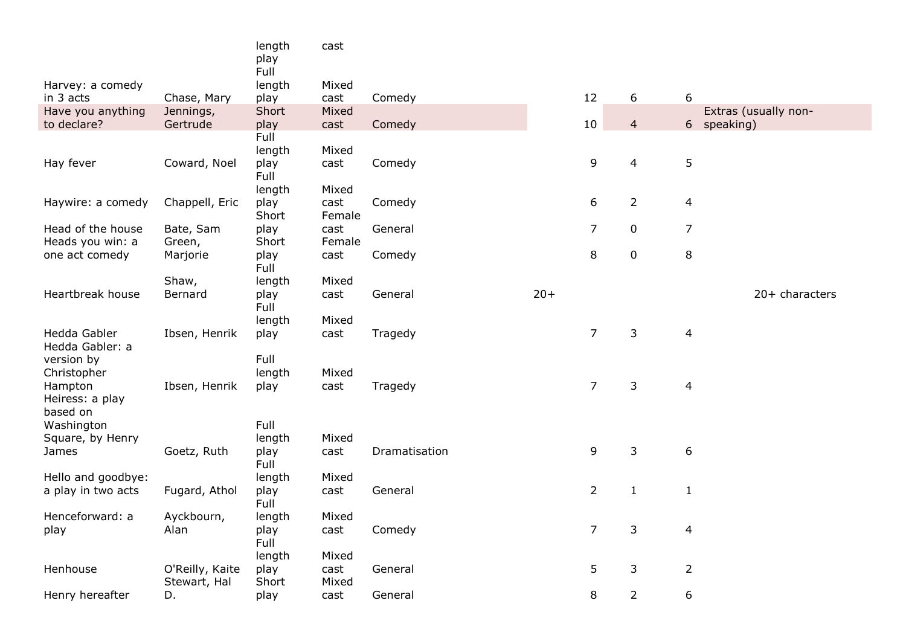| | | | | | | | | | | |
|---|---|---|---|---|---|---|---|---|---|---|
| | | length play | cast | | | | | | | |
| Harvey: a comedy in 3 acts | Chase, Mary | Full length play | Mixed cast | Comedy | | 12 | 6 | 6 | | |
| Have you anything to declare? | Jennings, Gertrude | Short play | Mixed cast | Comedy | | 10 | 4 | 6 | Extras (usually non-speaking) | |
| Hay fever | Coward, Noel | Full length play | Mixed cast | Comedy | | 9 | 4 | 5 | | |
| Haywire: a comedy | Chappell, Eric | Full length play | Mixed cast | Comedy | | 6 | 2 | 4 | | |
| Head of the house | Bate, Sam | Short play | Female cast | General | | 7 | 0 | 7 | | |
| Heads you win: a one act comedy | Green, Marjorie | Short play | Female cast | Comedy | | 8 | 0 | 8 | | |
| Heartbreak house | Shaw, Bernard | Full length play | Mixed cast | General | 20+ | | | | | 20+ characters |
| Hedda Gabler | Ibsen, Henrik | Full length play | Mixed cast | Tragedy | | 7 | 3 | 4 | | |
| Hedda Gabler: a version by Christopher Hampton | Ibsen, Henrik | Full length play | Mixed cast | Tragedy | | 7 | 3 | 4 | | |
| Heiress: a play based on Washington Square, by Henry James | Goetz, Ruth | Full length play | Mixed cast | Dramatisation | | 9 | 3 | 6 | | |
| Hello and goodbye: a play in two acts | Fugard, Athol | Full length play | Mixed cast | General | | 2 | 1 | 1 | | |
| Henceforward: a play | Ayckbourn, Alan | Full length play | Mixed cast | Comedy | | 7 | 3 | 4 | | |
| Henhouse | O'Reilly, Kaite | Full length play | Mixed cast | General | | 5 | 3 | 2 | | |
| Henry hereafter | Stewart, Hal D. | Short play | Mixed cast | General | | 8 | 2 | 6 | | |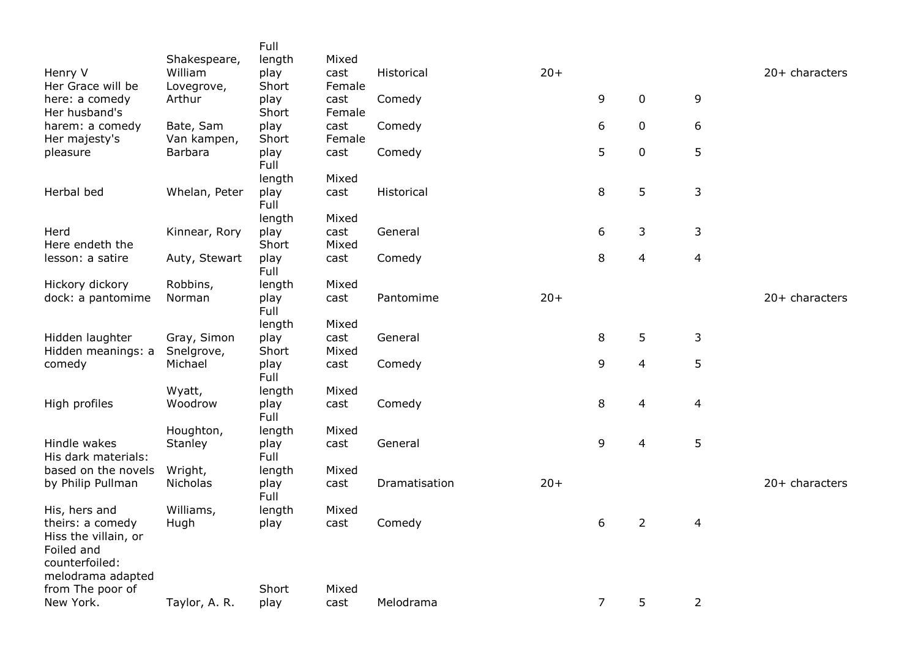| | | | | | | | | | |
|---|---|---|---|---|---|---|---|---|---|
| Henry V | Shakespeare, William | Full length play | Mixed cast | Historical | 20+ | | | | 20+ characters |
| Her Grace will be here: a comedy | Lovegrove, Arthur | Short play | Female cast | Comedy | | 9 | 0 | 9 | |
| Her husband's harem: a comedy | Bate, Sam | Short play | Female cast | Comedy | | 6 | 0 | 6 | |
| Her majesty's pleasure | Van kampen, Barbara | Short play | Female cast | Comedy | | 5 | 0 | 5 | |
| Herbal bed | Whelan, Peter | Full length play | Mixed cast | Historical | | 8 | 5 | 3 | |
| Herd | Kinnear, Rory | Full length play | Mixed cast | General | | 6 | 3 | 3 | |
| Here endeth the lesson: a satire | Auty, Stewart | Short play | Mixed cast | Comedy | | 8 | 4 | 4 | |
| Hickory dickory dock: a pantomime | Robbins, Norman | Full length play | Mixed cast | Pantomime | 20+ | | | | 20+ characters |
| Hidden laughter | Gray, Simon | Full length play | Mixed cast | General | | 8 | 5 | 3 | |
| Hidden meanings: a comedy | Snelgrove, Michael | Short play | Mixed cast | Comedy | | 9 | 4 | 5 | |
| High profiles | Wyatt, Woodrow | Full length play | Mixed cast | Comedy | | 8 | 4 | 4 | |
| Hindle wakes | Houghton, Stanley | Full length play | Mixed cast | General | | 9 | 4 | 5 | |
| His dark materials: based on the novels by Philip Pullman | Wright, Nicholas | Full length play | Mixed cast | Dramatisation | 20+ | | | | 20+ characters |
| His, hers and theirs: a comedy | Williams, Hugh | Full length play | Mixed cast | Comedy | | 6 | 2 | 4 | |
| Hiss the villain, or Foiled and counterfoiled: melodrama adapted from The poor of New York. | Taylor, A. R. | Short play | Mixed cast | Melodrama | | 7 | 5 | 2 | |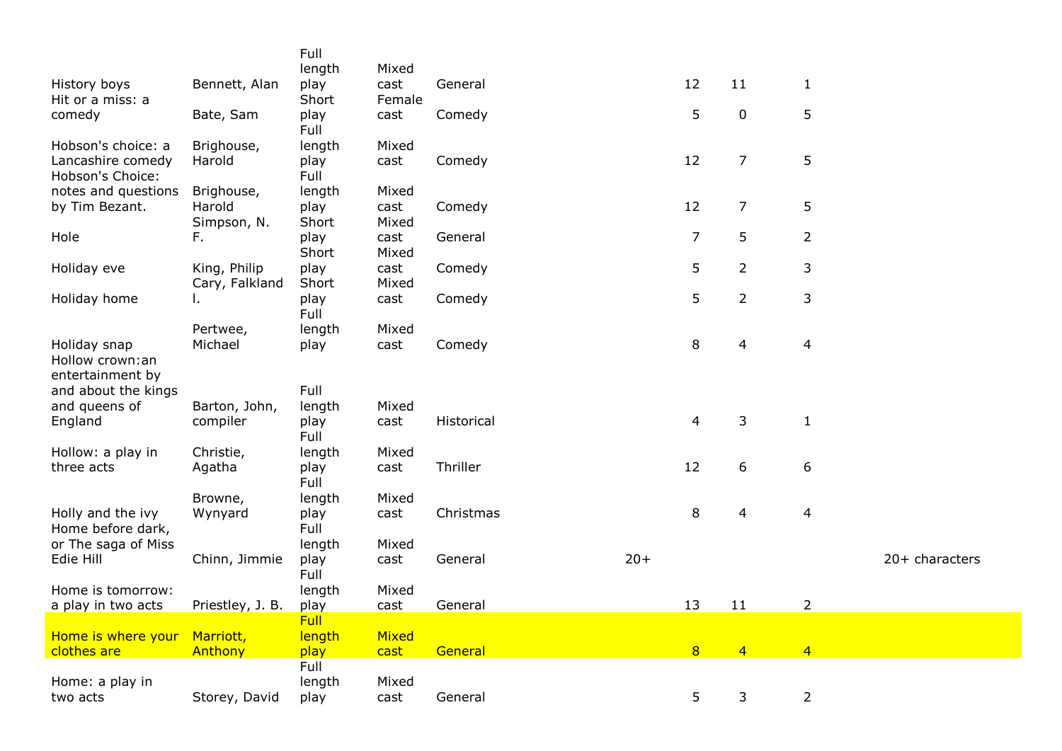| | | | | | | | | | |
|---|---|---|---|---|---|---|---|---|---|
| History boys | Bennett, Alan | Full length play | Mixed cast | General | | 12 | 11 | 1 | |
| Hit or a miss: a comedy | Bate, Sam | Short play | Female cast | Comedy | | 5 | 0 | 5 | |
| Hobson's choice: a Lancashire comedy | Brighouse, Harold | Full length play | Mixed cast | Comedy | | 12 | 7 | 5 | |
| Hobson's Choice: notes and questions by Tim Bezant. | Brighouse, Harold | Full length play | Mixed cast | Comedy | | 12 | 7 | 5 | |
| Hole | Simpson, N. F. | Short play | Mixed cast | General | | 7 | 5 | 2 | |
| Holiday eve | King, Philip | Short play | Mixed cast | Comedy | | 5 | 2 | 3 | |
| Holiday home | Cary, Falkland l. | Short play | Mixed cast | Comedy | | 5 | 2 | 3 | |
| Holiday snap | Pertwee, Michael | Full length play | Mixed cast | Comedy | | 8 | 4 | 4 | |
| Hollow crown:an entertainment by and about the kings and queens of England | Barton, John, compiler | Full length play | Mixed cast | Historical | | 4 | 3 | 1 | |
| Hollow: a play in three acts | Christie, Agatha | Full length play | Mixed cast | Thriller | | 12 | 6 | 6 | |
| Holly and the ivy | Browne, Wynyard | Full length play | Mixed cast | Christmas | | 8 | 4 | 4 | |
| Home before dark, or The saga of Miss Edie Hill | Chinn, Jimmie | Full length play | Mixed cast | General | 20+ | | | | 20+ characters |
| Home is tomorrow: a play in two acts | Priestley, J. B. | Full length play | Mixed cast | General | | 13 | 11 | 2 | |
| Home is where your clothes are | Marriott, Anthony | Full length play | Mixed cast | General | | 8 | 4 | 4 | |
| Home: a play in two acts | Storey, David | Full length play | Mixed cast | General | | 5 | 3 | 2 | |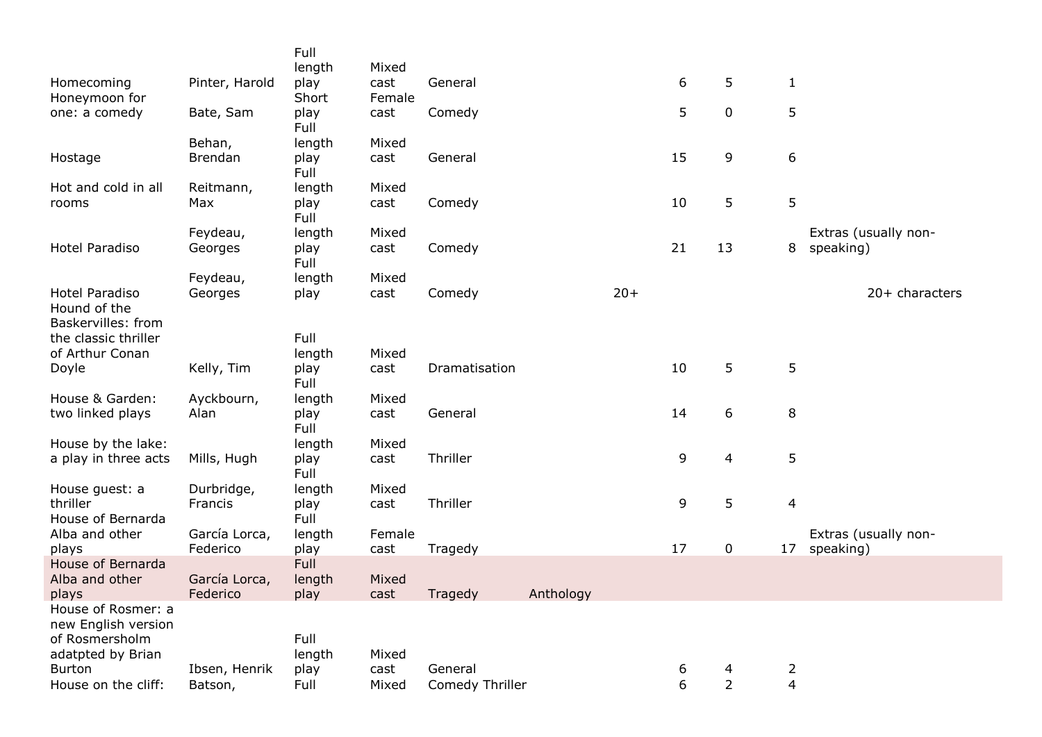| | | | | | | | | | | | |
|---|---|---|---|---|---|---|---|---|---|---|---|
| Homecoming | Pinter, Harold | Full length play | Mixed cast | General | | | 6 | 5 | 1 | | |
| Honeymoon for one: a comedy | Bate, Sam | Short play | Female cast | Comedy | | | 5 | 0 | 5 | | |
| Hostage | Behan, Brendan | Full length play | Mixed cast | General | | | 15 | 9 | 6 | | |
| Hot and cold in all rooms | Reitmann, Max | Full length play | Mixed cast | Comedy | | | 10 | 5 | 5 | | |
| Hotel Paradiso | Feydeau, Georges | Full length play | Mixed cast | Comedy | | | 21 | 13 | 8 | Extras (usually non-speaking) | |
| Hotel Paradiso | Feydeau, Georges | Full length play | Mixed cast | Comedy | | 20+ | | | | | 20+ characters |
| Hound of the Baskervilles: from the classic thriller of Arthur Conan Doyle | Kelly, Tim | Full length play | Mixed cast | Dramatisation | | | 10 | 5 | 5 | | |
| House & Garden: two linked plays | Ayckbourn, Alan | Full length play | Mixed cast | General | | | 14 | 6 | 8 | | |
| House by the lake: a play in three acts | Mills, Hugh | Full length play | Mixed cast | Thriller | | | 9 | 4 | 5 | | |
| House guest: a thriller | Durbridge, Francis | Full length play | Mixed cast | Thriller | | | 9 | 5 | 4 | | |
| House of Bernarda Alba and other plays | García Lorca, Federico | Full length play | Female cast | Tragedy | | | 17 | 0 | 17 | Extras (usually non-speaking) | |
| House of Bernarda Alba and other plays | García Lorca, Federico | Full length play | Mixed cast | Tragedy | Anthology | | | | | | |
| House of Rosmer: a new English version of Rosmersholm adatpted by Brian Burton | Ibsen, Henrik | Full length play | Mixed cast | General | | | 6 | 4 | 2 | | |
| House on the cliff: | Batson, | Full | Mixed | Comedy Thriller | | | 6 | 2 | 4 | | |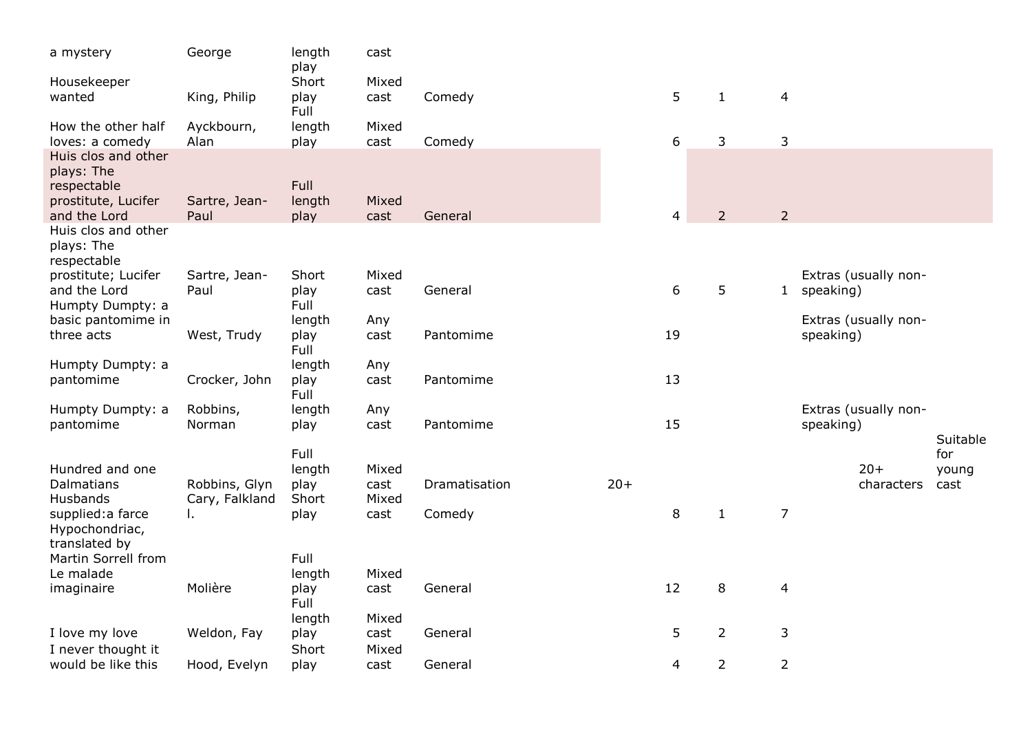| | | | | | | | | | | | |
|---|---|---|---|---|---|---|---|---|---|---|---|
| a mystery | George | length play | cast | | | | | | | | |
| Housekeeper wanted | King, Philip | Short play | Mixed cast | Comedy | | 5 | 1 | 4 | | | |
| How the other half loves: a comedy | Ayckbourn, Alan | Full length play | Mixed cast | Comedy | | 6 | 3 | 3 | | | |
| Huis clos and other plays: The respectable prostitute, Lucifer and the Lord | Sartre, Jean-Paul | Full length play | Mixed cast | General | | 4 | 2 | 2 | | | |
| Huis clos and other plays: The respectable prostitute; Lucifer and the Lord | Sartre, Jean-Paul | Short play | Mixed cast | General | | 6 | 5 | 1 | Extras (usually non-speaking) | | |
| Humpty Dumpty: a basic pantomime in three acts | West, Trudy | Full length play | Any cast | Pantomime | | 19 | | | Extras (usually non-speaking) | | |
| Humpty Dumpty: a pantomime | Crocker, John | Full length play | Any cast | Pantomime | | 13 | | | | | |
| Humpty Dumpty: a pantomime | Robbins, Norman | Full length play | Any cast | Pantomime | | 15 | | | Extras (usually non-speaking) | | |
| Hundred and one Dalmatians | Robbins, Glyn | Full length play | Mixed cast | Dramatisation | 20+ | | | | | 20+ characters | Suitable for young cast |
| Husbands supplied:a farce | Cary, Falkland l. | Short play | Mixed cast | Comedy | | 8 | 1 | 7 | | | |
| Hypochondriac, translated by Martin Sorrell from Le malade imaginaire | Molière | Full length play | Mixed cast | General | | 12 | 8 | 4 | | | |
| I love my love | Weldon, Fay | Full length play | Mixed cast | General | | 5 | 2 | 3 | | | |
| I never thought it would be like this | Hood, Evelyn | Short play | Mixed cast | General | | 4 | 2 | 2 | | | |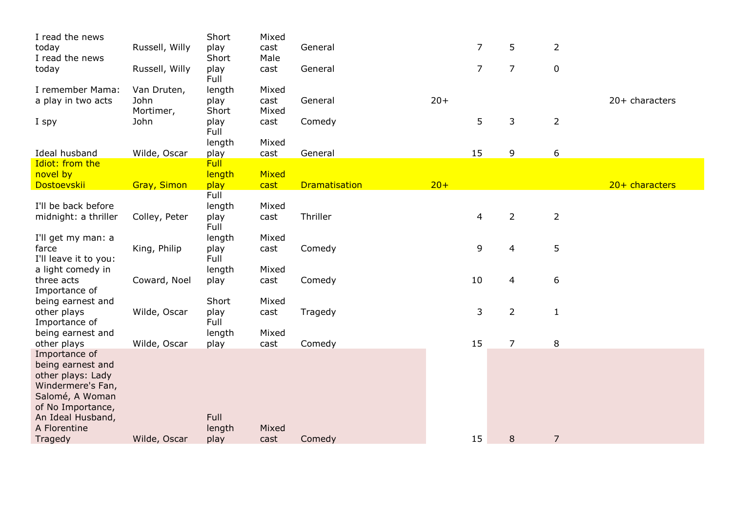| | | | | | | | | | |
|---|---|---|---|---|---|---|---|---|---|
| I read the news today | Russell, Willy | Short play | Mixed cast | General | | 7 | 5 | 2 | |
| I read the news today | Russell, Willy | Short play | Male cast | General | | 7 | 7 | 0 | |
| I remember Mama: a play in two acts | Van Druten, John | Full length play | Mixed cast | General | 20+ | | | | 20+ characters |
| I spy | Mortimer, John | Short play | Mixed cast | Comedy | | 5 | 3 | 2 | |
| Ideal husband | Wilde, Oscar | Full length play | Mixed cast | General | | 15 | 9 | 6 | |
| Idiot: from the novel by Dostoevskii | Gray, Simon | Full length play | Mixed cast | Dramatisation | 20+ | | | | 20+ characters |
| I'll be back before midnight: a thriller | Colley, Peter | Full length play | Mixed cast | Thriller | | 4 | 2 | 2 | |
| I'll get my man: a farce | King, Philip | Full length play | Mixed cast | Comedy | | 9 | 4 | 5 | |
| I'll leave it to you: a light comedy in three acts | Coward, Noel | Full length play | Mixed cast | Comedy | | 10 | 4 | 6 | |
| Importance of being earnest and other plays | Wilde, Oscar | Short play | Mixed cast | Tragedy | | 3 | 2 | 1 | |
| Importance of being earnest and other plays | Wilde, Oscar | Full length play | Mixed cast | Comedy | | 15 | 7 | 8 | |
| Importance of being earnest and other plays: Lady Windermere's Fan, Salomé, A Woman of No Importance, An Ideal Husband, A Florentine Tragedy | Wilde, Oscar | Full length play | Mixed cast | Comedy | | 15 | 8 | 7 | |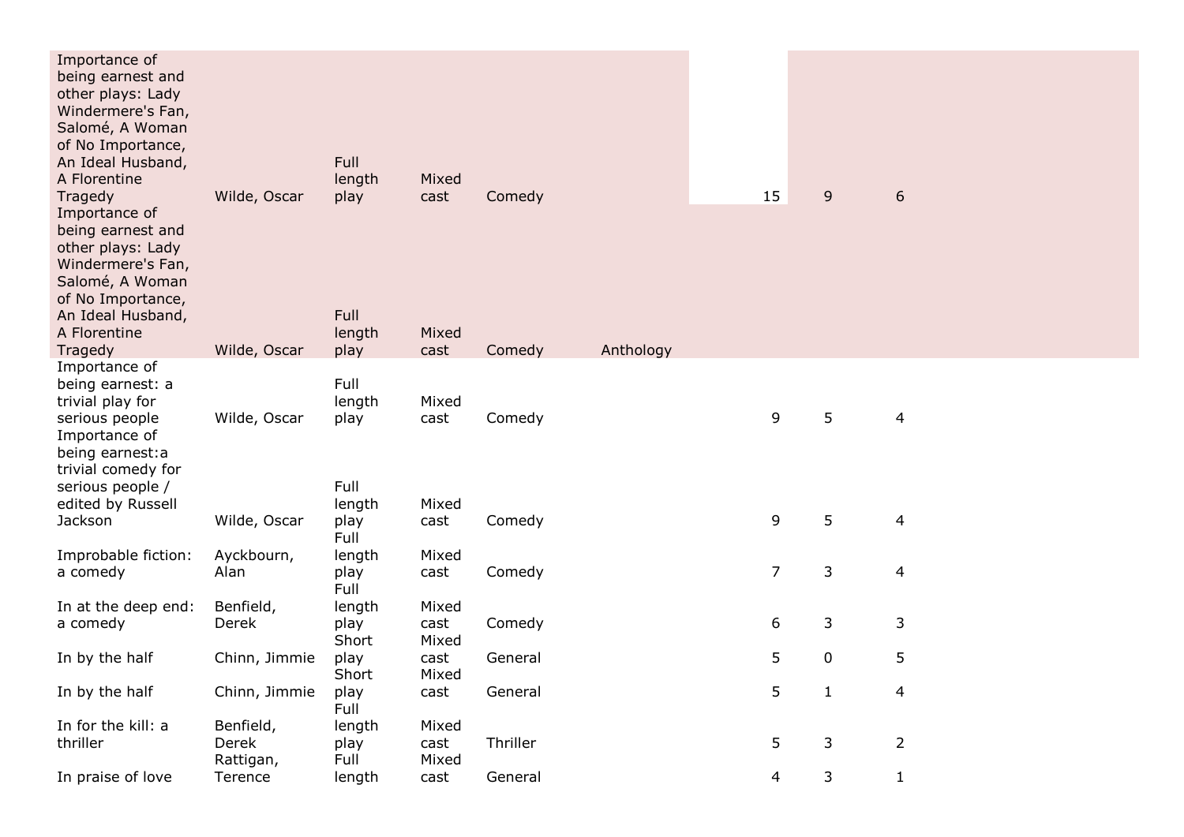| | | | | | | | | | |
|---|---|---|---|---|---|---|---|---|---|
| Importance of being earnest and other plays: Lady Windermere's Fan, Salomé, A Woman of No Importance, An Ideal Husband, A Florentine Tragedy | Wilde, Oscar | Full length play | Mixed cast | Comedy | | | 15 | 9 | 6 |
| Importance of being earnest and other plays: Lady Windermere's Fan, Salomé, A Woman of No Importance, An Ideal Husband, A Florentine Tragedy | Wilde, Oscar | Full length play | Mixed cast | Comedy | Anthology | | | | |
| Importance of being earnest: a trivial play for serious people | Wilde, Oscar | Full length play | Mixed cast | Comedy | | | 9 | 5 | 4 |
| Importance of being earnest:a trivial comedy for serious people / edited by Russell Jackson | Wilde, Oscar | Full length play | Mixed cast | Comedy | | | 9 | 5 | 4 |
| Improbable fiction: a comedy | Ayckbourn, Alan | Full length play | Mixed cast | Comedy | | | 7 | 3 | 4 |
| In at the deep end: a comedy | Benfield, Derek | Full length play | Mixed cast | Comedy | | | 6 | 3 | 3 |
| In by the half | Chinn, Jimmie | Short play | Mixed cast | General | | | 5 | 0 | 5 |
| In by the half | Chinn, Jimmie | Short play | Mixed cast | General | | | 5 | 1 | 4 |
| In for the kill: a thriller | Benfield, Derek | Full length play | Mixed cast | Thriller | | | 5 | 3 | 2 |
| In praise of love | Rattigan, Terence | Full length | Mixed cast | General | | | 4 | 3 | 1 |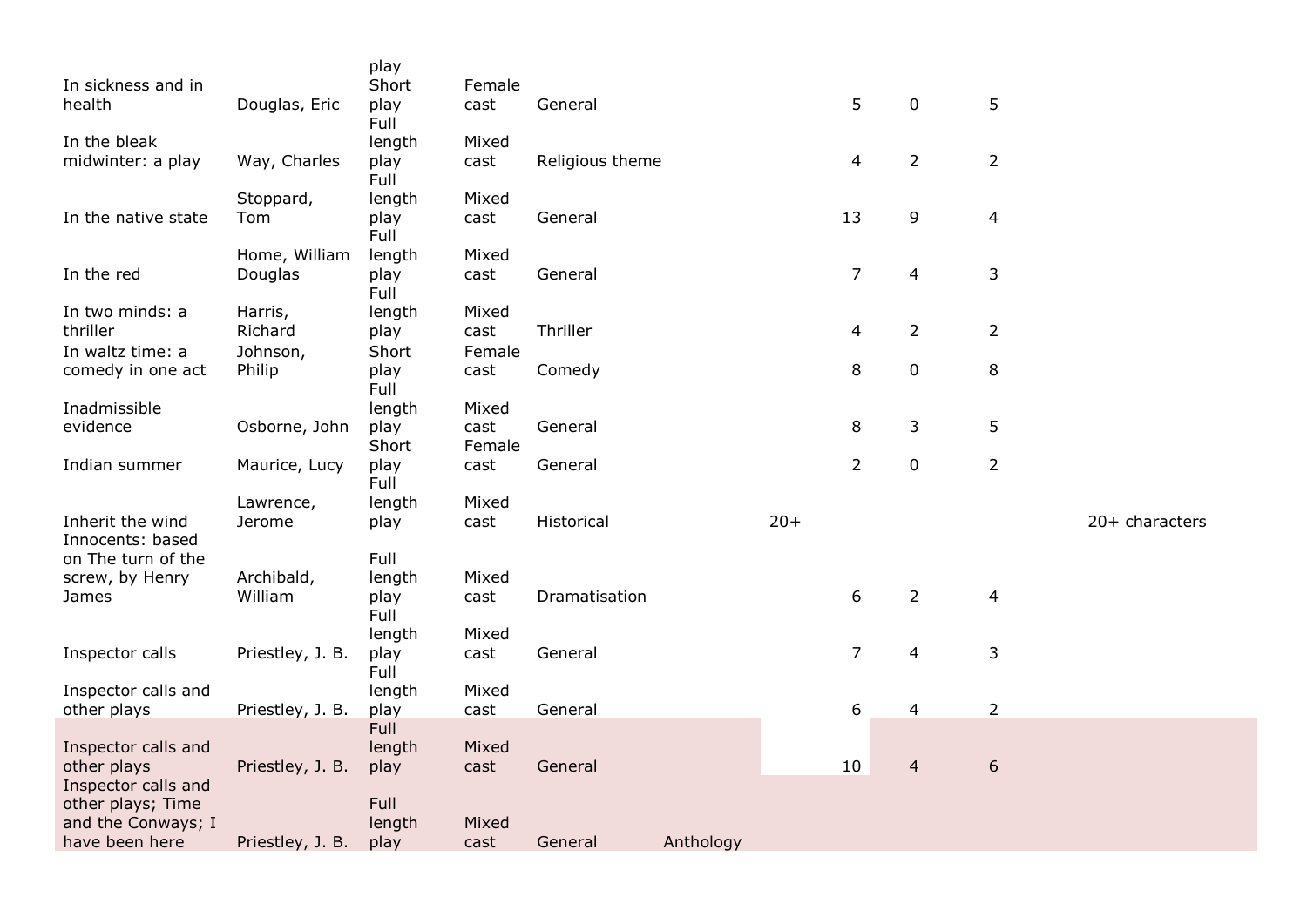| | | | | | | | | | | |
|---|---|---|---|---|---|---|---|---|---|---|
| | | play | | | | | | | | |
| In sickness and in health | Douglas, Eric | Short play | Female cast | General | | | 5 | 0 | 5 | |
| In the bleak midwinter: a play | Way, Charles | Full length play | Mixed cast | Religious theme | | | 4 | 2 | 2 | |
| In the native state | Stoppard, Tom | Full length play | Mixed cast | General | | | 13 | 9 | 4 | |
| In the red | Home, William Douglas | Full length play | Mixed cast | General | | | 7 | 4 | 3 | |
| In two minds: a thriller | Harris, Richard | Full length play | Mixed cast | Thriller | | | 4 | 2 | 2 | |
| In waltz time: a comedy in one act | Johnson, Philip | Short play | Female cast | Comedy | | | 8 | 0 | 8 | |
| Inadmissible evidence | Osborne, John | Full length play | Mixed cast | General | | | 8 | 3 | 5 | |
| Indian summer | Maurice, Lucy | Short play | Female cast | General | | | 2 | 0 | 2 | |
| Inherit the wind | Lawrence, Jerome | Full length play | Mixed cast | Historical | | 20+ | | | | 20+ characters |
| Innocents: based on The turn of the screw, by Henry James | Archibald, William | Full length play | Mixed cast | Dramatisation | | | 6 | 2 | 4 | |
| Inspector calls | Priestley, J. B. | Full length play | Mixed cast | General | | | 7 | 4 | 3 | |
| Inspector calls and other plays | Priestley, J. B. | Full length play | Mixed cast | General | | | 6 | 4 | 2 | |
| Inspector calls and other plays | Priestley, J. B. | Full length play | Mixed cast | General | | | 10 | 4 | 6 | |
| Inspector calls and other plays; Time and the Conways; I have been here | Priestley, J. B. | Full length play | Mixed cast | General | Anthology | | | | | |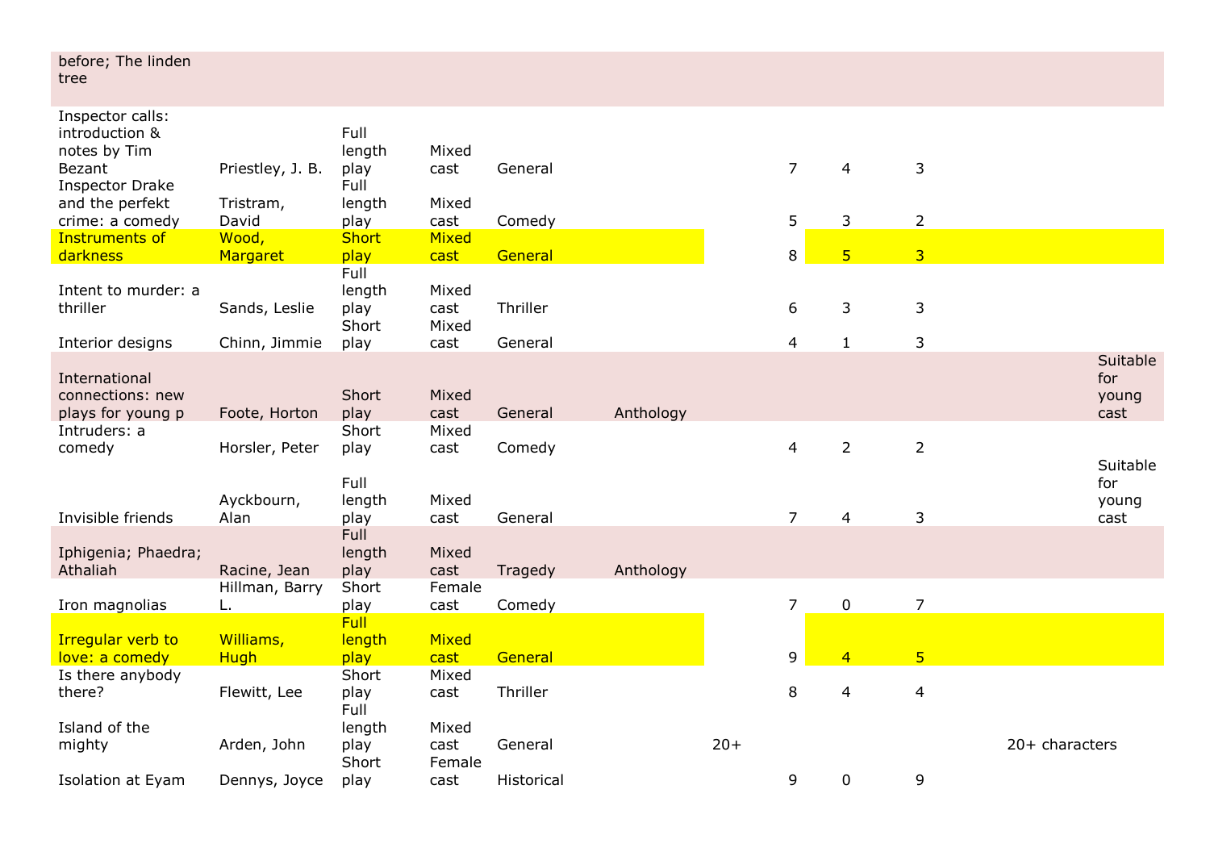| | | | | | | | | | | |
|---|---|---|---|---|---|---|---|---|---|---|
| before; The linden tree | | | | | | | | | | |
| Inspector calls: introduction & notes by Tim Bezant | Priestley, J. B. | Full length play | Mixed cast | General | | | 7 | 4 | 3 | |
| Inspector Drake and the perfekt crime: a comedy | Tristram, David | Full length play | Mixed cast | Comedy | | | 5 | 3 | 2 | |
| Instruments of darkness | Wood, Margaret | Short play | Mixed cast | General | | | 8 | 5 | 3 | |
| Intent to murder: a thriller | Sands, Leslie | Full length play | Mixed cast | Thriller | | | 6 | 3 | 3 | |
| Interior designs | Chinn, Jimmie | Short play | Mixed cast | General | | | 4 | 1 | 3 | |
| International connections: new plays for young p | Foote, Horton | Short play | Mixed cast | General | Anthology | | | | | Suitable for young cast |
| Intruders: a comedy | Horsler, Peter | Short play | Mixed cast | Comedy | | | 4 | 2 | 2 | |
| Invisible friends | Ayckbourn, Alan | Full length play | Mixed cast | General | | | 7 | 4 | 3 | Suitable for young cast |
| Iphigenia; Phaedra; Athaliah | Racine, Jean | Full length play | Mixed cast | Tragedy | Anthology | | | | | |
| Iron magnolias | Hillman, Barry L. | Short play | Female cast | Comedy | | | 7 | 0 | 7 | |
| Irregular verb to love: a comedy | Williams, Hugh | Full length play | Mixed cast | General | | | 9 | 4 | 5 | |
| Is there anybody there? | Flewitt, Lee | Short play | Mixed cast | Thriller | | | 8 | 4 | 4 | |
| Island of the mighty | Arden, John | Full length play | Mixed cast | General | | 20+ | | | | 20+ characters |
| Isolation at Eyam | Dennys, Joyce | Short play | Female cast | Historical | | | 9 | 0 | 9 | |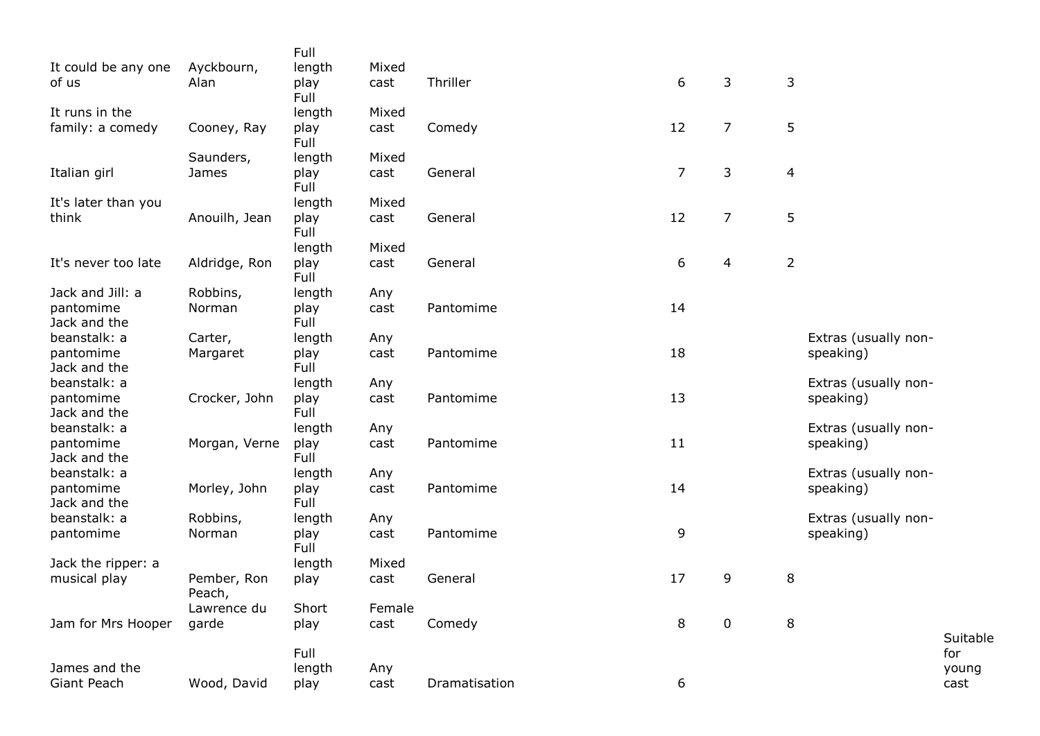| | | | | | | | | | |
|---|---|---|---|---|---|---|---|---|---|
| It could be any one of us | Ayckbourn, Alan | Full length play | Mixed cast | Thriller | 6 | 3 | 3 | | |
| It runs in the family: a comedy | Cooney, Ray | Full length play | Mixed cast | Comedy | 12 | 7 | 5 | | |
| Italian girl | Saunders, James | Full length play | Mixed cast | General | 7 | 3 | 4 | | |
| It's later than you think | Anouilh, Jean | Full length play | Mixed cast | General | 12 | 7 | 5 | | |
| It's never too late | Aldridge, Ron | Full length play | Mixed cast | General | 6 | 4 | 2 | | |
| Jack and Jill: a pantomime | Robbins, Norman | Full length play | Any cast | Pantomime | 14 | | | | |
| Jack and the beanstalk: a pantomime | Carter, Margaret | Full length play | Any cast | Pantomime | 18 | | | Extras (usually non-speaking) | |
| Jack and the beanstalk: a pantomime | Crocker, John | Full length play | Any cast | Pantomime | 13 | | | Extras (usually non-speaking) | |
| Jack and the beanstalk: a pantomime | Morgan, Verne | Full length play | Any cast | Pantomime | 11 | | | Extras (usually non-speaking) | |
| Jack and the beanstalk: a pantomime | Morley, John | Full length play | Any cast | Pantomime | 14 | | | Extras (usually non-speaking) | |
| Jack and the beanstalk: a pantomime | Robbins, Norman | Full length play | Any cast | Pantomime | 9 | | | Extras (usually non-speaking) | |
| Jack the ripper: a musical play | Pember, Ron | Full length play | Mixed cast | General | 17 | 9 | 8 | | |
| Jam for Mrs Hooper | Peach, Lawrence du garde | Short play | Female cast | Comedy | 8 | 0 | 8 | | |
| James and the Giant Peach | Wood, David | Full length play | Any cast | Dramatisation | 6 | | | | Suitable for young cast |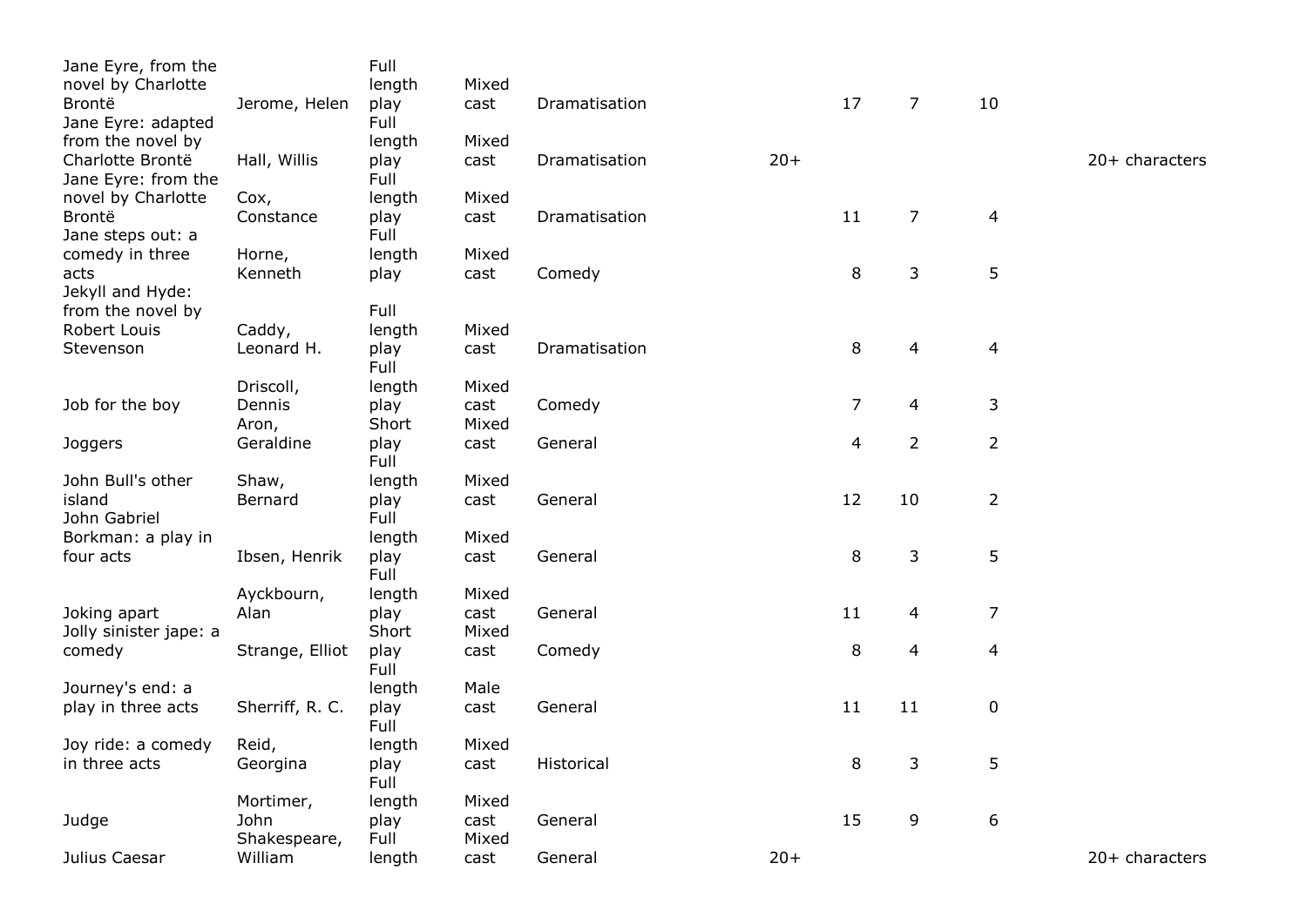| | | | | | | | | | |
|---|---|---|---|---|---|---|---|---|---|
| Jane Eyre, from the novel by Charlotte Brontë | Jerome, Helen | Full length play | Mixed cast | Dramatisation | | 17 | 7 | 10 | |
| Jane Eyre: adapted from the novel by Charlotte Brontë | Hall, Willis | Full length play | Mixed cast | Dramatisation | 20+ | | | | 20+ characters |
| Jane Eyre: from the novel by Charlotte Brontë | Cox, Constance | Full length play | Mixed cast | Dramatisation | | 11 | 7 | 4 | |
| Jane steps out: a comedy in three acts | Horne, Kenneth | Full length play | Mixed cast | Comedy | | 8 | 3 | 5 | |
| Jekyll and Hyde: from the novel by Robert Louis Stevenson | Caddy, Leonard H. | Full length play | Mixed cast | Dramatisation | | 8 | 4 | 4 | |
| Job for the boy | Driscoll, Dennis | Full length play | Mixed cast | Comedy | | 7 | 4 | 3 | |
| Joggers | Aron, Geraldine | Short play | Mixed cast | General | | 4 | 2 | 2 | |
| John Bull's other island | Shaw, Bernard | Full length play | Mixed cast | General | | 12 | 10 | 2 | |
| John Gabriel Borkman: a play in four acts | Ibsen, Henrik | Full length play | Mixed cast | General | | 8 | 3 | 5 | |
| Joking apart | Ayckbourn, Alan | Full length play | Mixed cast | General | | 11 | 4 | 7 | |
| Jolly sinister jape: a comedy | Strange, Elliot | Short play | Mixed cast | Comedy | | 8 | 4 | 4 | |
| Journey's end: a play in three acts | Sherriff, R. C. | Full length play | Male cast | General | | 11 | 11 | 0 | |
| Joy ride: a comedy in three acts | Reid, Georgina | Full length play | Mixed cast | Historical | | 8 | 3 | 5 | |
| Judge | Mortimer, John | Full length play | Mixed cast | General | | 15 | 9 | 6 | |
| Julius Caesar | Shakespeare, William | Full length | Mixed cast | General | 20+ | | | | 20+ characters |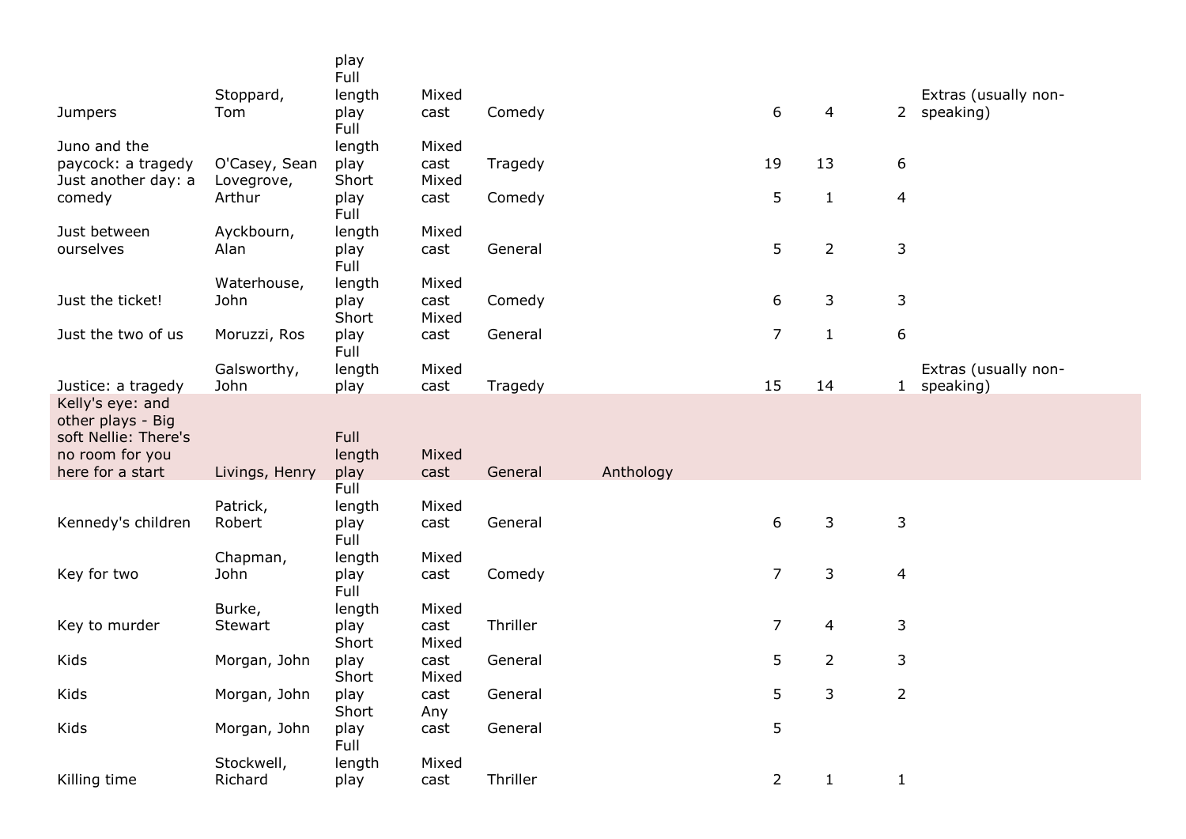| | | | | | | | | | |
|---|---|---|---|---|---|---|---|---|---|
| Jumpers | Stoppard, Tom | Full length play | Mixed cast | Comedy | | 6 | 4 | 2 | Extras (usually non-speaking) |
| Juno and the paycock: a tragedy | O'Casey, Sean | Full length play | Mixed cast | Tragedy | | 19 | 13 | 6 | |
| Just another day: a comedy | Lovegrove, Arthur | Short play | Mixed cast | Comedy | | 5 | 1 | 4 | |
| Just between ourselves | Ayckbourn, Alan | Full length play | Mixed cast | General | | 5 | 2 | 3 | |
| Just the ticket! | Waterhouse, John | Full length play | Mixed cast | Comedy | | 6 | 3 | 3 | |
| Just the two of us | Moruzzi, Ros | Short play | Mixed cast | General | | 7 | 1 | 6 | |
| Justice: a tragedy | Galsworthy, John | Full length play | Mixed cast | Tragedy | | 15 | 14 | 1 | Extras (usually non-speaking) |
| Kelly's eye: and other plays - Big soft Nellie: There's no room for you here for a start | Livings, Henry | Full length play | Mixed cast | General | Anthology | | | | |
| Kennedy's children | Patrick, Robert | Full length play | Mixed cast | General | | 6 | 3 | 3 | |
| Key for two | Chapman, John | Full length play | Mixed cast | Comedy | | 7 | 3 | 4 | |
| Key to murder | Burke, Stewart | Full length play | Mixed cast | Thriller | | 7 | 4 | 3 | |
| Kids | Morgan, John | Short play | Mixed cast | General | | 5 | 2 | 3 | |
| Kids | Morgan, John | Short play | Mixed cast | General | | 5 | 3 | 2 | |
| Kids | Morgan, John | Short play | Any cast | General | | 5 | | | |
| Killing time | Stockwell, Richard | Full length play | Mixed cast | Thriller | | 2 | 1 | 1 | |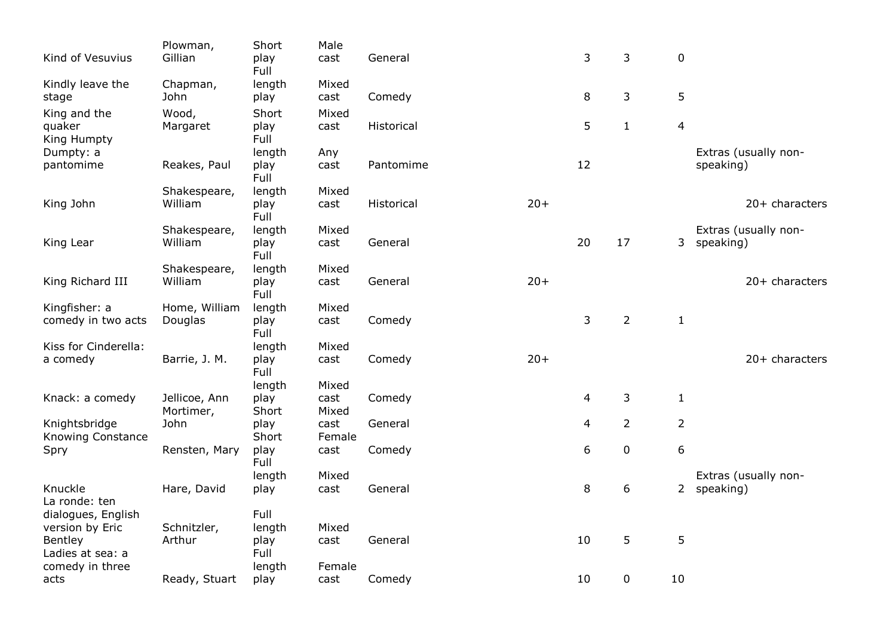| | | | | | | | | | |
|---|---|---|---|---|---|---|---|---|---|
| Kind of Vesuvius | Plowman, Gillian | Short play | Male cast | General | | 3 | 3 | 0 | |
| Kindly leave the stage | Chapman, John | Full length play | Mixed cast | Comedy | | 8 | 3 | 5 | |
| King and the quaker | Wood, Margaret | Short play | Mixed cast | Historical | | 5 | 1 | 4 | |
| King Humpty Dumpty: a pantomime | Reakes, Paul | Full length play | Any cast | Pantomime | | 12 | | | Extras (usually non-speaking) |
| King John | Shakespeare, William | Full length play | Mixed cast | Historical | 20+ | | | | 20+ characters |
| King Lear | Shakespeare, William | Full length play | Mixed cast | General | | 20 | 17 | 3 | Extras (usually non-speaking) |
| King Richard III | Shakespeare, William | Full length play | Mixed cast | General | 20+ | | | | 20+ characters |
| Kingfisher: a comedy in two acts | Home, William Douglas | Full length play | Mixed cast | Comedy | | 3 | 2 | 1 | |
| Kiss for Cinderella: a comedy | Barrie, J. M. | Full length play | Mixed cast | Comedy | 20+ | | | | 20+ characters |
| Knack: a comedy | Jellicoe, Ann | Full length play | Mixed cast | Comedy | | 4 | 3 | 1 | |
| Knightsbridge | Mortimer, John | Short play | Mixed cast | General | | 4 | 2 | 2 | |
| Knowing Constance Spry | Rensten, Mary | Short play | Female cast | Comedy | | 6 | 0 | 6 | |
| Knuckle | Hare, David | Full length play | Mixed cast | General | | 8 | 6 | 2 | Extras (usually non-speaking) |
| La ronde: ten dialogues, English version by Eric Bentley | Schnitzler, Arthur | Full length play | Mixed cast | General | | 10 | 5 | 5 | |
| Ladies at sea: a comedy in three acts | Ready, Stuart | Full length play | Female cast | Comedy | | 10 | 0 | 10 | |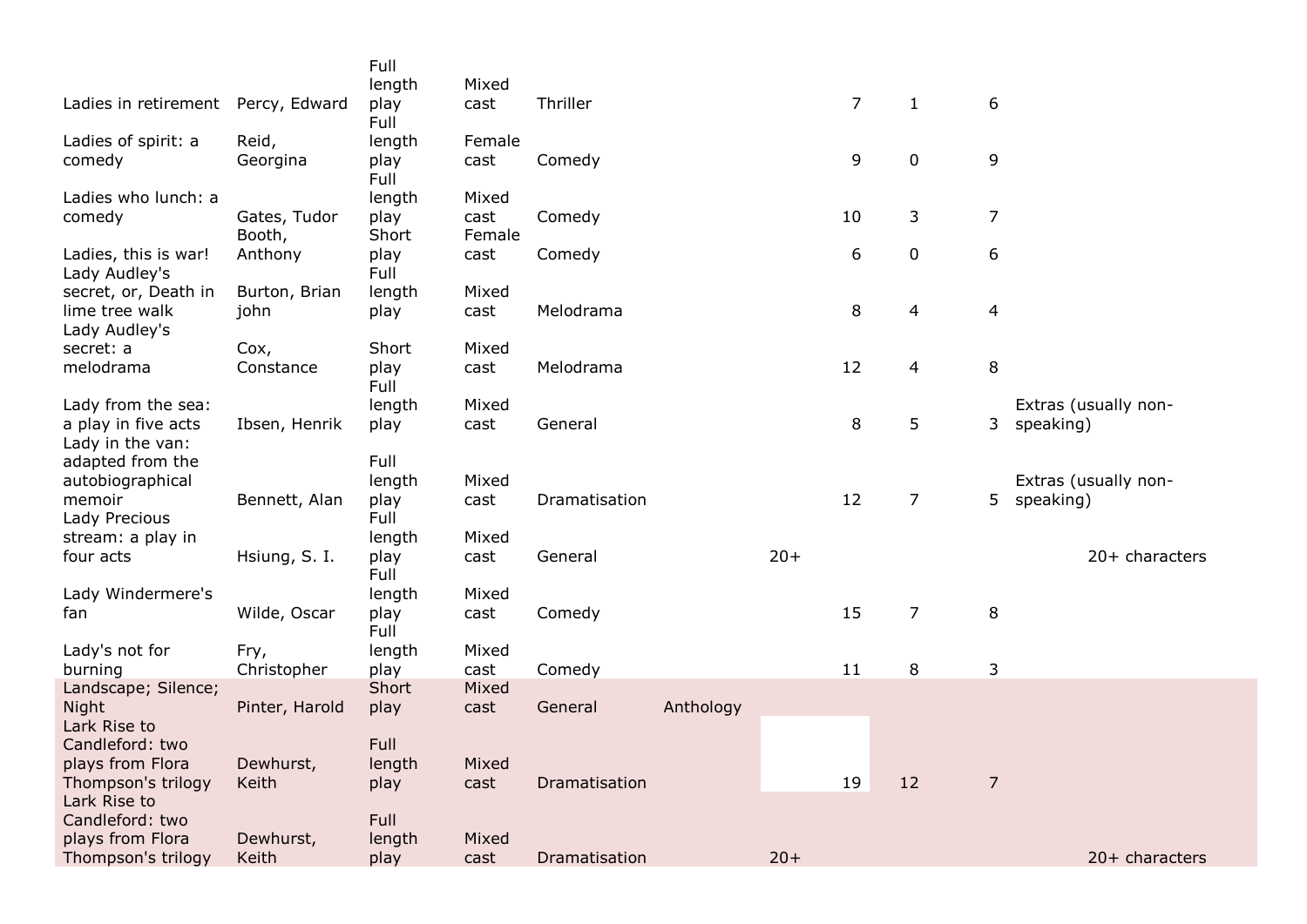| | | | | | | | | | | | |
|---|---|---|---|---|---|---|---|---|---|---|---|
| Ladies in retirement | Percy, Edward | Full length play | Mixed cast | Thriller | | | 7 | 1 | 6 | | |
| Ladies of spirit: a comedy | Reid, Georgina | Full length play | Female cast | Comedy | | | 9 | 0 | 9 | | |
| Ladies who lunch: a comedy | Gates, Tudor | Full length play | Mixed cast | Comedy | | | 10 | 3 | 7 | | |
| Ladies, this is war! | Booth, Anthony | Short play | Female cast | Comedy | | | 6 | 0 | 6 | | |
| Lady Audley's secret, or, Death in lime tree walk | Burton, Brian john | Full length play | Mixed cast | Melodrama | | | 8 | 4 | 4 | | |
| Lady Audley's secret: a melodrama | Cox, Constance | Short play | Mixed cast | Melodrama | | | 12 | 4 | 8 | | |
| Lady from the sea: a play in five acts | Ibsen, Henrik | Full length play | Mixed cast | General | | | 8 | 5 | 3 | Extras (usually non-speaking) | |
| Lady in the van: adapted from the autobiographical memoir | Bennett, Alan | Full length play | Mixed cast | Dramatisation | | | 12 | 7 | 5 | Extras (usually non-speaking) | |
| Lady Precious stream: a play in four acts | Hsiung, S. I. | Full length play | Mixed cast | General | | 20+ | | | | | 20+ characters |
| Lady Windermere's fan | Wilde, Oscar | Full length play | Mixed cast | Comedy | | | 15 | 7 | 8 | | |
| Lady's not for burning | Fry, Christopher | Full length play | Mixed cast | Comedy | | | 11 | 8 | 3 | | |
| Landscape; Silence; Night | Pinter, Harold | Short play | Mixed cast | General | Anthology | | | | | | |
| Lark Rise to Candleford: two plays from Flora Thompson's trilogy | Dewhurst, Keith | Full length play | Mixed cast | Dramatisation | | | 19 | 12 | 7 | | |
| Lark Rise to Candleford: two plays from Flora Thompson's trilogy | Dewhurst, Keith | Full length play | Mixed cast | Dramatisation | | 20+ | | | | | 20+ characters |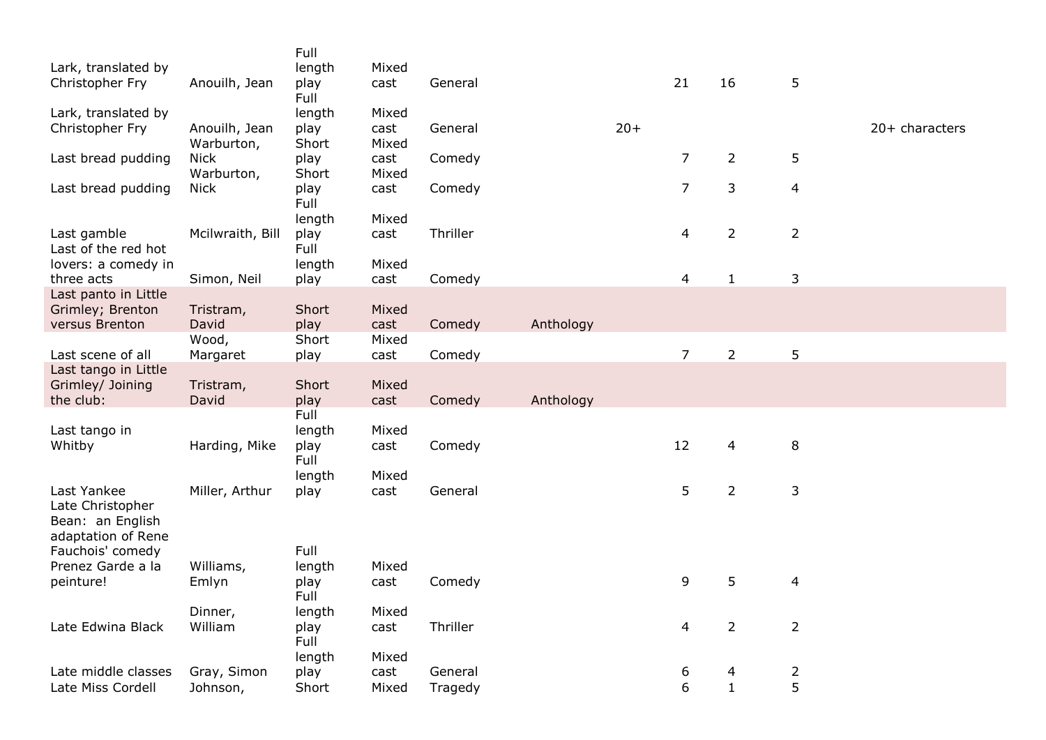| | | | | | | | | | | |
|---|---|---|---|---|---|---|---|---|---|---|
| Lark, translated by Christopher Fry | Anouilh, Jean | Full length play | Mixed cast | General | | | 21 | 16 | 5 | |
| Lark, translated by Christopher Fry | Anouilh, Jean | Full length play | Mixed cast | General | | 20+ | | | | 20+ characters |
| Last bread pudding | Warburton, Nick | Short play | Mixed cast | Comedy | | | 7 | 2 | 5 | |
| Last bread pudding | Warburton, Nick | Short play | Mixed cast | Comedy | | | 7 | 3 | 4 | |
| Last gamble | Mcilwraith, Bill | Full length play | Mixed cast | Thriller | | | 4 | 2 | 2 | |
| Last of the red hot lovers: a comedy in three acts | Simon, Neil | Full length play | Mixed cast | Comedy | | | 4 | 1 | 3 | |
| Last panto in Little Grimley; Brenton versus Brenton | Tristram, David | Short play | Mixed cast | Comedy | Anthology | | | | | |
| Last scene of all | Wood, Margaret | Short play | Mixed cast | Comedy | | | 7 | 2 | 5 | |
| Last tango in Little Grimley/ Joining the club: | Tristram, David | Short play | Mixed cast | Comedy | Anthology | | | | | |
| Last tango in Whitby | Harding, Mike | Full length play | Mixed cast | Comedy | | | 12 | 4 | 8 | |
| Last Yankee | Miller, Arthur | Full length play | Mixed cast | General | | | 5 | 2 | 3 | |
| Late Christopher Bean: an English adaptation of Rene Fauchois' comedy Prenez Garde a la peinture! | Williams, Emlyn | Full length play | Mixed cast | Comedy | | | 9 | 5 | 4 | |
| Late Edwina Black | Dinner, William | Full length play | Mixed cast | Thriller | | | 4 | 2 | 2 | |
| Late middle classes | Gray, Simon | Full length play | Mixed cast | General | | | 6 | 4 | 2 | |
| Late Miss Cordell | Johnson, | Short | Mixed | Tragedy | | | 6 | 1 | 5 | |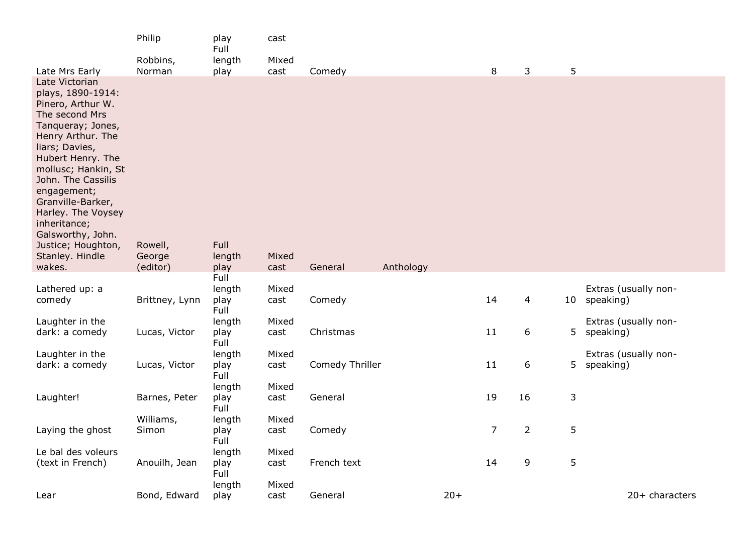| | | | | | | | | | | | |
|---|---|---|---|---|---|---|---|---|---|---|---|
| | Philip | play | cast | | | | | | | | |
| Late Mrs Early | Robbins, Norman | Full length play | Mixed cast | Comedy | | | 8 | 3 | 5 | | |
| Late Victorian plays, 1890-1914: Pinero, Arthur W. The second Mrs Tanqueray; Jones, Henry Arthur. The liars; Davies, Hubert Henry. The mollusc; Hankin, St John. The Cassilis engagement; Granville-Barker, Harley. The Voysey inheritance; Galsworthy, John. Justice; Houghton, Stanley. Hindle wakes. | Rowell, George (editor) | Full length play | Mixed cast | General | Anthology | | | | | | |
| Lathered up: a comedy | Brittney, Lynn | Full length play | Mixed cast | Comedy | | | 14 | 4 | 10 | Extras (usually non-speaking) | |
| Laughter in the dark: a comedy | Lucas, Victor | Full length play | Mixed cast | Christmas | | | 11 | 6 | 5 | Extras (usually non-speaking) | |
| Laughter in the dark: a comedy | Lucas, Victor | Full length play | Mixed cast | Comedy Thriller | | | 11 | 6 | 5 | Extras (usually non-speaking) | |
| Laughter! | Barnes, Peter | Full length play | Mixed cast | General | | | 19 | 16 | 3 | | |
| Laying the ghost | Williams, Simon | Full length play | Mixed cast | Comedy | | | 7 | 2 | 5 | | |
| Le bal des voleurs (text in French) | Anouilh, Jean | Full length play | Mixed cast | French text | | | 14 | 9 | 5 | | |
| Lear | Bond, Edward | Full length play | Mixed cast | General | | 20+ | | | | | 20+ characters |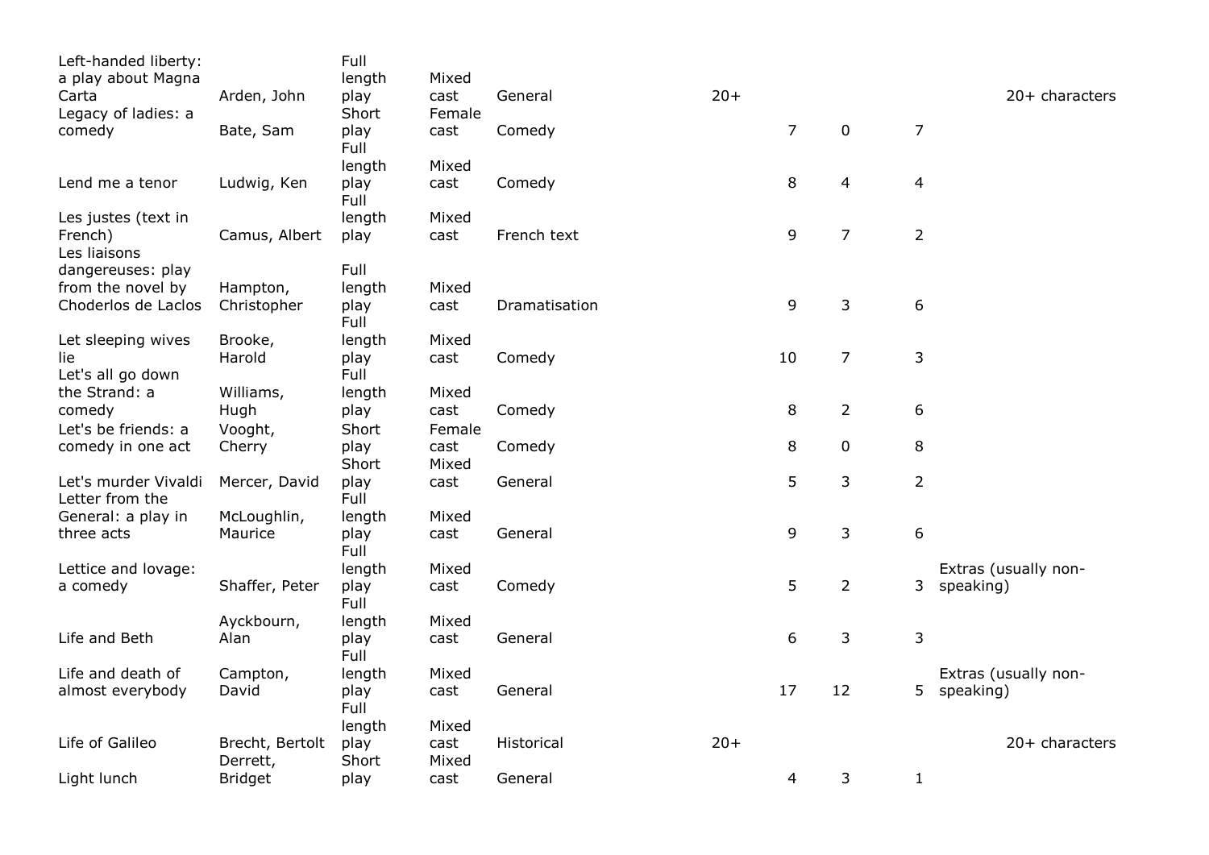| | | | | | | | | | |
|---|---|---|---|---|---|---|---|---|---|
| Left-handed liberty: a play about Magna Carta | Arden, John | Full length play | Mixed cast | General | 20+ | | | | 20+ characters |
| Legacy of ladies: a comedy | Bate, Sam | Short play | Female cast | Comedy | | 7 | 0 | 7 | |
| Lend me a tenor | Ludwig, Ken | Full length play | Mixed cast | Comedy | | 8 | 4 | 4 | |
| Les justes (text in French) | Camus, Albert | Full length play | Mixed cast | French text | | 9 | 7 | 2 | |
| Les liaisons dangereuses: play from the novel by Choderlos de Laclos | Hampton, Christopher | Full length play | Mixed cast | Dramatisation | | 9 | 3 | 6 | |
| Let sleeping wives lie | Brooke, Harold | Full length play | Mixed cast | Comedy | | 10 | 7 | 3 | |
| Let's all go down the Strand: a comedy | Williams, Hugh | Full length play | Mixed cast | Comedy | | 8 | 2 | 6 | |
| Let's be friends: a comedy in one act | Vooght, Cherry | Short play | Female cast | Comedy | | 8 | 0 | 8 | |
| Let's murder Vivaldi | Mercer, David | Short play | Mixed cast | General | | 5 | 3 | 2 | |
| Letter from the General: a play in three acts | McLoughlin, Maurice | Full length play | Mixed cast | General | | 9 | 3 | 6 | |
| Lettice and lovage: a comedy | Shaffer, Peter | Full length play | Mixed cast | Comedy | | 5 | 2 | 3 | Extras (usually non-speaking) |
| Life and Beth | Ayckbourn, Alan | Full length play | Mixed cast | General | | 6 | 3 | 3 | |
| Life and death of almost everybody | Campton, David | Full length play | Mixed cast | General | | 17 | 12 | 5 | Extras (usually non-speaking) |
| Life of Galileo | Brecht, Bertolt | Full length play | Mixed cast | Historical | 20+ | | | | 20+ characters |
| Light lunch | Derrett, Bridget | Short play | Mixed cast | General | | 4 | 3 | 1 | |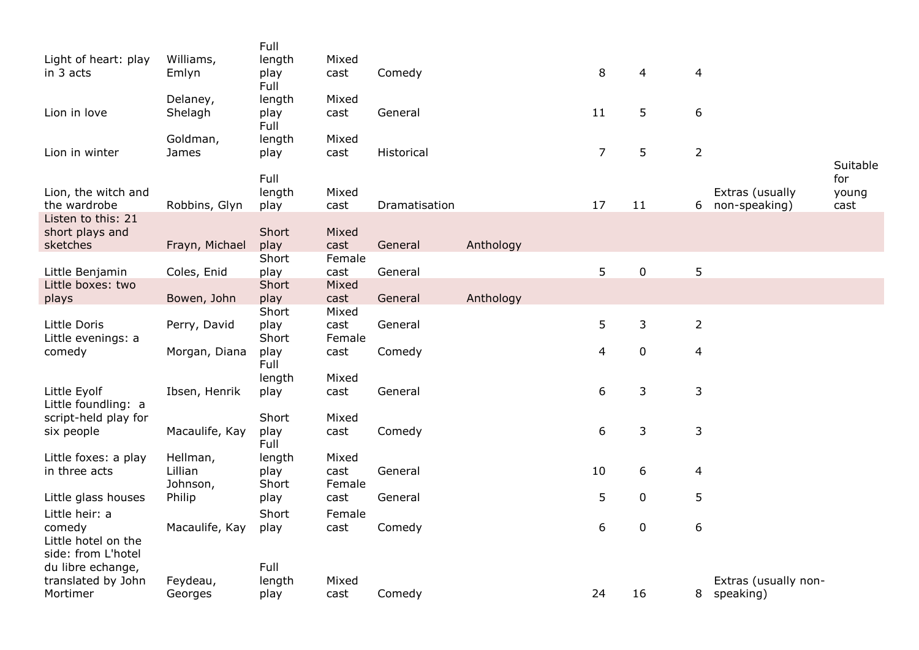| | | | | | | | | | | |
|---|---|---|---|---|---|---|---|---|---|---|
| Light of heart: play in 3 acts | Williams, Emlyn | Full length play | Mixed cast | Comedy | | 8 | 4 | 4 | | |
| Lion in love | Delaney, Shelagh | Full length play | Mixed cast | General | | 11 | 5 | 6 | | |
| Lion in winter | Goldman, James | Full length play | Mixed cast | Historical | | 7 | 5 | 2 | | |
| Lion, the witch and the wardrobe | Robbins, Glyn | Full length play | Mixed cast | Dramatisation | | 17 | 11 | 6 | Extras (usually non-speaking) | Suitable for young cast |
| Listen to this: 21 short plays and sketches | Frayn, Michael | Short play | Mixed cast | General | Anthology | | | | | |
| Little Benjamin | Coles, Enid | Short play | Female cast | General | | 5 | 0 | 5 | | |
| Little boxes: two plays | Bowen, John | Short play | Mixed cast | General | Anthology | | | | | |
| Little Doris | Perry, David | Short play | Mixed cast | General | | 5 | 3 | 2 | | |
| Little evenings: a comedy | Morgan, Diana | Short play | Female cast | Comedy | | 4 | 0 | 4 | | |
| Little Eyolf | Ibsen, Henrik | Full length play | Mixed cast | General | | 6 | 3 | 3 | | |
| Little foundling: a script-held play for six people | Macaulife, Kay | Short play | Mixed cast | Comedy | | 6 | 3 | 3 | | |
| Little foxes: a play in three acts | Hellman, Lillian | Full length play | Mixed cast | General | | 10 | 6 | 4 | | |
| Little glass houses | Johnson, Philip | Short play | Female cast | General | | 5 | 0 | 5 | | |
| Little heir: a comedy | Macaulife, Kay | Short play | Female cast | Comedy | | 6 | 0 | 6 | | |
| Little hotel on the side: from L'hotel du libre echange, translated by John Mortimer | Feydeau, Georges | Full length play | Mixed cast | Comedy | | 24 | 16 | 8 | Extras (usually non-speaking) | |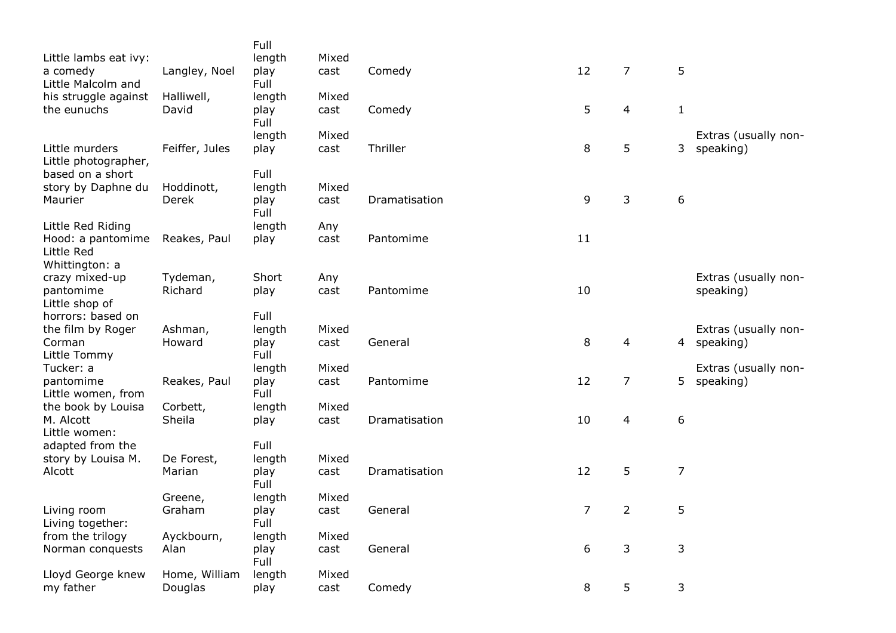| | | | | | | | | |
|---|---|---|---|---|---|---|---|---|
| Little lambs eat ivy: a comedy | Langley, Noel | Full length play | Mixed cast | Comedy | 12 | 7 | 5 | |
| Little Malcolm and his struggle against the eunuchs | Halliwell, David | Full length play | Mixed cast | Comedy | 5 | 4 | 1 | |
| Little murders | Feiffer, Jules | Full length play | Mixed cast | Thriller | 8 | 5 | 3 | Extras (usually non-speaking) |
| Little photographer, based on a short story by Daphne du Maurier | Hoddinott, Derek | Full length play | Mixed cast | Dramatisation | 9 | 3 | 6 | |
| Little Red Riding Hood: a pantomime | Reakes, Paul | Full length play | Any cast | Pantomime | 11 | | | |
| Little Red Whittington: a crazy mixed-up pantomime | Tydeman, Richard | Short play | Any cast | Pantomime | 10 | | | Extras (usually non-speaking) |
| Little shop of horrors: based on the film by Roger Corman | Ashman, Howard | Full length play | Mixed cast | General | 8 | 4 | 4 | Extras (usually non-speaking) |
| Little Tommy Tucker: a pantomime | Reakes, Paul | Full length play | Mixed cast | Pantomime | 12 | 7 | 5 | Extras (usually non-speaking) |
| Little women, from the book by Louisa M. Alcott | Corbett, Sheila | Full length play | Mixed cast | Dramatisation | 10 | 4 | 6 | |
| Little women: adapted from the story by Louisa M. Alcott | De Forest, Marian | Full length play | Mixed cast | Dramatisation | 12 | 5 | 7 | |
| Living room | Greene, Graham | Full length play | Mixed cast | General | 7 | 2 | 5 | |
| Living together: from the trilogy Norman conquests | Ayckbourn, Alan | Full length play | Mixed cast | General | 6 | 3 | 3 | |
| Lloyd George knew my father | Home, William Douglas | Full length play | Mixed cast | Comedy | 8 | 5 | 3 | |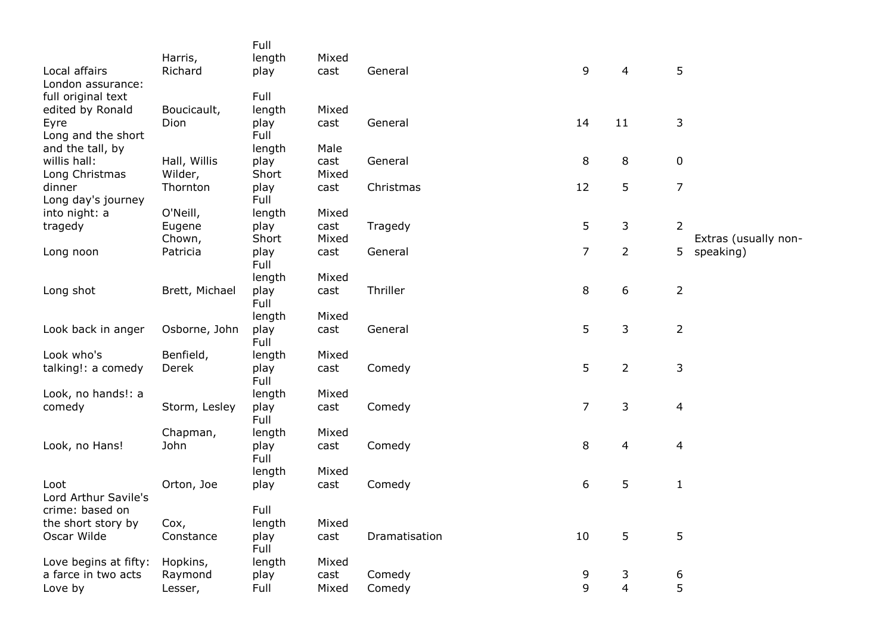| | | | | | | | | |
|---|---|---|---|---|---|---|---|---|
| Local affairs | Harris, Richard | Full length play | Mixed cast | General | 9 | 4 | 5 | |
| London assurance: full original text edited by Ronald Eyre | Boucicault, Dion | Full length play | Mixed cast | General | 14 | 11 | 3 | |
| Long and the short and the tall, by willis hall: | Hall, Willis | Full length play | Male cast | General | 8 | 8 | 0 | |
| Long Christmas dinner | Wilder, Thornton | Short play | Mixed cast | Christmas | 12 | 5 | 7 | |
| Long day's journey into night: a tragedy | O'Neill, Eugene | Full length play | Mixed cast | Tragedy | 5 | 3 | 2 | |
| Long noon | Chown, Patricia | Short play | Mixed cast | General | 7 | 2 | 5 | Extras (usually non-speaking) |
| Long shot | Brett, Michael | Full length play | Mixed cast | Thriller | 8 | 6 | 2 | |
| Look back in anger | Osborne, John | Full length play | Mixed cast | General | 5 | 3 | 2 | |
| Look who's talking!: a comedy | Benfield, Derek | Full length play | Mixed cast | Comedy | 5 | 2 | 3 | |
| Look, no hands!: a comedy | Storm, Lesley | Full length play | Mixed cast | Comedy | 7 | 3 | 4 | |
| Look, no Hans! | Chapman, John | Full length play | Mixed cast | Comedy | 8 | 4 | 4 | |
| Loot | Orton, Joe | Full length play | Mixed cast | Comedy | 6 | 5 | 1 | |
| Lord Arthur Savile's crime: based on the short story by Oscar Wilde | Cox, Constance | Full length play | Mixed cast | Dramatisation | 10 | 5 | 5 | |
| Love begins at fifty: a farce in two acts | Hopkins, Raymond | Full length play | Mixed cast | Comedy | 9 | 3 | 6 | |
| Love by | Lesser, | Full | Mixed | Comedy | 9 | 4 | 5 | |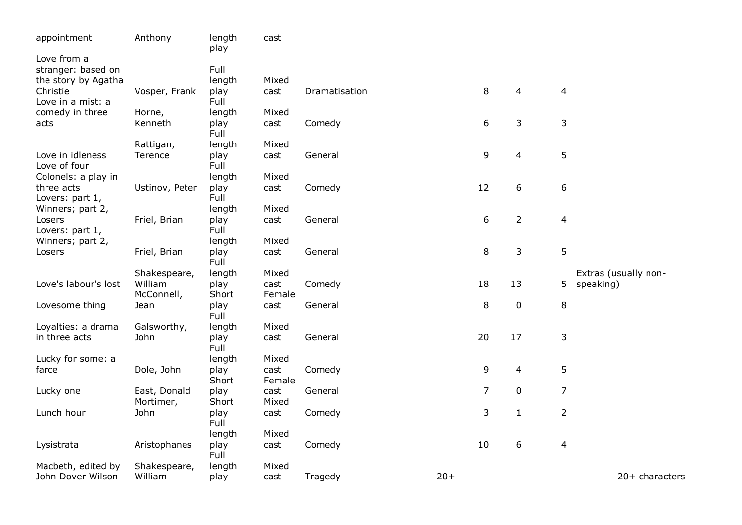| appointment | Anthony | length play | cast | | | | | | |
|---|---|---|---|---|---|---|---|---|---|
| Love from a stranger: based on the story by Agatha Christie | Vosper, Frank | Full length play | Mixed cast | Dramatisation | | 8 | 4 | 4 | |
| Love in a mist: a comedy in three acts | Horne, Kenneth | Full length play | Mixed cast | Comedy | | 6 | 3 | 3 | |
| Love in idleness | Rattigan, Terence | Full length play | Mixed cast | General | | 9 | 4 | 5 | |
| Love of four Colonels: a play in three acts | Ustinov, Peter | Full length play | Mixed cast | Comedy | | 12 | 6 | 6 | |
| Lovers: part 1, Winners; part 2, Losers | Friel, Brian | Full length play | Mixed cast | General | | 6 | 2 | 4 | |
| Lovers: part 1, Winners; part 2, Losers | Friel, Brian | Full length play | Mixed cast | General | | 8 | 3 | 5 | |
| Love's labour's lost | Shakespeare, William | Full length play | Mixed cast | Comedy | | 18 | 13 | 5 | Extras (usually non-speaking) |
| Lovesome thing | McConnell, Jean | Short play | Female cast | General | | 8 | 0 | 8 | |
| Loyalties: a drama in three acts | Galsworthy, John | Full length play | Mixed cast | General | | 20 | 17 | 3 | |
| Lucky for some: a farce | Dole, John | Full length play | Mixed cast | Comedy | | 9 | 4 | 5 | |
| Lucky one | East, Donald | Short play | Female cast | General | | 7 | 0 | 7 | |
| Lunch hour | Mortimer, John | Short play | Mixed cast | Comedy | | 3 | 1 | 2 | |
| Lysistrata | Aristophanes | Full length play | Mixed cast | Comedy | | 10 | 6 | 4 | |
| Macbeth, edited by John Dover Wilson | Shakespeare, William | Full length play | Mixed cast | Tragedy | 20+ | | | | 20+ characters |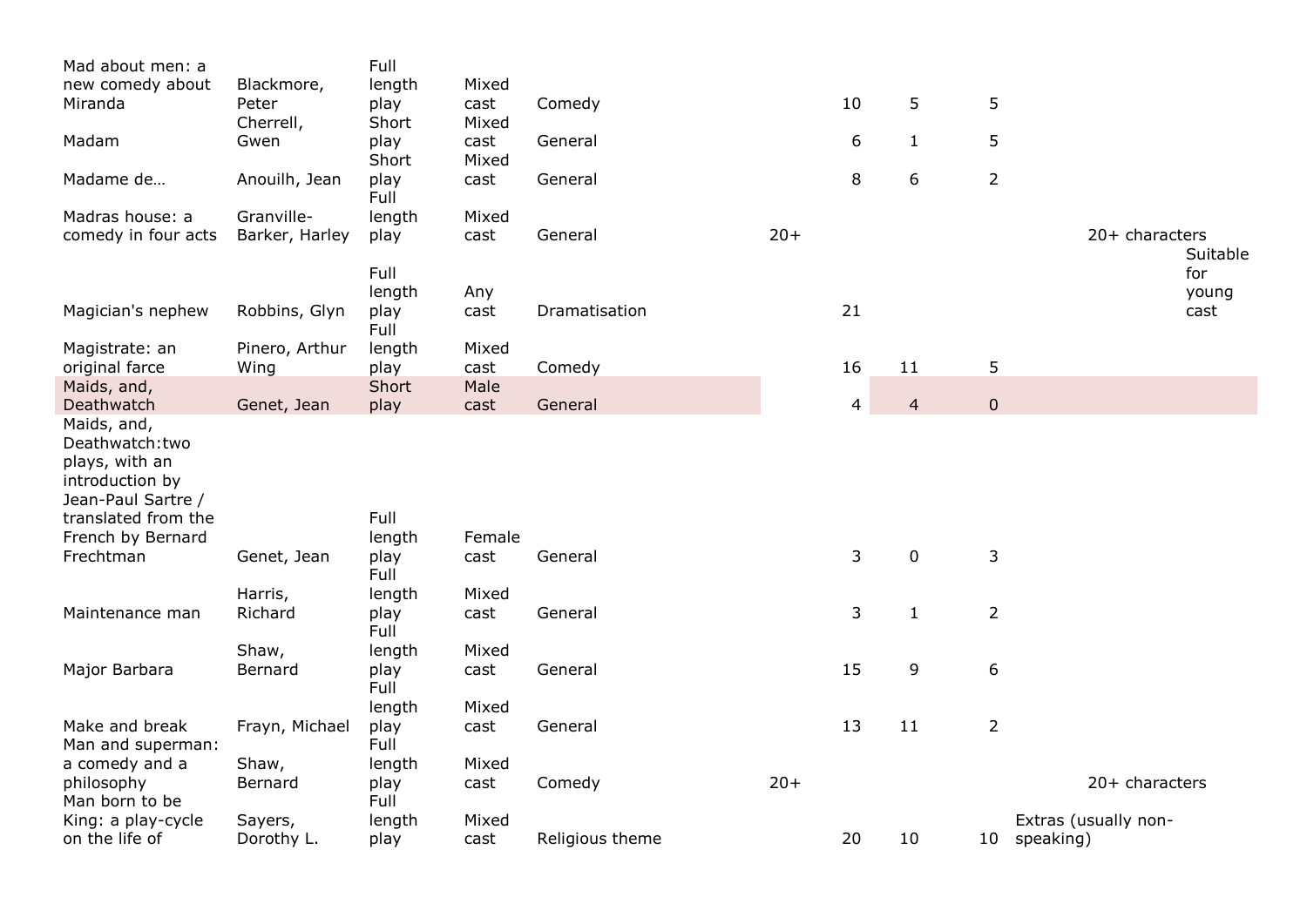| | | | | | | | | | | | |
|---|---|---|---|---|---|---|---|---|---|---|---|
| Mad about men: a new comedy about Miranda | Blackmore, Peter | Full length play | Mixed cast | Comedy | | 10 | 5 | 5 | | | |
| Madam | Cherrell, Gwen | Short play | Mixed cast | General | | 6 | 1 | 5 | | | |
| Madame de… | Anouilh, Jean | Short play | Mixed cast | General | | 8 | 6 | 2 | | | |
| Madras house: a comedy in four acts | Granville-Barker, Harley | Full length play | Mixed cast | General | 20+ | | | | | 20+ characters | |
| Magician's nephew | Robbins, Glyn | Full length play | Any cast | Dramatisation | | 21 | | | | | Suitable for young cast |
| Magistrate: an original farce | Pinero, Arthur Wing | Full length play | Mixed cast | Comedy | | 16 | 11 | 5 | | | |
| Maids, and, Deathwatch | Genet, Jean | Short play | Male cast | General | | 4 | 4 | 0 | | | |
| Maids, and, Deathwatch:two plays, with an introduction by Jean-Paul Sartre / translated from the French by Bernard Frechtman | Genet, Jean | Full length play | Female cast | General | | 3 | 0 | 3 | | | |
| Maintenance man | Harris, Richard | Full length play | Mixed cast | General | | 3 | 1 | 2 | | | |
| Major Barbara | Shaw, Bernard | Full length play | Mixed cast | General | | 15 | 9 | 6 | | | |
| Make and break | Frayn, Michael | Full length play | Mixed cast | General | | 13 | 11 | 2 | | | |
| Man and superman: a comedy and a philosophy | Shaw, Bernard | Full length play | Mixed cast | Comedy | 20+ | | | | | 20+ characters | |
| Man born to be King: a play-cycle on the life of | Sayers, Dorothy L. | Full length play | Mixed cast | Religious theme | | 20 | 10 | 10 | Extras (usually non-speaking) | | |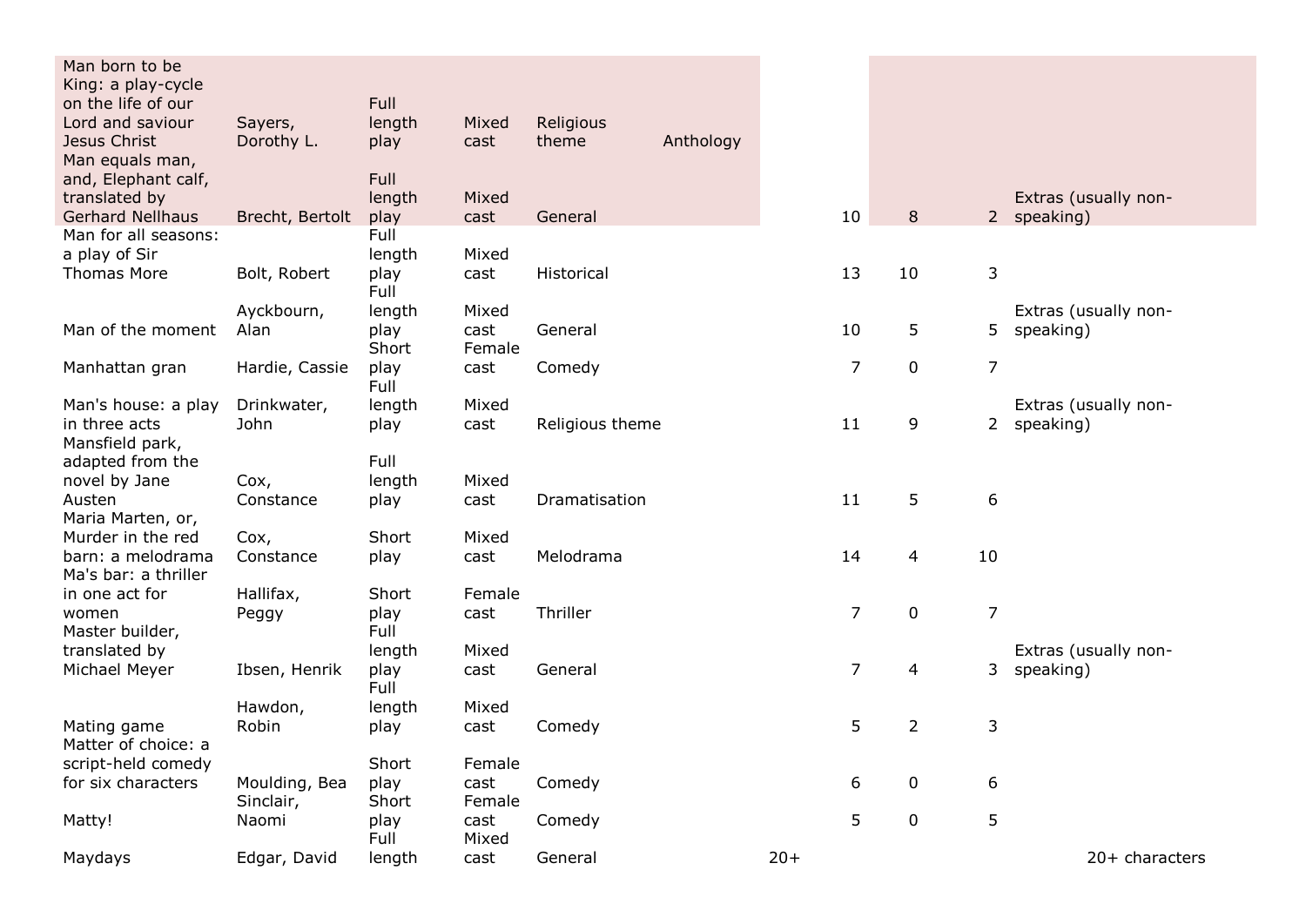| | | | | | | | | | | |
|---|---|---|---|---|---|---|---|---|---|---|
| Man born to be King: a play-cycle on the life of our Lord and saviour Jesus Christ | Sayers, Dorothy L. | Full length play | Mixed cast | Religious theme | Anthology | | | | | |
| Man equals man, and, Elephant calf, translated by Gerhard Nellhaus | Brecht, Bertolt | Full length play | Mixed cast | General | | | 10 | 8 | 2 | Extras (usually non-speaking) |
| Man for all seasons: a play of Sir Thomas More | Bolt, Robert | Full length play | Mixed cast | Historical | | | 13 | 10 | 3 | |
| Man of the moment | Ayckbourn, Alan | Full length play | Mixed cast | General | | | 10 | 5 | 5 | Extras (usually non-speaking) |
| Manhattan gran | Hardie, Cassie | Short play | Female cast | Comedy | | | 7 | 0 | 7 | |
| Man's house: a play in three acts | Drinkwater, John | Full length play | Mixed cast | Religious theme | | | 11 | 9 | 2 | Extras (usually non-speaking) |
| Mansfield park, adapted from the novel by Jane Austen | Cox, Constance | Full length play | Mixed cast | Dramatisation | | | 11 | 5 | 6 | |
| Maria Marten, or, Murder in the red barn: a melodrama | Cox, Constance | Short play | Mixed cast | Melodrama | | | 14 | 4 | 10 | |
| Ma's bar: a thriller in one act for women | Hallifax, Peggy | Short play | Female cast | Thriller | | | 7 | 0 | 7 | |
| Master builder, translated by Michael Meyer | Ibsen, Henrik | Full length play | Mixed cast | General | | | 7 | 4 | 3 | Extras (usually non-speaking) |
| Mating game | Hawdon, Robin | Full length play | Mixed cast | Comedy | | | 5 | 2 | 3 | |
| Matter of choice: a script-held comedy for six characters | Moulding, Bea | Short play | Female cast | Comedy | | | 6 | 0 | 6 | |
| Matty! | Sinclair, Naomi | Short play | Female cast | Comedy | | | 5 | 0 | 5 | |
| Maydays | Edgar, David | Full length | Mixed cast | General | | 20+ | | | | 20+ characters |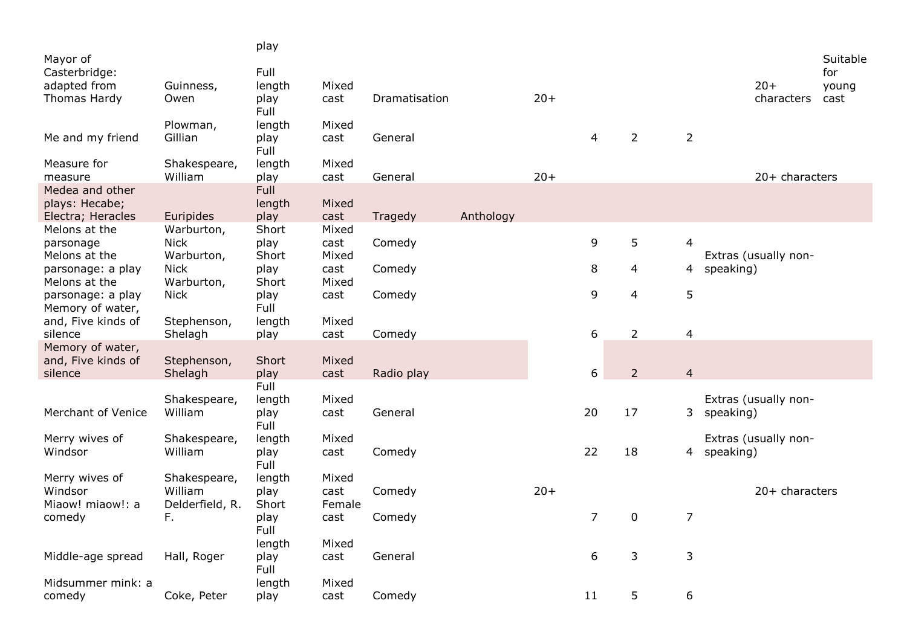| | | | | | | | | | | | |
|---|---|---|---|---|---|---|---|---|---|---|---|
| | | play | | | | | | | | | |
| Mayor of Casterbridge: adapted from Thomas Hardy | Guinness, Owen | Full length play | Mixed cast | Dramatisation | | 20+ | | | | 20+ characters | Suitable for young cast |
| Me and my friend | Plowman, Gillian | Full length play | Mixed cast | General | | | 4 | 2 | 2 | | |
| Measure for measure | Shakespeare, William | Full length play | Mixed cast | General | | 20+ | | | | 20+ characters | |
| Medea and other plays: Hecabe; Electra; Heracles | Euripides | Full length play | Mixed cast | Tragedy | Anthology | | | | | | |
| Melons at the parsonage | Warburton, Nick | Short play | Mixed cast | Comedy | | | 9 | 5 | 4 | | |
| Melons at the parsonage: a play | Warburton, Nick | Short play | Mixed cast | Comedy | | | 8 | 4 | 4 | Extras (usually non-speaking) | |
| Melons at the parsonage: a play | Warburton, Nick | Short play | Mixed cast | Comedy | | | 9 | 4 | 5 | | |
| Memory of water, and, Five kinds of silence | Stephenson, Shelagh | Full length play | Mixed cast | Comedy | | | 6 | 2 | 4 | | |
| Memory of water, and, Five kinds of silence | Stephenson, Shelagh | Short play | Mixed cast | Radio play | | | 6 | 2 | 4 | | |
| Merchant of Venice | Shakespeare, William | Full length play | Mixed cast | General | | | 20 | 17 | 3 | Extras (usually non-speaking) | |
| Merry wives of Windsor | Shakespeare, William | Full length play | Mixed cast | Comedy | | | 22 | 18 | 4 | Extras (usually non-speaking) | |
| Merry wives of Windsor | Shakespeare, William | Full length play | Mixed cast | Comedy | | 20+ | | | | 20+ characters | |
| Miaow! miaow!: a comedy | Delderfield, R. F. | Short play | Female cast | Comedy | | | 7 | 0 | 7 | | |
| Middle-age spread | Hall, Roger | Full length play | Mixed cast | General | | | 6 | 3 | 3 | | |
| Midsummer mink: a comedy | Coke, Peter | Full length play | Mixed cast | Comedy | | | 11 | 5 | 6 | | |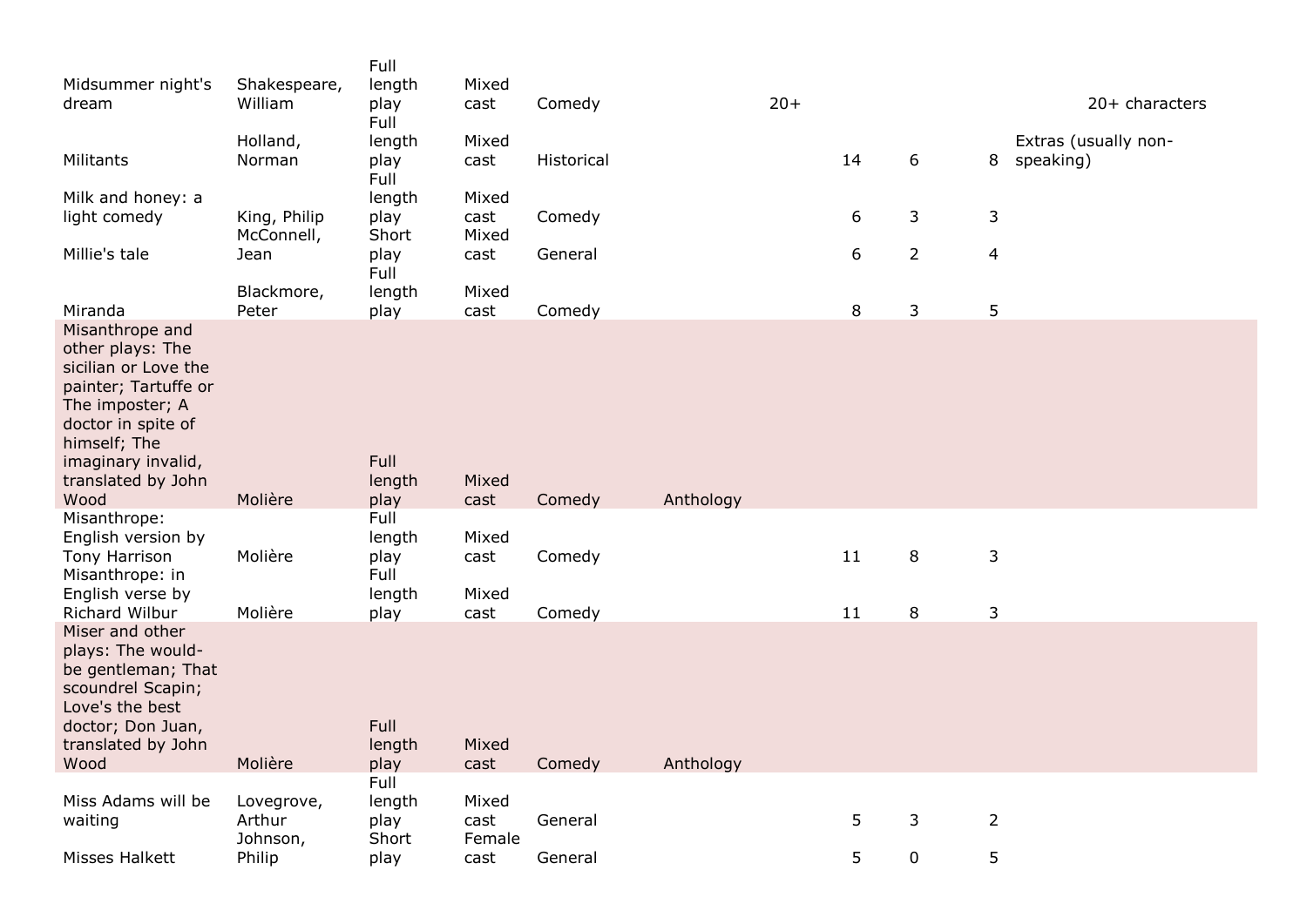| | | | | | | | | | | |
|---|---|---|---|---|---|---|---|---|---|---|
| Midsummer night's dream | Shakespeare, William | Full length play | Mixed cast | Comedy | | 20+ | | | | 20+ characters |
| Militants | Holland, Norman | Full length play | Mixed cast | Historical | | | 14 | 6 | 8 | Extras (usually non-speaking) |
| Milk and honey: a light comedy | King, Philip | Full length play | Mixed cast | Comedy | | | 6 | 3 | 3 | |
| Millie's tale | McConnell, Jean | Short play | Mixed cast | General | | | 6 | 2 | 4 | |
| Miranda | Blackmore, Peter | Full length play | Mixed cast | Comedy | | | 8 | 3 | 5 | |
| Misanthrope and other plays: The sicilian or Love the painter; Tartuffe or The imposter; A doctor in spite of himself; The imaginary invalid, translated by John Wood | Molière | Full length play | Mixed cast | Comedy | Anthology | | | | | |
| Misanthrope: English version by Tony Harrison | Molière | Full length play | Mixed cast | Comedy | | | 11 | 8 | 3 | |
| Misanthrope: in English verse by Richard Wilbur | Molière | Full length play | Mixed cast | Comedy | | | 11 | 8 | 3 | |
| Miser and other plays: The would-be gentleman; That scoundrel Scapin; Love's the best doctor; Don Juan, translated by John Wood | Molière | Full length play | Mixed cast | Comedy | Anthology | | | | | |
| Miss Adams will be waiting | Lovegrove, Arthur | Full length play | Mixed cast | General | | | 5 | 3 | 2 | |
| Misses Halkett | Johnson, Philip | Short play | Female cast | General | | | 5 | 0 | 5 | |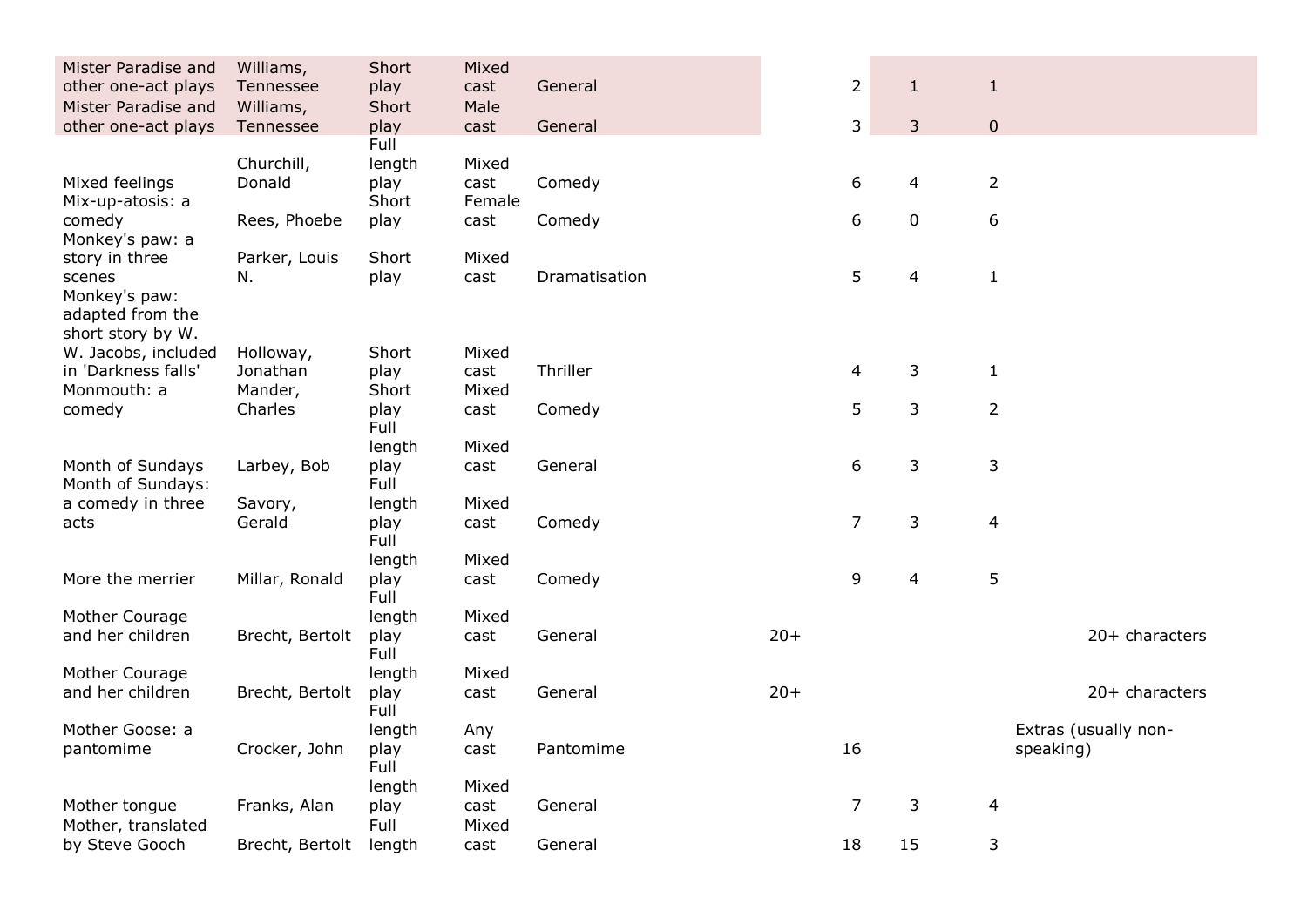| | | | | | | | | | |
|---|---|---|---|---|---|---|---|---|---|
| Mister Paradise and other one-act plays | Williams, Tennessee | Short play | Mixed cast | General | | 2 | 1 | 1 | |
| Mister Paradise and other one-act plays | Williams, Tennessee | Short play | Male cast | General | | 3 | 3 | 0 | |
| Mixed feelings | Churchill, Donald | Full length play | Mixed cast | Comedy | | 6 | 4 | 2 | |
| Mix-up-atosis: a comedy | Rees, Phoebe | Short play | Female cast | Comedy | | 6 | 0 | 6 | |
| Monkey's paw: a story in three scenes | Parker, Louis N. | Short play | Mixed cast | Dramatisation | | 5 | 4 | 1 | |
| Monkey's paw: adapted from the short story by W. W. Jacobs, included in 'Darkness falls' | Holloway, Jonathan | Short play | Mixed cast | Thriller | | 4 | 3 | 1 | |
| Monmouth: a comedy | Mander, Charles | Short play | Mixed cast | Comedy | | 5 | 3 | 2 | |
| Month of Sundays | Larbey, Bob | Full length play | Mixed cast | General | | 6 | 3 | 3 | |
| Month of Sundays: a comedy in three acts | Savory, Gerald | Full length play | Mixed cast | Comedy | | 7 | 3 | 4 | |
| More the merrier | Millar, Ronald | Full length play | Mixed cast | Comedy | | 9 | 4 | 5 | |
| Mother Courage and her children | Brecht, Bertolt | Full length play | Mixed cast | General | 20+ | | | | 20+ characters |
| Mother Courage and her children | Brecht, Bertolt | Full length play | Mixed cast | General | 20+ | | | | 20+ characters |
| Mother Goose: a pantomime | Crocker, John | Full length play | Any cast | Pantomime | | 16 | | | Extras (usually non-speaking) |
| Mother tongue | Franks, Alan | Full length play | Mixed cast | General | | 7 | 3 | 4 | |
| Mother, translated by Steve Gooch | Brecht, Bertolt | Full length | Mixed cast | General | | 18 | 15 | 3 | |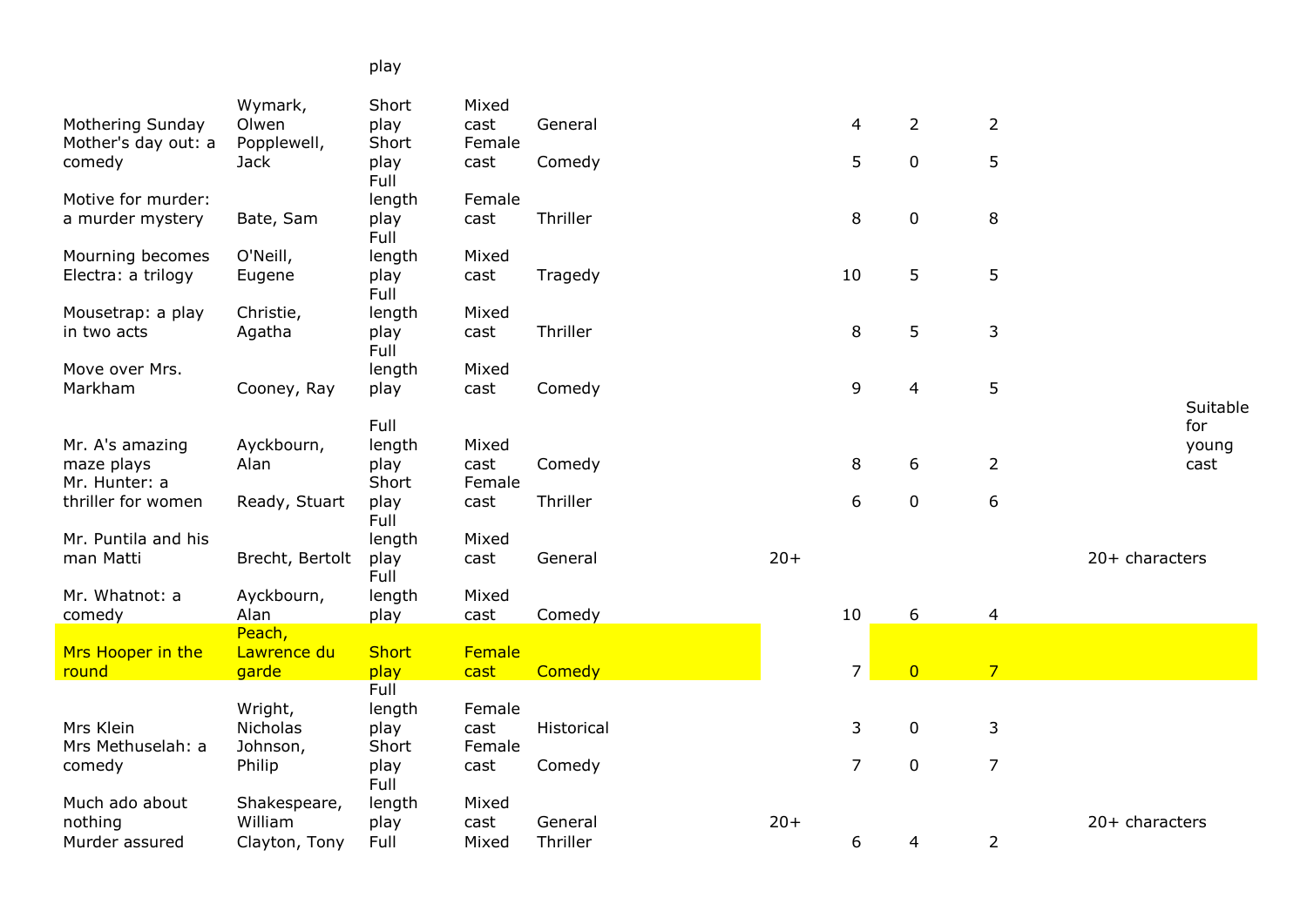| | | | | | | | | | | |
|---|---|---|---|---|---|---|---|---|---|---|
| | | play | | | | | | | | |
| Mothering Sunday | Wymark, Olwen | Short play | Mixed cast | General | | 4 | 2 | 2 | | |
| Mother's day out: a comedy | Popplewell, Jack | Short play | Female cast | Comedy | | 5 | 0 | 5 | | |
| Motive for murder: a murder mystery | Bate, Sam | Full length play | Female cast | Thriller | | 8 | 0 | 8 | | |
| Mourning becomes Electra: a trilogy | O'Neill, Eugene | Full length play | Mixed cast | Tragedy | | 10 | 5 | 5 | | |
| Mousetrap: a play in two acts | Christie, Agatha | Full length play | Mixed cast | Thriller | | 8 | 5 | 3 | | |
| Move over Mrs. Markham | Cooney, Ray | Full length play | Mixed cast | Comedy | | 9 | 4 | 5 | | |
| Mr. A's amazing maze plays | Ayckbourn, Alan | Full length play | Mixed cast | Comedy | | 8 | 6 | 2 | | Suitable for young cast |
| Mr. Hunter: a thriller for women | Ready, Stuart | Short play | Female cast | Thriller | | 6 | 0 | 6 | | |
| Mr. Puntila and his man Matti | Brecht, Bertolt | Full length play | Mixed cast | General | 20+ | | | | 20+ characters | |
| Mr. Whatnot: a comedy | Ayckbourn, Alan | Full length play | Mixed cast | Comedy | | 10 | 6 | 4 | | |
| Mrs Hooper in the round | Peach, Lawrence du garde | Short play | Female cast | Comedy | | 7 | 0 | 7 | | |
| Mrs Klein | Wright, Nicholas | Full length play | Female cast | Historical | | 3 | 0 | 3 | | |
| Mrs Methuselah: a comedy | Johnson, Philip | Short play | Female cast | Comedy | | 7 | 0 | 7 | | |
| Much ado about nothing | Shakespeare, William | Full length play | Mixed cast | General | 20+ | | | | 20+ characters | |
| Murder assured | Clayton, Tony | Full | Mixed | Thriller | | 6 | 4 | 2 | | |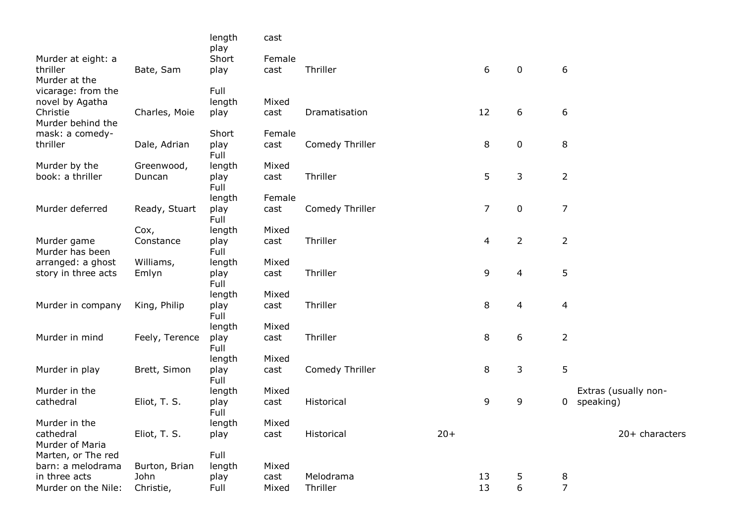| | | | | | | | | | |
|---|---|---|---|---|---|---|---|---|---|
| | | length play | cast | | | | | | |
| Murder at eight: a thriller | Bate, Sam | Short play | Female cast | Thriller | | 6 | 0 | 6 | |
| Murder at the vicarage: from the novel by Agatha Christie | Charles, Moie | Full length play | Mixed cast | Dramatisation | | 12 | 6 | 6 | |
| Murder behind the mask: a comedy-thriller | Dale, Adrian | Short play | Female cast | Comedy Thriller | | 8 | 0 | 8 | |
| Murder by the book: a thriller | Greenwood, Duncan | Full length play | Mixed cast | Thriller | | 5 | 3 | 2 | |
| Murder deferred | Ready, Stuart | Full length play | Female cast | Comedy Thriller | | 7 | 0 | 7 | |
| Murder game | Cox, Constance | Full length play | Mixed cast | Thriller | | 4 | 2 | 2 | |
| Murder has been arranged: a ghost story in three acts | Williams, Emlyn | Full length play | Mixed cast | Thriller | | 9 | 4 | 5 | |
| Murder in company | King, Philip | Full length play | Mixed cast | Thriller | | 8 | 4 | 4 | |
| Murder in mind | Feely, Terence | Full length play | Mixed cast | Thriller | | 8 | 6 | 2 | |
| Murder in play | Brett, Simon | Full length play | Mixed cast | Comedy Thriller | | 8 | 3 | 5 | |
| Murder in the cathedral | Eliot, T. S. | Full length play | Mixed cast | Historical | | 9 | 9 | 0 | Extras (usually non-speaking) |
| Murder in the cathedral | Eliot, T. S. | Full length play | Mixed cast | Historical | 20+ | | | | 20+ characters |
| Murder of Maria Marten, or The red barn: a melodrama in three acts | Burton, Brian John | Full length play | Mixed cast | Melodrama | | 13 | 5 | 8 | |
| Murder on the Nile: | Christie, | Full | Mixed | Thriller | | 13 | 6 | 7 | |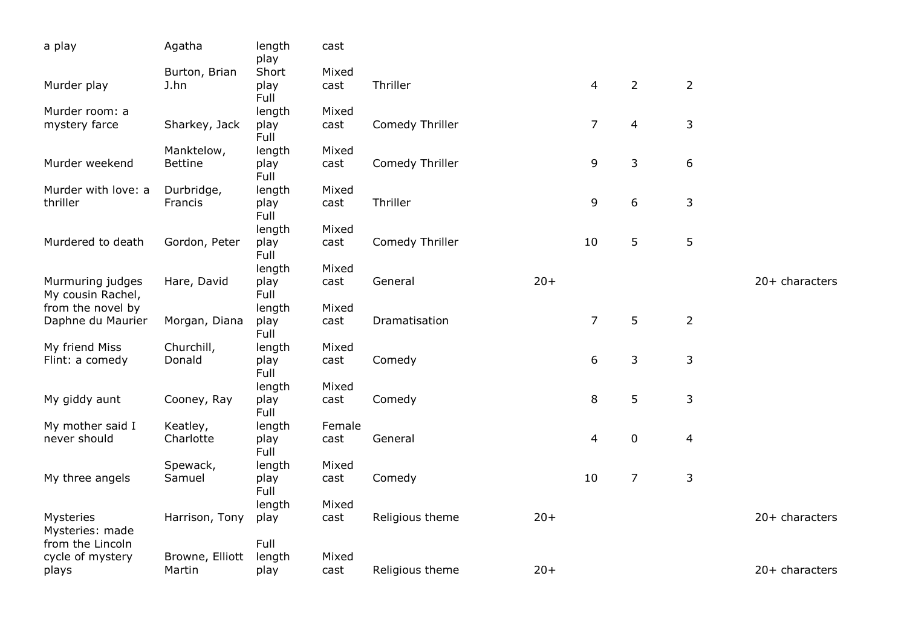| | | | | | | | | | |
|---|---|---|---|---|---|---|---|---|---|
| a play | Agatha | length play | cast | | | | | | |
| Murder play | Burton, Brian J.hn | Short play | Mixed cast | Thriller | | 4 | 2 | 2 | |
| Murder room: a mystery farce | Sharkey, Jack | Full length play | Mixed cast | Comedy Thriller | | 7 | 4 | 3 | |
| Murder weekend | Manktelow, Bettine | Full length play | Mixed cast | Comedy Thriller | | 9 | 3 | 6 | |
| Murder with love: a thriller | Durbridge, Francis | Full length play | Mixed cast | Thriller | | 9 | 6 | 3 | |
| Murdered to death | Gordon, Peter | Full length play | Mixed cast | Comedy Thriller | | 10 | 5 | 5 | |
| Murmuring judges | Hare, David | Full length play | Mixed cast | General | 20+ | | | | 20+ characters |
| My cousin Rachel, from the novel by Daphne du Maurier | Morgan, Diana | Full length play | Mixed cast | Dramatisation | | 7 | 5 | 2 | |
| My friend Miss Flint: a comedy | Churchill, Donald | Full length play | Mixed cast | Comedy | | 6 | 3 | 3 | |
| My giddy aunt | Cooney, Ray | Full length play | Mixed cast | Comedy | | 8 | 5 | 3 | |
| My mother said I never should | Keatley, Charlotte | Full length play | Female cast | General | | 4 | 0 | 4 | |
| My three angels | Spewack, Samuel | Full length play | Mixed cast | Comedy | | 10 | 7 | 3 | |
| Mysteries | Harrison, Tony | Full length play | Mixed cast | Religious theme | 20+ | | | | 20+ characters |
| Mysteries: made from the Lincoln cycle of mystery plays | Browne, Elliott Martin | Full length play | Mixed cast | Religious theme | 20+ | | | | 20+ characters |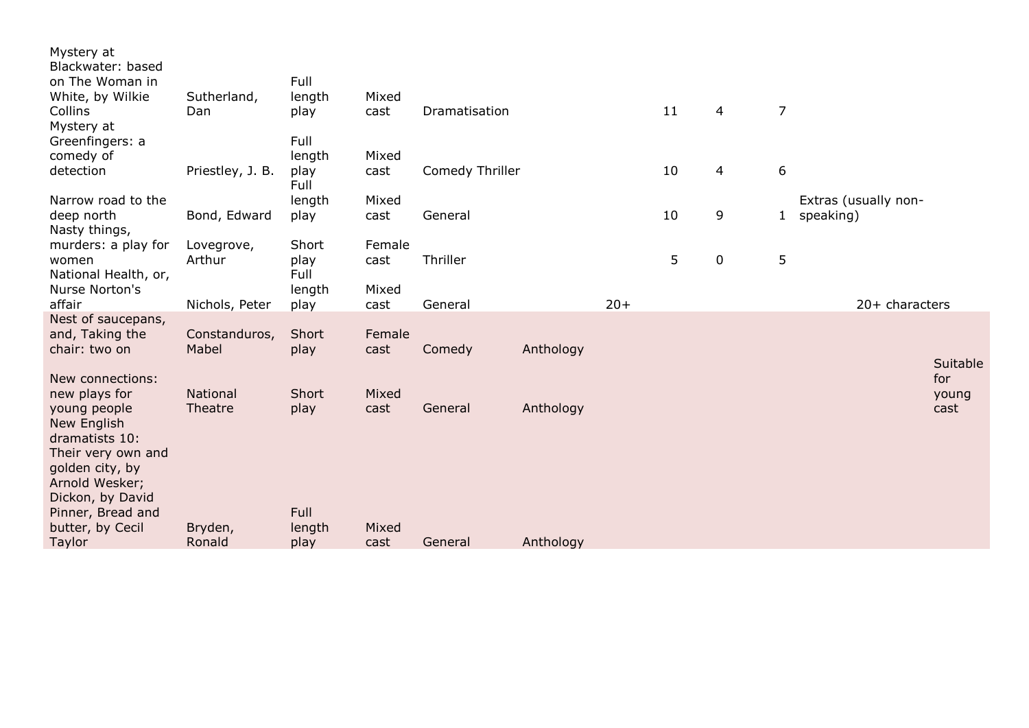| | | | | | | | | | | | |
|---|---|---|---|---|---|---|---|---|---|---|---|
| Mystery at Blackwater: based on The Woman in White, by Wilkie Collins | Sutherland, Dan | Full length play | Mixed cast | Dramatisation | | | 11 | 4 | 7 | | |
| Mystery at Greenfingers: a comedy of detection | Priestley, J. B. | Full length play | Mixed cast | Comedy Thriller | | | 10 | 4 | 6 | | |
| Narrow road to the deep north | Bond, Edward | Full length play | Mixed cast | General | | | 10 | 9 | 1 | Extras (usually non-speaking) | |
| Nasty things, murders: a play for women | Lovegrove, Arthur | Short play | Female cast | Thriller | | | 5 | 0 | 5 | | |
| National Health, or, Nurse Norton's affair | Nichols, Peter | Full length play | Mixed cast | General | | 20+ | | | | 20+ characters | |
| Nest of saucepans, and, Taking the chair: two on | Constanduros, Mabel | Short play | Female cast | Comedy | Anthology | | | | | | |
| New connections: new plays for young people | National Theatre | Short play | Mixed cast | General | Anthology | | | | | | Suitable for young cast |
| New English dramatists 10: Their very own and golden city, by Arnold Wesker; Dickon, by David Pinner, Bread and butter, by Cecil Taylor | Bryden, Ronald | Full length play | Mixed cast | General | Anthology | | | | | | |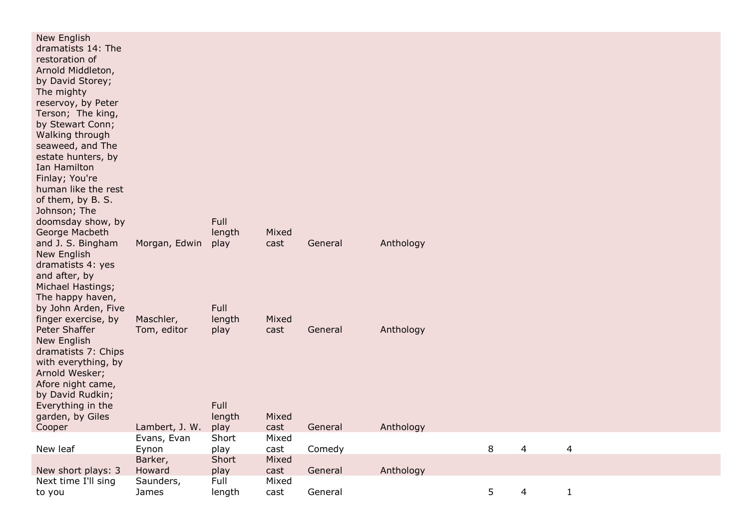| | | | | | | | | |
|---|---|---|---|---|---|---|---|---|
| New English dramatists 14: The restoration of Arnold Middleton, by David Storey; The mighty reservoy, by Peter Terson; The king, by Stewart Conn; Walking through seaweed, and The estate hunters, by Ian Hamilton Finlay; You're human like the rest of them, by B. S. Johnson; The doomsday show, by George Macbeth and J. S. Bingham | Morgan, Edwin | Full length play | Mixed cast | General | Anthology | | | |
| New English dramatists 4: yes and after, by Michael Hastings; The happy haven, by John Arden, Five finger exercise, by Peter Shaffer | Maschler, Tom, editor | Full length play | Mixed cast | General | Anthology | | | |
| New English dramatists 7: Chips with everything, by Arnold Wesker; Afore night came, by David Rudkin; Everything in the garden, by Giles Cooper | Lambert, J. W. | Full length play | Mixed cast | General | Anthology | | | |
| New leaf | Evans, Evan Eynon | Short play | Mixed cast | Comedy | | 8 | 4 | 4 |
| New short plays: 3 | Barker, Howard | Short play | Mixed cast | General | Anthology | | | |
| Next time I'll sing to you | Saunders, James | Full length | Mixed cast | General | | 5 | 4 | 1 |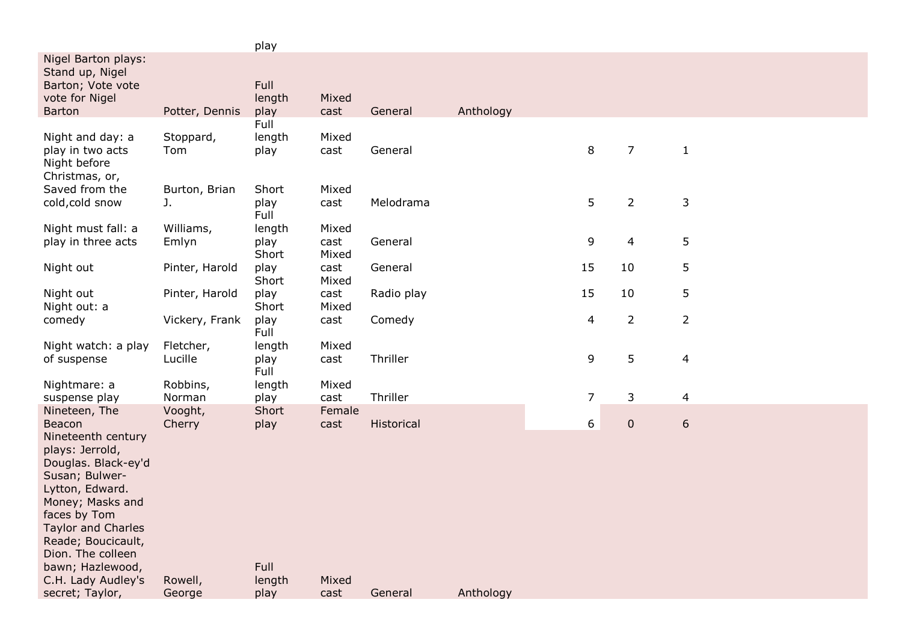| | | | | | | | | |
|---|---|---|---|---|---|---|---|---|
| | | play | | | | | | |
| Nigel Barton plays: Stand up, Nigel Barton; Vote vote vote for Nigel Barton | Potter, Dennis | Full length play | Mixed cast | General | Anthology | | | |
| Night and day: a play in two acts | Stoppard, Tom | Full length play | Mixed cast | General | | 8 | 7 | 1 |
| Night before Christmas, or, Saved from the cold,cold snow | Burton, Brian J. | Short play | Mixed cast | Melodrama | | 5 | 2 | 3 |
| Night must fall: a play in three acts | Williams, Emlyn | Full length play | Mixed cast | General | | 9 | 4 | 5 |
| Night out | Pinter, Harold | Short play | Mixed cast | General | | 15 | 10 | 5 |
| Night out | Pinter, Harold | Short play | Mixed cast | Radio play | | 15 | 10 | 5 |
| Night out: a comedy | Vickery, Frank | Short play | Mixed cast | Comedy | | 4 | 2 | 2 |
| Night watch: a play of suspense | Fletcher, Lucille | Full length play | Mixed cast | Thriller | | 9 | 5 | 4 |
| Nightmare: a suspense play | Robbins, Norman | Full length play | Mixed cast | Thriller | | 7 | 3 | 4 |
| Nineteen, The Beacon | Vooght, Cherry | Short play | Female cast | Historical | | 6 | 0 | 6 |
| Nineteenth century plays: Jerrold, Douglas. Black-ey'd Susan; Bulwer-Lytton, Edward. Money; Masks and faces by Tom Taylor and Charles Reade; Boucicault, Dion. The colleen bawn; Hazlewood, C.H. Lady Audley's secret; Taylor, | Rowell, George | Full length play | Mixed cast | General | Anthology | | | |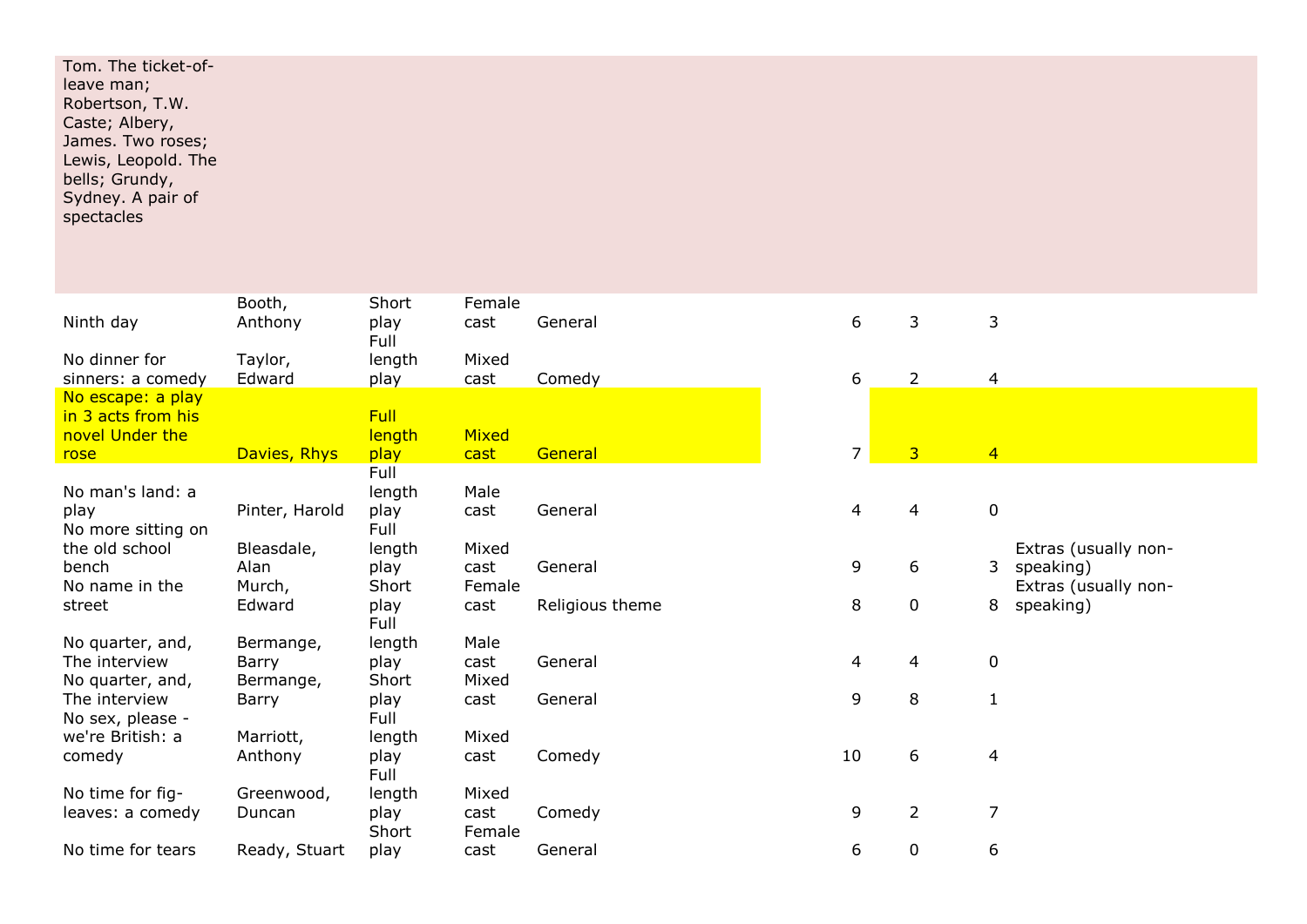| | | | | | | | | | |
|---|---|---|---|---|---|---|---|---|---|
| Tom. The ticket-of-leave man; Robertson, T.W. Caste; Albery, James. Two roses; Lewis, Leopold. The bells; Grundy, Sydney. A pair of spectacles | | | | | | | | | |
| Ninth day | Booth, Anthony | Short play | Female cast | General | | 6 | 3 | 3 | |
| No dinner for sinners: a comedy | Taylor, Edward | Full length play | Mixed cast | Comedy | | 6 | 2 | 4 | |
| No escape: a play in 3 acts from his novel Under the rose | Davies, Rhys | Full length play | Mixed cast | General | | 7 | 3 | 4 | |
| No man's land: a play | Pinter, Harold | Full length play | Male cast | General | | 4 | 4 | 0 | |
| No more sitting on the old school bench | Bleasdale, Alan | Full length play | Mixed cast | General | | 9 | 6 | 3 | Extras (usually non-speaking) |
| No name in the street | Murch, Edward | Short play | Female cast | Religious theme | | 8 | 0 | 8 | Extras (usually non-speaking) |
| No quarter, and, The interview | Bermange, Barry | Full length play | Male cast | General | | 4 | 4 | 0 | |
| No quarter, and, The interview | Bermange, Barry | Short play | Mixed cast | General | | 9 | 8 | 1 | |
| No sex, please - we're British: a comedy | Marriott, Anthony | Full length play | Mixed cast | Comedy | | 10 | 6 | 4 | |
| No time for fig-leaves: a comedy | Greenwood, Duncan | Full length play | Mixed cast | Comedy | | 9 | 2 | 7 | |
| No time for tears | Ready, Stuart | Short play | Female cast | General | | 6 | 0 | 6 | |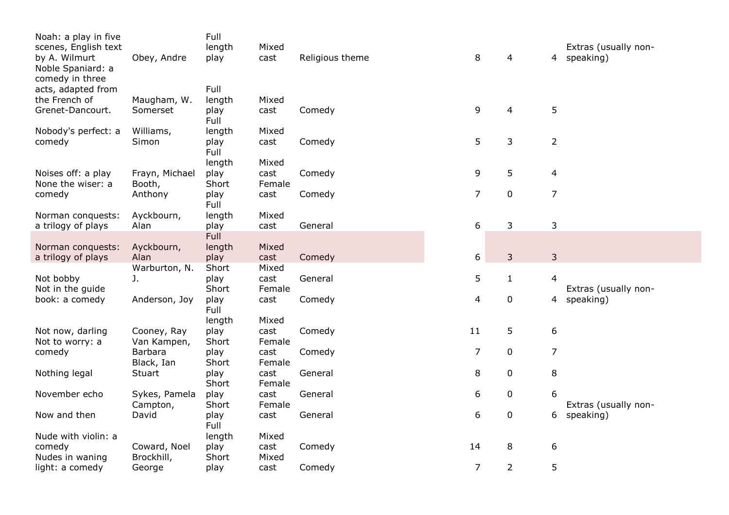| | | | | | | | | |
|---|---|---|---|---|---|---|---|---|
| Noah: a play in five scenes, English text by A. Wilmurt | Obey, Andre | Full length play | Mixed cast | Religious theme | 8 | 4 | 4 | Extras (usually non-speaking) |
| Noble Spaniard: a comedy in three acts, adapted from the French of Grenet-Dancourt. | Maugham, W. Somerset | Full length play | Mixed cast | Comedy | 9 | 4 | 5 | |
| Nobody's perfect: a comedy | Williams, Simon | Full length play | Mixed cast | Comedy | 5 | 3 | 2 | |
| Noises off: a play | Frayn, Michael | Full length play | Mixed cast | Comedy | 9 | 5 | 4 | |
| None the wiser: a comedy | Booth, Anthony | Short play | Female cast | Comedy | 7 | 0 | 7 | |
| Norman conquests: a trilogy of plays | Ayckbourn, Alan | Full length play | Mixed cast | General | 6 | 3 | 3 | |
| Norman conquests: a trilogy of plays | Ayckbourn, Alan | Full length play | Mixed cast | Comedy | 6 | 3 | 3 | |
| Not bobby | Warburton, N. J. | Short play | Mixed cast | General | 5 | 1 | 4 | |
| Not in the guide book: a comedy | Anderson, Joy | Short play | Female cast | Comedy | 4 | 0 | 4 | Extras (usually non-speaking) |
| Not now, darling | Cooney, Ray | Full length play | Mixed cast | Comedy | 11 | 5 | 6 | |
| Not to worry: a comedy | Van Kampen, Barbara | Short play | Female cast | Comedy | 7 | 0 | 7 | |
| Nothing legal | Black, Ian Stuart | Short play | Female cast | General | 8 | 0 | 8 | |
| November echo | Sykes, Pamela | Short play | Female cast | General | 6 | 0 | 6 | |
| Now and then | Campton, David | Short play | Female cast | General | 6 | 0 | 6 | Extras (usually non-speaking) |
| Nude with violin: a comedy | Coward, Noel | Full length play | Mixed cast | Comedy | 14 | 8 | 6 | |
| Nudes in waning light: a comedy | Brockhill, George | Short play | Mixed cast | Comedy | 7 | 2 | 5 | |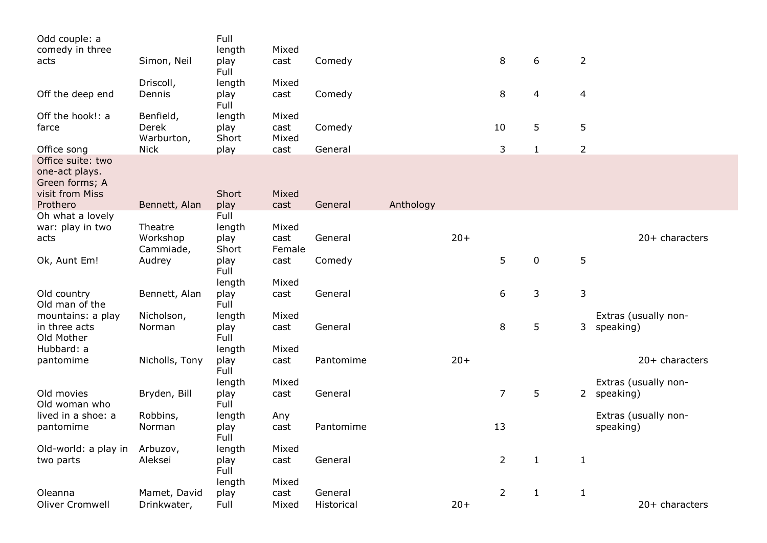| | | | | | | | | | | |
|---|---|---|---|---|---|---|---|---|---|---|
| Odd couple: a comedy in three acts | Simon, Neil | Full length play | Mixed cast | Comedy | | | 8 | 6 | 2 | |
| Off the deep end | Driscoll, Dennis | Full length play | Mixed cast | Comedy | | | 8 | 4 | 4 | |
| Off the hook!: a farce | Benfield, Derek | Full length play | Mixed cast | Comedy | | | 10 | 5 | 5 | |
| Office song | Warburton, Nick | Short play | Mixed cast | General | | | 3 | 1 | 2 | |
| Office suite: two one-act plays. Green forms; A visit from Miss Prothero | Bennett, Alan | Short play | Mixed cast | General | Anthology | | | | | |
| Oh what a lovely war: play in two acts | Theatre Workshop | Full length play | Mixed cast | General | | 20+ | | | | 20+ characters |
| Ok, Aunt Em! | Cammiade, Audrey | Short play | Female cast | Comedy | | | 5 | 0 | 5 | |
| Old country | Bennett, Alan | Full length play | Mixed cast | General | | | 6 | 3 | 3 | |
| Old man of the mountains: a play in three acts | Nicholson, Norman | Full length play | Mixed cast | General | | | 8 | 5 | 3 | Extras (usually non-speaking) |
| Old Mother Hubbard: a pantomime | Nicholls, Tony | Full length play | Mixed cast | Pantomime | | 20+ | | | | 20+ characters |
| Old movies | Bryden, Bill | Full length play | Mixed cast | General | | | 7 | 5 | 2 | Extras (usually non-speaking) |
| Old woman who lived in a shoe: a pantomime | Robbins, Norman | Full length play | Any cast | Pantomime | | | 13 | | | Extras (usually non-speaking) |
| Old-world: a play in two parts | Arbuzov, Aleksei | Full length play | Mixed cast | General | | | 2 | 1 | 1 | |
| Oleanna | Mamet, David | Full length play | Mixed cast | General | | | 2 | 1 | 1 | |
| Oliver Cromwell | Drinkwater, | Full | Mixed | Historical | | 20+ | | | | 20+ characters |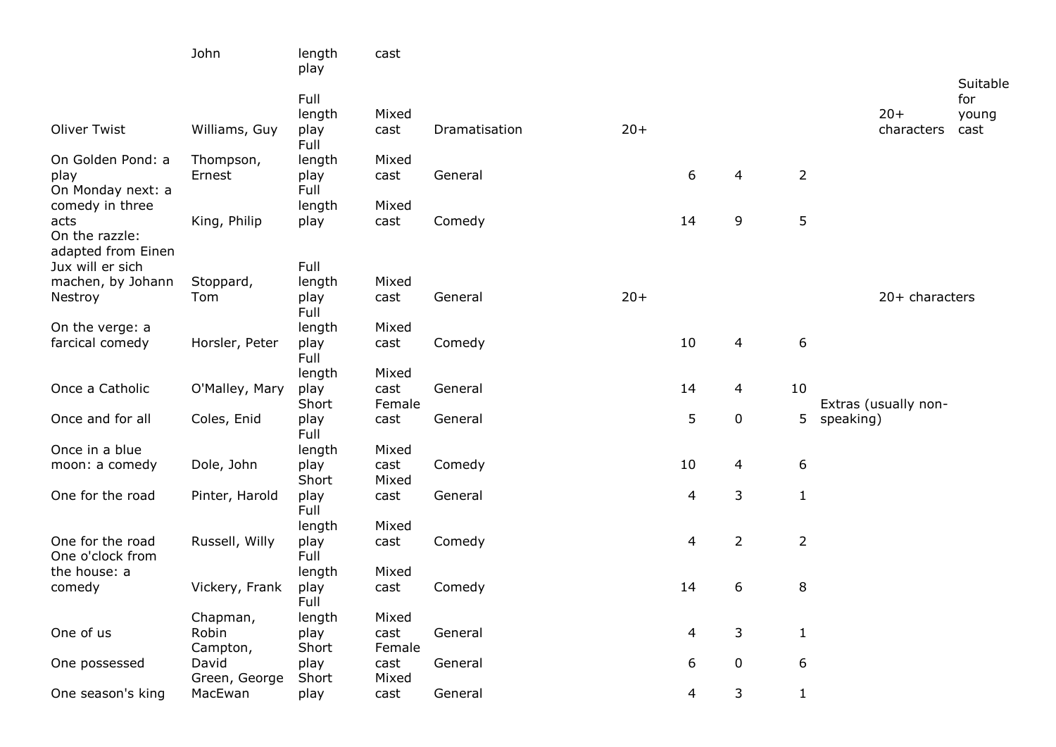| | John | length play | cast | | | | | | | |
|---|---|---|---|---|---|---|---|---|---|---|
| Oliver Twist | Williams, Guy | Full length play | Mixed cast | Dramatisation | 20+ | | | | 20+ characters | Suitable for young cast |
| On Golden Pond: a play | Thompson, Ernest | Full length play | Mixed cast | General | | 6 | 4 | 2 | | |
| On Monday next: a comedy in three acts | King, Philip | Full length play | Mixed cast | Comedy | | 14 | 9 | 5 | | |
| On the razzle: adapted from Einen Jux will er sich machen, by Johann Nestroy | Stoppard, Tom | Full length play | Mixed cast | General | 20+ | | | | 20+ characters | |
| On the verge: a farcical comedy | Horsler, Peter | Full length play | Mixed cast | Comedy | | 10 | 4 | 6 | | |
| Once a Catholic | O'Malley, Mary | Full length play | Mixed cast | General | | 14 | 4 | 10 | | |
| Once and for all | Coles, Enid | Short play | Female cast | General | | 5 | 0 | 5 | Extras (usually non-speaking) | |
| Once in a blue moon: a comedy | Dole, John | Full length play | Mixed cast | Comedy | | 10 | 4 | 6 | | |
| One for the road | Pinter, Harold | Short play | Mixed cast | General | | 4 | 3 | 1 | | |
| One for the road | Russell, Willy | Full length play | Mixed cast | Comedy | | 4 | 2 | 2 | | |
| One o'clock from the house: a comedy | Vickery, Frank | Full length play | Mixed cast | Comedy | | 14 | 6 | 8 | | |
| One of us | Chapman, Robin | Full length play | Mixed cast | General | | 4 | 3 | 1 | | |
| One possessed | Campton, David | Short play | Female cast | General | | 6 | 0 | 6 | | |
| One season's king | Green, George MacEwan | Short play | Mixed cast | General | | 4 | 3 | 1 | | |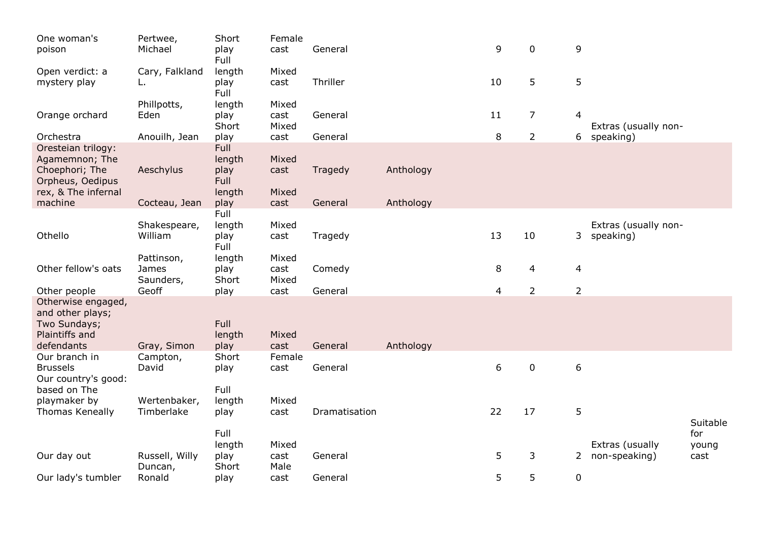| | | | | | | | | | | |
|---|---|---|---|---|---|---|---|---|---|---|
| One woman's poison | Pertwee, Michael | Short play | Female cast | General | | 9 | 0 | 9 | | |
| Open verdict: a mystery play | Cary, Falkland L. | Full length play | Mixed cast | Thriller | | 10 | 5 | 5 | | |
| Orange orchard | Phillpotts, Eden | Full length play | Mixed cast | General | | 11 | 7 | 4 | | |
| Orchestra | Anouilh, Jean | Short play | Mixed cast | General | | 8 | 2 | 6 | Extras (usually non-speaking) | |
| Oresteian trilogy: Agamemnon; The Choephori; The | Aeschylus | Full length play | Mixed cast | Tragedy | Anthology | | | | | |
| Orpheus, Oedipus rex, & The infernal machine | Cocteau, Jean | Full length play | Mixed cast | General | Anthology | | | | | |
| Othello | Shakespeare, William | Full length play | Mixed cast | Tragedy | | 13 | 10 | 3 | Extras (usually non-speaking) | |
| Other fellow's oats | Pattinson, James | Full length play | Mixed cast | Comedy | | 8 | 4 | 4 | | |
| Other people | Saunders, Geoff | Short play | Mixed cast | General | | 4 | 2 | 2 | | |
| Otherwise engaged, and other plays; Two Sundays; Plaintiffs and defendants | Gray, Simon | Full length play | Mixed cast | General | Anthology | | | | | |
| Our branch in Brussels | Campton, David | Short play | Female cast | General | | 6 | 0 | 6 | | |
| Our country's good: based on The playmaker by Thomas Keneally | Wertenbaker, Timberlake | Full length play | Mixed cast | Dramatisation | | 22 | 17 | 5 | | |
| Our day out | Russell, Willy | Full length play | Mixed cast | General | | 5 | 3 | 2 | Extras (usually non-speaking) | Suitable for young cast |
| Our lady's tumbler | Duncan, Ronald | Short play | Male cast | General | | 5 | 5 | 0 | | |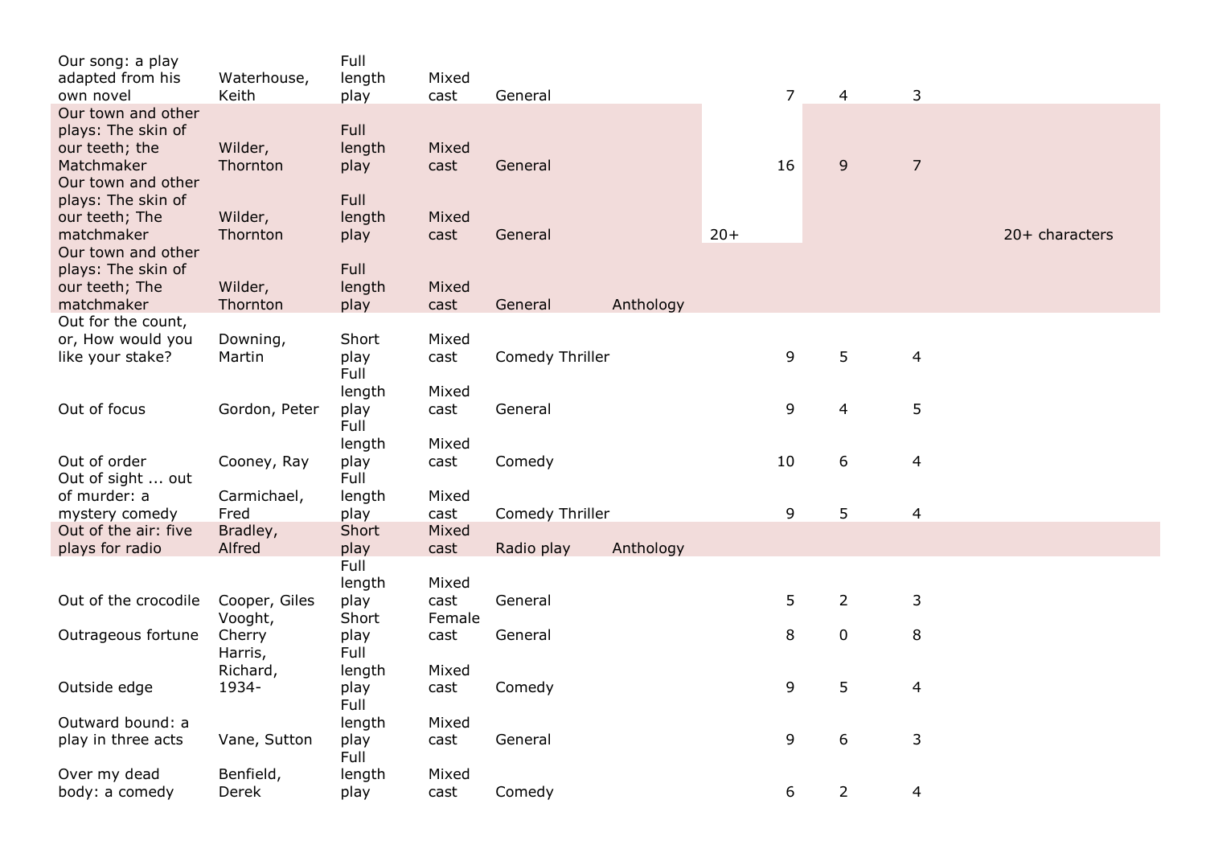| | | | | | | | | | | |
|---|---|---|---|---|---|---|---|---|---|---|
| Our song: a play adapted from his own novel | Waterhouse, Keith | Full length play | Mixed cast | General | | | 7 | 4 | 3 | |
| Our town and other plays: The skin of our teeth; the Matchmaker | Wilder, Thornton | Full length play | Mixed cast | General | | | 16 | 9 | 7 | |
| Our town and other plays: The skin of our teeth; The matchmaker | Wilder, Thornton | Full length play | Mixed cast | General | | 20+ | | | | 20+ characters |
| Our town and other plays: The skin of our teeth; The matchmaker | Wilder, Thornton | Full length play | Mixed cast | General | Anthology | | | | | |
| Out for the count, or, How would you like your stake? | Downing, Martin | Short play | Mixed cast | Comedy Thriller | | | 9 | 5 | 4 | |
| Out of focus | Gordon, Peter | Full length play | Mixed cast | General | | | 9 | 4 | 5 | |
| Out of order | Cooney, Ray | Full length play | Mixed cast | Comedy | | | 10 | 6 | 4 | |
| Out of sight ... out of murder: a mystery comedy | Carmichael, Fred | Full length play | Mixed cast | Comedy Thriller | | | 9 | 5 | 4 | |
| Out of the air: five plays for radio | Bradley, Alfred | Short play | Mixed cast | Radio play | Anthology | | | | | |
| Out of the crocodile | Cooper, Giles | Full length play | Mixed cast | General | | | 5 | 2 | 3 | |
| Outrageous fortune | Vooght, Cherry | Short play | Female cast | General | | | 8 | 0 | 8 | |
| Outside edge | Harris, Richard, 1934- | Full length play | Mixed cast | Comedy | | | 9 | 5 | 4 | |
| Outward bound: a play in three acts | Vane, Sutton | Full length play | Mixed cast | General | | | 9 | 6 | 3 | |
| Over my dead body: a comedy | Benfield, Derek | Full length play | Mixed cast | Comedy | | | 6 | 2 | 4 | |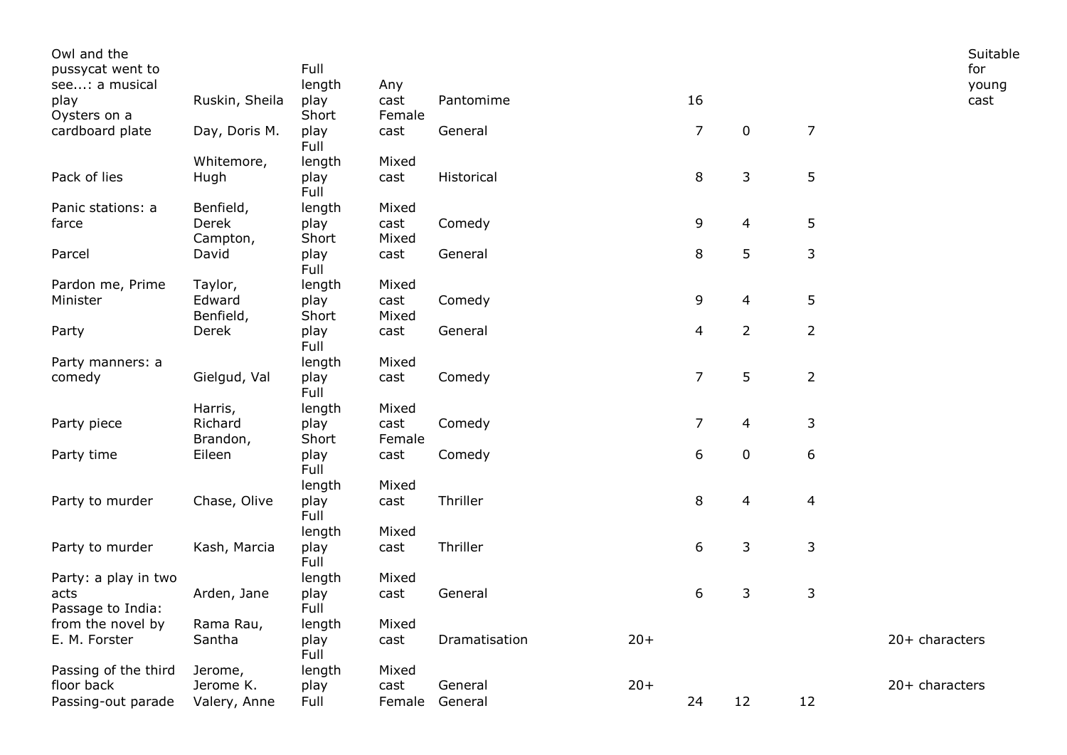| | | | | | | | | | | |
|---|---|---|---|---|---|---|---|---|---|---|
| Owl and the pussycat went to see...: a musical play | Ruskin, Sheila | Full length play | Any cast | Pantomime | | 16 | | | | Suitable for young cast |
| Oysters on a cardboard plate | Day, Doris M. | Short play | Female cast | General | | 7 | 0 | 7 | | |
| Pack of lies | Whitemore, Hugh | Full length play | Mixed cast | Historical | | 8 | 3 | 5 | | |
| Panic stations: a farce | Benfield, Derek | Full length play | Mixed cast | Comedy | | 9 | 4 | 5 | | |
| Parcel | Campton, David | Short play | Mixed cast | General | | 8 | 5 | 3 | | |
| Pardon me, Prime Minister | Taylor, Edward | Full length play | Mixed cast | Comedy | | 9 | 4 | 5 | | |
| Party | Benfield, Derek | Short play | Mixed cast | General | | 4 | 2 | 2 | | |
| Party manners: a comedy | Gielgud, Val | Full length play | Mixed cast | Comedy | | 7 | 5 | 2 | | |
| Party piece | Harris, Richard | Full length play | Mixed cast | Comedy | | 7 | 4 | 3 | | |
| Party time | Brandon, Eileen | Short play | Female cast | Comedy | | 6 | 0 | 6 | | |
| Party to murder | Chase, Olive | Full length play | Mixed cast | Thriller | | 8 | 4 | 4 | | |
| Party to murder | Kash, Marcia | Full length play | Mixed cast | Thriller | | 6 | 3 | 3 | | |
| Party: a play in two acts | Arden, Jane | Full length play | Mixed cast | General | | 6 | 3 | 3 | | |
| Passage to India: from the novel by E. M. Forster | Rama Rau, Santha | Full length play | Mixed cast | Dramatisation | 20+ | | | | 20+ characters | |
| Passing of the third floor back | Jerome, Jerome K. | Full length play | Mixed cast | General | 20+ | | | | 20+ characters | |
| Passing-out parade | Valery, Anne | Full | Female | General | | 24 | 12 | 12 | | |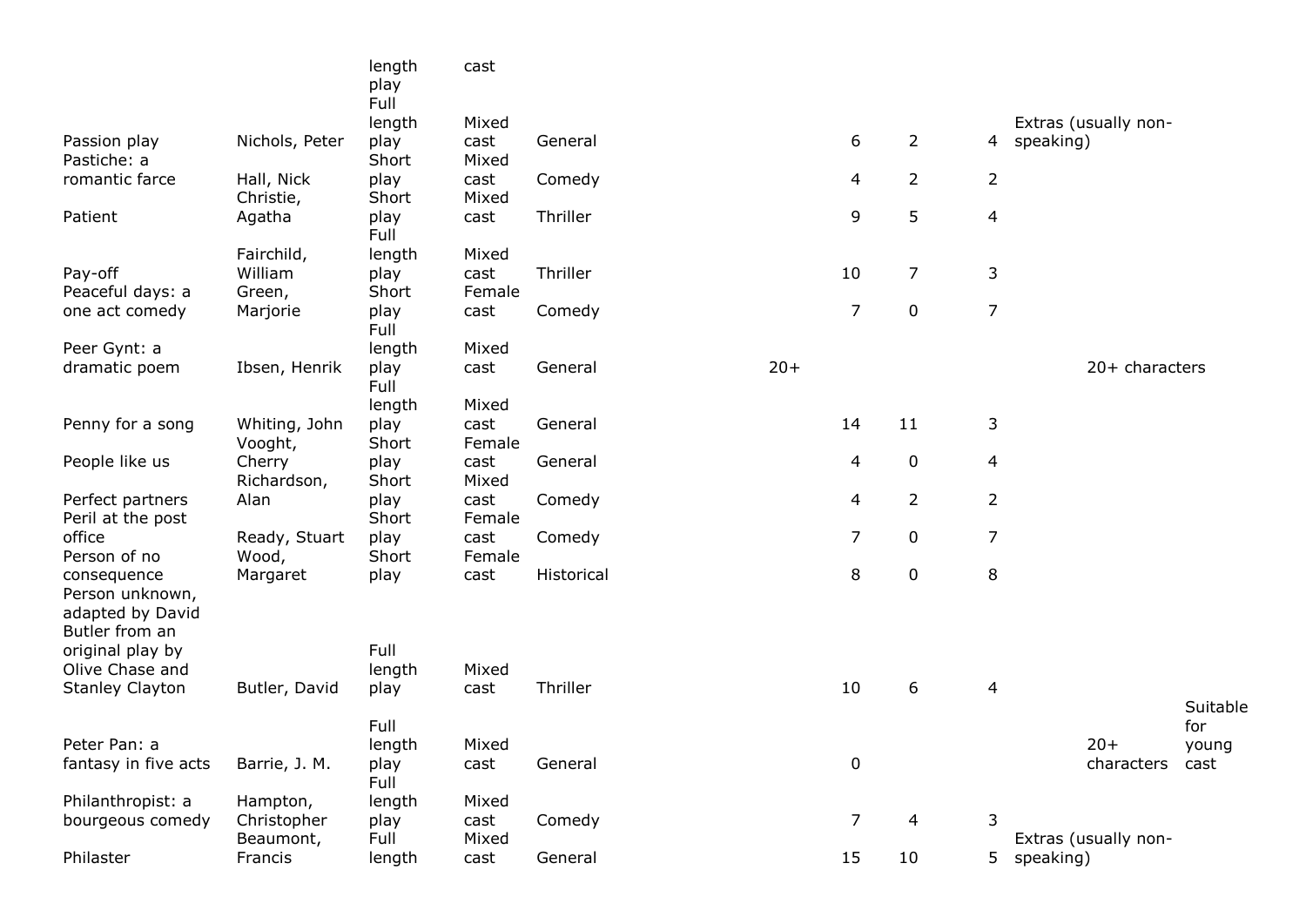| | | | | | | | | | | | |
|---|---|---|---|---|---|---|---|---|---|---|---|
| | | length play | cast | | | | | | | | |
| Passion play | Nichols, Peter | Full length play | Mixed cast | General | | 6 | 2 | 4 | Extras (usually non-speaking) | | |
| Pastiche: a romantic farce | Hall, Nick | Short play | Mixed cast | Comedy | | 4 | 2 | 2 | | | |
| Patient | Christie, Agatha | Short play | Mixed cast | Thriller | | 9 | 5 | 4 | | | |
| Pay-off | Fairchild, William | Full length play | Mixed cast | Thriller | | 10 | 7 | 3 | | | |
| Peaceful days: a one act comedy | Green, Marjorie | Short play | Female cast | Comedy | | 7 | 0 | 7 | | | |
| Peer Gynt: a dramatic poem | Ibsen, Henrik | Full length play | Mixed cast | General | 20+ | | | | | 20+ characters | |
| Penny for a song | Whiting, John | Full length play | Mixed cast | General | | 14 | 11 | 3 | | | |
| People like us | Vooght, Cherry | Short play | Female cast | General | | 4 | 0 | 4 | | | |
| Perfect partners | Richardson, Alan | Short play | Mixed cast | Comedy | | 4 | 2 | 2 | | | |
| Peril at the post office | Ready, Stuart | Short play | Female cast | Comedy | | 7 | 0 | 7 | | | |
| Person of no consequence | Wood, Margaret | Short play | Female cast | Historical | | 8 | 0 | 8 | | | |
| Person unknown, adapted by David Butler from an original play by Olive Chase and Stanley Clayton | Butler, David | Full length play | Mixed cast | Thriller | | 10 | 6 | 4 | | | |
| Peter Pan: a fantasy in five acts | Barrie, J. M. | Full length play | Mixed cast | General | | 0 | | | | 20+ characters | Suitable for young cast |
| Philanthropist: a bourgeous comedy | Hampton, Christopher | Full length play | Mixed cast | Comedy | | 7 | 4 | 3 | | | |
| Philaster | Beaumont, Francis | Full length | Mixed cast | General | | 15 | 10 | 5 | Extras (usually non-speaking) | | |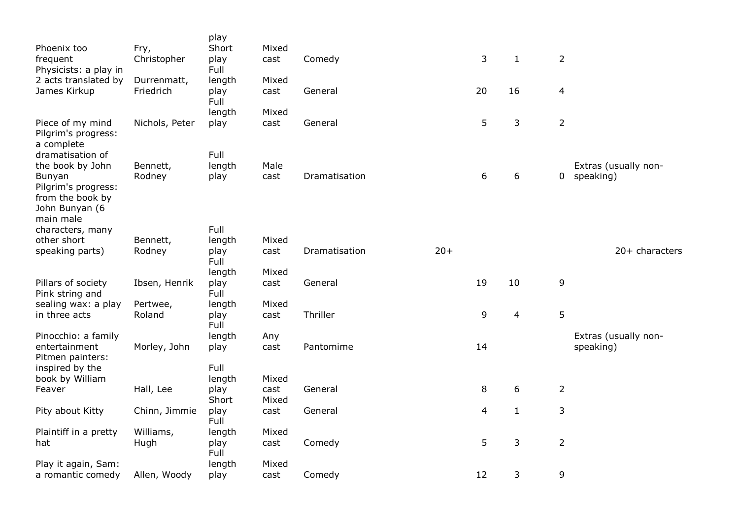| | | | | | | | | | |
|---|---|---|---|---|---|---|---|---|---|
| | | play | | | | | | | |
| Phoenix too frequent | Fry, Christopher | Short play | Mixed cast | Comedy | | 3 | 1 | 2 | |
| Physicists: a play in 2 acts translated by James Kirkup | Durrenmatt, Friedrich | Full length play | Mixed cast | General | | 20 | 16 | 4 | |
| Piece of my mind | Nichols, Peter | Full length play | Mixed cast | General | | 5 | 3 | 2 | |
| Pilgrim's progress: a complete dramatisation of the book by John Bunyan | Bennett, Rodney | Full length play | Male cast | Dramatisation | | 6 | 6 | 0 | Extras (usually non-speaking) |
| Pilgrim's progress: from the book by John Bunyan (6 main male characters, many other short speaking parts) | Bennett, Rodney | Full length play | Mixed cast | Dramatisation | 20+ | | | | 20+ characters |
| Pillars of society | Ibsen, Henrik | Full length play | Mixed cast | General | | 19 | 10 | 9 | |
| Pink string and sealing wax: a play in three acts | Pertwee, Roland | Full length play | Mixed cast | Thriller | | 9 | 4 | 5 | |
| Pinocchio: a family entertainment | Morley, John | Full length play | Any cast | Pantomime | | 14 | | | Extras (usually non-speaking) |
| Pitmen painters: inspired by the book by William Feaver | Hall, Lee | Full length play | Mixed cast | General | | 8 | 6 | 2 | |
| Pity about Kitty | Chinn, Jimmie | Short play | Mixed cast | General | | 4 | 1 | 3 | |
| Plaintiff in a pretty hat | Williams, Hugh | Full length play | Mixed cast | Comedy | | 5 | 3 | 2 | |
| Play it again, Sam: a romantic comedy | Allen, Woody | Full length play | Mixed cast | Comedy | | 12 | 3 | 9 | |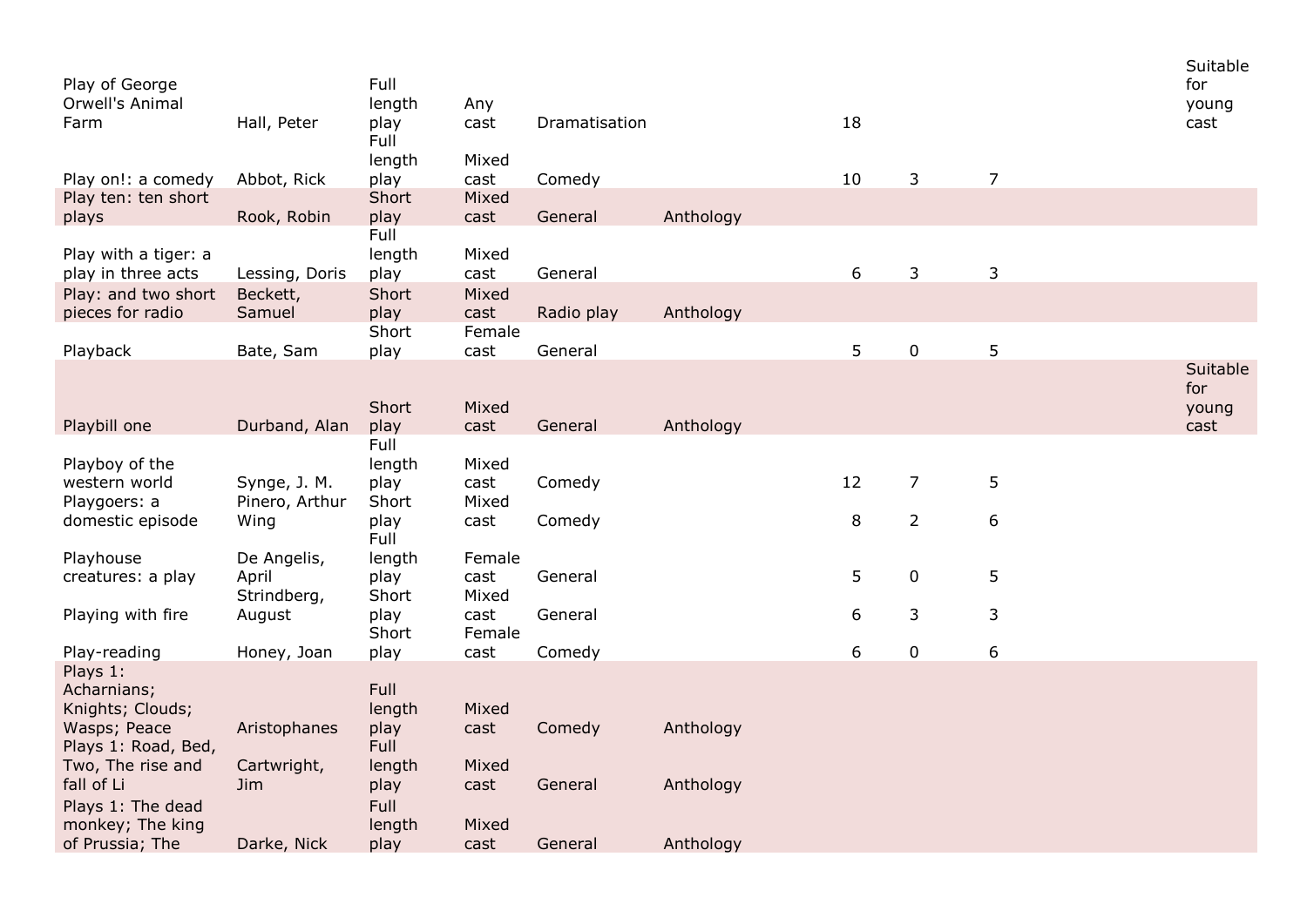| | | | | | | | | | | |
|---|---|---|---|---|---|---|---|---|---|---|
| Play of George Orwell's Animal Farm | Hall, Peter | Full length play | Any cast | Dramatisation | | 18 | | | | Suitable for young cast |
| Play on!: a comedy | Abbot, Rick | Full length play | Mixed cast | Comedy | | 10 | 3 | 7 | | |
| Play ten: ten short plays | Rook, Robin | Short play | Mixed cast | General | Anthology | | | | | |
| Play with a tiger: a play in three acts | Lessing, Doris | Full length play | Mixed cast | General | | 6 | 3 | 3 | | |
| Play: and two short pieces for radio | Beckett, Samuel | Short play | Mixed cast | Radio play | Anthology | | | | | |
| Playback | Bate, Sam | Short play | Female cast | General | | 5 | 0 | 5 | | |
| Playbill one | Durband, Alan | Short play | Mixed cast | General | Anthology | | | | | Suitable for young cast |
| Playboy of the western world | Synge, J. M. | Full length play | Mixed cast | Comedy | | 12 | 7 | 5 | | |
| Playgoers: a domestic episode | Pinero, Arthur Wing | Short play | Mixed cast | Comedy | | 8 | 2 | 6 | | |
| Playhouse creatures: a play | De Angelis, April | Full length play | Female cast | General | | 5 | 0 | 5 | | |
| Playing with fire | Strindberg, August | Short play | Mixed cast | General | | 6 | 3 | 3 | | |
| Play-reading | Honey, Joan | Short play | Female cast | Comedy | | 6 | 0 | 6 | | |
| Plays 1: Acharnians; Knights; Clouds; Wasps; Peace | Aristophanes | Full length play | Mixed cast | Comedy | Anthology | | | | | |
| Plays 1: Road, Bed, Two, The rise and fall of Li | Cartwright, Jim | Full length play | Mixed cast | General | Anthology | | | | | |
| Plays 1: The dead monkey; The king of Prussia; The | Darke, Nick | Full length play | Mixed cast | General | Anthology | | | | | |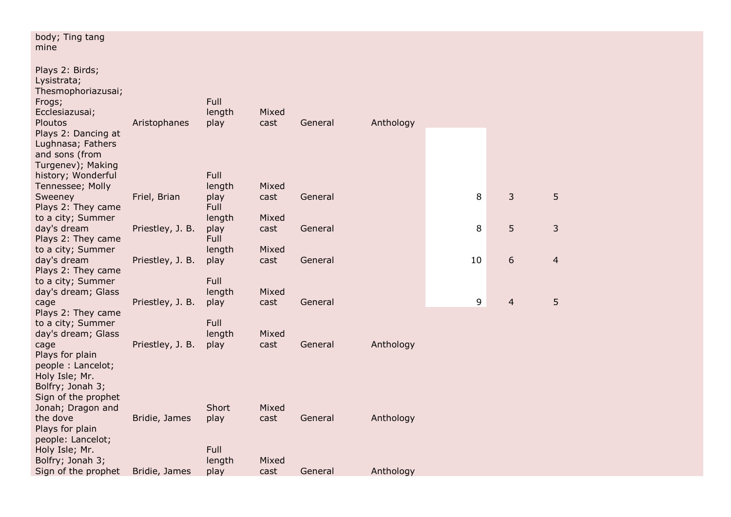| | | | | | | | | |
|---|---|---|---|---|---|---|---|---|
| body; Ting tang mine | | | | | | | | |
| Plays 2: Birds; Lysistrata; Thesmophoriazusai; Frogs; Ecclesiazusai; Ploutos | Aristophanes | Full length play | Mixed cast | General | Anthology | | | |
| Plays 2: Dancing at Lughnasa; Fathers and sons (from Turgenev); Making history; Wonderful Tennessee; Molly Sweeney | Friel, Brian | Full length play | Mixed cast | General | | 8 | 3 | 5 |
| Plays 2: They came to a city; Summer day's dream | Priestley, J. B. | Full length play | Mixed cast | General | | 8 | 5 | 3 |
| Plays 2: They came to a city; Summer day's dream | Priestley, J. B. | Full length play | Mixed cast | General | | 10 | 6 | 4 |
| Plays 2: They came to a city; Summer day's dream; Glass cage | Priestley, J. B. | Full length play | Mixed cast | General | | 9 | 4 | 5 |
| Plays 2: They came to a city; Summer day's dream; Glass cage | Priestley, J. B. | Full length play | Mixed cast | General | Anthology | | | |
| Plays for plain people : Lancelot; Holy Isle; Mr. Bolfry; Jonah 3; Sign of the prophet Jonah; Dragon and the dove | Bridie, James | Short play | Mixed cast | General | Anthology | | | |
| Plays for plain people: Lancelot; Holy Isle; Mr. Bolfry; Jonah 3; Sign of the prophet | Bridie, James | Full length play | Mixed cast | General | Anthology | | | |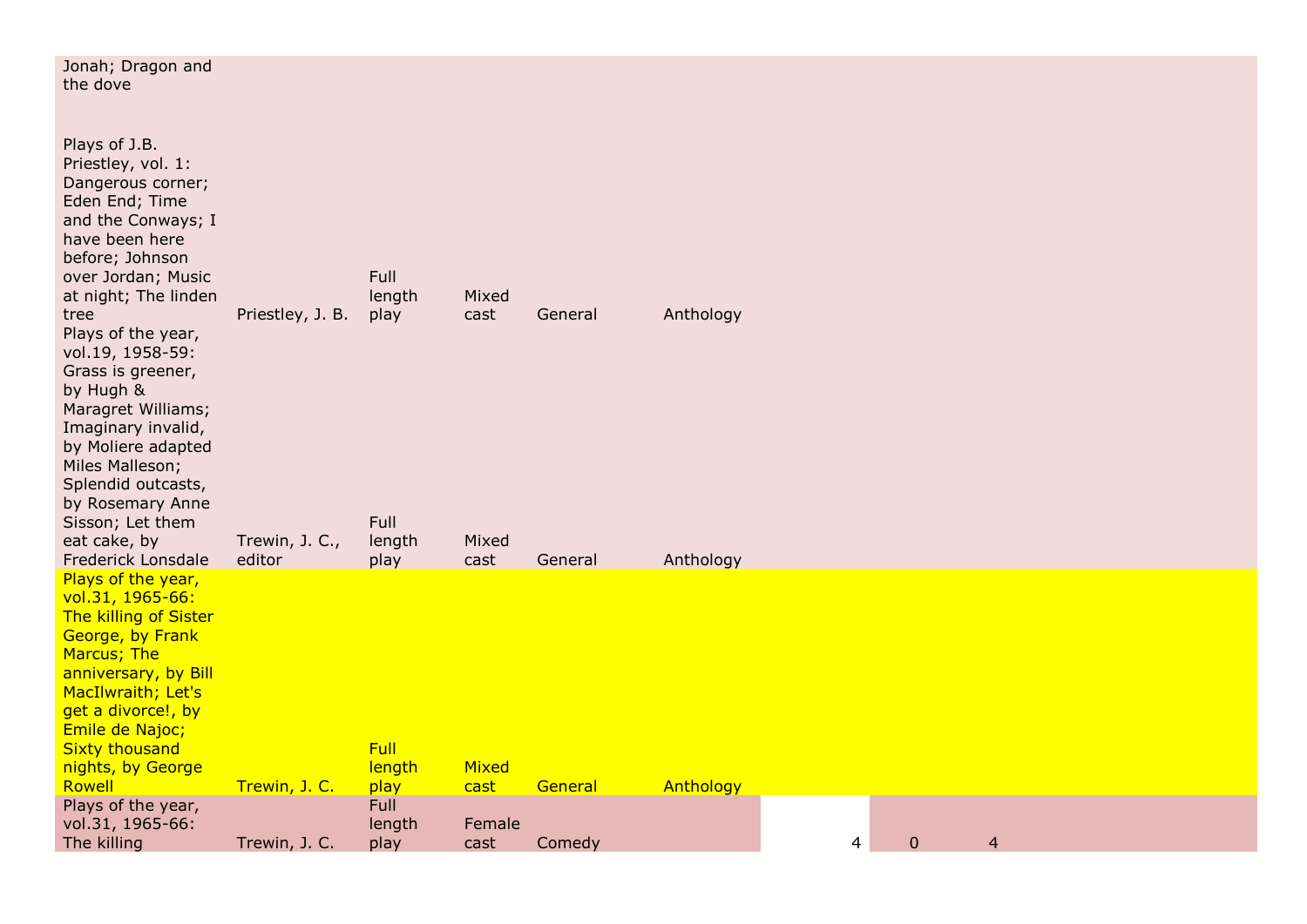| | | | | | | | | |
|---|---|---|---|---|---|---|---|---|
| Jonah; Dragon and the dove | | | | | | | | |
| Plays of J.B. Priestley, vol. 1: Dangerous corner; Eden End; Time and the Conways; I have been here before; Johnson over Jordan; Music at night; The linden tree | Priestley, J. B. | Full length play | Mixed cast | General | Anthology | | | |
| Plays of the year, vol.19, 1958-59: Grass is greener, by Hugh & Maragret Williams; Imaginary invalid, by Moliere adapted Miles Malleson; Splendid outcasts, by Rosemary Anne Sisson; Let them eat cake, by Frederick Lonsdale | Trewin, J. C., editor | Full length play | Mixed cast | General | Anthology | | | |
| Plays of the year, vol.31, 1965-66: The killing of Sister George, by Frank Marcus; The anniversary, by Bill MacIlwraith; Let's get a divorce!, by Emile de Najoc; Sixty thousand nights, by George Rowell | Trewin, J. C. | Full length play | Mixed cast | General | Anthology | | | |
| Plays of the year, vol.31, 1965-66: The killing | Trewin, J. C. | Full length play | Female cast | Comedy | | 4 | 0 | 4 |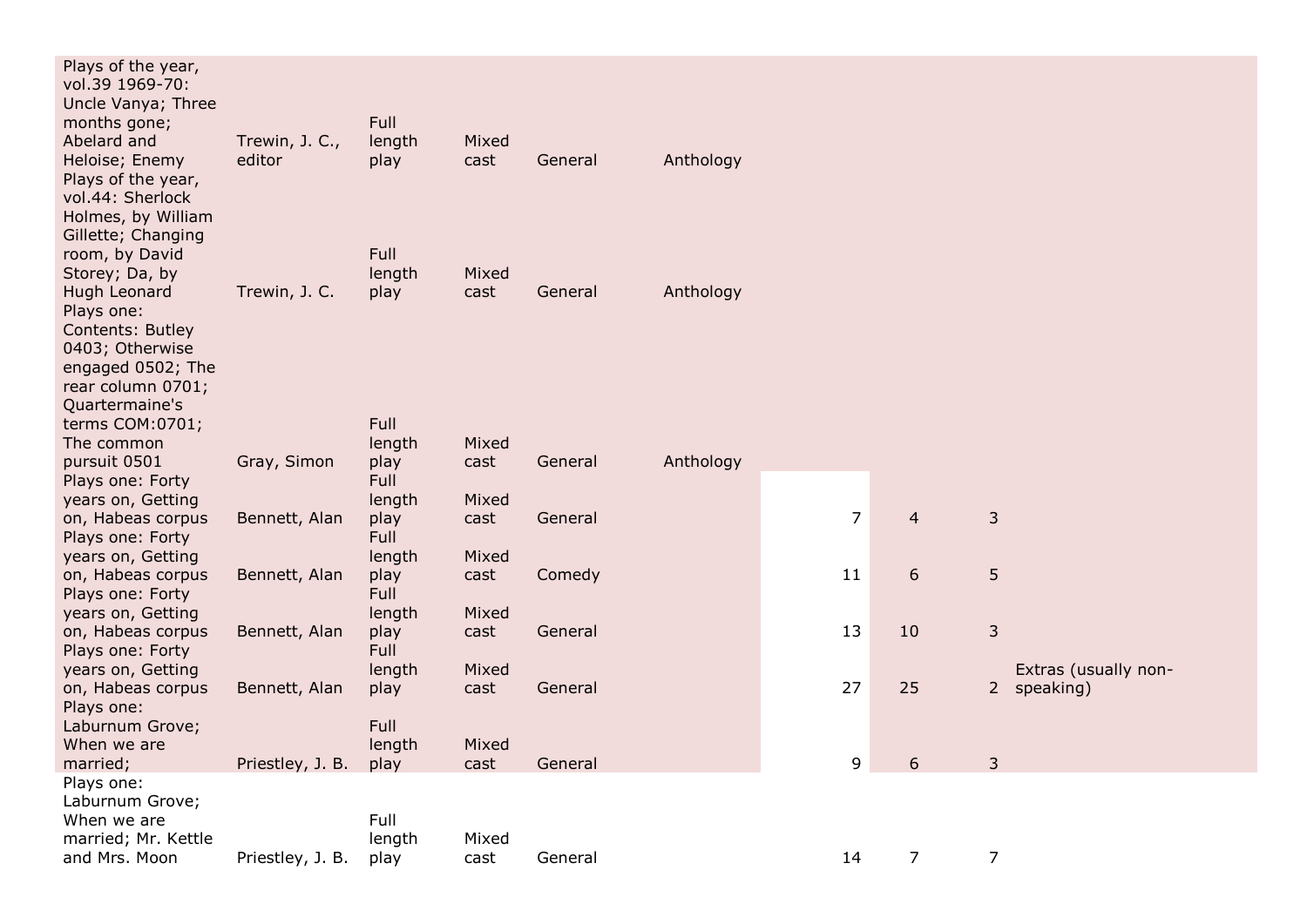| | | | | | | | | | |
|---|---|---|---|---|---|---|---|---|---|
| Plays of the year, vol.39 1969-70: Uncle Vanya; Three months gone; Abelard and Heloise; Enemy | Trewin, J. C., editor | Full length play | Mixed cast | General | Anthology | | | | |
| Plays of the year, vol.44: Sherlock Holmes, by William Gillette; Changing room, by David Storey; Da, by Hugh Leonard | Trewin, J. C. | Full length play | Mixed cast | General | Anthology | | | | |
| Plays one: Contents: Butley 0403; Otherwise engaged 0502; The rear column 0701; Quartermaine's terms COM:0701; The common pursuit 0501 | Gray, Simon | Full length play | Mixed cast | General | Anthology | | | | |
| Plays one: Forty years on, Getting on, Habeas corpus | Bennett, Alan | Full length play | Mixed cast | General | | 7 | 4 | 3 | |
| Plays one: Forty years on, Getting on, Habeas corpus | Bennett, Alan | Full length play | Mixed cast | Comedy | | 11 | 6 | 5 | |
| Plays one: Forty years on, Getting on, Habeas corpus | Bennett, Alan | Full length play | Mixed cast | General | | 13 | 10 | 3 | |
| Plays one: Forty years on, Getting on, Habeas corpus | Bennett, Alan | Full length play | Mixed cast | General | | 27 | 25 | 2 | Extras (usually non-speaking) |
| Plays one: Laburnum Grove; When we are married; | Priestley, J. B. | Full length play | Mixed cast | General | | 9 | 6 | 3 | |
| Plays one: Laburnum Grove; When we are married; Mr. Kettle and Mrs. Moon | Priestley, J. B. | Full length play | Mixed cast | General | | 14 | 7 | 7 | |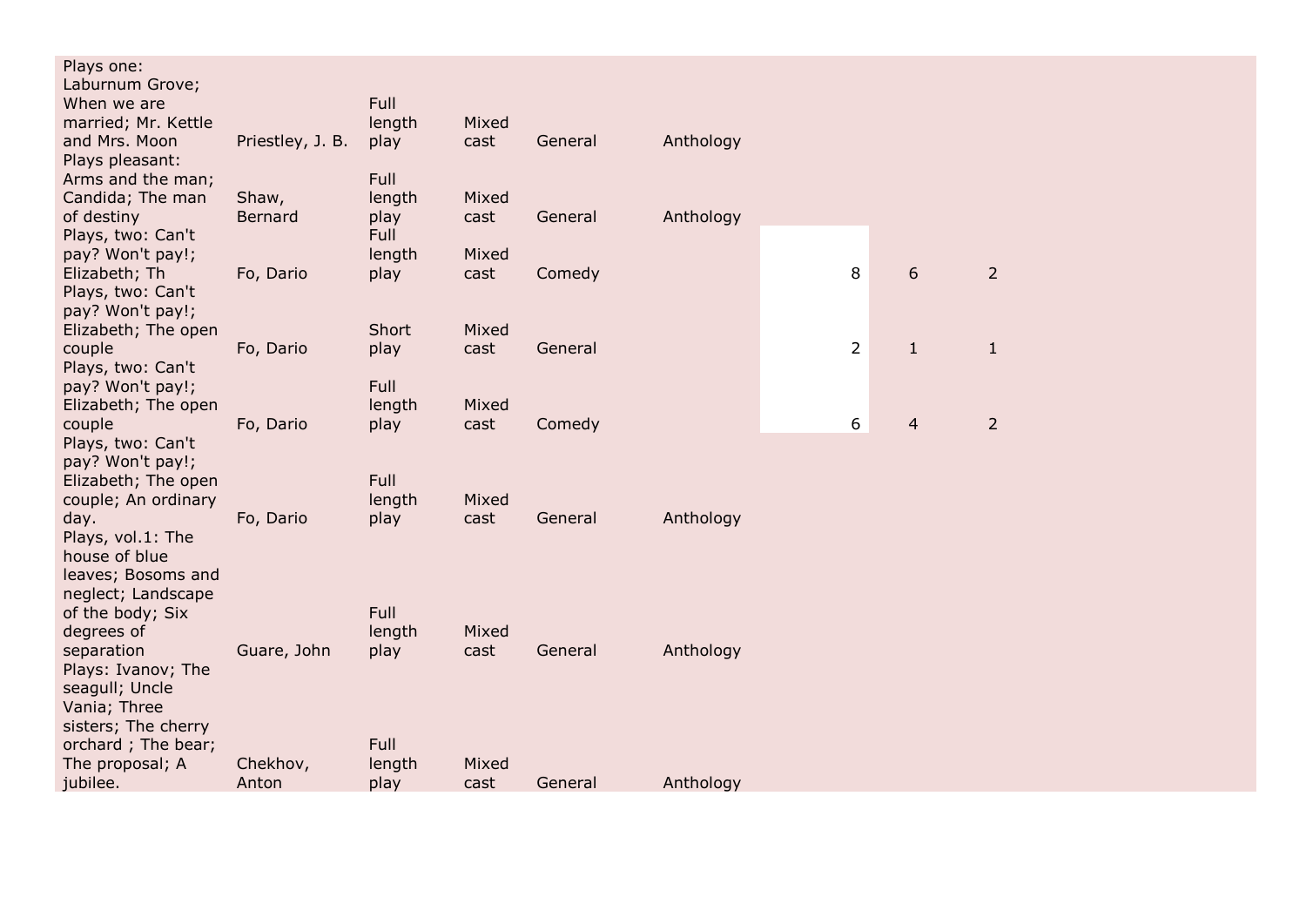| | | | | | | | | |
|---|---|---|---|---|---|---|---|---|
| Plays one: Laburnum Grove; When we are married; Mr. Kettle and Mrs. Moon | Priestley, J. B. | Full length play | Mixed cast | General | Anthology | | | |
| Plays pleasant: Arms and the man; Candida; The man of destiny | Shaw, Bernard | Full length play | Mixed cast | General | Anthology | | | |
| Plays, two: Can't pay? Won't pay!; Elizabeth; Th | Fo, Dario | Full length play | Mixed cast | Comedy | | 8 | 6 | 2 |
| Plays, two: Can't pay? Won't pay!; Elizabeth; The open couple | Fo, Dario | Short play | Mixed cast | General | | 2 | 1 | 1 |
| Plays, two: Can't pay? Won't pay!; Elizabeth; The open couple | Fo, Dario | Full length play | Mixed cast | Comedy | | 6 | 4 | 2 |
| Plays, two: Can't pay? Won't pay!; Elizabeth; The open couple; An ordinary day. | Fo, Dario | Full length play | Mixed cast | General | Anthology | | | |
| Plays, vol.1: The house of blue leaves; Bosoms and neglect; Landscape of the body; Six degrees of separation | Guare, John | Full length play | Mixed cast | General | Anthology | | | |
| Plays: Ivanov; The seagull; Uncle Vania; Three sisters; The cherry orchard ; The bear; The proposal; A jubilee. | Chekhov, Anton | Full length play | Mixed cast | General | Anthology | | | |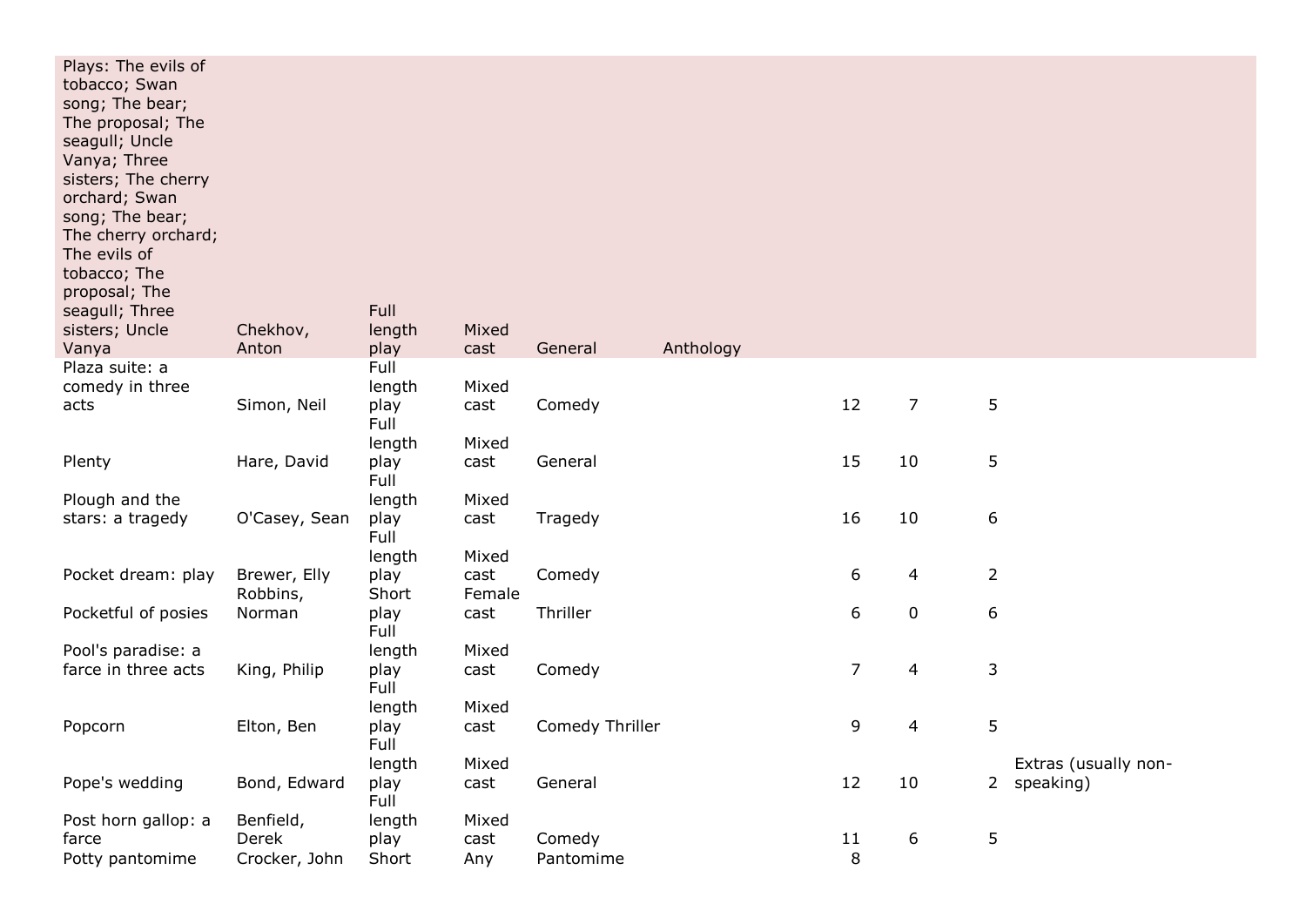| | | | | | | | | | |
|---|---|---|---|---|---|---|---|---|---|
| Plays: The evils of tobacco; Swan song; The bear; The proposal; The seagull; Uncle Vanya; Three sisters; The cherry orchard; Swan song; The bear; The cherry orchard; The evils of tobacco; The proposal; The seagull; Three sisters; Uncle Vanya | Chekhov, Anton | Full length play | Mixed cast | General | Anthology | | | | |
| Plaza suite: a comedy in three acts | Simon, Neil | Full length play | Mixed cast | Comedy | | 12 | 7 | 5 | |
| Plenty | Hare, David | Full length play | Mixed cast | General | | 15 | 10 | 5 | |
| Plough and the stars: a tragedy | O'Casey, Sean | Full length play | Mixed cast | Tragedy | | 16 | 10 | 6 | |
| Pocket dream: play | Brewer, Elly | Full length play | Mixed cast | Comedy | | 6 | 4 | 2 | |
| Pocketful of posies | Robbins, Norman | Short play | Female cast | Thriller | | 6 | 0 | 6 | |
| Pool's paradise: a farce in three acts | King, Philip | Full length play | Mixed cast | Comedy | | 7 | 4 | 3 | |
| Popcorn | Elton, Ben | Full length play | Mixed cast | Comedy Thriller | | 9 | 4 | 5 | |
| Pope's wedding | Bond, Edward | Full length play | Mixed cast | General | | 12 | 10 | 2 | Extras (usually non-speaking) |
| Post horn gallop: a farce | Benfield, Derek | Full length play | Mixed cast | Comedy | | 11 | 6 | 5 | |
| Potty pantomime | Crocker, John | Short | Any | Pantomime | | 8 | | | |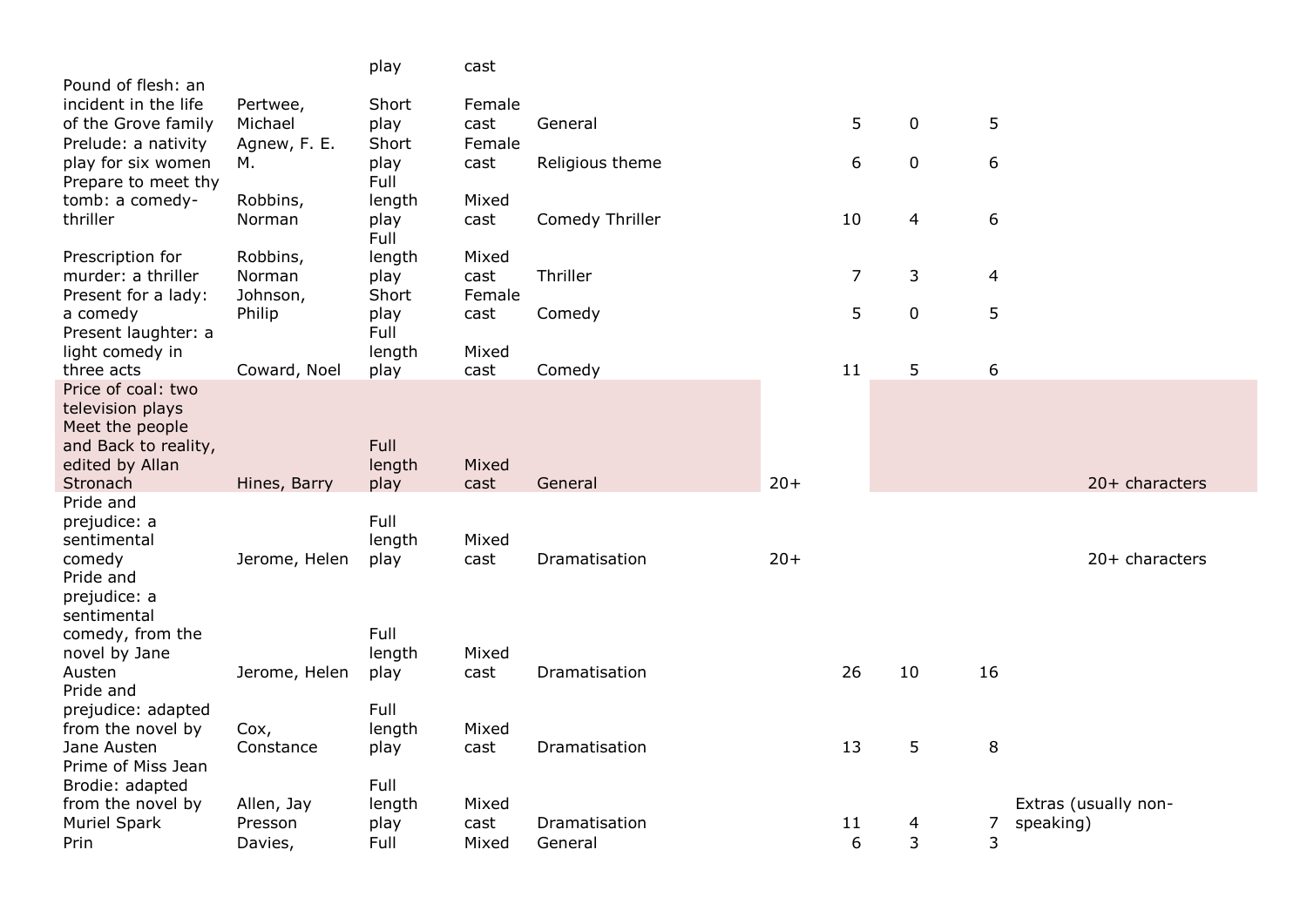| | | | | | | | | | |
|---|---|---|---|---|---|---|---|---|---|
| | | play | cast | | | | | | |
| Pound of flesh: an incident in the life of the Grove family | Pertwee, Michael | Short play | Female cast | General | | 5 | 0 | 5 | |
| Prelude: a nativity play for six women | Agnew, F. E. M. | Short play | Female cast | Religious theme | | 6 | 0 | 6 | |
| Prepare to meet thy tomb: a comedy-thriller | Robbins, Norman | Full length play | Mixed cast | Comedy Thriller | | 10 | 4 | 6 | |
| Prescription for murder: a thriller | Robbins, Norman | Full length play | Mixed cast | Thriller | | 7 | 3 | 4 | |
| Present for a lady: a comedy | Johnson, Philip | Short play | Female cast | Comedy | | 5 | 0 | 5 | |
| Present laughter: a light comedy in three acts | Coward, Noel | Full length play | Mixed cast | Comedy | | 11 | 5 | 6 | |
| Price of coal: two television plays Meet the people and Back to reality, edited by Allan Stronach | Hines, Barry | Full length play | Mixed cast | General | 20+ | | | | 20+ characters |
| Pride and prejudice: a sentimental comedy | Jerome, Helen | Full length play | Mixed cast | Dramatisation | 20+ | | | | 20+ characters |
| Pride and prejudice: a sentimental comedy, from the novel by Jane Austen | Jerome, Helen | Full length play | Mixed cast | Dramatisation | | 26 | 10 | 16 | |
| Pride and prejudice: adapted from the novel by Jane Austen | Cox, Constance | Full length play | Mixed cast | Dramatisation | | 13 | 5 | 8 | |
| Prime of Miss Jean Brodie: adapted from the novel by Muriel Spark | Allen, Jay Presson | Full length play | Mixed cast | Dramatisation | | 11 | 4 | 7 | Extras (usually non-speaking) |
| Prin | Davies, | Full | Mixed | General | | 6 | 3 | 3 | |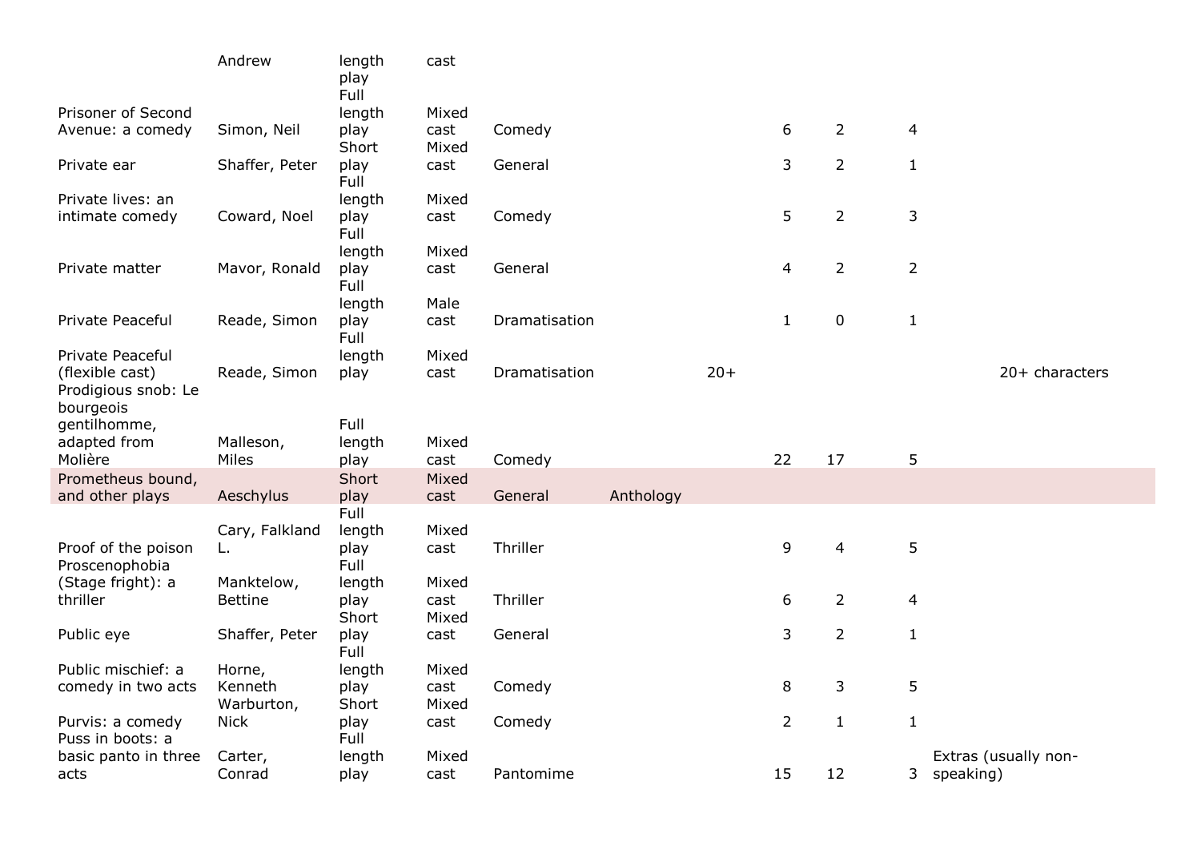| | | | | | | | | | | | |
|---|---|---|---|---|---|---|---|---|---|---|---|
| | Andrew | length play | cast | | | | | | | | |
| Prisoner of Second Avenue: a comedy | Simon, Neil | Full length play | Mixed cast | Comedy | | | 6 | 2 | 4 | | |
| Private ear | Shaffer, Peter | Short play | Mixed cast | General | | | 3 | 2 | 1 | | |
| Private lives: an intimate comedy | Coward, Noel | Full length play | Mixed cast | Comedy | | | 5 | 2 | 3 | | |
| Private matter | Mavor, Ronald | Full length play | Mixed cast | General | | | 4 | 2 | 2 | | |
| Private Peaceful | Reade, Simon | Full length play | Male cast | Dramatisation | | | 1 | 0 | 1 | | |
| Private Peaceful (flexible cast) | Reade, Simon | Full length play | Mixed cast | Dramatisation | | 20+ | | | | | 20+ characters |
| Prodigious snob: Le bourgeois gentilhomme, adapted from Molière | Malleson, Miles | Full length play | Mixed cast | Comedy | | | 22 | 17 | 5 | | |
| Prometheus bound, and other plays | Aeschylus | Short play | Mixed cast | General | Anthology | | | | | | |
| Proof of the poison | Cary, Falkland L. | Full length play | Mixed cast | Thriller | | | 9 | 4 | 5 | | |
| Proscenophobia (Stage fright): a thriller | Manktelow, Bettine | Full length play | Mixed cast | Thriller | | | 6 | 2 | 4 | | |
| Public eye | Shaffer, Peter | Short play | Mixed cast | General | | | 3 | 2 | 1 | | |
| Public mischief: a comedy in two acts | Horne, Kenneth | Full length play | Mixed cast | Comedy | | | 8 | 3 | 5 | | |
| Purvis: a comedy | Warburton, Nick | Short play | Mixed cast | Comedy | | | 2 | 1 | 1 | | |
| Puss in boots: a basic panto in three acts | Carter, Conrad | Full length play | Mixed cast | Pantomime | | | 15 | 12 | 3 | Extras (usually non-speaking) | |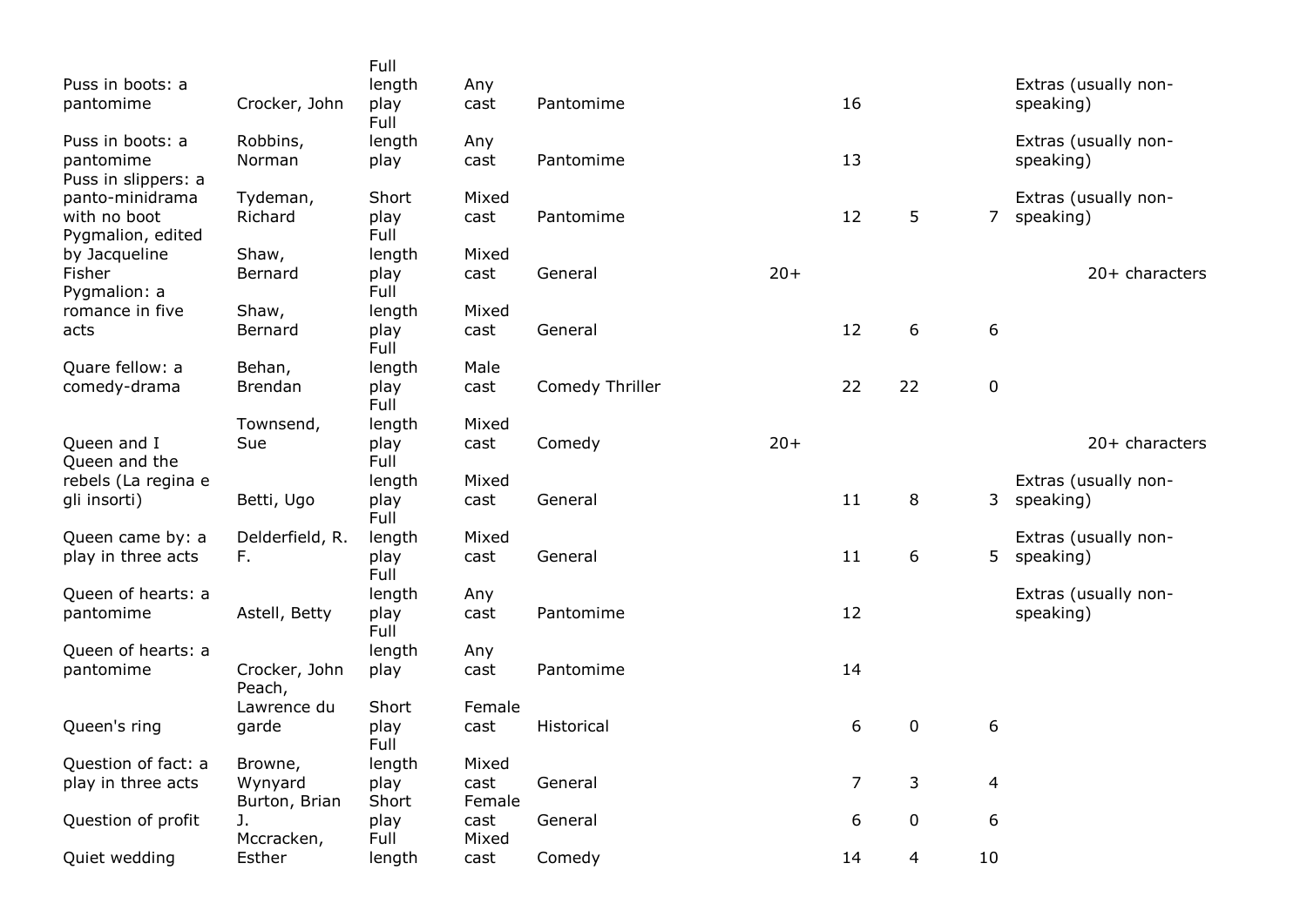| | | | | | | | | | |
|---|---|---|---|---|---|---|---|---|---|
| Puss in boots: a pantomime | Crocker, John | Full length play | Any cast | Pantomime | | 16 | | | Extras (usually non-speaking) |
| Puss in boots: a pantomime | Robbins, Norman | Full length play | Any cast | Pantomime | | 13 | | | Extras (usually non-speaking) |
| Puss in slippers: a panto-minidrama with no boot | Tydeman, Richard | Short play | Mixed cast | Pantomime | | 12 | 5 | 7 | Extras (usually non-speaking) |
| Pygmalion, edited by Jacqueline Fisher | Shaw, Bernard | Full length play | Mixed cast | General | 20+ | | | | 20+ characters |
| Pygmalion: a romance in five acts | Shaw, Bernard | Full length play | Mixed cast | General | | 12 | 6 | 6 | |
| Quare fellow: a comedy-drama | Behan, Brendan | Full length play | Male cast | Comedy Thriller | | 22 | 22 | 0 | |
| Queen and I | Townsend, Sue | Full length play | Mixed cast | Comedy | 20+ | | | | 20+ characters |
| Queen and the rebels (La regina e gli insorti) | Betti, Ugo | Full length play | Mixed cast | General | | 11 | 8 | 3 | Extras (usually non-speaking) |
| Queen came by: a play in three acts | Delderfield, R. F. | Full length play | Mixed cast | General | | 11 | 6 | 5 | Extras (usually non-speaking) |
| Queen of hearts: a pantomime | Astell, Betty | Full length play | Any cast | Pantomime | | 12 | | | Extras (usually non-speaking) |
| Queen of hearts: a pantomime | Crocker, John | Full length play | Any cast | Pantomime | | 14 | | | |
| Queen's ring | Peach, Lawrence du garde | Short play | Female cast | Historical | | 6 | 0 | 6 | |
| Question of fact: a play in three acts | Browne, Wynyard | Full length play | Mixed cast | General | | 7 | 3 | 4 | |
| Question of profit | Burton, Brian J. | Short play | Female cast | General | | 6 | 0 | 6 | |
| Quiet wedding | Mccracken, Esther | Full length | Mixed cast | Comedy | | 14 | 4 | 10 | |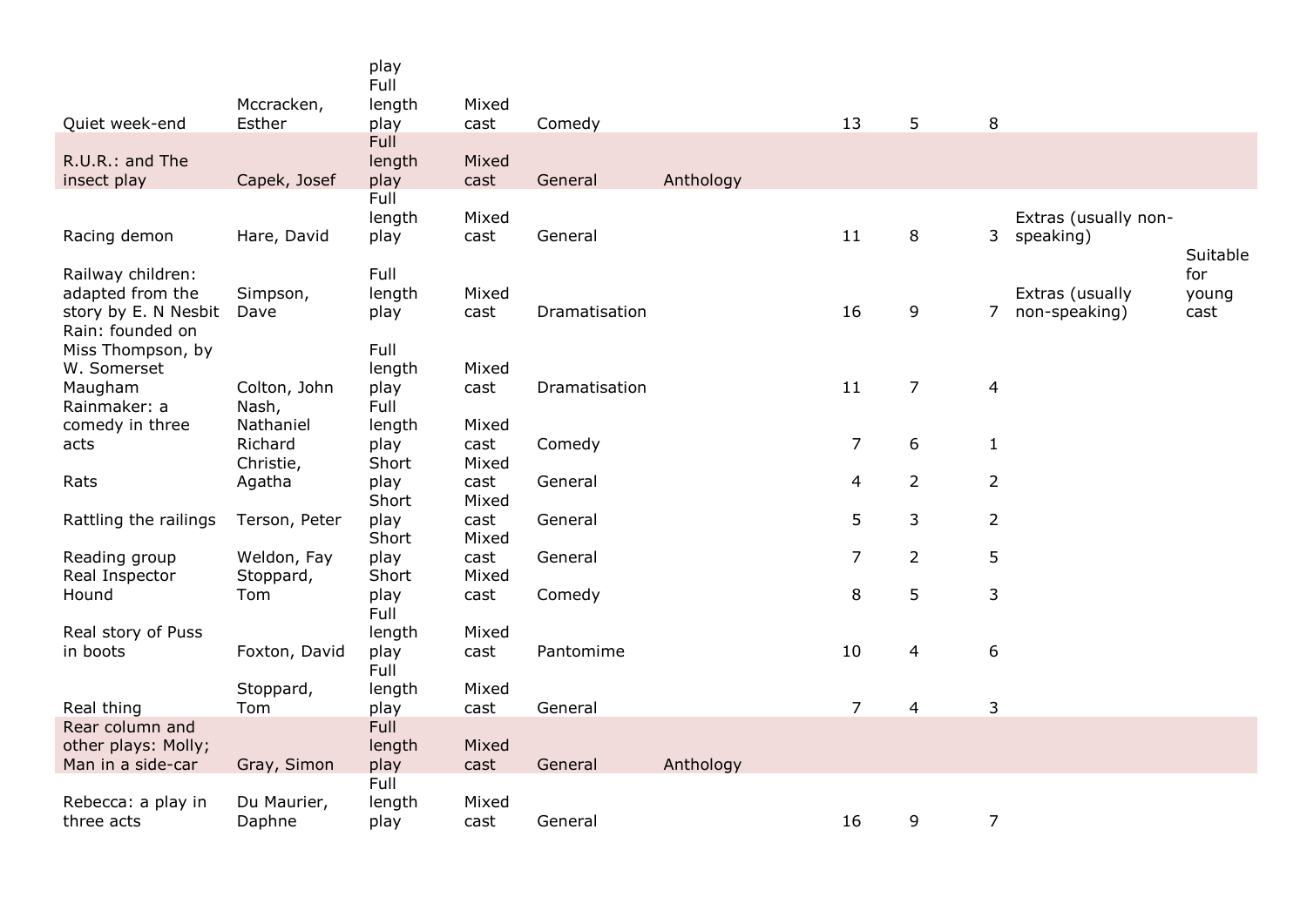| Title | Author | Type | Cast | Genre | Anthology | Total | Male | Female | Extras | Young cast |
|---|---|---|---|---|---|---|---|---|---|---|
| Quiet week-end | Mccracken, Esther | Full length play | Mixed cast | Comedy | | 13 | 5 | 8 | | |
| R.U.R.: and The insect play | Capek, Josef | Full length play | Mixed cast | General | Anthology | | | | | |
| Racing demon | Hare, David | Full length play | Mixed cast | General | | 11 | 8 | 3 | Extras (usually non-speaking) | |
| Railway children: adapted from the story by E. N Nesbit | Simpson, Dave | Full length play | Mixed cast | Dramatisation | | 16 | 9 | 7 | Extras (usually non-speaking) | Suitable for young cast |
| Rain: founded on Miss Thompson, by W. Somerset Maugham | Colton, John | Full length play | Mixed cast | Dramatisation | | 11 | 7 | 4 | | |
| Rainmaker: a comedy in three acts | Nash, Nathaniel Richard | Full length play | Mixed cast | Comedy | | 7 | 6 | 1 | | |
| Rats | Christie, Agatha | Short play | Mixed cast | General | | 4 | 2 | 2 | | |
| Rattling the railings | Terson, Peter | Short play | Mixed cast | General | | 5 | 3 | 2 | | |
| Reading group | Weldon, Fay | Short play | Mixed cast | General | | 7 | 2 | 5 | | |
| Real Inspector Hound | Stoppard, Tom | Short play | Mixed cast | Comedy | | 8 | 5 | 3 | | |
| Real story of Puss in boots | Foxton, David | Full length play | Mixed cast | Pantomime | | 10 | 4 | 6 | | |
| Real thing | Stoppard, Tom | Full length play | Mixed cast | General | | 7 | 4 | 3 | | |
| Rear column and other plays: Molly; Man in a side-car | Gray, Simon | Full length play | Mixed cast | General | Anthology | | | | | |
| Rebecca: a play in three acts | Du Maurier, Daphne | Full length play | Mixed cast | General | | 16 | 9 | 7 | | |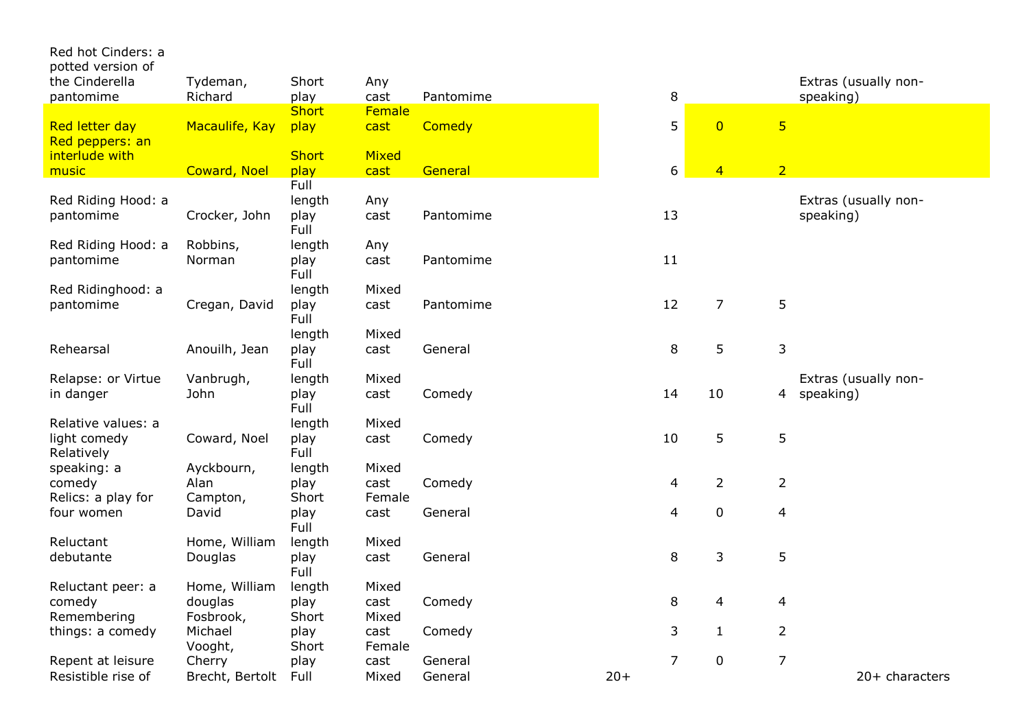| | | | | | | | | | |
|---|---|---|---|---|---|---|---|---|---|
| Red hot Cinders: a potted version of the Cinderella pantomime | Tydeman, Richard | Short play | Any cast | Pantomime | | 8 | | | Extras (usually non-speaking) |
| Red letter day | Macaulife, Kay | Short play | Female cast | Comedy | | 5 | 0 | 5 | |
| Red peppers: an interlude with music | Coward, Noel | Short play | Mixed cast | General | | 6 | 4 | 2 | |
| Red Riding Hood: a pantomime | Crocker, John | Full length play | Any cast | Pantomime | | 13 | | | Extras (usually non-speaking) |
| Red Riding Hood: a pantomime | Robbins, Norman | Full length play | Any cast | Pantomime | | 11 | | | |
| Red Ridinghood: a pantomime | Cregan, David | Full length play | Mixed cast | Pantomime | | 12 | 7 | 5 | |
| Rehearsal | Anouilh, Jean | Full length play | Mixed cast | General | | 8 | 5 | 3 | |
| Relapse: or Virtue in danger | Vanbrugh, John | Full length play | Mixed cast | Comedy | | 14 | 10 | 4 | Extras (usually non-speaking) |
| Relative values: a light comedy | Coward, Noel | Full length play | Mixed cast | Comedy | | 10 | 5 | 5 | |
| Relatively speaking: a comedy | Ayckbourn, Alan | Full length play | Mixed cast | Comedy | | 4 | 2 | 2 | |
| Relics: a play for four women | Campton, David | Short play | Female cast | General | | 4 | 0 | 4 | |
| Reluctant debutante | Home, William Douglas | Full length play | Mixed cast | General | | 8 | 3 | 5 | |
| Reluctant peer: a comedy | Home, William douglas | Full length play | Mixed cast | Comedy | | 8 | 4 | 4 | |
| Remembering things: a comedy | Fosbrook, Michael | Short play | Mixed cast | Comedy | | 3 | 1 | 2 | |
| Repent at leisure | Vooght, Cherry | Short play | Female cast | General | | 7 | 0 | 7 | |
| Resistible rise of | Brecht, Bertolt | Full | Mixed | General | 20+ | | | | 20+ characters |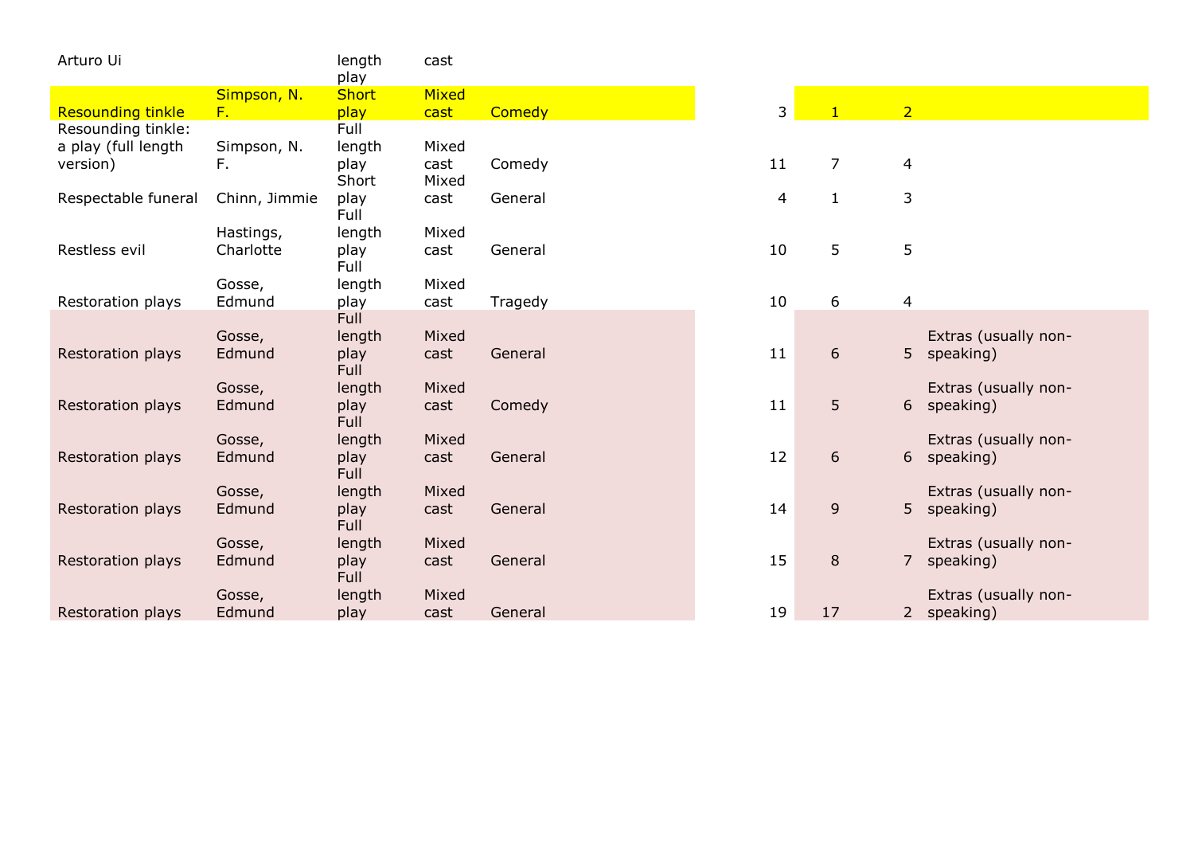| | | | | | | | | |
|---|---|---|---|---|---|---|---|---|
| Arturo Ui | | length play | cast | | | | | |
| Resounding tinkle | Simpson, N. F. | Short play | Mixed cast | Comedy | | 3 | 1 | 2 | |
| Resounding tinkle: a play (full length version) | Simpson, N. F. | Full length play | Mixed cast | Comedy | | 11 | 7 | 4 | |
| Respectable funeral | Chinn, Jimmie | Short play | Mixed cast | General | | 4 | 1 | 3 | |
| Restless evil | Hastings, Charlotte | Full length play | Mixed cast | General | | 10 | 5 | 5 | |
| Restoration plays | Gosse, Edmund | Full length play | Mixed cast | Tragedy | | 10 | 6 | 4 | |
| Restoration plays | Gosse, Edmund | Full length play | Mixed cast | General | | 11 | 6 | 5 | Extras (usually non-speaking) |
| Restoration plays | Gosse, Edmund | Full length play | Mixed cast | Comedy | | 11 | 5 | 6 | Extras (usually non-speaking) |
| Restoration plays | Gosse, Edmund | Full length play | Mixed cast | General | | 12 | 6 | 6 | Extras (usually non-speaking) |
| Restoration plays | Gosse, Edmund | Full length play | Mixed cast | General | | 14 | 9 | 5 | Extras (usually non-speaking) |
| Restoration plays | Gosse, Edmund | Full length play | Mixed cast | General | | 15 | 8 | 7 | Extras (usually non-speaking) |
| Restoration plays | Gosse, Edmund | Full length play | Mixed cast | General | | 19 | 17 | 2 | Extras (usually non-speaking) |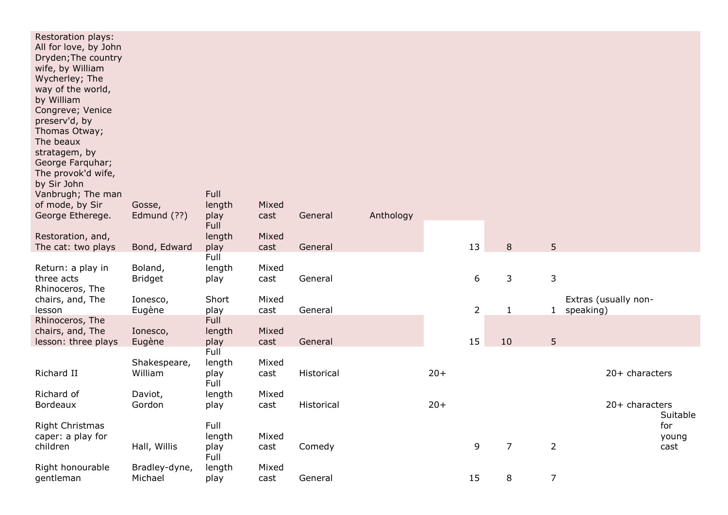| | | | | | | | | | | | | |
|---|---|---|---|---|---|---|---|---|---|---|---|---|
| Restoration plays: All for love, by John Dryden;The country wife, by William Wycherley; The way of the world, by William Congreve; Venice preserv'd, by Thomas Otway; The beaux stratagem, by George Farquhar; The provok'd wife, by Sir John Vanbrugh; The man of mode, by Sir George Etherege. | Gosse, Edmund (??) | Full length play | Mixed cast | General | Anthology | | | | | | | |
| Restoration, and, The cat: two plays | Bond, Edward | Full length play | Mixed cast | General | | | 13 | 8 | 5 | | | |
| Return: a play in three acts | Boland, Bridget | Full length play | Mixed cast | General | | | 6 | 3 | 3 | | | |
| Rhinoceros, The chairs, and, The lesson | Ionesco, Eugène | Short play | Mixed cast | General | | | 2 | 1 | 1 | Extras (usually non-speaking) | | |
| Rhinoceros, The chairs, and, The lesson: three plays | Ionesco, Eugène | Full length play | Mixed cast | General | | | 15 | 10 | 5 | | | |
| Richard II | Shakespeare, William | Full length play | Mixed cast | Historical | | 20+ | | | | | 20+ characters | |
| Richard of Bordeaux | Daviot, Gordon | Full length play | Mixed cast | Historical | | 20+ | | | | | 20+ characters | |
| Right Christmas caper: a play for children | Hall, Willis | Full length play | Mixed cast | Comedy | | | 9 | 7 | 2 | | | Suitable for young cast |
| Right honourable gentleman | Bradley-dyne, Michael | Full length play | Mixed cast | General | | | 15 | 8 | 7 | | | |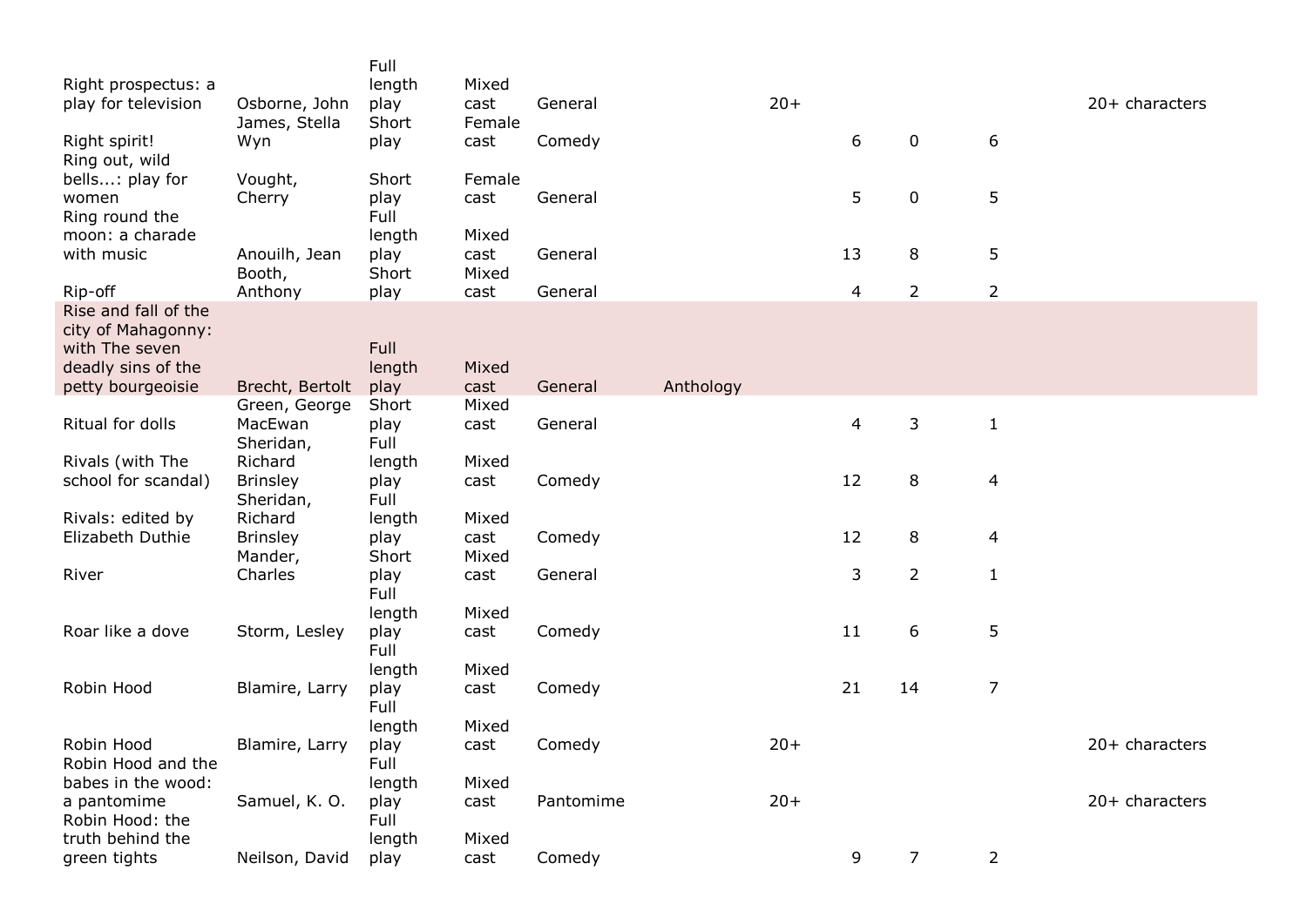| | | | | | | | | | | |
|---|---|---|---|---|---|---|---|---|---|---|
| Right prospectus: a play for television | Osborne, John | Full length play | Mixed cast | General | | 20+ | | | | 20+ characters |
| Right spirit! | James, Stella Wyn | Short play | Female cast | Comedy | | | 6 | 0 | 6 | |
| Ring out, wild bells...: play for women | Vought, Cherry | Short play | Female cast | General | | | 5 | 0 | 5 | |
| Ring round the moon: a charade with music | Anouilh, Jean | Full length play | Mixed cast | General | | | 13 | 8 | 5 | |
| Rip-off | Booth, Anthony | Short play | Mixed cast | General | | | 4 | 2 | 2 | |
| Rise and fall of the city of Mahagonny: with The seven deadly sins of the petty bourgeoisie | Brecht, Bertolt | Full length play | Mixed cast | General | Anthology | | | | | |
| Ritual for dolls | Green, George MacEwan | Short play | Mixed cast | General | | | 4 | 3 | 1 | |
| Rivals (with The school for scandal) | Sheridan, Richard Brinsley | Full length play | Mixed cast | Comedy | | | 12 | 8 | 4 | |
| Rivals: edited by Elizabeth Duthie | Sheridan, Richard Brinsley | Full length play | Mixed cast | Comedy | | | 12 | 8 | 4 | |
| River | Mander, Charles | Short play | Mixed cast | General | | | 3 | 2 | 1 | |
| Roar like a dove | Storm, Lesley | Full length play | Mixed cast | Comedy | | | 11 | 6 | 5 | |
| Robin Hood | Blamire, Larry | Full length play | Mixed cast | Comedy | | | 21 | 14 | 7 | |
| Robin Hood | Blamire, Larry | Full length play | Mixed cast | Comedy | | 20+ | | | | 20+ characters |
| Robin Hood and the babes in the wood: a pantomime | Samuel, K. O. | Full length play | Mixed cast | Pantomime | | 20+ | | | | 20+ characters |
| Robin Hood: the truth behind the green tights | Neilson, David | Full length play | Mixed cast | Comedy | | | 9 | 7 | 2 | |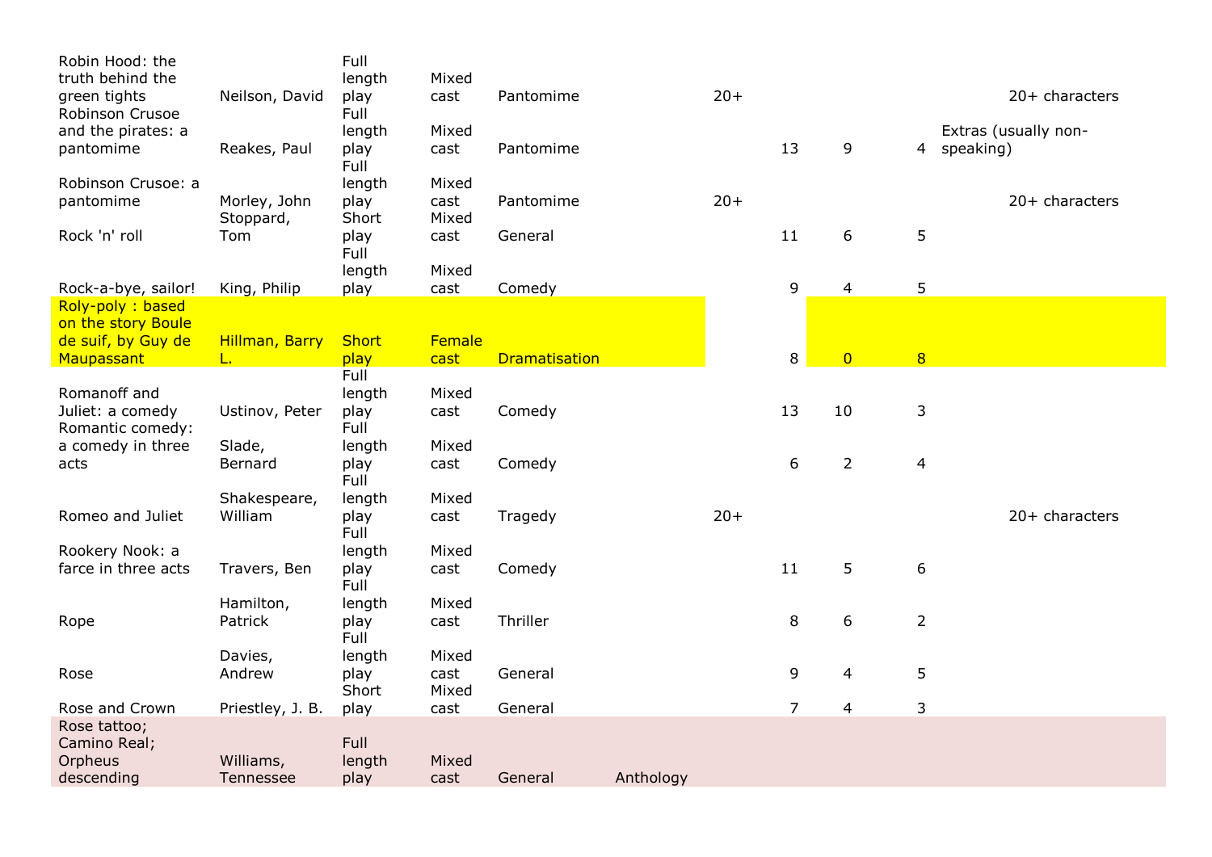| | | | | | | | | | | | |
|---|---|---|---|---|---|---|---|---|---|---|---|
| Robin Hood: the truth behind the green tights | Neilson, David | Full length play | Mixed cast | Pantomime | | 20+ | | | | | 20+ characters |
| Robinson Crusoe and the pirates: a pantomime | Reakes, Paul | Full length play | Mixed cast | Pantomime | | | 13 | 9 | 4 | Extras (usually non-speaking) | |
| Robinson Crusoe: a pantomime | Morley, John | Full length play | Mixed cast | Pantomime | | 20+ | | | | | 20+ characters |
| Rock 'n' roll | Stoppard, Tom | Short play | Mixed cast | General | | | 11 | 6 | 5 | | |
| Rock-a-bye, sailor! | King, Philip | Full length play | Mixed cast | Comedy | | | 9 | 4 | 5 | | |
| Roly-poly : based on the story Boule de suif, by Guy de Maupassant | Hillman, Barry L. | Short play | Female cast | Dramatisation | | | 8 | 0 | 8 | | |
| Romanoff and Juliet: a comedy | Ustinov, Peter | Full length play | Mixed cast | Comedy | | | 13 | 10 | 3 | | |
| Romantic comedy: a comedy in three acts | Slade, Bernard | Full length play | Mixed cast | Comedy | | | 6 | 2 | 4 | | |
| Romeo and Juliet | Shakespeare, William | Full length play | Mixed cast | Tragedy | | 20+ | | | | | 20+ characters |
| Rookery Nook: a farce in three acts | Travers, Ben | Full length play | Mixed cast | Comedy | | | 11 | 5 | 6 | | |
| Rope | Hamilton, Patrick | Full length play | Mixed cast | Thriller | | | 8 | 6 | 2 | | |
| Rose | Davies, Andrew | Full length play | Mixed cast | General | | | 9 | 4 | 5 | | |
| Rose and Crown | Priestley, J. B. | Short play | Mixed cast | General | | | 7 | 4 | 3 | | |
| Rose tattoo; Camino Real; Orpheus descending | Williams, Tennessee | Full length play | Mixed cast | General | Anthology | | | | | | |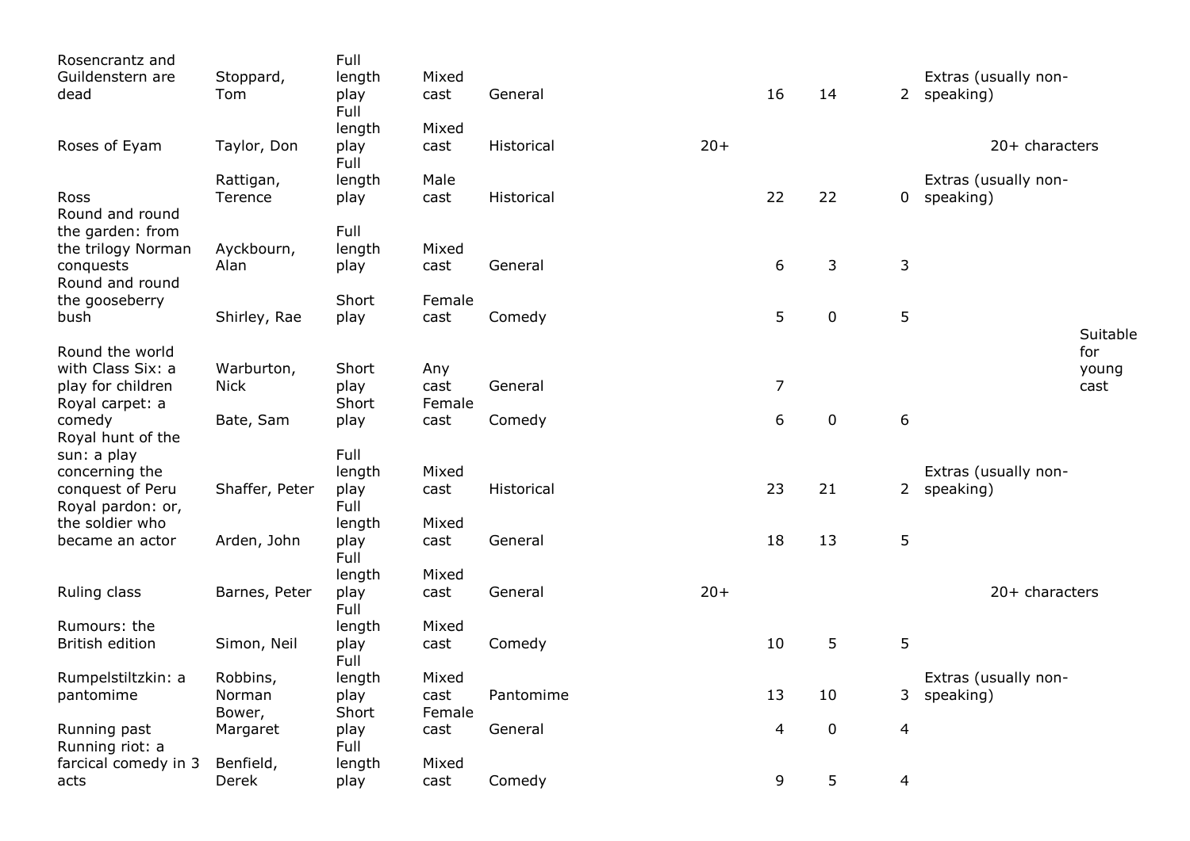| | | | | | | | | | | |
|---|---|---|---|---|---|---|---|---|---|---|
| Rosencrantz and Guildenstern are dead | Stoppard, Tom | Full length play | Mixed cast | General | | 16 | 14 | 2 | Extras (usually non-speaking) | |
| Roses of Eyam | Taylor, Don | Full length play | Mixed cast | Historical | 20+ | | | | 20+ characters | |
| Ross | Rattigan, Terence | Full length play | Male cast | Historical | | 22 | 22 | 0 | Extras (usually non-speaking) | |
| Round and round the garden: from the trilogy Norman conquests | Ayckbourn, Alan | Full length play | Mixed cast | General | | 6 | 3 | 3 | | |
| Round and round the gooseberry bush | Shirley, Rae | Short play | Female cast | Comedy | | 5 | 0 | 5 | | |
| Round the world with Class Six: a play for children | Warburton, Nick | Short play | Any cast | General | | 7 | | | | Suitable for young cast |
| Royal carpet: a comedy | Bate, Sam | Short play | Female cast | Comedy | | 6 | 0 | 6 | | |
| Royal hunt of the sun: a play concerning the conquest of Peru | Shaffer, Peter | Full length play | Mixed cast | Historical | | 23 | 21 | 2 | Extras (usually non-speaking) | |
| Royal pardon: or, the soldier who became an actor | Arden, John | Full length play | Mixed cast | General | | 18 | 13 | 5 | | |
| Ruling class | Barnes, Peter | Full length play | Mixed cast | General | 20+ | | | | 20+ characters | |
| Rumours: the British edition | Simon, Neil | Full length play | Mixed cast | Comedy | | 10 | 5 | 5 | | |
| Rumpelstiltzkin: a pantomime | Robbins, Norman | Full length play | Mixed cast | Pantomime | | 13 | 10 | 3 | Extras (usually non-speaking) | |
| Running past | Bower, Margaret | Short play | Female cast | General | | 4 | 0 | 4 | | |
| Running riot: a farcical comedy in 3 acts | Benfield, Derek | Full length play | Mixed cast | Comedy | | 9 | 5 | 4 | | |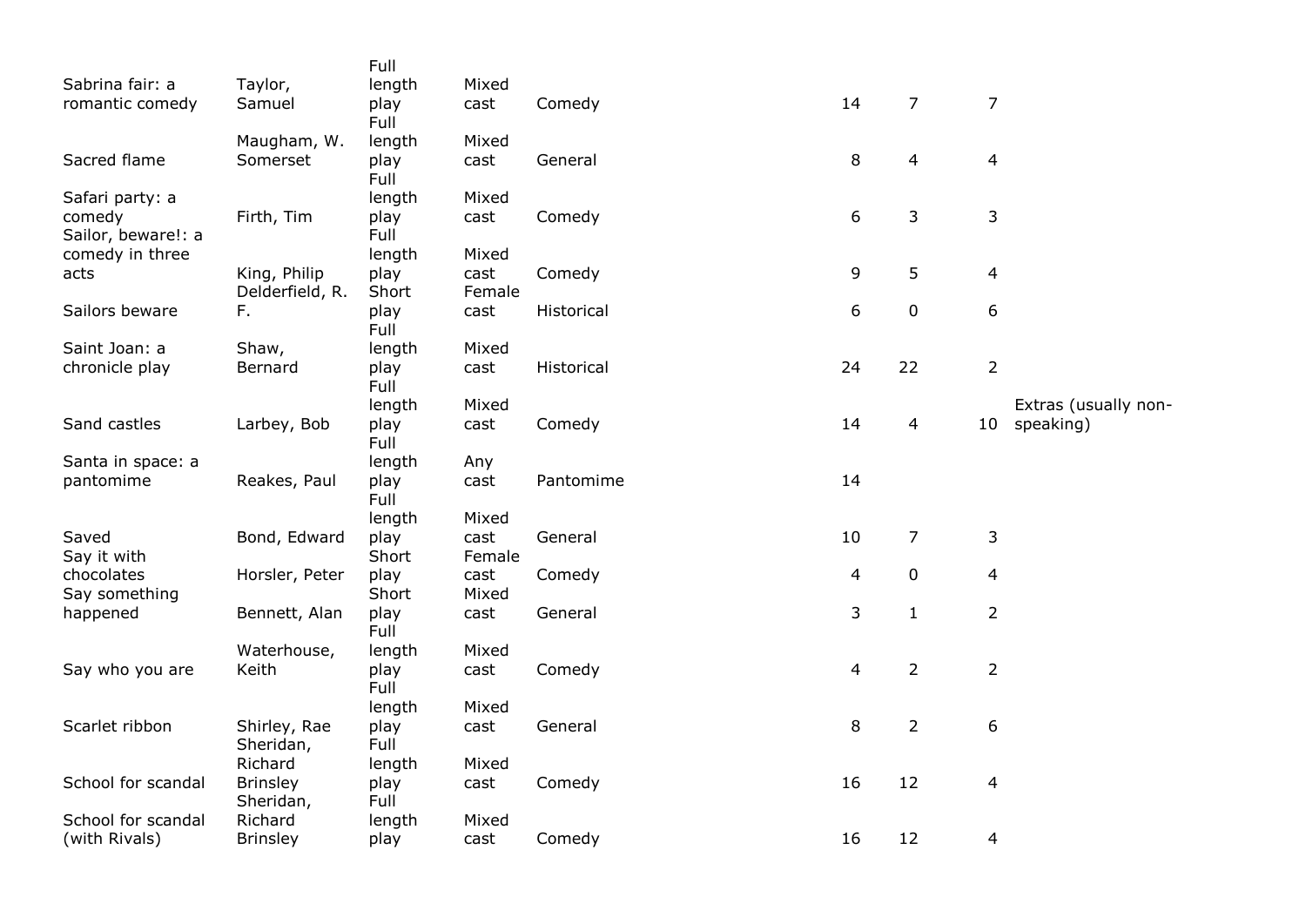| | | | | | | | | |
|---|---|---|---|---|---|---|---|---|
| Sabrina fair: a romantic comedy | Taylor, Samuel | Full length play | Mixed cast | Comedy | 14 | 7 | 7 | |
| Sacred flame | Maugham, W. Somerset | Full length play | Mixed cast | General | 8 | 4 | 4 | |
| Safari party: a comedy | Firth, Tim | Full length play | Mixed cast | Comedy | 6 | 3 | 3 | |
| Sailor, beware!: a comedy in three acts | King, Philip | Full length play | Mixed cast | Comedy | 9 | 5 | 4 | |
| Sailors beware | Delderfield, R. F. | Short play | Female cast | Historical | 6 | 0 | 6 | |
| Saint Joan: a chronicle play | Shaw, Bernard | Full length play | Mixed cast | Historical | 24 | 22 | 2 | |
| Sand castles | Larbey, Bob | Full length play | Mixed cast | Comedy | 14 | 4 | 10 | Extras (usually non-speaking) |
| Santa in space: a pantomime | Reakes, Paul | Full length play | Any cast | Pantomime | 14 | | | |
| Saved | Bond, Edward | Full length play | Mixed cast | General | 10 | 7 | 3 | |
| Say it with chocolates | Horsler, Peter | Short play | Female cast | Comedy | 4 | 0 | 4 | |
| Say something happened | Bennett, Alan | Short play | Mixed cast | General | 3 | 1 | 2 | |
| Say who you are | Waterhouse, Keith | Full length play | Mixed cast | Comedy | 4 | 2 | 2 | |
| Scarlet ribbon | Shirley, Rae | Full length play | Mixed cast | General | 8 | 2 | 6 | |
| School for scandal | Sheridan, Richard Brinsley | Full length play | Mixed cast | Comedy | 16 | 12 | 4 | |
| School for scandal (with Rivals) | Sheridan, Richard Brinsley | Full length play | Mixed cast | Comedy | 16 | 12 | 4 | |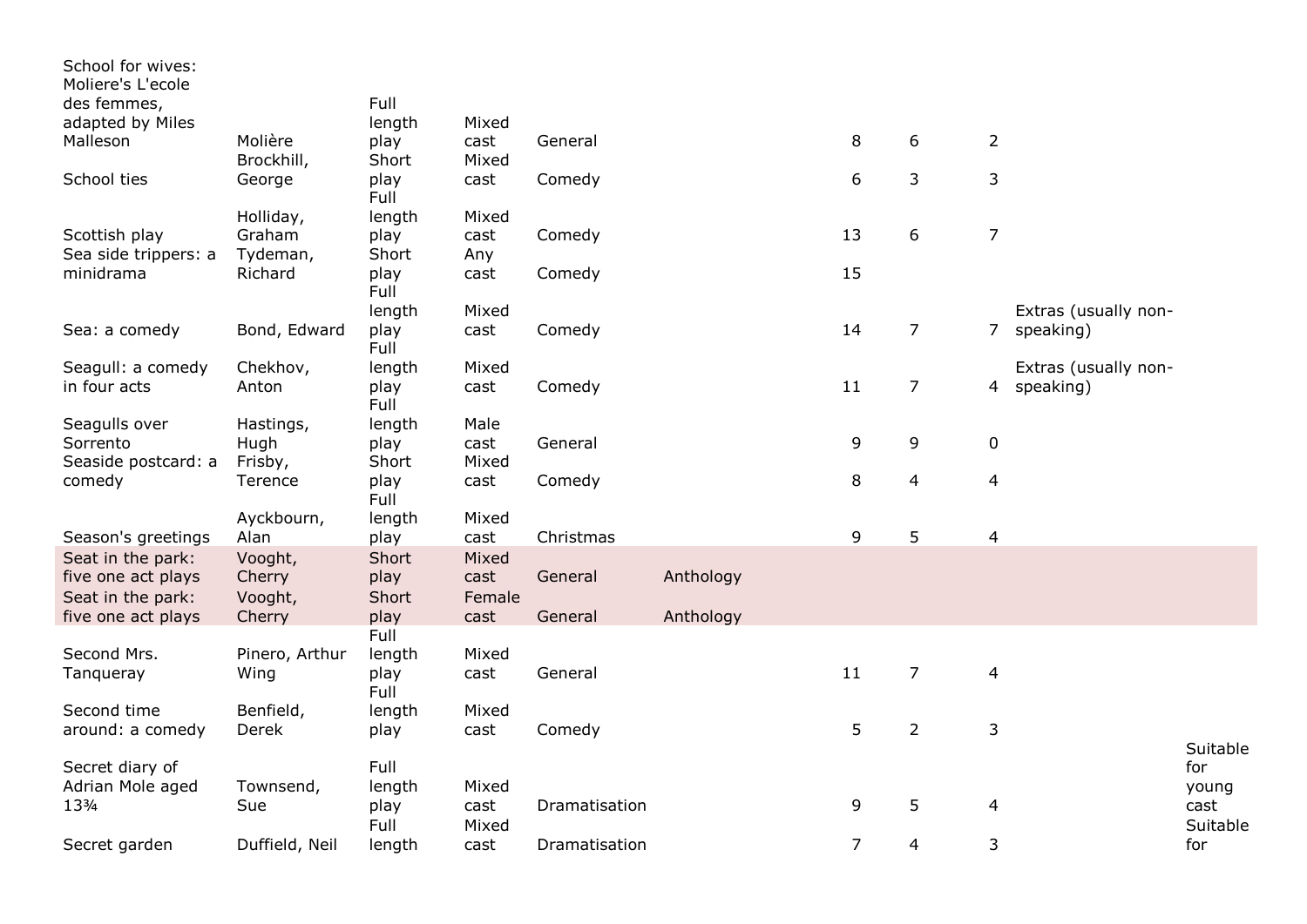| | | | | | | | | | | |
|---|---|---|---|---|---|---|---|---|---|---|
| School for wives: Moliere's L'ecole des femmes, adapted by Miles Malleson | Molière | Full length play | Mixed cast | General | | 8 | 6 | 2 | | |
| School ties | Brockhill, George | Short play | Mixed cast | Comedy | | 6 | 3 | 3 | | |
| Scottish play | Holliday, Graham | Full length play | Mixed cast | Comedy | | 13 | 6 | 7 | | |
| Sea side trippers: a minidrama | Tydeman, Richard | Short play | Any cast | Comedy | | 15 | | | | |
| Sea: a comedy | Bond, Edward | Full length play | Mixed cast | Comedy | | 14 | 7 | 7 | Extras (usually non-speaking) | |
| Seagull: a comedy in four acts | Chekhov, Anton | Full length play | Mixed cast | Comedy | | 11 | 7 | 4 | Extras (usually non-speaking) | |
| Seagulls over Sorrento | Hastings, Hugh | Full length play | Male cast | General | | 9 | 9 | 0 | | |
| Seaside postcard: a comedy | Frisby, Terence | Short play | Mixed cast | Comedy | | 8 | 4 | 4 | | |
| Season's greetings | Ayckbourn, Alan | Full length play | Mixed cast | Christmas | | 9 | 5 | 4 | | |
| Seat in the park: five one act plays | Vooght, Cherry | Short play | Mixed cast | General | Anthology | | | | | |
| Seat in the park: five one act plays | Vooght, Cherry | Short play | Female cast | General | Anthology | | | | | |
| Second Mrs. Tanqueray | Pinero, Arthur Wing | Full length play | Mixed cast | General | | 11 | 7 | 4 | | |
| Second time around: a comedy | Benfield, Derek | Full length play | Mixed cast | Comedy | | 5 | 2 | 3 | | |
| Secret diary of Adrian Mole aged 13¾ | Townsend, Sue | Full length play | Mixed cast | Dramatisation | | 9 | 5 | 4 | | Suitable for young cast |
| Secret garden | Duffield, Neil | Full length | Mixed cast | Dramatisation | | 7 | 4 | 3 | | Suitable for |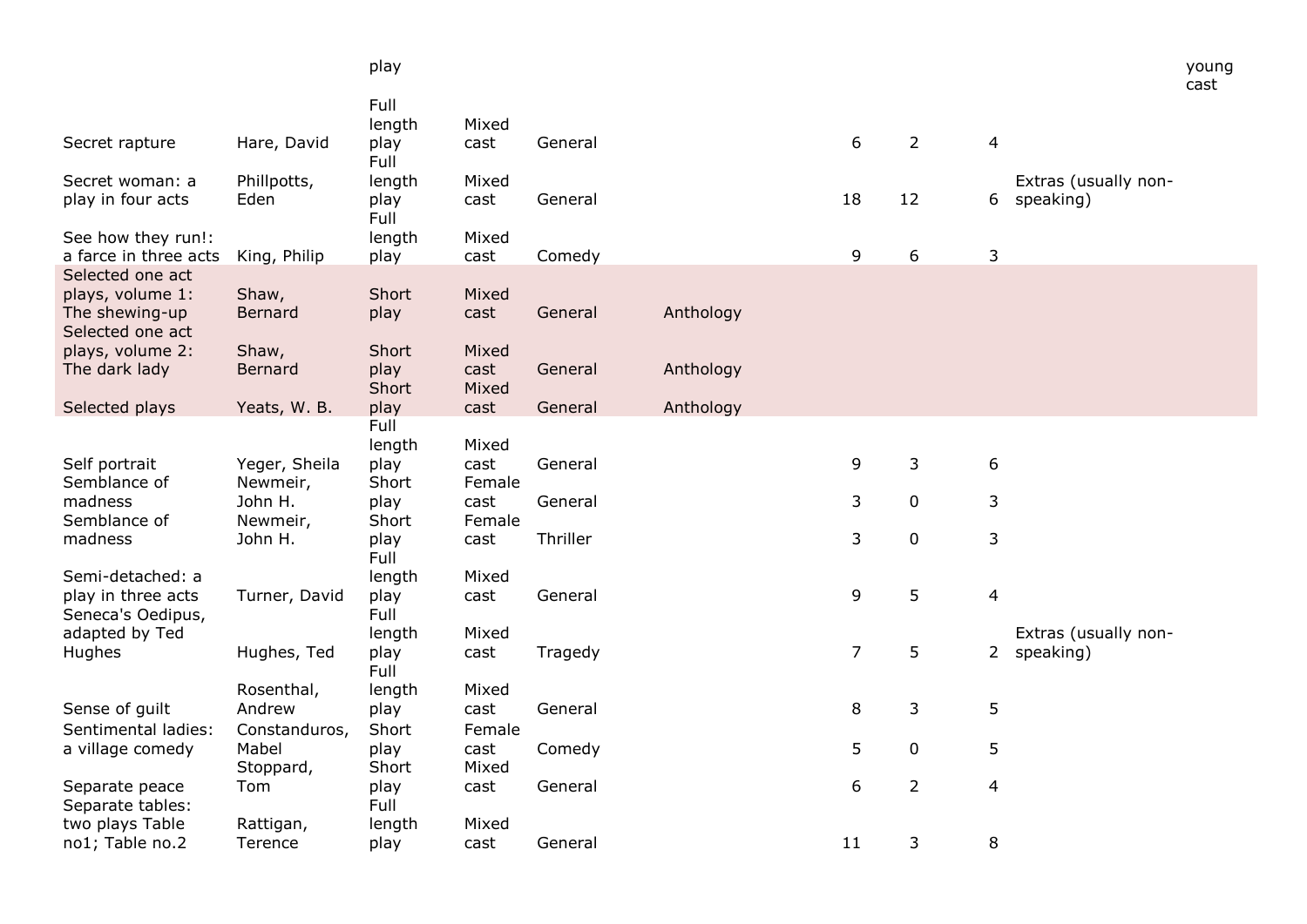| | | play | | | | | | | | young cast |
|---|---|---|---|---|---|---|---|---|---|---|
| Secret rapture | Hare, David | Full length play | Mixed cast | General | | 6 | 2 | 4 | | |
| Secret woman: a play in four acts | Phillpotts, Eden | Full length play | Mixed cast | General | | 18 | 12 | 6 | Extras (usually non-speaking) | |
| See how they run!: a farce in three acts | King, Philip | Full length play | Mixed cast | Comedy | | 9 | 6 | 3 | | |
| Selected one act plays, volume 1: The shewing-up | Shaw, Bernard | Short play | Mixed cast | General | Anthology | | | | | |
| Selected one act plays, volume 2: The dark lady | Shaw, Bernard | Short play | Mixed cast | General | Anthology | | | | | |
| Selected plays | Yeats, W. B. | Short play | Mixed cast | General | Anthology | | | | | |
| Self portrait | Yeger, Sheila | Full length play | Mixed cast | General | | 9 | 3 | 6 | | |
| Semblance of madness | Newmeir, John H. | Short play | Female cast | General | | 3 | 0 | 3 | | |
| Semblance of madness | Newmeir, John H. | Short play | Female cast | Thriller | | 3 | 0 | 3 | | |
| Semi-detached: a play in three acts | Turner, David | Full length play | Mixed cast | General | | 9 | 5 | 4 | | |
| Seneca's Oedipus, adapted by Ted Hughes | Hughes, Ted | Full length play | Mixed cast | Tragedy | | 7 | 5 | 2 | Extras (usually non-speaking) | |
| Sense of guilt | Rosenthal, Andrew | Full length play | Mixed cast | General | | 8 | 3 | 5 | | |
| Sentimental ladies: a village comedy | Constanduros, Mabel | Short play | Female cast | Comedy | | 5 | 0 | 5 | | |
| Separate peace | Stoppard, Tom | Short play | Mixed cast | General | | 6 | 2 | 4 | | |
| Separate tables: two plays Table no1; Table no.2 | Rattigan, Terence | Full length play | Mixed cast | General | | 11 | 3 | 8 | | |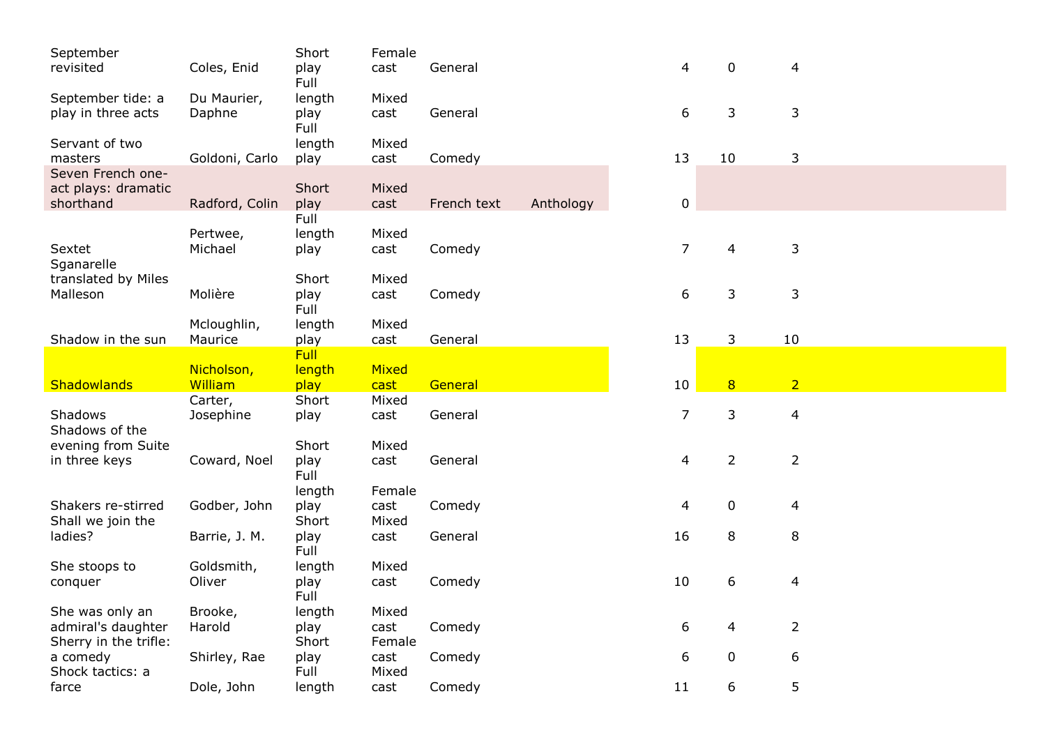| | | | | | | | | |
|---|---|---|---|---|---|---|---|---|
| September revisited | Coles, Enid | Short play | Female cast | General | | 4 | 0 | 4 |
| September tide: a play in three acts | Du Maurier, Daphne | Full length play | Mixed cast | General | | 6 | 3 | 3 |
| Servant of two masters | Goldoni, Carlo | Full length play | Mixed cast | Comedy | | 13 | 10 | 3 |
| Seven French one-act plays: dramatic shorthand | Radford, Colin | Short play | Mixed cast | French text | Anthology | 0 | | |
| Sextet | Pertwee, Michael | Full length play | Mixed cast | Comedy | | 7 | 4 | 3 |
| Sganarelle translated by Miles Malleson | Molière | Short play | Mixed cast | Comedy | | 6 | 3 | 3 |
| Shadow in the sun | Mcloughlin, Maurice | Full length play | Mixed cast | General | | 13 | 3 | 10 |
| Shadowlands | Nicholson, William | Full length play | Mixed cast | General | | 10 | 8 | 2 |
| Shadows | Carter, Josephine | Short play | Mixed cast | General | | 7 | 3 | 4 |
| Shadows of the evening from Suite in three keys | Coward, Noel | Short play | Mixed cast | General | | 4 | 2 | 2 |
| Shakers re-stirred | Godber, John | Full length play | Female cast | Comedy | | 4 | 0 | 4 |
| Shall we join the ladies? | Barrie, J. M. | Short play | Mixed cast | General | | 16 | 8 | 8 |
| She stoops to conquer | Goldsmith, Oliver | Full length play | Mixed cast | Comedy | | 10 | 6 | 4 |
| She was only an admiral's daughter | Brooke, Harold | Full length play | Mixed cast | Comedy | | 6 | 4 | 2 |
| Sherry in the trifle: a comedy | Shirley, Rae | Short play | Female cast | Comedy | | 6 | 0 | 6 |
| Shock tactics: a farce | Dole, John | Full length | Mixed cast | Comedy | | 11 | 6 | 5 |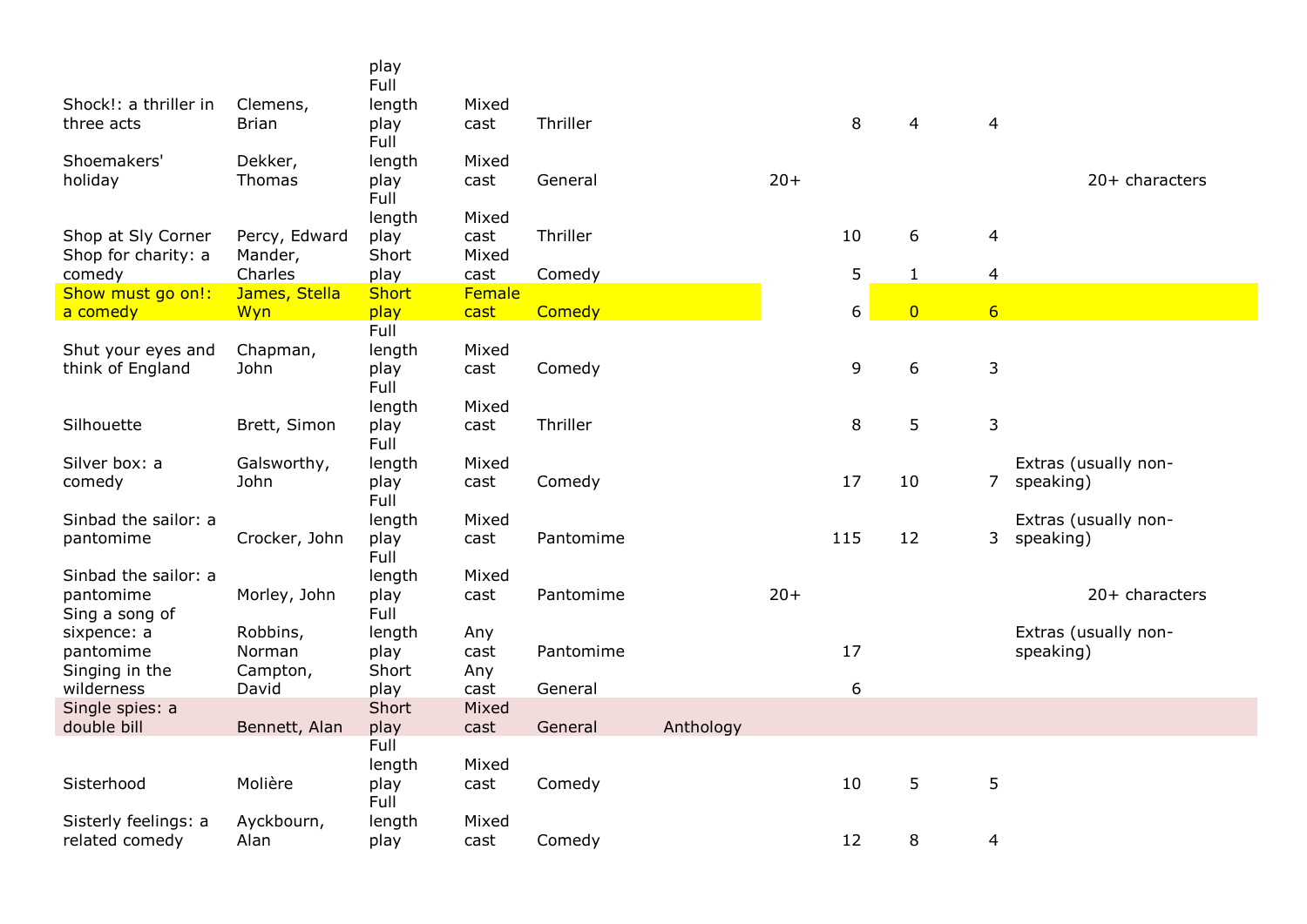| | | | | | | | | | | |
|---|---|---|---|---|---|---|---|---|---|---|
| | | play | | | | | | | | |
| Shock!: a thriller in three acts | Clemens, Brian | Full length play | Mixed cast | Thriller | | | 8 | 4 | 4 | |
| Shoemakers' holiday | Dekker, Thomas | Full length play | Mixed cast | General | | 20+ | | | | 20+ characters |
| Shop at Sly Corner | Percy, Edward | Full length play | Mixed cast | Thriller | | | 10 | 6 | 4 | |
| Shop for charity: a comedy | Mander, Charles | Short play | Mixed cast | Comedy | | | 5 | 1 | 4 | |
| Show must go on!: a comedy | James, Stella Wyn | Short play | Female cast | Comedy | | | 6 | 0 | 6 | |
| Shut your eyes and think of England | Chapman, John | Full length play | Mixed cast | Comedy | | | 9 | 6 | 3 | |
| Silhouette | Brett, Simon | Full length play | Mixed cast | Thriller | | | 8 | 5 | 3 | |
| Silver box: a comedy | Galsworthy, John | Full length play | Mixed cast | Comedy | | | 17 | 10 | 7 | Extras (usually non-speaking) |
| Sinbad the sailor: a pantomime | Crocker, John | Full length play | Mixed cast | Pantomime | | | 115 | 12 | 3 | Extras (usually non-speaking) |
| Sinbad the sailor: a pantomime | Morley, John | Full length play | Mixed cast | Pantomime | | 20+ | | | | 20+ characters |
| Sing a song of sixpence: a pantomime | Robbins, Norman | Full length play | Any cast | Pantomime | | | 17 | | | Extras (usually non-speaking) |
| Singing in the wilderness | Campton, David | Short play | Any cast | General | | | 6 | | | |
| Single spies: a double bill | Bennett, Alan | Short play | Mixed cast | General | Anthology | | | | | |
| Sisterhood | Molière | Full length play | Mixed cast | Comedy | | | 10 | 5 | 5 | |
| Sisterly feelings: a related comedy | Ayckbourn, Alan | Full length play | Mixed cast | Comedy | | | 12 | 8 | 4 | |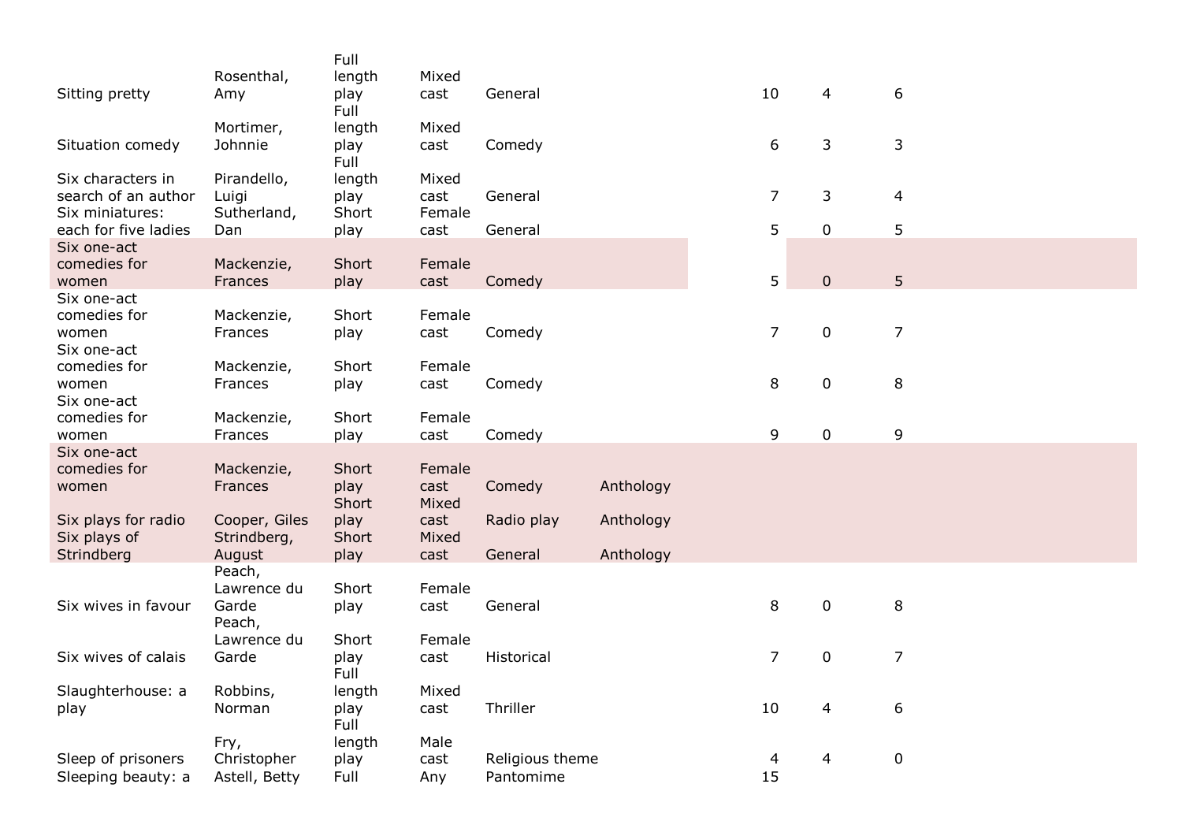| | | | | | | | | |
|---|---|---|---|---|---|---|---|---|
| Sitting pretty | Rosenthal, Amy | Full length play | Mixed cast | General | | 10 | 4 | 6 |
| Situation comedy | Mortimer, Johnnie | Full length play | Mixed cast | Comedy | | 6 | 3 | 3 |
| Six characters in search of an author | Pirandello, Luigi | Full length play | Mixed cast | General | | 7 | 3 | 4 |
| Six miniatures: each for five ladies | Sutherland, Dan | Short play | Female cast | General | | 5 | 0 | 5 |
| Six one-act comedies for women | Mackenzie, Frances | Short play | Female cast | Comedy | | 5 | 0 | 5 |
| Six one-act comedies for women | Mackenzie, Frances | Short play | Female cast | Comedy | | 7 | 0 | 7 |
| Six one-act comedies for women | Mackenzie, Frances | Short play | Female cast | Comedy | | 8 | 0 | 8 |
| Six one-act comedies for women | Mackenzie, Frances | Short play | Female cast | Comedy | | 9 | 0 | 9 |
| Six one-act comedies for women | Mackenzie, Frances | Short play | Female cast | Comedy | Anthology | | | |
| Six plays for radio | Cooper, Giles | Short play | Mixed cast | Radio play | Anthology | | | |
| Six plays of Strindberg | Strindberg, August | Short play | Mixed cast | General | Anthology | | | |
| Six wives in favour | Peach, Lawrence du Garde | Short play | Female cast | General | | 8 | 0 | 8 |
| Six wives of calais | Peach, Lawrence du Garde | Short play | Female cast | Historical | | 7 | 0 | 7 |
| Slaughterhouse: a play | Robbins, Norman | Full length play | Mixed cast | Thriller | | 10 | 4 | 6 |
| Sleep of prisoners | Fry, Christopher | Full length play | Male cast | Religious theme | | 4 | 4 | 0 |
| Sleeping beauty: a | Astell, Betty | Full | Any | Pantomime | | 15 | | |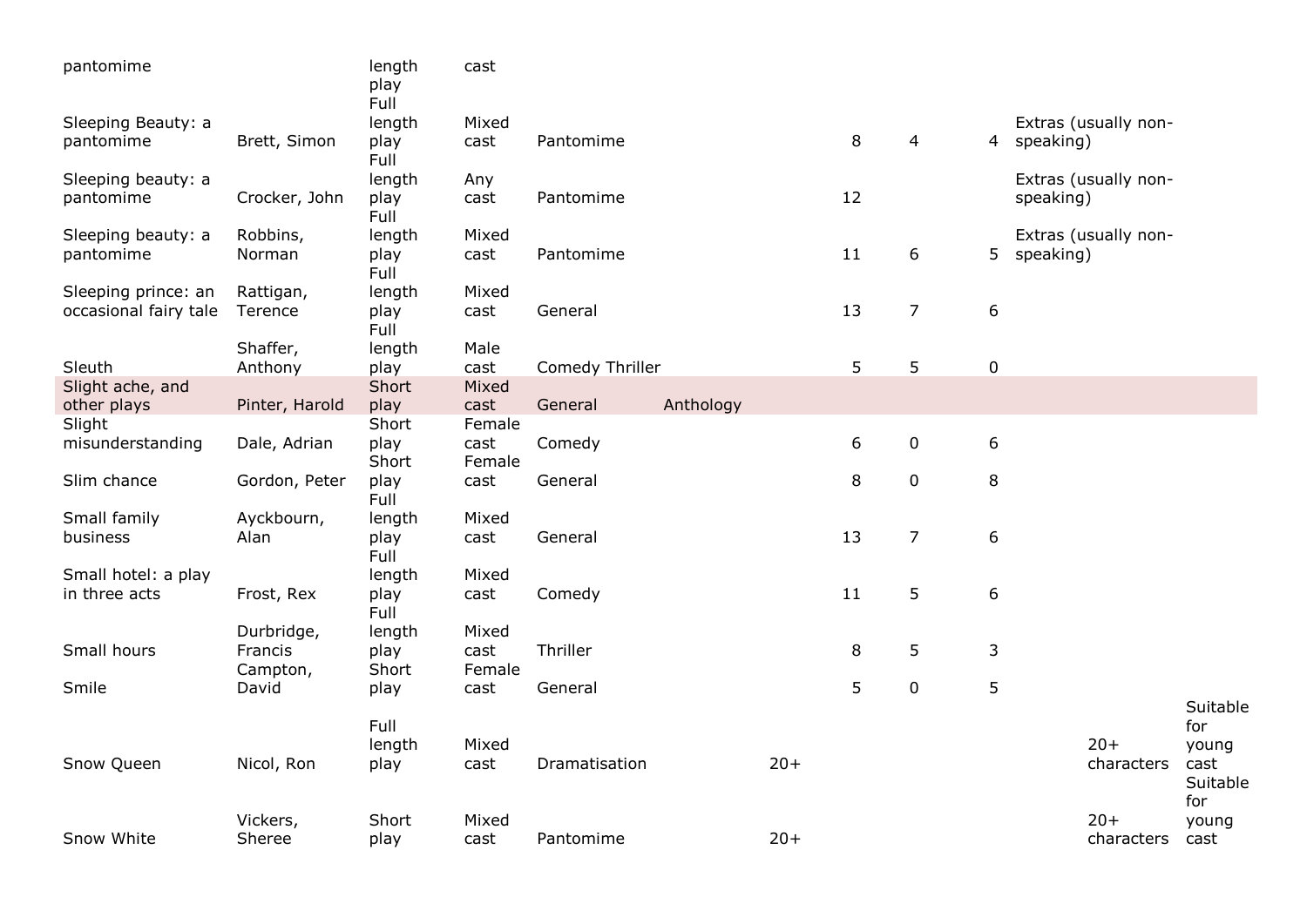| | | | | | | | | | | | | |
|---|---|---|---|---|---|---|---|---|---|---|---|---|
| pantomime | | length play | cast | | | | | | | | | |
| Sleeping Beauty: a pantomime | Brett, Simon | Full length play | Mixed cast | Pantomime | | | 8 | 4 | 4 | Extras (usually non-speaking) | | |
| Sleeping beauty: a pantomime | Crocker, John | Full length play | Any cast | Pantomime | | | 12 | | | Extras (usually non-speaking) | | |
| Sleeping beauty: a pantomime | Robbins, Norman | Full length play | Mixed cast | Pantomime | | | 11 | 6 | 5 | Extras (usually non-speaking) | | |
| Sleeping prince: an occasional fairy tale | Rattigan, Terence | Full length play | Mixed cast | General | | | 13 | 7 | 6 | | | |
| Sleuth | Shaffer, Anthony | Full length play | Male cast | Comedy Thriller | | | 5 | 5 | 0 | | | |
| Slight ache, and other plays | Pinter, Harold | Short play | Mixed cast | General | Anthology | | | | | | | |
| Slight misunderstanding | Dale, Adrian | Short play | Female cast | Comedy | | | 6 | 0 | 6 | | | |
| Slim chance | Gordon, Peter | Short play | Female cast | General | | | 8 | 0 | 8 | | | |
| Small family business | Ayckbourn, Alan | Full length play | Mixed cast | General | | | 13 | 7 | 6 | | | |
| Small hotel: a play in three acts | Frost, Rex | Full length play | Mixed cast | Comedy | | | 11 | 5 | 6 | | | |
| Small hours | Durbridge, Francis | Full length play | Mixed cast | Thriller | | | 8 | 5 | 3 | | | |
| Smile | Campton, David | Short play | Female cast | General | | | 5 | 0 | 5 | | | |
| Snow Queen | Nicol, Ron | Full length play | Mixed cast | Dramatisation | | 20+ | | | | | 20+ characters | Suitable for young cast |
| Snow White | Vickers, Sheree | Short play | Mixed cast | Pantomime | | 20+ | | | | | 20+ characters | Suitable for young cast |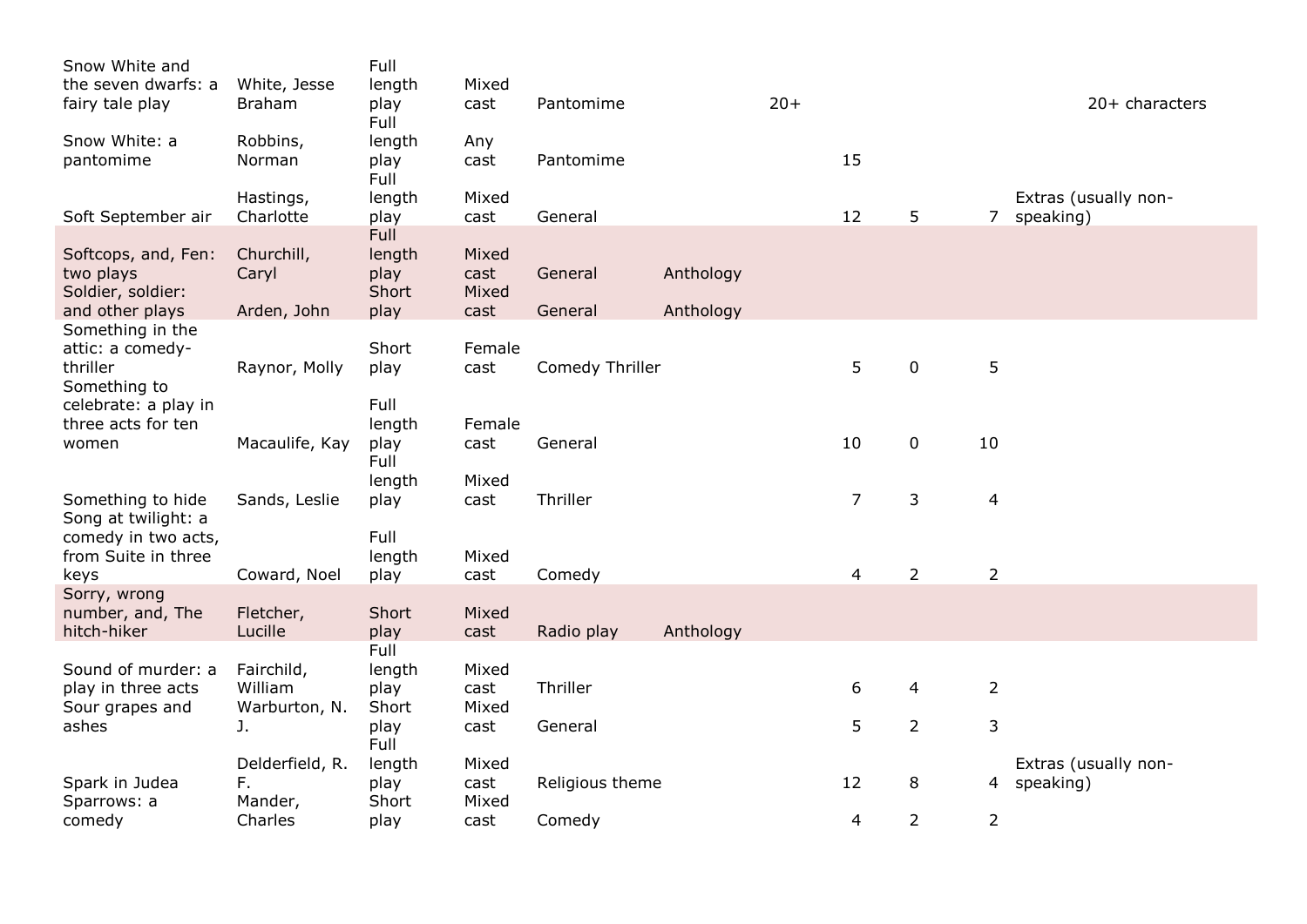| | | | | | | | | | | |
|---|---|---|---|---|---|---|---|---|---|---|
| Snow White and the seven dwarfs: a fairy tale play | White, Jesse Braham | Full length play | Mixed cast | Pantomime | | 20+ | | | | 20+ characters |
| Snow White: a pantomime | Robbins, Norman | Full length play | Any cast | Pantomime | | | 15 | | | |
| Soft September air | Hastings, Charlotte | Full length play | Mixed cast | General | | | 12 | 5 | 7 | Extras (usually non-speaking) |
| Softcops, and, Fen: two plays | Churchill, Caryl | Full length play | Mixed cast | General | Anthology | | | | | |
| Soldier, soldier: and other plays | Arden, John | Short play | Mixed cast | General | Anthology | | | | | |
| Something in the attic: a comedy-thriller | Raynor, Molly | Short play | Female cast | Comedy Thriller | | | 5 | 0 | 5 | |
| Something to celebrate: a play in three acts for ten women | Macaulife, Kay | Full length play | Female cast | General | | | 10 | 0 | 10 | |
| Something to hide | Sands, Leslie | Full length play | Mixed cast | Thriller | | | 7 | 3 | 4 | |
| Song at twilight: a comedy in two acts, from Suite in three keys | Coward, Noel | Full length play | Mixed cast | Comedy | | | 4 | 2 | 2 | |
| Sorry, wrong number, and, The hitch-hiker | Fletcher, Lucille | Short play | Mixed cast | Radio play | Anthology | | | | | |
| Sound of murder: a play in three acts | Fairchild, William | Full length play | Mixed cast | Thriller | | | 6 | 4 | 2 | |
| Sour grapes and ashes | Warburton, N. J. | Short play | Mixed cast | General | | | 5 | 2 | 3 | |
| Spark in Judea | Delderfield, R. F. | Full length play | Mixed cast | Religious theme | | | 12 | 8 | 4 | Extras (usually non-speaking) |
| Sparrows: a comedy | Mander, Charles | Short play | Mixed cast | Comedy | | | 4 | 2 | 2 | |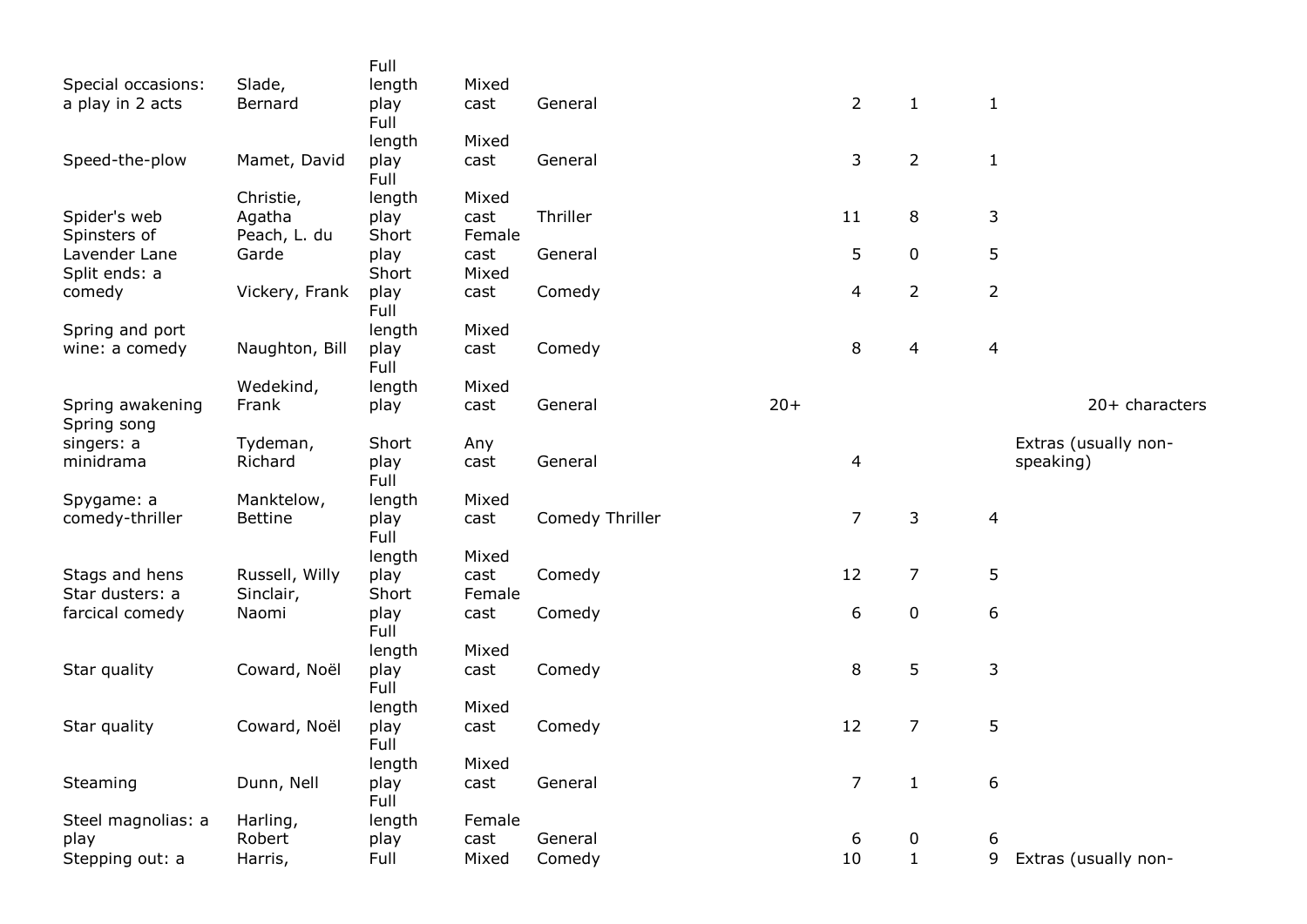| | | | | | | | | | |
|---|---|---|---|---|---|---|---|---|---|
| Special occasions: a play in 2 acts | Slade, Bernard | Full length play | Mixed cast | General | | 2 | 1 | 1 | |
| Speed-the-plow | Mamet, David | Full length play | Mixed cast | General | | 3 | 2 | 1 | |
| Spider's web | Christie, Agatha | Full length play | Mixed cast | Thriller | | 11 | 8 | 3 | |
| Spinsters of Lavender Lane | Peach, L. du Garde | Short play | Female cast | General | | 5 | 0 | 5 | |
| Split ends: a comedy | Vickery, Frank | Short play | Mixed cast | Comedy | | 4 | 2 | 2 | |
| Spring and port wine: a comedy | Naughton, Bill | Full length play | Mixed cast | Comedy | | 8 | 4 | 4 | |
| Spring awakening | Wedekind, Frank | Full length play | Mixed cast | General | 20+ | | | | 20+ characters |
| Spring song singers: a minidrama | Tydeman, Richard | Short play | Any cast | General | | 4 | | | Extras (usually non-speaking) |
| Spygame: a comedy-thriller | Manktelow, Bettine | Full length play | Mixed cast | Comedy Thriller | | 7 | 3 | 4 | |
| Stags and hens | Russell, Willy | Full length play | Mixed cast | Comedy | | 12 | 7 | 5 | |
| Star dusters: a farcical comedy | Sinclair, Naomi | Short play | Female cast | Comedy | | 6 | 0 | 6 | |
| Star quality | Coward, Noël | Full length play | Mixed cast | Comedy | | 8 | 5 | 3 | |
| Star quality | Coward, Noël | Full length play | Mixed cast | Comedy | | 12 | 7 | 5 | |
| Steaming | Dunn, Nell | Full length play | Mixed cast | General | | 7 | 1 | 6 | |
| Steel magnolias: a play | Harling, Robert | Full length play | Female cast | General | | 6 | 0 | 6 | |
| Stepping out: a | Harris, | Full | Mixed | Comedy | | 10 | 1 | 9 | Extras (usually non- |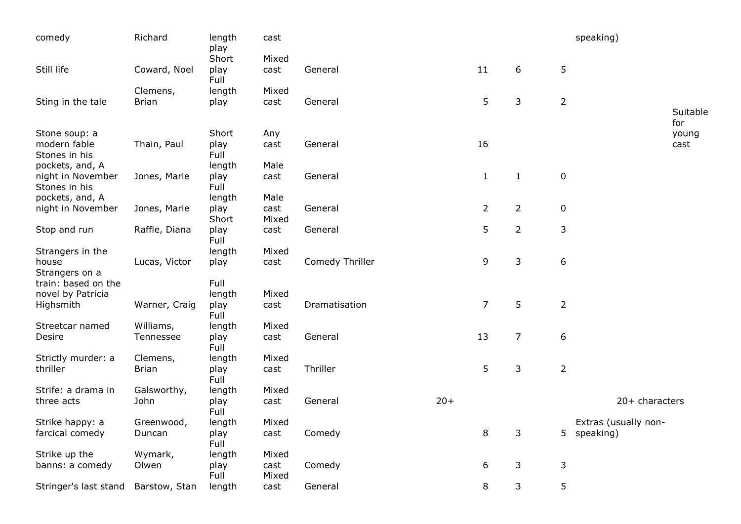| | | | | | | | | | | |
|---|---|---|---|---|---|---|---|---|---|---|
| comedy | Richard | length play | cast | | | | | | speaking) | |
| Still life | Coward, Noel | Short play | Mixed cast | General | | 11 | 6 | 5 | | |
| Sting in the tale | Clemens, Brian | Full length play | Mixed cast | General | | 5 | 3 | 2 | | |
| Stone soup: a modern fable | Thain, Paul | Short play | Any cast | General | | 16 | | | | Suitable for young cast |
| Stones in his pockets, and, A night in November | Jones, Marie | Full length play | Male cast | General | | 1 | 1 | 0 | | |
| Stones in his pockets, and, A night in November | Jones, Marie | Full length play | Male cast | General | | 2 | 2 | 0 | | |
| Stop and run | Raffle, Diana | Short play | Mixed cast | General | | 5 | 2 | 3 | | |
| Strangers in the house | Lucas, Victor | Full length play | Mixed cast | Comedy Thriller | | 9 | 3 | 6 | | |
| Strangers on a train: based on the novel by Patricia Highsmith | Warner, Craig | Full length play | Mixed cast | Dramatisation | | 7 | 5 | 2 | | |
| Streetcar named Desire | Williams, Tennessee | Full length play | Mixed cast | General | | 13 | 7 | 6 | | |
| Strictly murder: a thriller | Clemens, Brian | Full length play | Mixed cast | Thriller | | 5 | 3 | 2 | | |
| Strife: a drama in three acts | Galsworthy, John | Full length play | Mixed cast | General | 20+ | | | | 20+ characters | |
| Strike happy: a farcical comedy | Greenwood, Duncan | Full length play | Mixed cast | Comedy | | 8 | 3 | 5 | Extras (usually non-speaking) | |
| Strike up the banns: a comedy | Wymark, Olwen | Full length play | Mixed cast | Comedy | | 6 | 3 | 3 | | |
| Stringer's last stand | Barstow, Stan | Full length | Mixed cast | General | | 8 | 3 | 5 | | |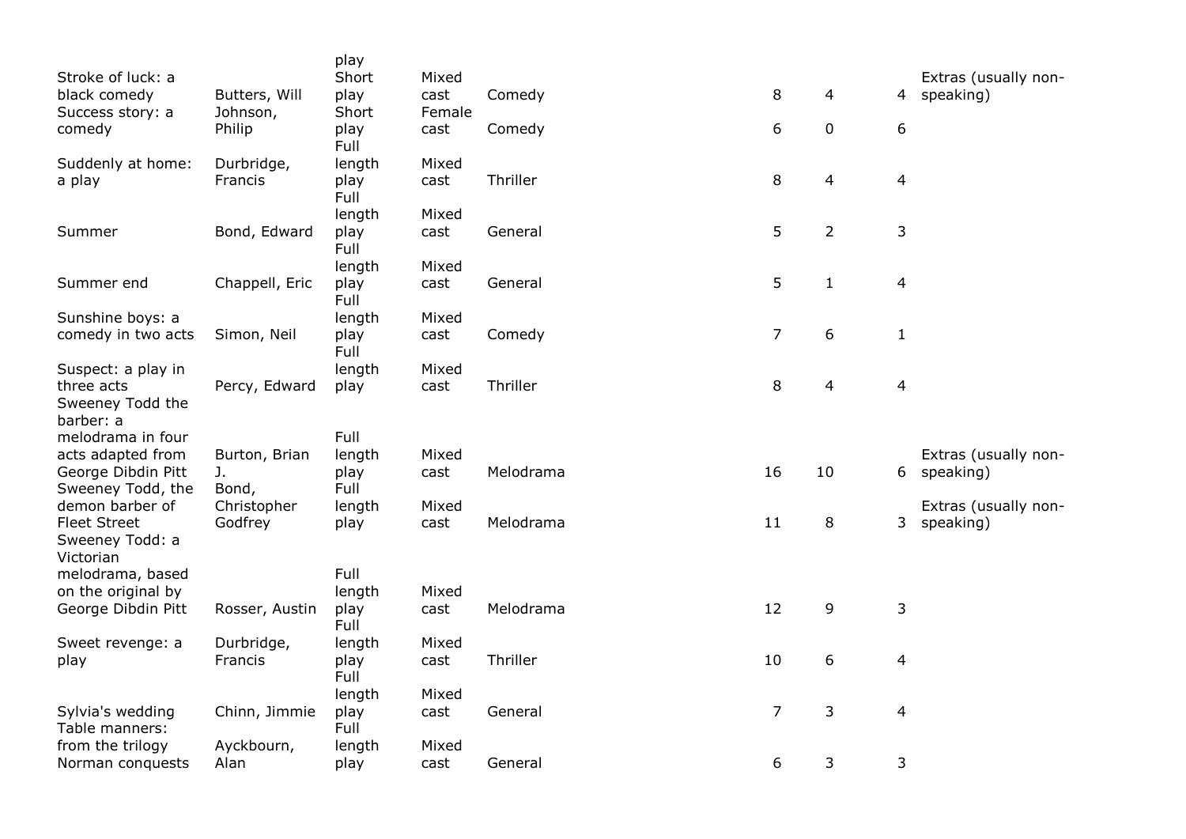| | | | | | | | | |
|---|---|---|---|---|---|---|---|---|
| | | play | | | | | | |
| Stroke of luck: a black comedy | Butters, Will | Short play | Mixed cast | Comedy | 8 | 4 | 4 | Extras (usually non-speaking) |
| Success story: a comedy | Johnson, Philip | Short play | Female cast | Comedy | 6 | 0 | 6 | |
| Suddenly at home: a play | Durbridge, Francis | Full length play | Mixed cast | Thriller | 8 | 4 | 4 | |
| Summer | Bond, Edward | Full length play | Mixed cast | General | 5 | 2 | 3 | |
| Summer end | Chappell, Eric | Full length play | Mixed cast | General | 5 | 1 | 4 | |
| Sunshine boys: a comedy in two acts | Simon, Neil | Full length play | Mixed cast | Comedy | 7 | 6 | 1 | |
| Suspect: a play in three acts | Percy, Edward | Full length play | Mixed cast | Thriller | 8 | 4 | 4 | |
| Sweeney Todd the barber: a melodrama in four acts adapted from George Dibdin Pitt | Burton, Brian J. | Full length play | Mixed cast | Melodrama | 16 | 10 | 6 | Extras (usually non-speaking) |
| Sweeney Todd, the demon barber of Fleet Street | Bond, Christopher Godfrey | Full length play | Mixed cast | Melodrama | 11 | 8 | 3 | Extras (usually non-speaking) |
| Sweeney Todd: a Victorian melodrama, based on the original by George Dibdin Pitt | Rosser, Austin | Full length play | Mixed cast | Melodrama | 12 | 9 | 3 | |
| Sweet revenge: a play | Durbridge, Francis | Full length play | Mixed cast | Thriller | 10 | 6 | 4 | |
| Sylvia's wedding | Chinn, Jimmie | Full length play | Mixed cast | General | 7 | 3 | 4 | |
| Table manners: from the trilogy Norman conquests | Ayckbourn, Alan | Full length play | Mixed cast | General | 6 | 3 | 3 | |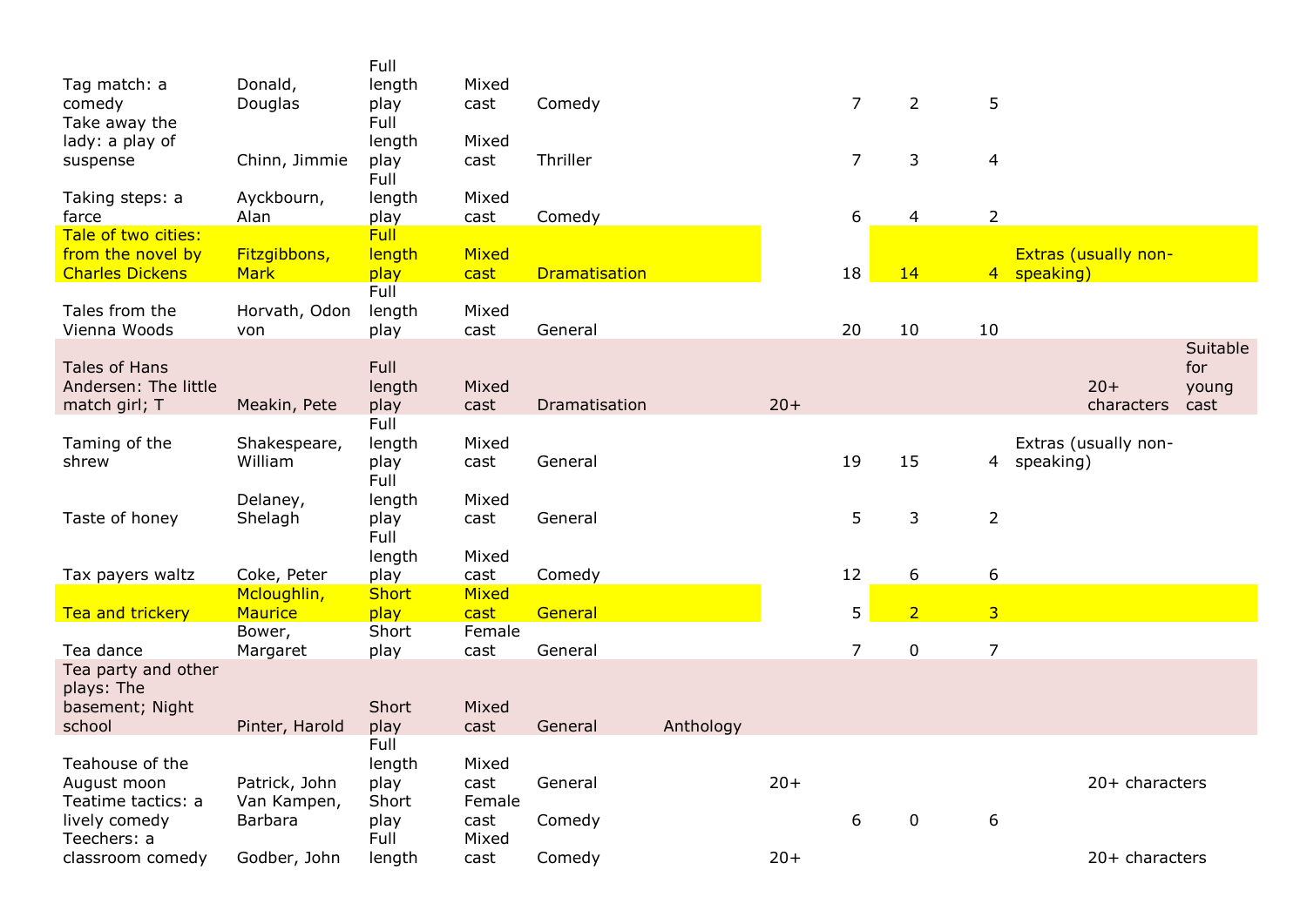| | | | | | | | | | | | | |
|---|---|---|---|---|---|---|---|---|---|---|---|---|
| Tag match: a comedy | Donald, Douglas | Full length play | Mixed cast | Comedy | | | 7 | 2 | 5 | | | |
| Take away the lady: a play of suspense | Chinn, Jimmie | Full length play | Mixed cast | Thriller | | | 7 | 3 | 4 | | | |
| Taking steps: a farce | Ayckbourn, Alan | Full length play | Mixed cast | Comedy | | | 6 | 4 | 2 | | | |
| Tale of two cities: from the novel by Charles Dickens | Fitzgibbons, Mark | Full length play | Mixed cast | Dramatisation | | | 18 | 14 | 4 | Extras (usually non-speaking) | | |
| Tales from the Vienna Woods | Horvath, Odon von | Full length play | Mixed cast | General | | | 20 | 10 | 10 | | | |
| Tales of Hans Andersen: The little match girl; T | Meakin, Pete | Full length play | Mixed cast | Dramatisation | | 20+ | | | | | 20+ characters | Suitable for young cast |
| Taming of the shrew | Shakespeare, William | Full length play | Mixed cast | General | | | 19 | 15 | 4 | Extras (usually non-speaking) | | |
| Taste of honey | Delaney, Shelagh | Full length play | Mixed cast | General | | | 5 | 3 | 2 | | | |
| Tax payers waltz | Coke, Peter | Full length play | Mixed cast | Comedy | | | 12 | 6 | 6 | | | |
| Tea and trickery | Mcloughlin, Maurice | Short play | Mixed cast | General | | | 5 | 2 | 3 | | | |
| Tea dance | Bower, Margaret | Short play | Female cast | General | | | 7 | 0 | 7 | | | |
| Tea party and other plays: The basement; Night school | Pinter, Harold | Short play | Mixed cast | General | Anthology | | | | | | | |
| Teahouse of the August moon | Patrick, John | Full length play | Mixed cast | General | | 20+ | | | | | 20+ characters | |
| Teatime tactics: a lively comedy | Van Kampen, Barbara | Short play | Female cast | Comedy | | | 6 | 0 | 6 | | | |
| Teechers: a classroom comedy | Godber, John | Full length | Mixed cast | Comedy | | 20+ | | | | | 20+ characters | |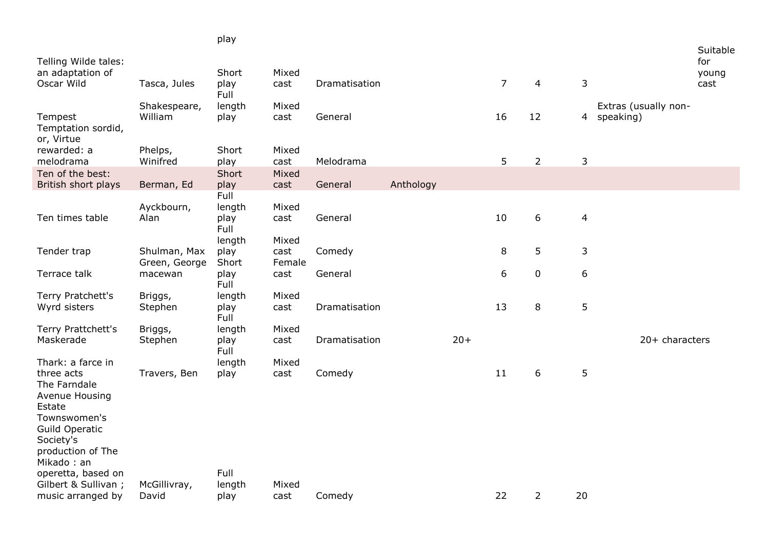| Title | Author | Type | Cast | Genre | | | Total | Male | Female | Notes | |
|---|---|---|---|---|---|---|---|---|---|---|---|
| | | play | | | | | | | | | |
| Telling Wilde tales: an adaptation of Oscar Wild | Tasca, Jules | Short play | Mixed cast | Dramatisation | | | 7 | 4 | 3 | | Suitable for young cast |
| Tempest | Shakespeare, William | Full length play | Mixed cast | General | | | 16 | 12 | 4 | Extras (usually non-speaking) | |
| Temptation sordid, or, Virtue rewarded: a melodrama | Phelps, Winifred | Short play | Mixed cast | Melodrama | | | 5 | 2 | 3 | | |
| Ten of the best: British short plays | Berman, Ed | Short play | Mixed cast | General | Anthology | | | | | | |
| Ten times table | Ayckbourn, Alan | Full length play | Mixed cast | General | | | 10 | 6 | 4 | | |
| Tender trap | Shulman, Max | Full length play | Mixed cast | Comedy | | | 8 | 5 | 3 | | |
| Terrace talk | Green, George macewan | Short play | Female cast | General | | | 6 | 0 | 6 | | |
| Terry Pratchett's Wyrd sisters | Briggs, Stephen | Full length play | Mixed cast | Dramatisation | | | 13 | 8 | 5 | | |
| Terry Prattchett's Maskerade | Briggs, Stephen | Full length play | Mixed cast | Dramatisation | | 20+ | | | | 20+ characters | |
| Thark: a farce in three acts | Travers, Ben | Full length play | Mixed cast | Comedy | | | 11 | 6 | 5 | | |
| The Farndale Avenue Housing Estate Townswomen's Guild Operatic Society's production of The Mikado : an operetta, based on Gilbert & Sullivan ; music arranged by | McGillivray, David | Full length play | Mixed cast | Comedy | | | 22 | 2 | 20 | | |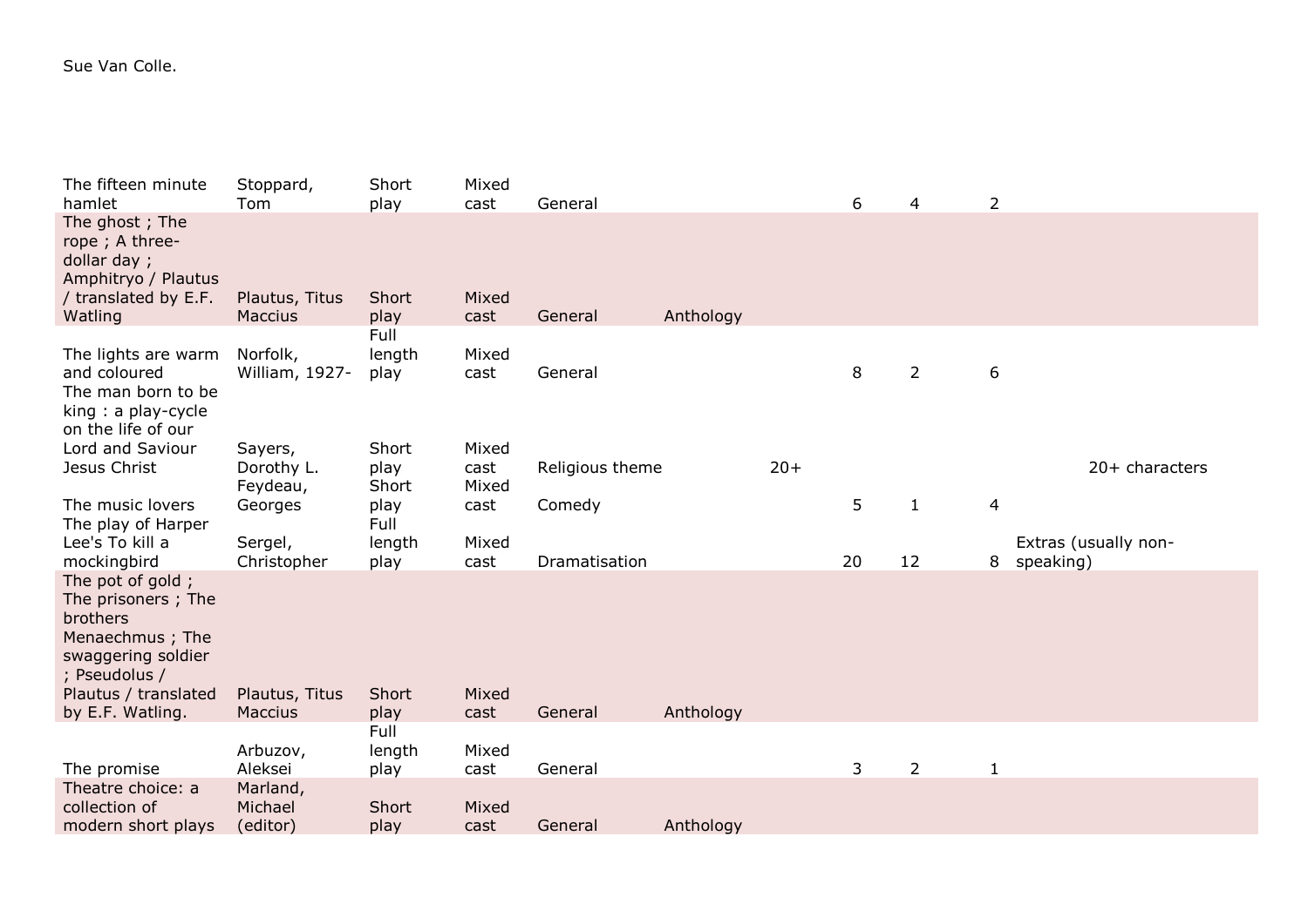Sue Van Colle.

| | | | | | | | | | | |
|---|---|---|---|---|---|---|---|---|---|---|
| The fifteen minute hamlet | Stoppard, Tom | Short play | Mixed cast | General | | | 6 | 4 | 2 | |
| The ghost ; The rope ; A three-dollar day ; Amphitryo / Plautus / translated by E.F. Watling | Plautus, Titus Maccius | Short play | Mixed cast | General | Anthology | | | | | |
| The lights are warm and coloured | Norfolk, William, 1927- | Full length play | Mixed cast | General | | | 8 | 2 | 6 | |
| The man born to be king : a play-cycle on the life of our Lord and Saviour Jesus Christ | Sayers, Dorothy L. | Short play | Mixed cast | Religious theme | | 20+ | | | | 20+ characters |
| The music lovers | Feydeau, Georges | Short play | Mixed cast | Comedy | | | 5 | 1 | 4 | |
| The play of Harper Lee's To kill a mockingbird | Sergel, Christopher | Full length play | Mixed cast | Dramatisation | | | 20 | 12 | 8 | Extras (usually non-speaking) |
| The pot of gold ; The prisoners ; The brothers Menaechmus ; The swaggering soldier ; Pseudolus / Plautus / translated by E.F. Watling. | Plautus, Titus Maccius | Short play | Mixed cast | General | Anthology | | | | | |
| The promise | Arbuzov, Aleksei | Full length play | Mixed cast | General | | | 3 | 2 | 1 | |
| Theatre choice: a collection of modern short plays | Marland, Michael (editor) | Short play | Mixed cast | General | Anthology | | | | | |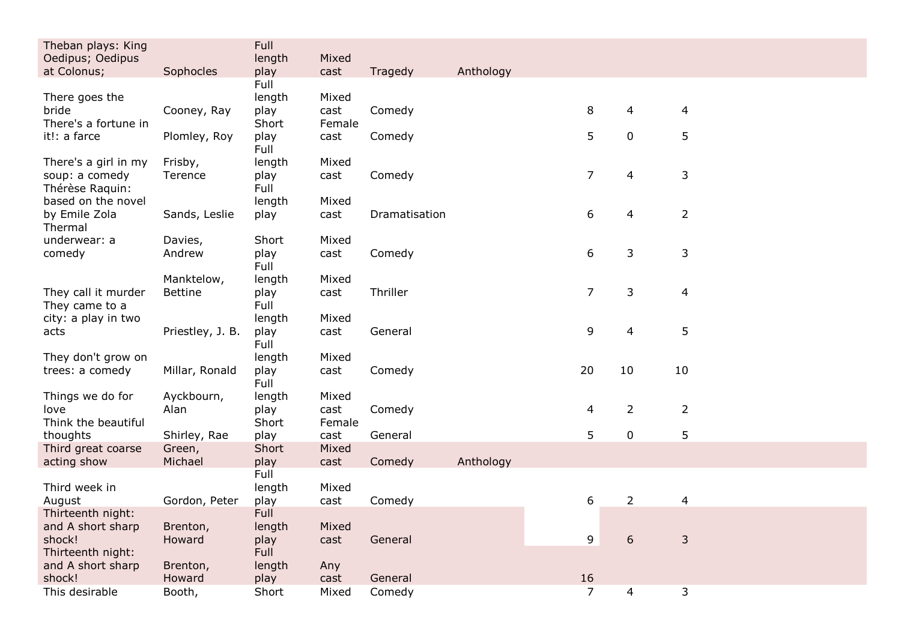| Title | Author | Length | Cast | Genre | Anthology | Total | Male | Female |
|---|---|---|---|---|---|---|---|---|
| Theban plays: King Oedipus; Oedipus at Colonus; | Sophocles | Full length play | Mixed cast | Tragedy | Anthology | | | |
| There goes the bride | Cooney, Ray | Full length play | Mixed cast | Comedy | | 8 | 4 | 4 |
| There's a fortune in it!: a farce | Plomley, Roy | Short play | Female cast | Comedy | | 5 | 0 | 5 |
| There's a girl in my soup: a comedy | Frisby, Terence | Full length play | Mixed cast | Comedy | | 7 | 4 | 3 |
| Thérèse Raquin: based on the novel by Emile Zola | Sands, Leslie | Full length play | Mixed cast | Dramatisation | | 6 | 4 | 2 |
| Thermal underwear: a comedy | Davies, Andrew | Short play | Mixed cast | Comedy | | 6 | 3 | 3 |
| They call it murder | Manktelow, Bettine | Full length play | Mixed cast | Thriller | | 7 | 3 | 4 |
| They came to a city: a play in two acts | Priestley, J. B. | Full length play | Mixed cast | General | | 9 | 4 | 5 |
| They don't grow on trees: a comedy | Millar, Ronald | Full length play | Mixed cast | Comedy | | 20 | 10 | 10 |
| Things we do for love | Ayckbourn, Alan | Full length play | Mixed cast | Comedy | | 4 | 2 | 2 |
| Think the beautiful thoughts | Shirley, Rae | Short play | Female cast | General | | 5 | 0 | 5 |
| Third great coarse acting show | Green, Michael | Short play | Mixed cast | Comedy | Anthology | | | |
| Third week in August | Gordon, Peter | Full length play | Mixed cast | Comedy | | 6 | 2 | 4 |
| Thirteenth night: and A short sharp shock! | Brenton, Howard | Full length play | Mixed cast | General | | 9 | 6 | 3 |
| Thirteenth night: and A short sharp shock! | Brenton, Howard | Full length play | Any cast | General | | 16 | | |
| This desirable | Booth, | Short | Mixed | Comedy | | 7 | 4 | 3 |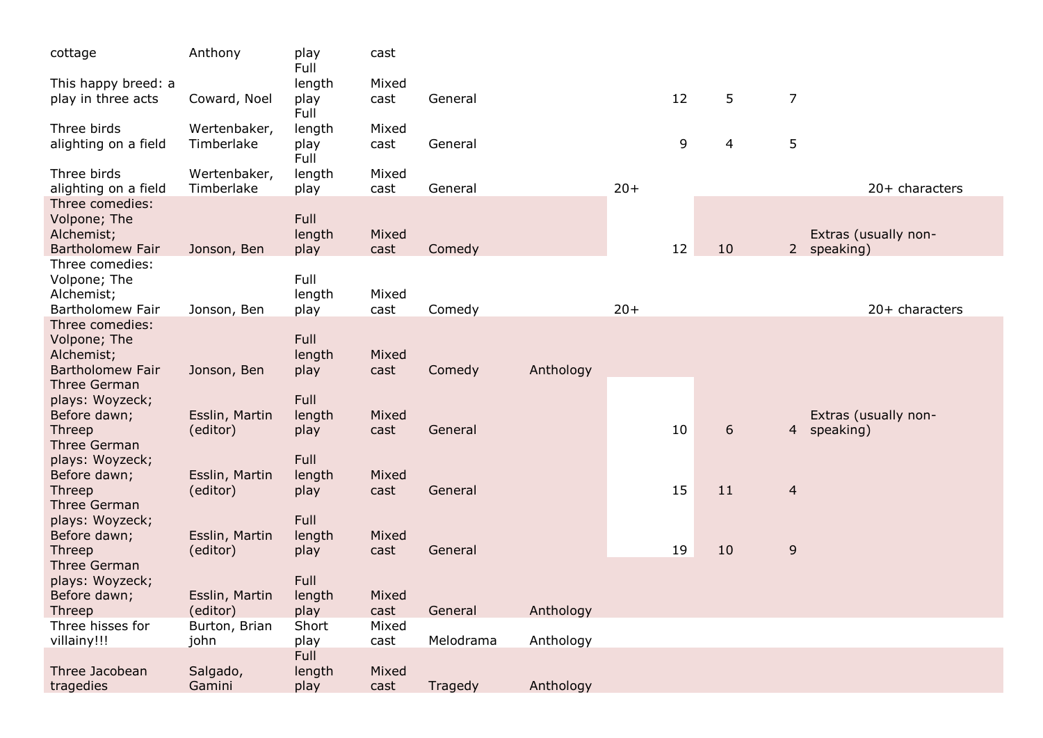| | | | | | | | | | | |
|---|---|---|---|---|---|---|---|---|---|---|
| cottage | Anthony | play | cast | | | | | | | |
| This happy breed: a play in three acts | Coward, Noel | Full length play | Mixed cast | General | | | 12 | 5 | 7 | |
| Three birds alighting on a field | Wertenbaker, Timberlake | Full length play | Mixed cast | General | | | 9 | 4 | 5 | |
| Three birds alighting on a field | Wertenbaker, Timberlake | Full length play | Mixed cast | General | | 20+ | | | | 20+ characters |
| Three comedies: Volpone; The Alchemist; Bartholomew Fair | Jonson, Ben | Full length play | Mixed cast | Comedy | | | 12 | 10 | 2 | Extras (usually non-speaking) |
| Three comedies: Volpone; The Alchemist; Bartholomew Fair | Jonson, Ben | Full length play | Mixed cast | Comedy | | 20+ | | | | 20+ characters |
| Three comedies: Volpone; The Alchemist; Bartholomew Fair | Jonson, Ben | Full length play | Mixed cast | Comedy | Anthology | | | | | |
| Three German plays: Woyzeck; Before dawn; Threep | Esslin, Martin (editor) | Full length play | Mixed cast | General | | | 10 | 6 | 4 | Extras (usually non-speaking) |
| Three German plays: Woyzeck; Before dawn; Threep | Esslin, Martin (editor) | Full length play | Mixed cast | General | | | 15 | 11 | 4 | |
| Three German plays: Woyzeck; Before dawn; Threep | Esslin, Martin (editor) | Full length play | Mixed cast | General | | | 19 | 10 | 9 | |
| Three German plays: Woyzeck; Before dawn; Threep | Esslin, Martin (editor) | Full length play | Mixed cast | General | Anthology | | | | | |
| Three hisses for villainy!!! | Burton, Brian john | Short play | Mixed cast | Melodrama | Anthology | | | | | |
| Three Jacobean tragedies | Salgado, Gamini | Full length play | Mixed cast | Tragedy | Anthology | | | | | |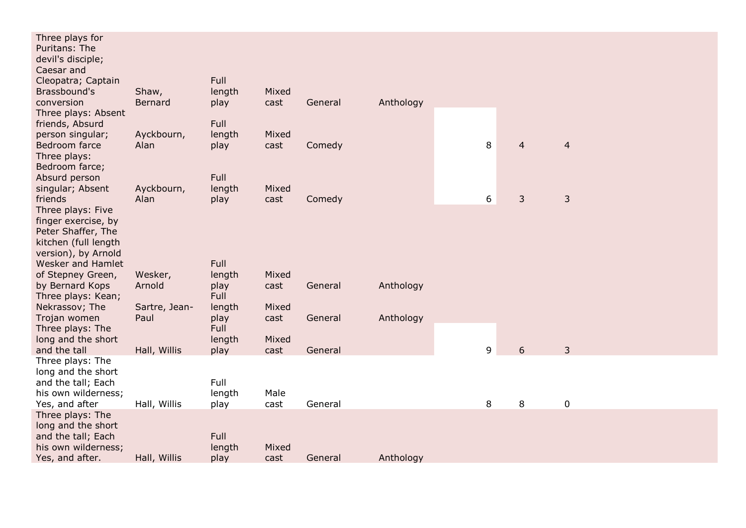| | | | | | | | | |
|---|---|---|---|---|---|---|---|---|
| Three plays for Puritans: The devil's disciple; Caesar and Cleopatra; Captain Brassbound's conversion | Shaw, Bernard | Full length play | Mixed cast | General | Anthology | | | |
| Three plays: Absent friends, Absurd person singular; Bedroom farce | Ayckbourn, Alan | Full length play | Mixed cast | Comedy | | 8 | 4 | 4 |
| Three plays: Bedroom farce; Absurd person singular; Absent friends | Ayckbourn, Alan | Full length play | Mixed cast | Comedy | | 6 | 3 | 3 |
| Three plays: Five finger exercise, by Peter Shaffer, The kitchen (full length version), by Arnold Wesker and Hamlet of Stepney Green, by Bernard Kops | Wesker, Arnold | Full length play | Mixed cast | General | Anthology | | | |
| Three plays: Kean; Nekrassov; The Trojan women | Sartre, Jean-Paul | Full length play | Mixed cast | General | Anthology | | | |
| Three plays: The long and the short and the tall | Hall, Willis | Full length play | Mixed cast | General | | 9 | 6 | 3 |
| Three plays: The long and the short and the tall; Each his own wilderness; Yes, and after | Hall, Willis | Full length play | Male cast | General | | 8 | 8 | 0 |
| Three plays: The long and the short and the tall; Each his own wilderness; Yes, and after. | Hall, Willis | Full length play | Mixed cast | General | Anthology | | | |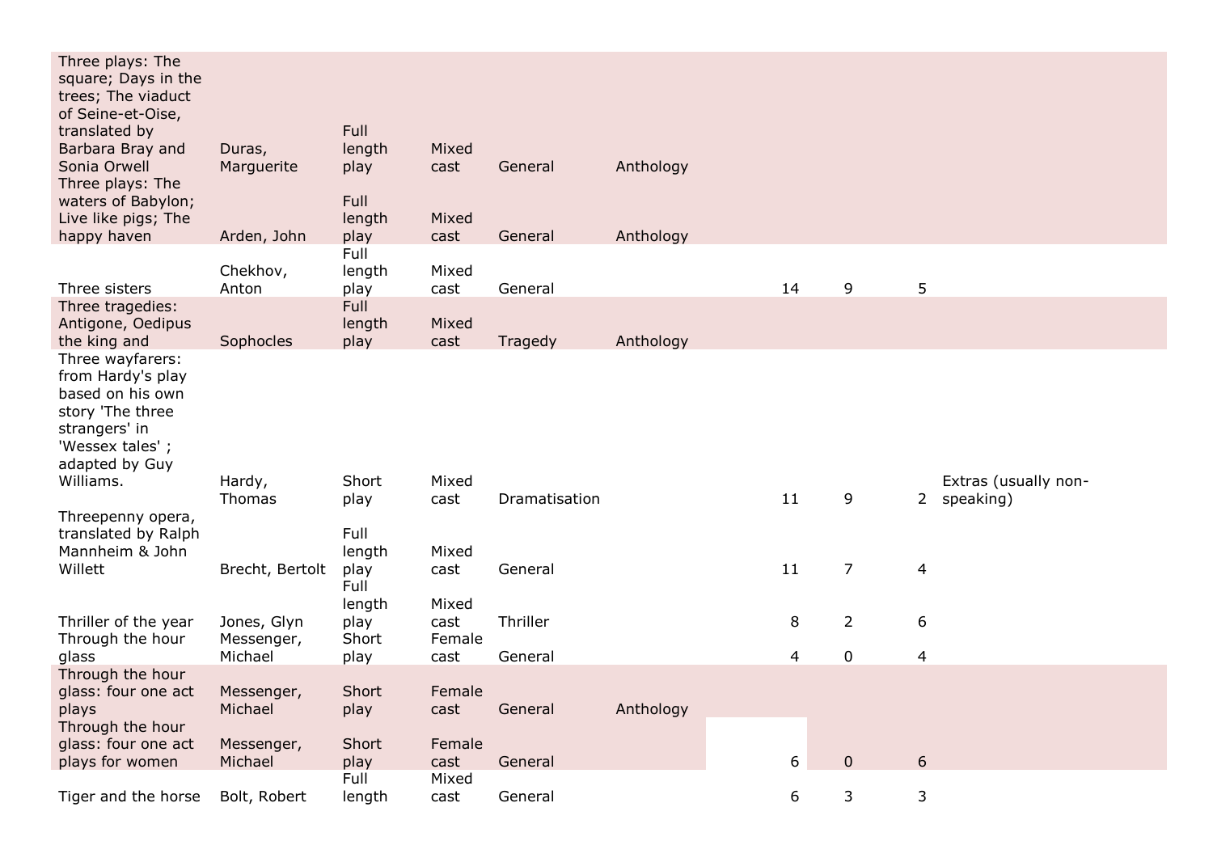| | | | | | | | | | |
|---|---|---|---|---|---|---|---|---|---|
| Three plays: The square; Days in the trees; The viaduct of Seine-et-Oise, translated by Barbara Bray and Sonia Orwell | Duras, Marguerite | Full length play | Mixed cast | General | Anthology | | | | |
| Three plays: The waters of Babylon; Live like pigs; The happy haven | Arden, John | Full length play | Mixed cast | General | Anthology | | | | |
| Three sisters | Chekhov, Anton | Full length play | Mixed cast | General | | 14 | 9 | 5 | |
| Three tragedies: Antigone, Oedipus the king and | Sophocles | Full length play | Mixed cast | Tragedy | Anthology | | | | |
| Three wayfarers: from Hardy's play based on his own story 'The three strangers' in 'Wessex tales' ; adapted by Guy Williams. | Hardy, Thomas | Short play | Mixed cast | Dramatisation | | 11 | 9 | 2 | Extras (usually non-speaking) |
| Threepenny opera, translated by Ralph Mannheim & John Willett | Brecht, Bertolt | Full length play | Mixed cast | General | | 11 | 7 | 4 | |
| Thriller of the year | Jones, Glyn | Full length play | Mixed cast | Thriller | | 8 | 2 | 6 | |
| Through the hour glass | Messenger, Michael | Short play | Female cast | General | | 4 | 0 | 4 | |
| Through the hour glass: four one act plays | Messenger, Michael | Short play | Female cast | General | Anthology | | | | |
| Through the hour glass: four one act plays for women | Messenger, Michael | Short play | Female cast | General | | 6 | 0 | 6 | |
| Tiger and the horse | Bolt, Robert | Full length | Mixed cast | General | | 6 | 3 | 3 | |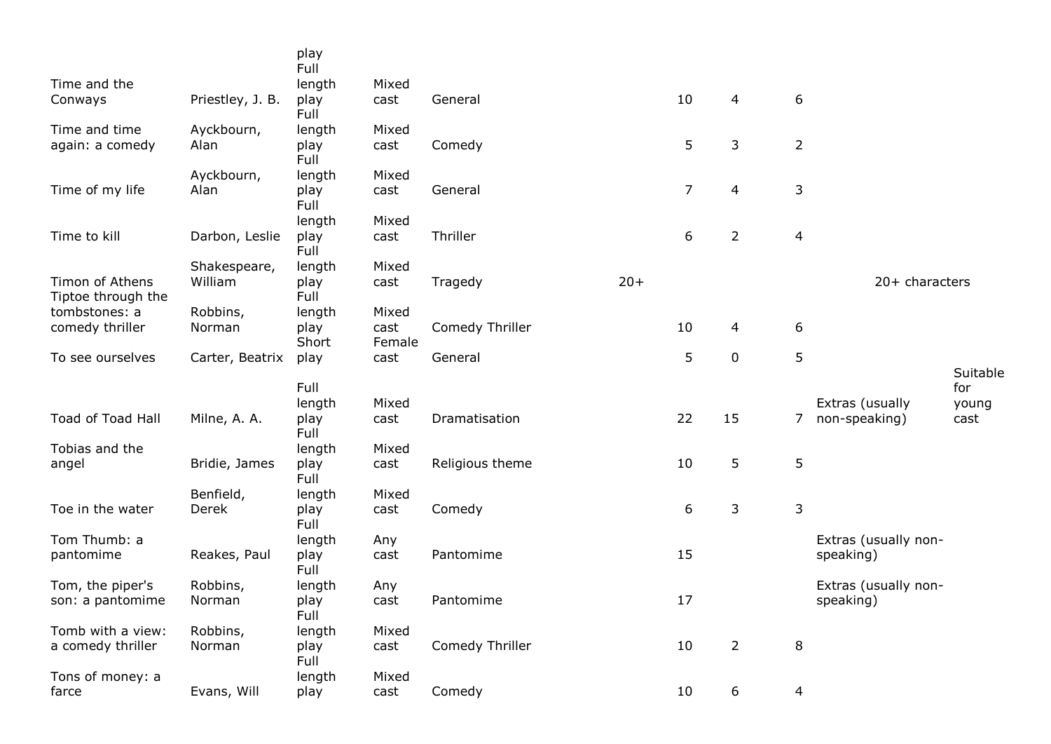| | | | | | | | | | | |
|---|---|---|---|---|---|---|---|---|---|---|
| | | play | | | | | | | | |
| Time and the Conways | Priestley, J. B. | Full length play | Mixed cast | General | | 10 | 4 | 6 | | |
| Time and time again: a comedy | Ayckbourn, Alan | Full length play | Mixed cast | Comedy | | 5 | 3 | 2 | | |
| Time of my life | Ayckbourn, Alan | Full length play | Mixed cast | General | | 7 | 4 | 3 | | |
| Time to kill | Darbon, Leslie | Full length play | Mixed cast | Thriller | | 6 | 2 | 4 | | |
| Timon of Athens | Shakespeare, William | Full length play | Mixed cast | Tragedy | 20+ | | | | 20+ characters | |
| Tiptoe through the tombstones: a comedy thriller | Robbins, Norman | Full length play | Mixed cast | Comedy Thriller | | 10 | 4 | 6 | | |
| To see ourselves | Carter, Beatrix | Short play | Female cast | General | | 5 | 0 | 5 | | |
| Toad of Toad Hall | Milne, A. A. | Full length play | Mixed cast | Dramatisation | | 22 | 15 | 7 | Extras (usually non-speaking) | Suitable for young cast |
| Tobias and the angel | Bridie, James | Full length play | Mixed cast | Religious theme | | 10 | 5 | 5 | | |
| Toe in the water | Benfield, Derek | Full length play | Mixed cast | Comedy | | 6 | 3 | 3 | | |
| Tom Thumb: a pantomime | Reakes, Paul | Full length play | Any cast | Pantomime | | 15 | | | Extras (usually non-speaking) | |
| Tom, the piper's son: a pantomime | Robbins, Norman | Full length play | Any cast | Pantomime | | 17 | | | Extras (usually non-speaking) | |
| Tomb with a view: a comedy thriller | Robbins, Norman | Full length play | Mixed cast | Comedy Thriller | | 10 | 2 | 8 | | |
| Tons of money: a farce | Evans, Will | Full length play | Mixed cast | Comedy | | 10 | 6 | 4 | | |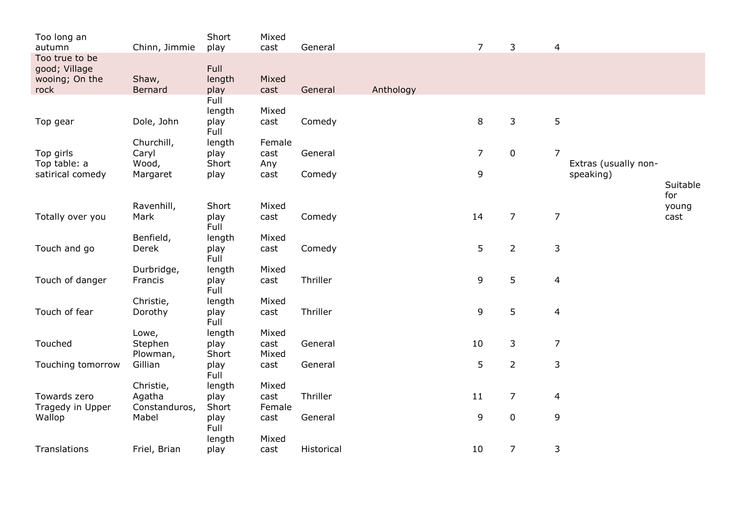| | | | | | | | | | | |
|---|---|---|---|---|---|---|---|---|---|---|
| Too long an autumn | Chinn, Jimmie | Short play | Mixed cast | General | | 7 | 3 | 4 | | |
| Too true to be good; Village wooing; On the rock | Shaw, Bernard | Full length play | Mixed cast | General | Anthology | | | | | |
| Top gear | Dole, John | Full length play | Mixed cast | Comedy | | 8 | 3 | 5 | | |
| Top girls | Churchill, Caryl | Full length play | Female cast | General | | 7 | 0 | 7 | | |
| Top table: a satirical comedy | Wood, Margaret | Short play | Any cast | Comedy | | 9 | | | Extras (usually non-speaking) | |
| Totally over you | Ravenhill, Mark | Short play | Mixed cast | Comedy | | 14 | 7 | 7 | | Suitable for young cast |
| Touch and go | Benfield, Derek | Full length play | Mixed cast | Comedy | | 5 | 2 | 3 | | |
| Touch of danger | Durbridge, Francis | Full length play | Mixed cast | Thriller | | 9 | 5 | 4 | | |
| Touch of fear | Christie, Dorothy | Full length play | Mixed cast | Thriller | | 9 | 5 | 4 | | |
| Touched | Lowe, Stephen | Full length play | Mixed cast | General | | 10 | 3 | 7 | | |
| Touching tomorrow | Plowman, Gillian | Short play | Mixed cast | General | | 5 | 2 | 3 | | |
| Towards zero | Christie, Agatha | Full length play | Mixed cast | Thriller | | 11 | 7 | 4 | | |
| Tragedy in Upper Wallop | Constanduros, Mabel | Short play | Female cast | General | | 9 | 0 | 9 | | |
| Translations | Friel, Brian | Full length play | Mixed cast | Historical | | 10 | 7 | 3 | | |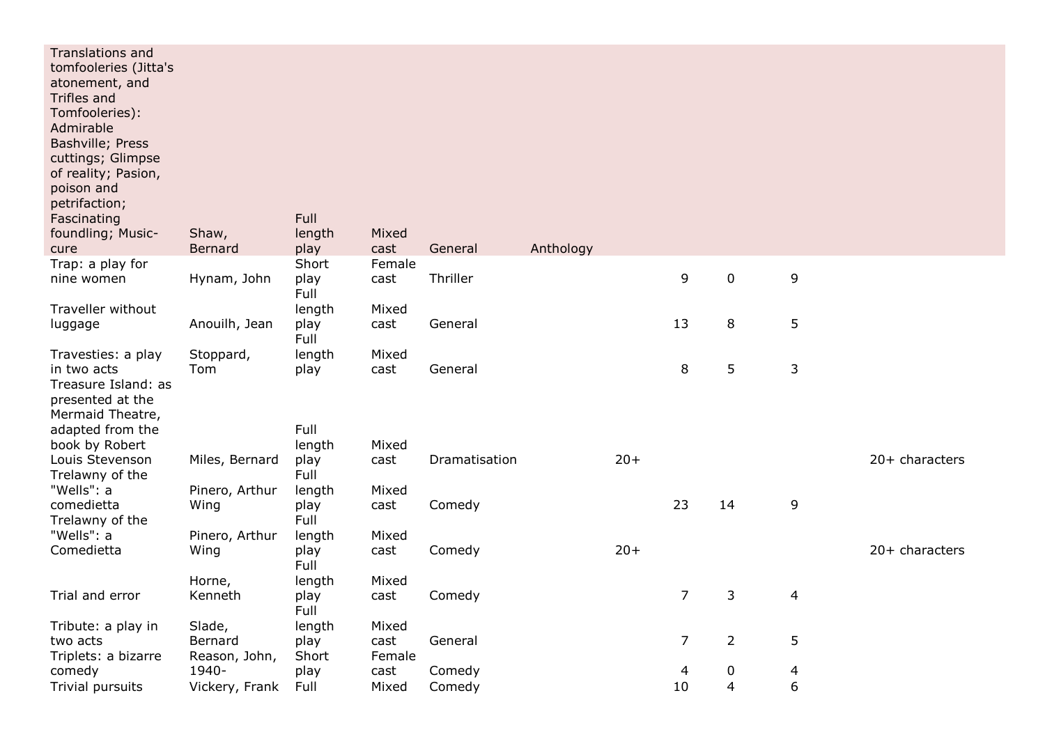| | | | | | | | | | | |
|---|---|---|---|---|---|---|---|---|---|---|
| Translations and tomfooleries (Jitta's atonement, and Trifles and Tomfooleries): Admirable Bashville; Press cuttings; Glimpse of reality; Pasion, poison and petrifaction; Fascinating foundling; Music-cure | Shaw, Bernard | Full length play | Mixed cast | General | Anthology | | | | | |
| Trap: a play for nine women | Hynam, John | Short play | Female cast | Thriller | | | 9 | 0 | 9 | |
| Traveller without luggage | Anouilh, Jean | Full length play | Mixed cast | General | | | 13 | 8 | 5 | |
| Travesties: a play in two acts | Stoppard, Tom | Full length play | Mixed cast | General | | | 8 | 5 | 3 | |
| Treasure Island: as presented at the Mermaid Theatre, adapted from the book by Robert Louis Stevenson | Miles, Bernard | Full length play | Mixed cast | Dramatisation | | 20+ | | | | 20+ characters |
| Trelawny of the "Wells": a comedietta | Pinero, Arthur Wing | Full length play | Mixed cast | Comedy | | | 23 | 14 | 9 | |
| Trelawny of the "Wells": a Comedietta | Pinero, Arthur Wing | Full length play | Mixed cast | Comedy | | 20+ | | | | 20+ characters |
| Trial and error | Horne, Kenneth | Full length play | Mixed cast | Comedy | | | 7 | 3 | 4 | |
| Tribute: a play in two acts | Slade, Bernard | Full length play | Mixed cast | General | | | 7 | 2 | 5 | |
| Triplets: a bizarre comedy | Reason, John, 1940- | Short play | Female cast | Comedy | | | 4 | 0 | 4 | |
| Trivial pursuits | Vickery, Frank | Full | Mixed | Comedy | | | 10 | 4 | 6 | |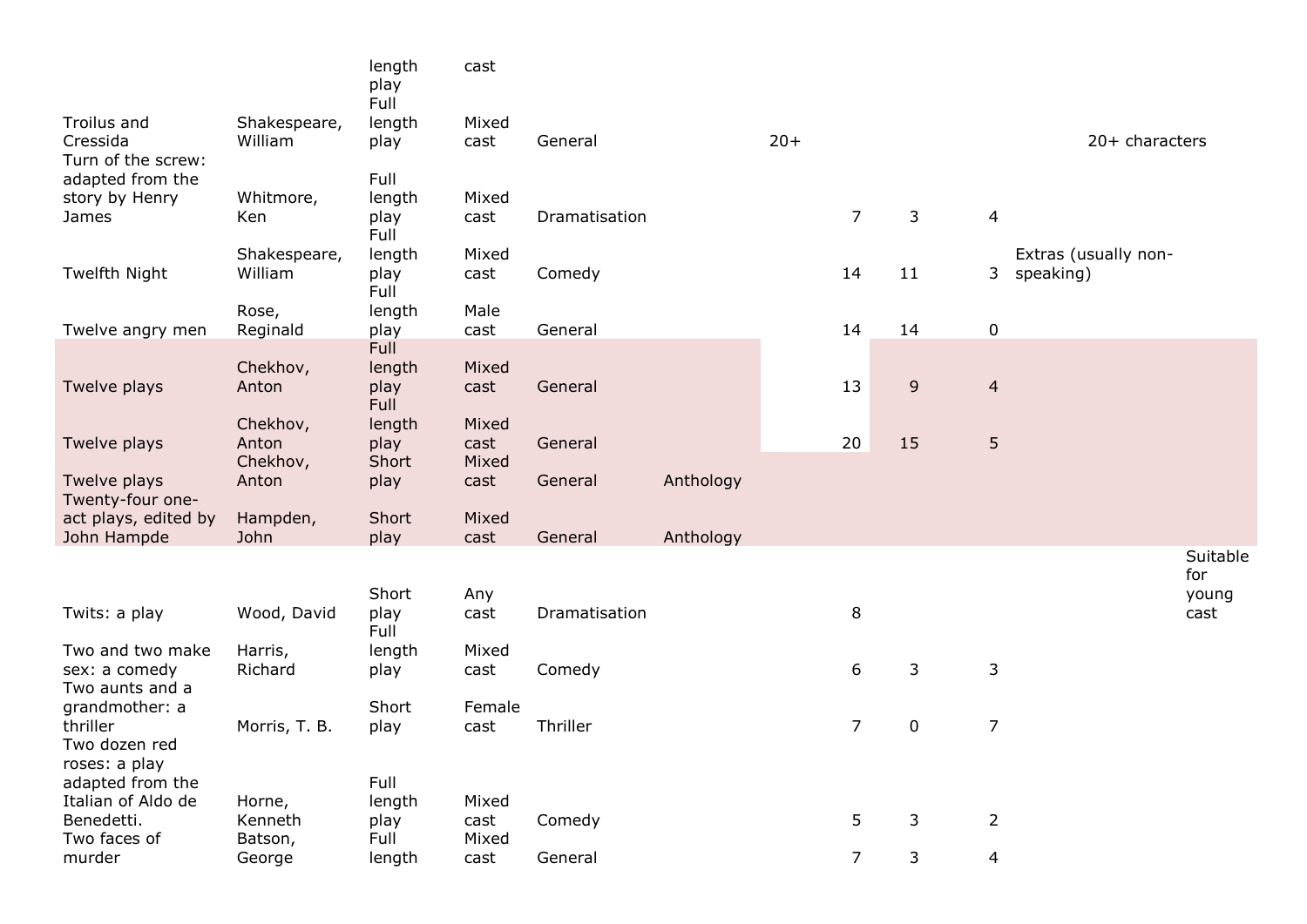| | | length play | cast | | | | | | | | |
|---|---|---|---|---|---|---|---|---|---|---|---|
| Troilus and Cressida | Shakespeare, William | Full length play | Mixed cast | General | | 20+ | | | | 20+ characters | |
| Turn of the screw: adapted from the story by Henry James | Whitmore, Ken | Full length play | Mixed cast | Dramatisation | | | 7 | 3 | 4 | | |
| Twelfth Night | Shakespeare, William | Full length play | Mixed cast | Comedy | | | 14 | 11 | 3 | Extras (usually non-speaking) | |
| Twelve angry men | Rose, Reginald | Full length play | Male cast | General | | | 14 | 14 | 0 | | |
| Twelve plays | Chekhov, Anton | Full length play | Mixed cast | General | | | 13 | 9 | 4 | | |
| Twelve plays | Chekhov, Anton | Full length play | Mixed cast | General | | | 20 | 15 | 5 | | |
| Twelve plays | Chekhov, Anton | Short play | Mixed cast | General | Anthology | | | | | | |
| Twenty-four one-act plays, edited by John Hampde | Hampden, John | Short play | Mixed cast | General | Anthology | | | | | | |
| Twits: a play | Wood, David | Short play | Any cast | Dramatisation | | | 8 | | | | Suitable for young cast |
| Two and two make sex: a comedy | Harris, Richard | Full length play | Mixed cast | Comedy | | | 6 | 3 | 3 | | |
| Two aunts and a grandmother: a thriller | Morris, T. B. | Short play | Female cast | Thriller | | | 7 | 0 | 7 | | |
| Two dozen red roses: a play adapted from the Italian of Aldo de Benedetti. | Horne, Kenneth | Full length play | Mixed cast | Comedy | | | 5 | 3 | 2 | | |
| Two faces of murder | Batson, George | Full length | Mixed cast | General | | | 7 | 3 | 4 | | |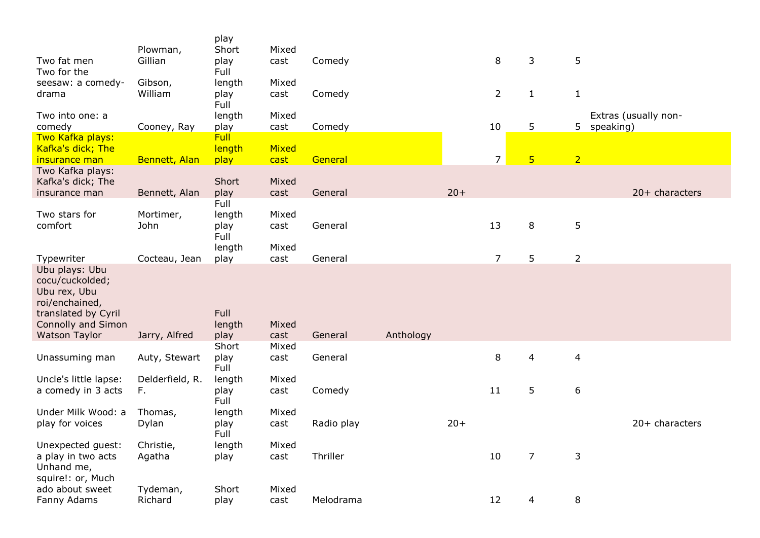| | | | | | | | | | | | |
|---|---|---|---|---|---|---|---|---|---|---|---|
| Two fat men | Plowman, Gillian | play Short play | Mixed cast | Comedy | | | 8 | 3 | 5 | | |
| Two for the seesaw: a comedy-drama | Gibson, William | Full length play | Mixed cast | Comedy | | | 2 | 1 | 1 | | |
| Two into one: a comedy | Cooney, Ray | Full length play | Mixed cast | Comedy | | | 10 | 5 | 5 | Extras (usually non-speaking) | |
| Two Kafka plays: Kafka's dick; The insurance man | Bennett, Alan | Full length play | Mixed cast | General | | | 7 | 5 | 2 | | |
| Two Kafka plays: Kafka's dick; The insurance man | Bennett, Alan | Short play | Mixed cast | General | | 20+ | | | | | 20+ characters |
| Two stars for comfort | Mortimer, John | Full length play | Mixed cast | General | | | 13 | 8 | 5 | | |
| Typewriter | Cocteau, Jean | Full length play | Mixed cast | General | | | 7 | 5 | 2 | | |
| Ubu plays: Ubu cocu/cuckolded; Ubu rex, Ubu roi/enchained, translated by Cyril Connolly and Simon Watson Taylor | Jarry, Alfred | Full length play | Mixed cast | General | Anthology | | | | | | |
| Unassuming man | Auty, Stewart | Short play | Mixed cast | General | | | 8 | 4 | 4 | | |
| Uncle's little lapse: a comedy in 3 acts | Delderfield, R. F. | Full length play | Mixed cast | Comedy | | | 11 | 5 | 6 | | |
| Under Milk Wood: a play for voices | Thomas, Dylan | Full length play | Mixed cast | Radio play | | 20+ | | | | | 20+ characters |
| Unexpected guest: a play in two acts | Christie, Agatha | Full length play | Mixed cast | Thriller | | | 10 | 7 | 3 | | |
| Unhand me, squire!: or, Much ado about sweet Fanny Adams | Tydeman, Richard | Short play | Mixed cast | Melodrama | | | 12 | 4 | 8 | | |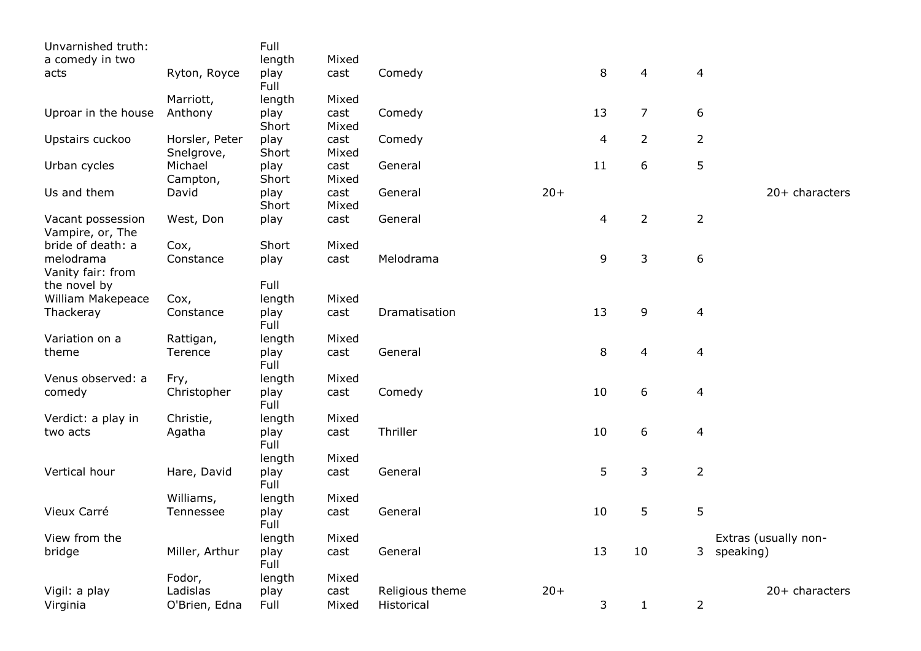| | | | | | | | | | |
|---|---|---|---|---|---|---|---|---|---|
| Unvarnished truth: a comedy in two acts | Ryton, Royce | Full length play | Mixed cast | Comedy | | 8 | 4 | 4 | |
| Uproar in the house | Marriott, Anthony | Full length play | Mixed cast | Comedy | | 13 | 7 | 6 | |
| Upstairs cuckoo | Horsler, Peter | Short play | Mixed cast | Comedy | | 4 | 2 | 2 | |
| Urban cycles | Snelgrove, Michael | Short play | Mixed cast | General | | 11 | 6 | 5 | |
| Us and them | Campton, David | Short play | Mixed cast | General | 20+ | | | | 20+ characters |
| Vacant possession | West, Don | Short play | Mixed cast | General | | 4 | 2 | 2 | |
| Vampire, or, The bride of death: a melodrama | Cox, Constance | Short play | Mixed cast | Melodrama | | 9 | 3 | 6 | |
| Vanity fair: from the novel by William Makepeace Thackeray | Cox, Constance | Full length play | Mixed cast | Dramatisation | | 13 | 9 | 4 | |
| Variation on a theme | Rattigan, Terence | Full length play | Mixed cast | General | | 8 | 4 | 4 | |
| Venus observed: a comedy | Fry, Christopher | Full length play | Mixed cast | Comedy | | 10 | 6 | 4 | |
| Verdict: a play in two acts | Christie, Agatha | Full length play | Mixed cast | Thriller | | 10 | 6 | 4 | |
| Vertical hour | Hare, David | Full length play | Mixed cast | General | | 5 | 3 | 2 | |
| Vieux Carré | Williams, Tennessee | Full length play | Mixed cast | General | | 10 | 5 | 5 | |
| View from the bridge | Miller, Arthur | Full length play | Mixed cast | General | | 13 | 10 | 3 | Extras (usually non-speaking) |
| Vigil: a play | Fodor, Ladislas | Full length play | Mixed cast | Religious theme | 20+ | | | | 20+ characters |
| Virginia | O'Brien, Edna | Full | Mixed | Historical | | 3 | 1 | 2 | |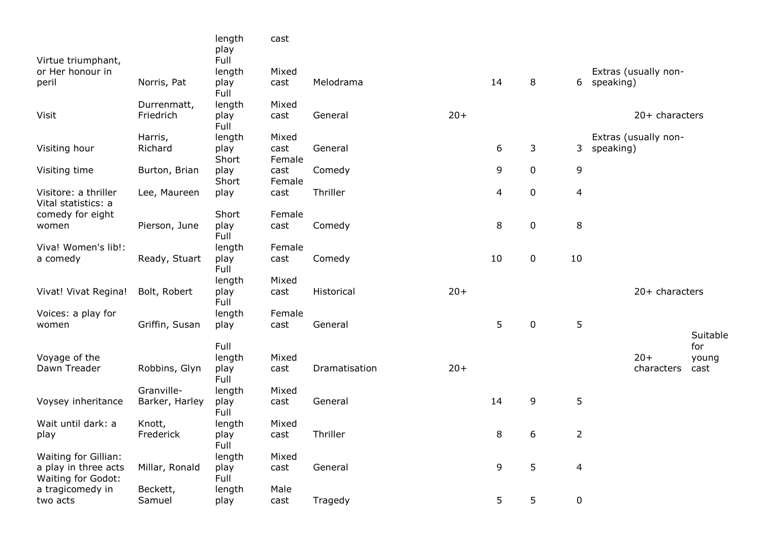| | | | | | | | | | | | |
|---|---|---|---|---|---|---|---|---|---|---|---|
| | | length play | cast | | | | | | | | |
| Virtue triumphant, or Her honour in peril | Norris, Pat | Full length play | Mixed cast | Melodrama | | 14 | 8 | 6 | Extras (usually non-speaking) | | |
| Visit | Durrenmatt, Friedrich | Full length play | Mixed cast | General | 20+ | | | | | 20+ characters | |
| Visiting hour | Harris, Richard | Full length play | Mixed cast | General | | 6 | 3 | 3 | Extras (usually non-speaking) | | |
| Visiting time | Burton, Brian | Short play | Female cast | Comedy | | 9 | 0 | 9 | | | |
| Visitore: a thriller | Lee, Maureen | Short play | Female cast | Thriller | | 4 | 0 | 4 | | | |
| Vital statistics: a comedy for eight women | Pierson, June | Short play | Female cast | Comedy | | 8 | 0 | 8 | | | |
| Viva! Women's lib!: a comedy | Ready, Stuart | Full length play | Female cast | Comedy | | 10 | 0 | 10 | | | |
| Vivat! Vivat Regina! | Bolt, Robert | Full length play | Mixed cast | Historical | 20+ | | | | | 20+ characters | |
| Voices: a play for women | Griffin, Susan | Full length play | Female cast | General | | 5 | 0 | 5 | | | |
| Voyage of the Dawn Treader | Robbins, Glyn | Full length play | Mixed cast | Dramatisation | 20+ | | | | | 20+ characters | Suitable for young cast |
| Voysey inheritance | Granville-Barker, Harley | Full length play | Mixed cast | General | | 14 | 9 | 5 | | | |
| Wait until dark: a play | Knott, Frederick | Full length play | Mixed cast | Thriller | | 8 | 6 | 2 | | | |
| Waiting for Gillian: a play in three acts | Millar, Ronald | Full length play | Mixed cast | General | | 9 | 5 | 4 | | | |
| Waiting for Godot: a tragicomedy in two acts | Beckett, Samuel | Full length play | Male cast | Tragedy | | 5 | 5 | 0 | | | |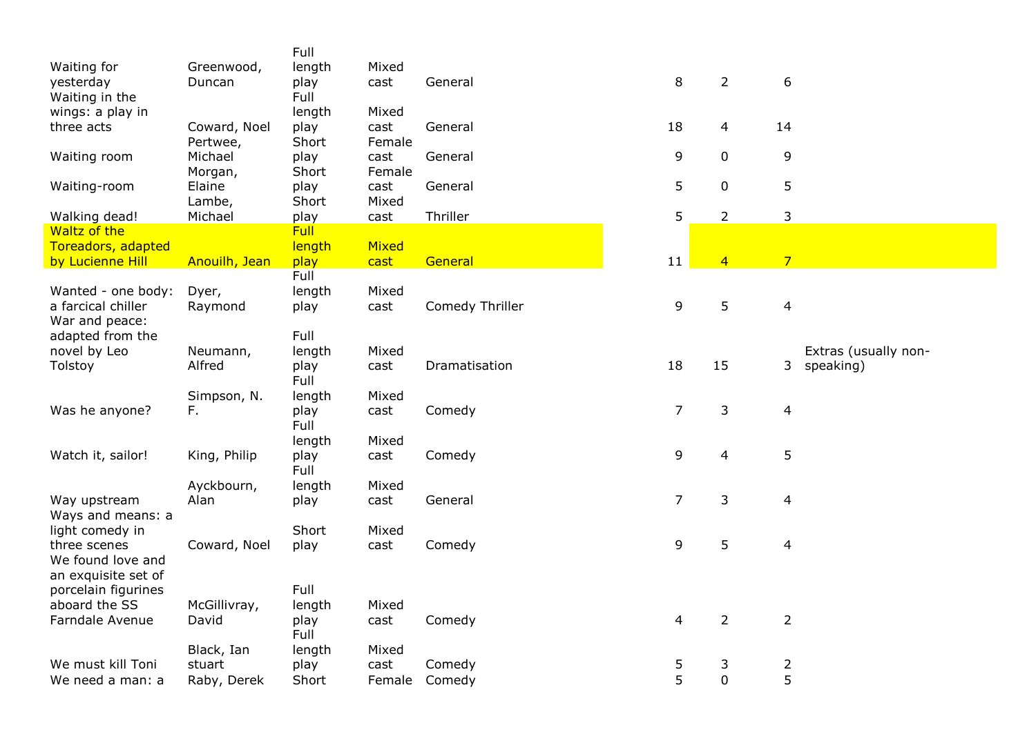| | | | | | | | | |
|---|---|---|---|---|---|---|---|---|
| Waiting for yesterday | Greenwood, Duncan | Full length play | Mixed cast | General | 8 | 2 | 6 | |
| Waiting in the wings: a play in three acts | Coward, Noel | Full length play | Mixed cast | General | 18 | 4 | 14 | |
| Waiting room | Pertwee, Michael | Short play | Female cast | General | 9 | 0 | 9 | |
| Waiting-room | Morgan, Elaine | Short play | Female cast | General | 5 | 0 | 5 | |
| Walking dead! | Lambe, Michael | Short play | Mixed cast | Thriller | 5 | 2 | 3 | |
| Waltz of the Toreadors, adapted by Lucienne Hill | Anouilh, Jean | Full length play | Mixed cast | General | 11 | 4 | 7 | |
| Wanted - one body: a farcical chiller | Dyer, Raymond | Full length play | Mixed cast | Comedy Thriller | 9 | 5 | 4 | |
| War and peace: adapted from the novel by Leo Tolstoy | Neumann, Alfred | Full length play | Mixed cast | Dramatisation | 18 | 15 | 3 | Extras (usually non-speaking) |
| Was he anyone? | Simpson, N. F. | Full length play | Mixed cast | Comedy | 7 | 3 | 4 | |
| Watch it, sailor! | King, Philip | Full length play | Mixed cast | Comedy | 9 | 4 | 5 | |
| Way upstream | Ayckbourn, Alan | Full length play | Mixed cast | General | 7 | 3 | 4 | |
| Ways and means: a light comedy in three scenes | Coward, Noel | Short play | Mixed cast | Comedy | 9 | 5 | 4 | |
| We found love and an exquisite set of porcelain figurines aboard the SS Farndale Avenue | McGillivray, David | Full length play | Mixed cast | Comedy | 4 | 2 | 2 | |
| We must kill Toni | Black, Ian stuart | Full length play | Mixed cast | Comedy | 5 | 3 | 2 | |
| We need a man: a | Raby, Derek | Short | Female | Comedy | 5 | 0 | 5 | |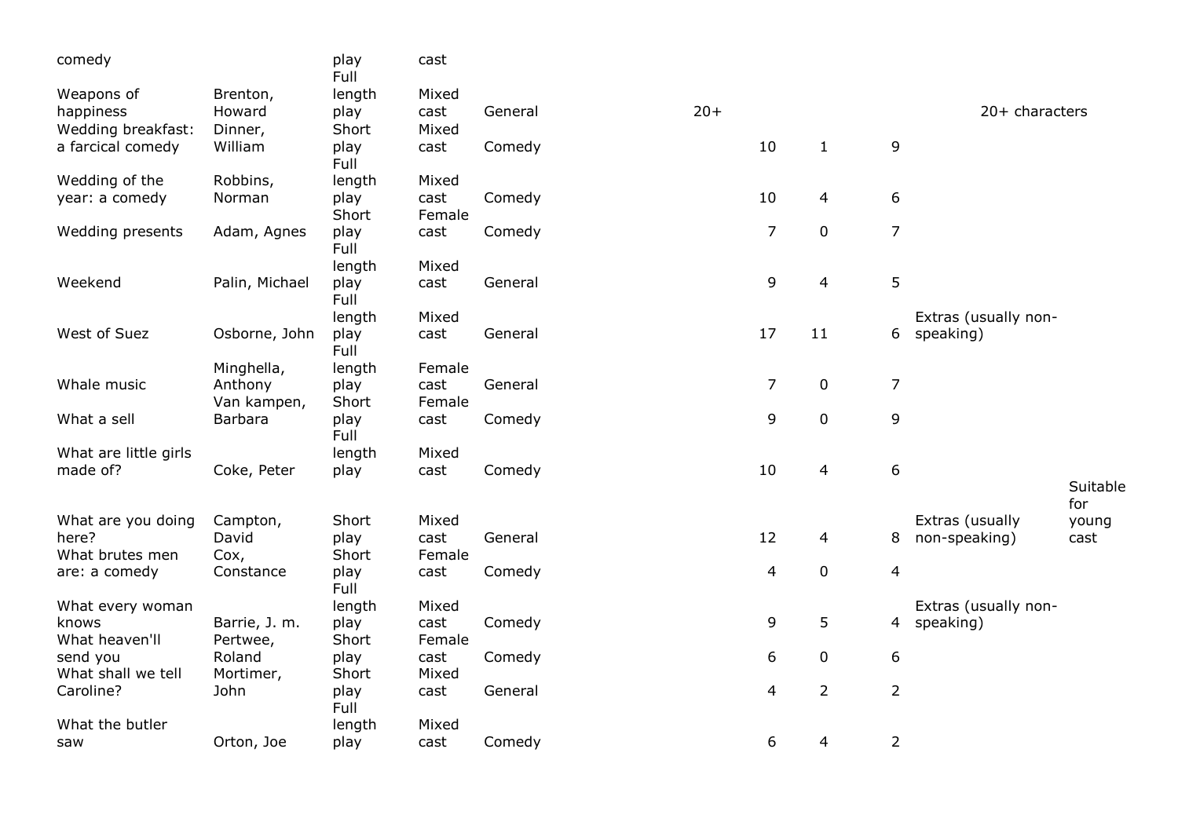| | | | | | | | | | | |
|---|---|---|---|---|---|---|---|---|---|---|
| comedy | | play | cast | | | | | | | |
| Weapons of happiness | Brenton, Howard | Full length play | Mixed cast | General | 20+ | | | | 20+ characters | |
| Wedding breakfast: a farcical comedy | Dinner, William | Short play | Mixed cast | Comedy | | 10 | 1 | 9 | | |
| Wedding of the year: a comedy | Robbins, Norman | Full length play | Mixed cast | Comedy | | 10 | 4 | 6 | | |
| Wedding presents | Adam, Agnes | Short play | Female cast | Comedy | | 7 | 0 | 7 | | |
| Weekend | Palin, Michael | Full length play | Mixed cast | General | | 9 | 4 | 5 | | |
| West of Suez | Osborne, John | Full length play | Mixed cast | General | | 17 | 11 | 6 | Extras (usually non-speaking) | |
| Whale music | Minghella, Anthony | Full length play | Female cast | General | | 7 | 0 | 7 | | |
| What a sell | Van kampen, Barbara | Short play | Female cast | Comedy | | 9 | 0 | 9 | | |
| What are little girls made of? | Coke, Peter | Full length play | Mixed cast | Comedy | | 10 | 4 | 6 | | |
| What are you doing here? | Campton, David | Short play | Mixed cast | General | | 12 | 4 | 8 | Extras (usually non-speaking) | Suitable for young cast |
| What brutes men are: a comedy | Cox, Constance | Short play | Female cast | Comedy | | 4 | 0 | 4 | | |
| What every woman knows | Barrie, J. m. | Full length play | Mixed cast | Comedy | | 9 | 5 | 4 | Extras (usually non-speaking) | |
| What heaven'll send you | Pertwee, Roland | Short play | Female cast | Comedy | | 6 | 0 | 6 | | |
| What shall we tell Caroline? | Mortimer, John | Short play | Mixed cast | General | | 4 | 2 | 2 | | |
| What the butler saw | Orton, Joe | Full length play | Mixed cast | Comedy | | 6 | 4 | 2 | | |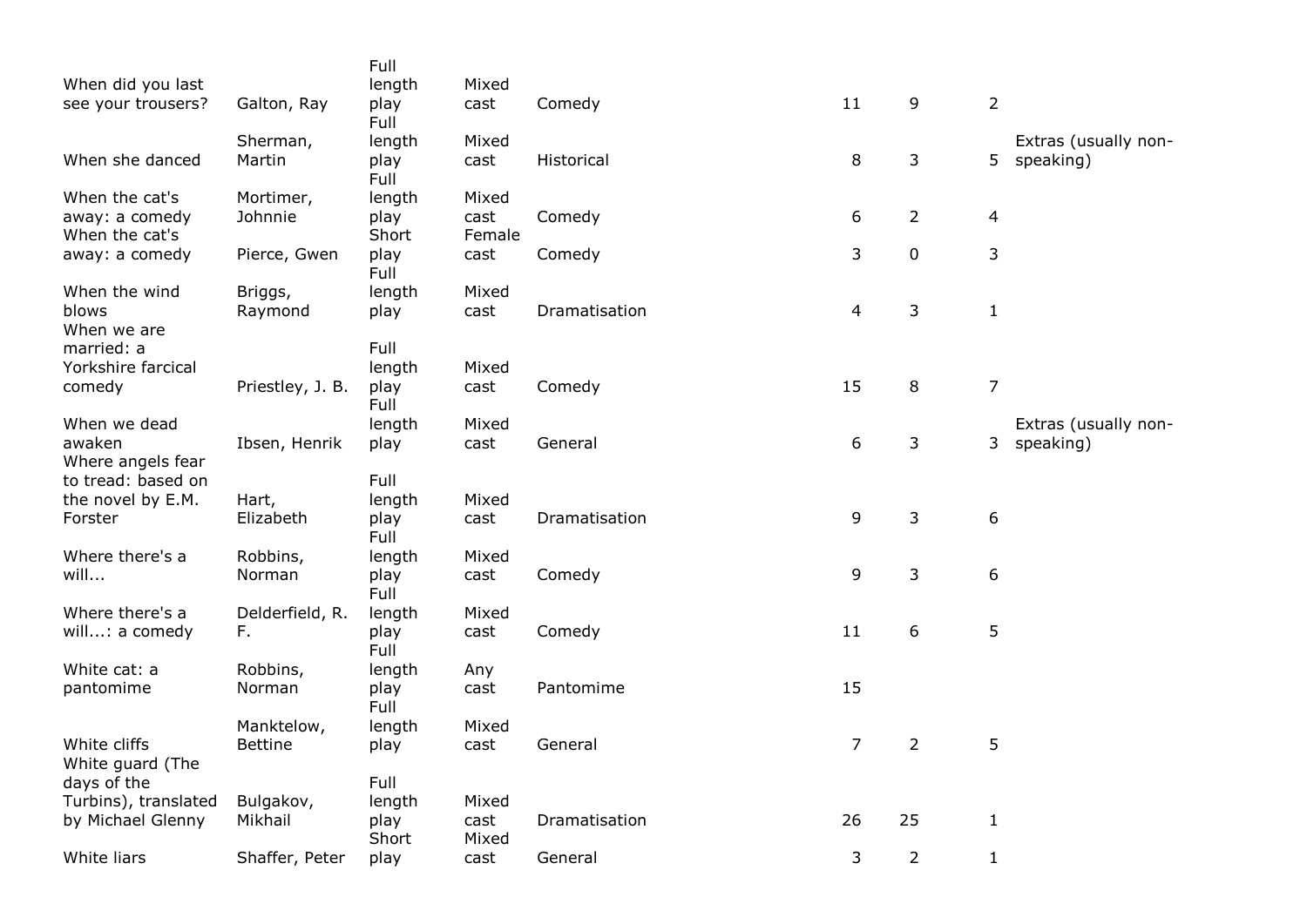| | | | | | | | | |
|---|---|---|---|---|---|---|---|---|
| When did you last see your trousers? | Galton, Ray | Full length play | Mixed cast | Comedy | 11 | 9 | 2 | |
| When she danced | Sherman, Martin | Full length play | Mixed cast | Historical | 8 | 3 | 5 | Extras (usually non-speaking) |
| When the cat's away: a comedy | Mortimer, Johnnie | Full length play | Mixed cast | Comedy | 6 | 2 | 4 | |
| When the cat's away: a comedy | Pierce, Gwen | Short play | Female cast | Comedy | 3 | 0 | 3 | |
| When the wind blows | Briggs, Raymond | Full length play | Mixed cast | Dramatisation | 4 | 3 | 1 | |
| When we are married: a Yorkshire farcical comedy | Priestley, J. B. | Full length play | Mixed cast | Comedy | 15 | 8 | 7 | |
| When we dead awaken | Ibsen, Henrik | Full length play | Mixed cast | General | 6 | 3 | 3 | Extras (usually non-speaking) |
| Where angels fear to tread: based on the novel by E.M. Forster | Hart, Elizabeth | Full length play | Mixed cast | Dramatisation | 9 | 3 | 6 | |
| Where there's a will... | Robbins, Norman | Full length play | Mixed cast | Comedy | 9 | 3 | 6 | |
| Where there's a will...: a comedy | Delderfield, R. F. | Full length play | Mixed cast | Comedy | 11 | 6 | 5 | |
| White cat: a pantomime | Robbins, Norman | Full length play | Any cast | Pantomime | 15 | | | |
| White cliffs | Manktelow, Bettine | Full length play | Mixed cast | General | 7 | 2 | 5 | |
| White guard (The days of the Turbins), translated by Michael Glenny | Bulgakov, Mikhail | Full length play | Mixed cast | Dramatisation | 26 | 25 | 1 | |
| White liars | Shaffer, Peter | Short play | Mixed cast | General | 3 | 2 | 1 | |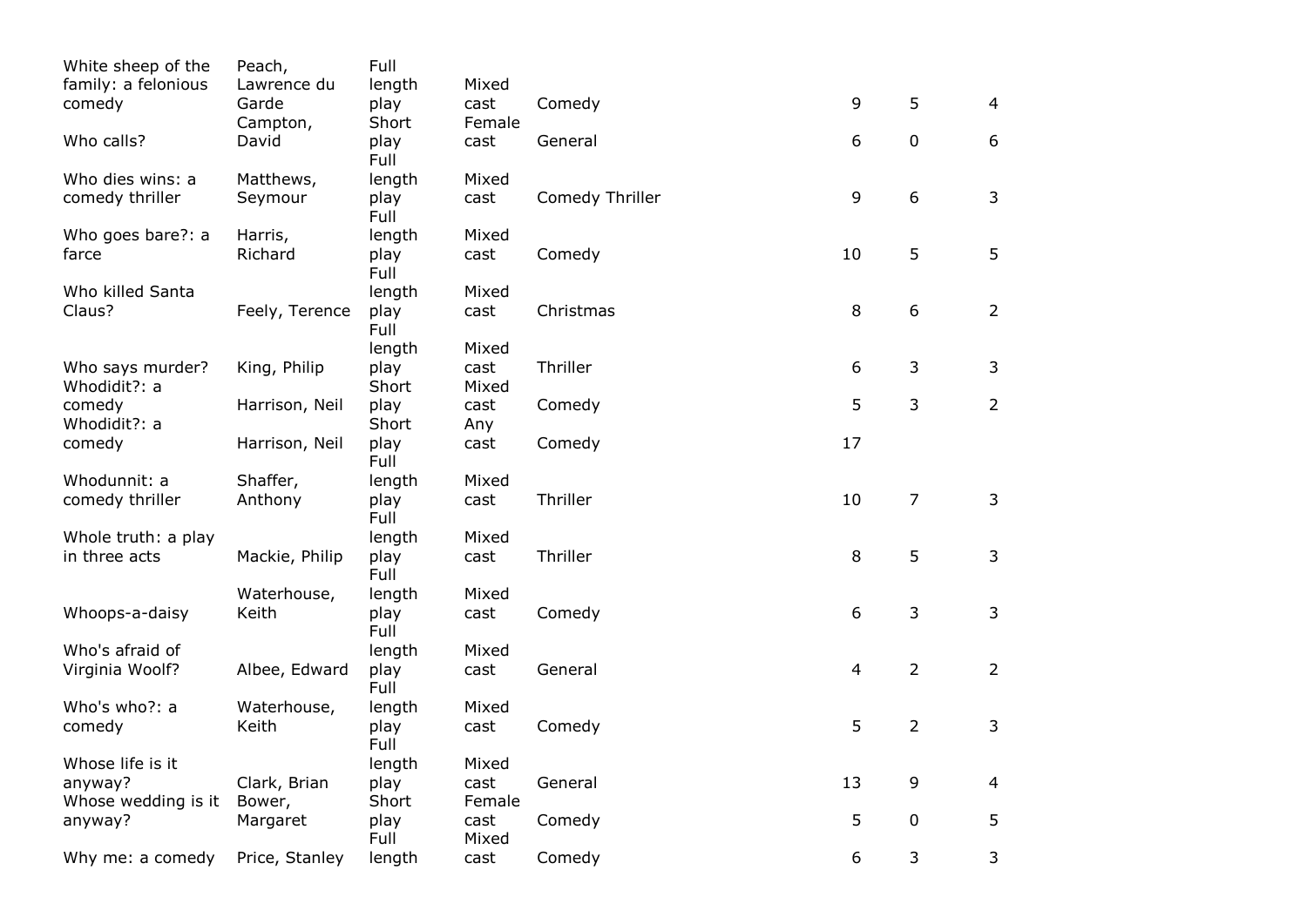| | | | | | | | |
|---|---|---|---|---|---|---|---|
| White sheep of the family: a felonious comedy | Peach, Lawrence du Garde | Full length play | Mixed cast | Comedy | 9 | 5 | 4 |
| Who calls? | Campton, David | Short play | Female cast | General | 6 | 0 | 6 |
| Who dies wins: a comedy thriller | Matthews, Seymour | Full length play | Mixed cast | Comedy Thriller | 9 | 6 | 3 |
| Who goes bare?: a farce | Harris, Richard | Full length play | Mixed cast | Comedy | 10 | 5 | 5 |
| Who killed Santa Claus? | Feely, Terence | Full length play | Mixed cast | Christmas | 8 | 6 | 2 |
| Who says murder? | King, Philip | Full length play | Mixed cast | Thriller | 6 | 3 | 3 |
| Whodidit?: a comedy | Harrison, Neil | Short play | Mixed cast | Comedy | 5 | 3 | 2 |
| Whodidit?: a comedy | Harrison, Neil | Short play | Any cast | Comedy | 17 | | |
| Whodunnit: a comedy thriller | Shaffer, Anthony | Full length play | Mixed cast | Thriller | 10 | 7 | 3 |
| Whole truth: a play in three acts | Mackie, Philip | Full length play | Mixed cast | Thriller | 8 | 5 | 3 |
| Whoops-a-daisy | Waterhouse, Keith | Full length play | Mixed cast | Comedy | 6 | 3 | 3 |
| Who's afraid of Virginia Woolf? | Albee, Edward | Full length play | Mixed cast | General | 4 | 2 | 2 |
| Who's who?: a comedy | Waterhouse, Keith | Full length play | Mixed cast | Comedy | 5 | 2 | 3 |
| Whose life is it anyway? | Clark, Brian | Full length play | Mixed cast | General | 13 | 9 | 4 |
| Whose wedding is it anyway? | Bower, Margaret | Short play | Female cast | Comedy | 5 | 0 | 5 |
| Why me: a comedy | Price, Stanley | Full length | Mixed cast | Comedy | 6 | 3 | 3 |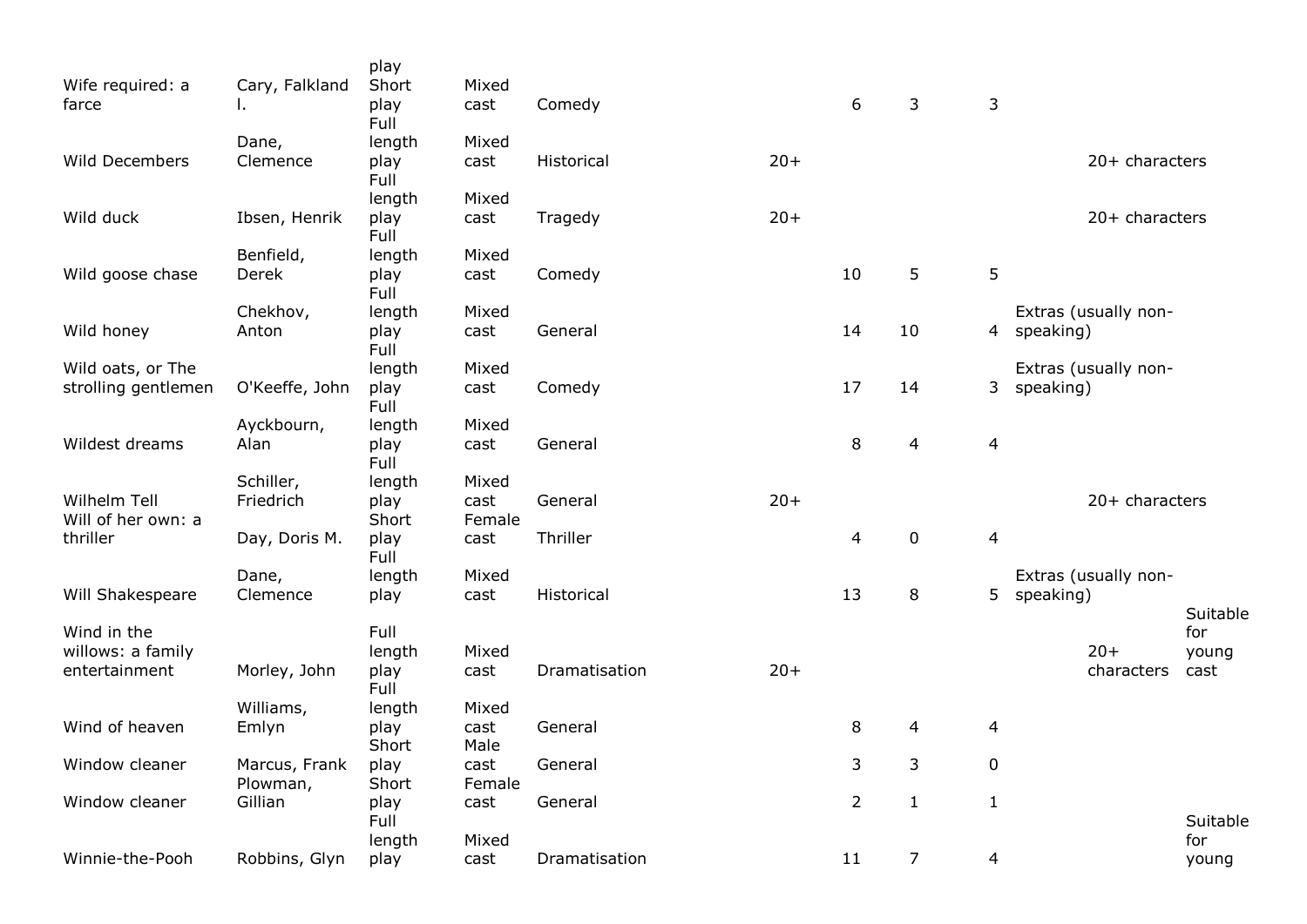| | | | | | | | | | | | |
|---|---|---|---|---|---|---|---|---|---|---|---|
| Wife required: a farce | Cary, Falkland l. | Short play | Mixed cast | Comedy | | 6 | 3 | 3 | | | |
| Wild Decembers | Dane, Clemence | Full length play | Mixed cast | Historical | 20+ | | | | | 20+ characters | |
| Wild duck | Ibsen, Henrik | Full length play | Mixed cast | Tragedy | 20+ | | | | | 20+ characters | |
| Wild goose chase | Benfield, Derek | Full length play | Mixed cast | Comedy | | 10 | 5 | 5 | | | |
| Wild honey | Chekhov, Anton | Full length play | Mixed cast | General | | 14 | 10 | 4 | Extras (usually non-speaking) | | |
| Wild oats, or The strolling gentlemen | O'Keeffe, John | Full length play | Mixed cast | Comedy | | 17 | 14 | 3 | Extras (usually non-speaking) | | |
| Wildest dreams | Ayckbourn, Alan | Full length play | Mixed cast | General | | 8 | 4 | 4 | | | |
| Wilhelm Tell | Schiller, Friedrich | Full length play | Mixed cast | General | 20+ | | | | | 20+ characters | |
| Will of her own: a thriller | Day, Doris M. | Short play | Female cast | Thriller | | 4 | 0 | 4 | | | |
| Will Shakespeare | Dane, Clemence | Full length play | Mixed cast | Historical | | 13 | 8 | 5 | Extras (usually non-speaking) | | |
| Wind in the willows: a family entertainment | Morley, John | Full length play | Mixed cast | Dramatisation | 20+ | | | | | 20+ characters | Suitable for young cast |
| Wind of heaven | Williams, Emlyn | Full length play | Mixed cast | General | | 8 | 4 | 4 | | | |
| Window cleaner | Marcus, Frank | Short play | Male cast | General | | 3 | 3 | 0 | | | |
| Window cleaner | Plowman, Gillian | Short play | Female cast | General | | 2 | 1 | 1 | | | |
| Winnie-the-Pooh | Robbins, Glyn | Full length play | Mixed cast | Dramatisation | | 11 | 7 | 4 | | | Suitable for young |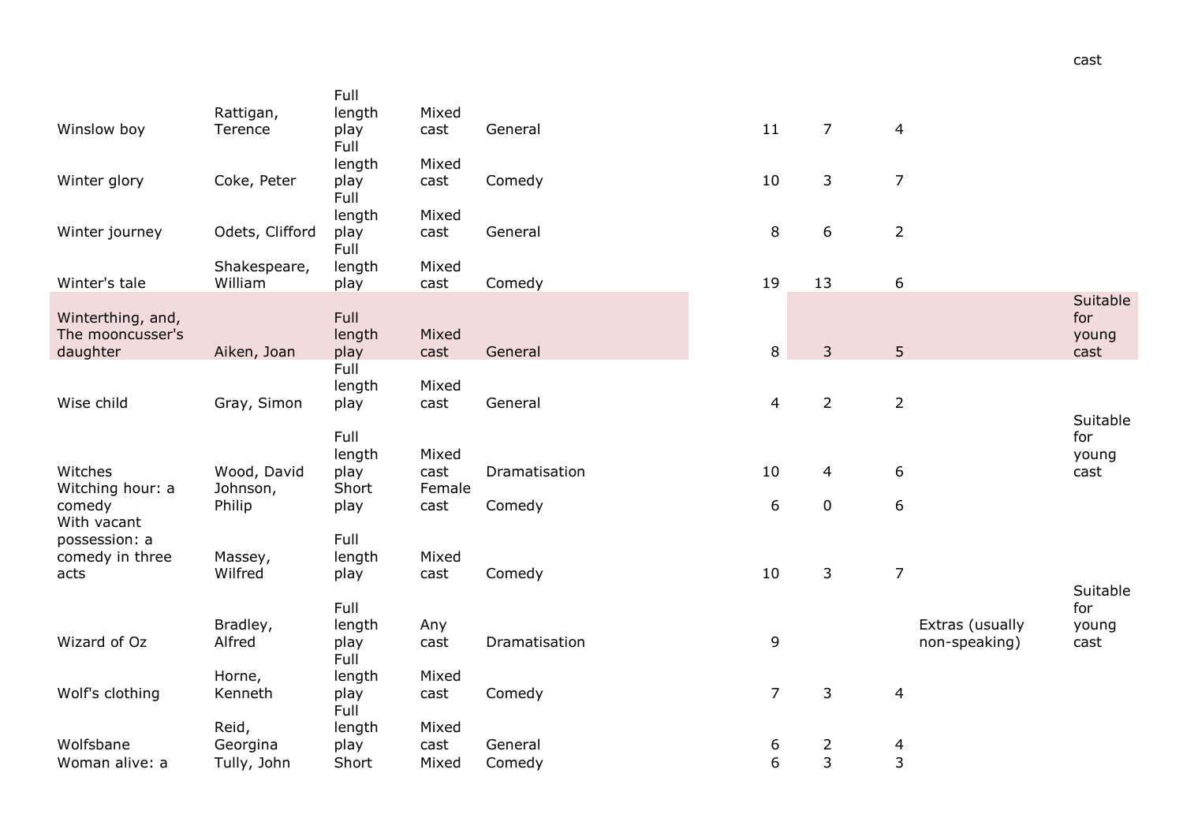| | | | | | | | | | | cast |
|---|---|---|---|---|---|---|---|---|---|---|
| Winslow boy | Rattigan, Terence | Full length play | Mixed cast | General | | 11 | 7 | 4 | | |
| Winter glory | Coke, Peter | Full length play | Mixed cast | Comedy | | 10 | 3 | 7 | | |
| Winter journey | Odets, Clifford | Full length play | Mixed cast | General | | 8 | 6 | 2 | | |
| Winter's tale | Shakespeare, William | Full length play | Mixed cast | Comedy | | 19 | 13 | 6 | | |
| Winterthing, and, The mooncusser's daughter | Aiken, Joan | Full length play | Mixed cast | General | | 8 | 3 | 5 | | Suitable for young cast |
| Wise child | Gray, Simon | Full length play | Mixed cast | General | | 4 | 2 | 2 | | |
| Witches | Wood, David | Full length play | Mixed cast | Dramatisation | | 10 | 4 | 6 | | Suitable for young cast |
| Witching hour: a comedy | Johnson, Philip | Short play | Female cast | Comedy | | 6 | 0 | 6 | | |
| With vacant possession: a comedy in three acts | Massey, Wilfred | Full length play | Mixed cast | Comedy | | 10 | 3 | 7 | | |
| Wizard of Oz | Bradley, Alfred | Full length play | Any cast | Dramatisation | | 9 | | | Extras (usually non-speaking) | Suitable for young cast |
| Wolf's clothing | Horne, Kenneth | Full length play | Mixed cast | Comedy | | 7 | 3 | 4 | | |
| Wolfsbane | Reid, Georgina | Full length play | Mixed cast | General | | 6 | 2 | 4 | | |
| Woman alive: a | Tully, John | Short | Mixed | Comedy | | 6 | 3 | 3 | | |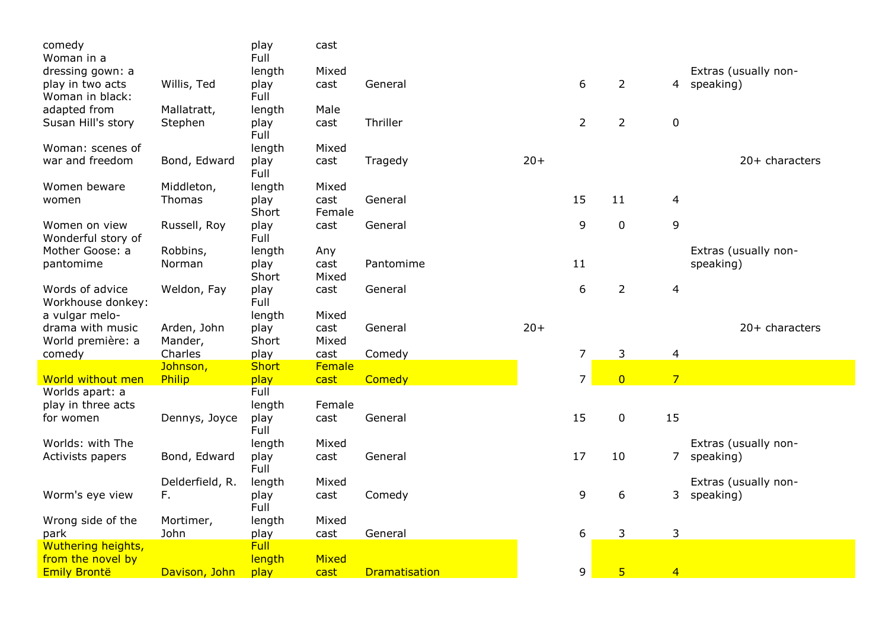| | | | | | | | | | |
|---|---|---|---|---|---|---|---|---|---|
| comedy | | play | cast | | | | | | |
| Woman in a dressing gown: a play in two acts | Willis, Ted | Full length play | Mixed cast | General | | 6 | 2 | 4 | Extras (usually non-speaking) |
| Woman in black: adapted from Susan Hill's story | Mallatratt, Stephen | Full length play | Male cast | Thriller | | 2 | 2 | 0 | |
| Woman: scenes of war and freedom | Bond, Edward | Full length play | Mixed cast | Tragedy | 20+ | | | | 20+ characters |
| Women beware women | Middleton, Thomas | Full length play | Mixed cast | General | | 15 | 11 | 4 | |
| Women on view | Russell, Roy | Short play | Female cast | General | | 9 | 0 | 9 | |
| Wonderful story of Mother Goose: a pantomime | Robbins, Norman | Full length play | Any cast | Pantomime | | 11 | | | Extras (usually non-speaking) |
| Words of advice | Weldon, Fay | Short play | Mixed cast | General | | 6 | 2 | 4 | |
| Workhouse donkey: a vulgar melo-drama with music | Arden, John | Full length play | Mixed cast | General | 20+ | | | | 20+ characters |
| World première: a comedy | Mander, Charles | Short play | Mixed cast | Comedy | | 7 | 3 | 4 | |
| World without men | Johnson, Philip | Short play | Female cast | Comedy | | 7 | 0 | 7 | |
| Worlds apart: a play in three acts for women | Dennys, Joyce | Full length play | Female cast | General | | 15 | 0 | 15 | |
| Worlds: with The Activists papers | Bond, Edward | Full length play | Mixed cast | General | | 17 | 10 | 7 | Extras (usually non-speaking) |
| Worm's eye view | Delderfield, R. F. | Full length play | Mixed cast | Comedy | | 9 | 6 | 3 | Extras (usually non-speaking) |
| Wrong side of the park | Mortimer, John | Full length play | Mixed cast | General | | 6 | 3 | 3 | |
| Wuthering heights, from the novel by Emily Brontë | Davison, John | Full length play | Mixed cast | Dramatisation | | 9 | 5 | 4 | |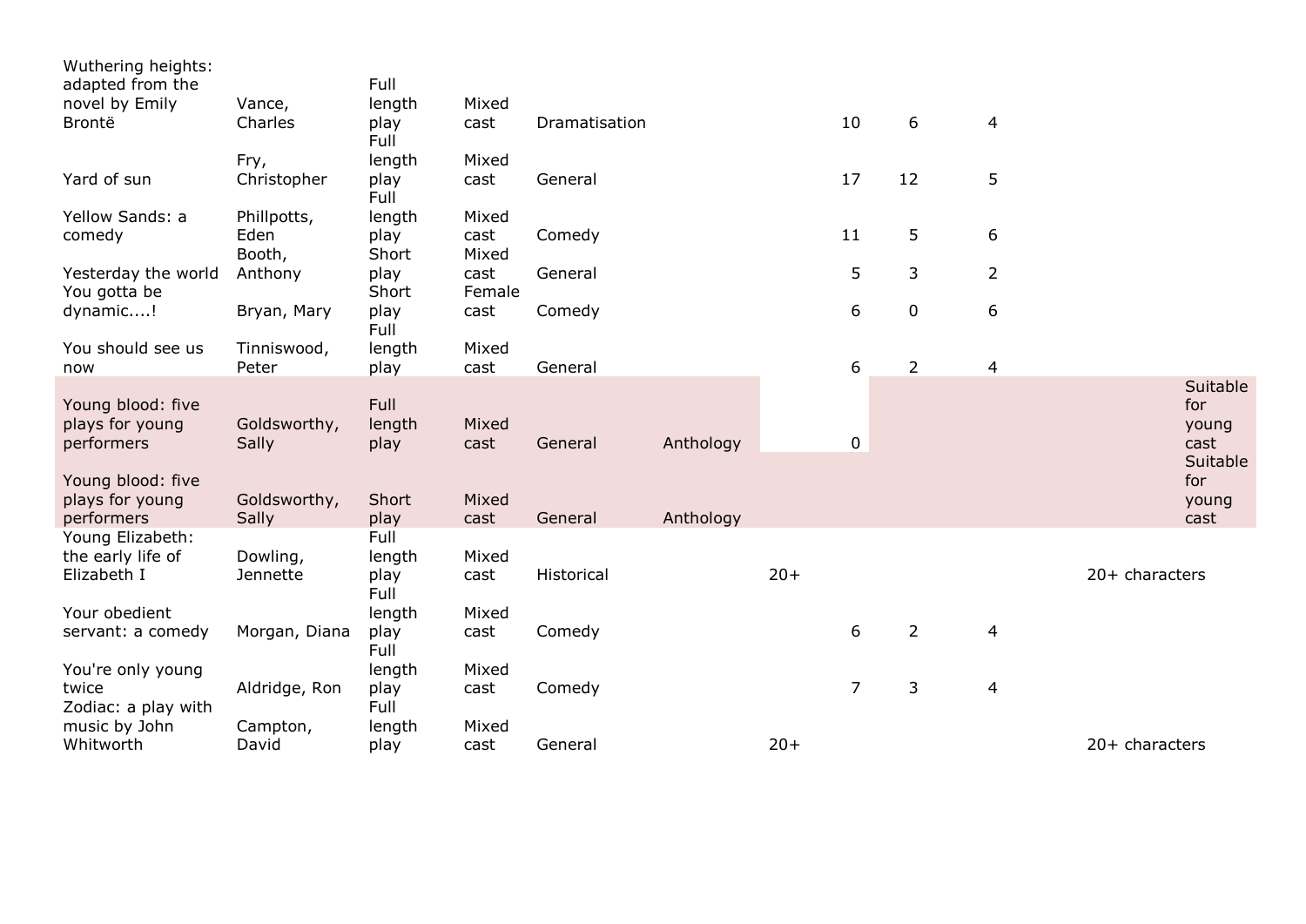| | | | | | | | | | | |
|---|---|---|---|---|---|---|---|---|---|---|
| Wuthering heights: adapted from the novel by Emily Brontë | Vance, Charles | Full length play | Mixed cast | Dramatisation | | | 10 | 6 | 4 | |
| Yard of sun | Fry, Christopher | Full length play | Mixed cast | General | | | 17 | 12 | 5 | |
| Yellow Sands: a comedy | Phillpotts, Eden | Full length play | Mixed cast | Comedy | | | 11 | 5 | 6 | |
| Yesterday the world | Booth, Anthony | Short play | Mixed cast | General | | | 5 | 3 | 2 | |
| You gotta be dynamic....! | Bryan, Mary | Short play | Female cast | Comedy | | | 6 | 0 | 6 | |
| You should see us now | Tinniswood, Peter | Full length play | Mixed cast | General | | | 6 | 2 | 4 | |
| Young blood: five plays for young performers | Goldsworthy, Sally | Full length play | Mixed cast | General | Anthology | | 0 | | | Suitable for young cast |
| Young blood: five plays for young performers | Goldsworthy, Sally | Short play | Mixed cast | General | Anthology | | | | | Suitable for young cast |
| Young Elizabeth: the early life of Elizabeth I | Dowling, Jennette | Full length play | Mixed cast | Historical | | 20+ | | | | 20+ characters |
| Your obedient servant: a comedy | Morgan, Diana | Full length play | Mixed cast | Comedy | | | 6 | 2 | 4 | |
| You're only young twice | Aldridge, Ron | Full length play | Mixed cast | Comedy | | | 7 | 3 | 4 | |
| Zodiac: a play with music by John Whitworth | Campton, David | Full length play | Mixed cast | General | | 20+ | | | | 20+ characters |